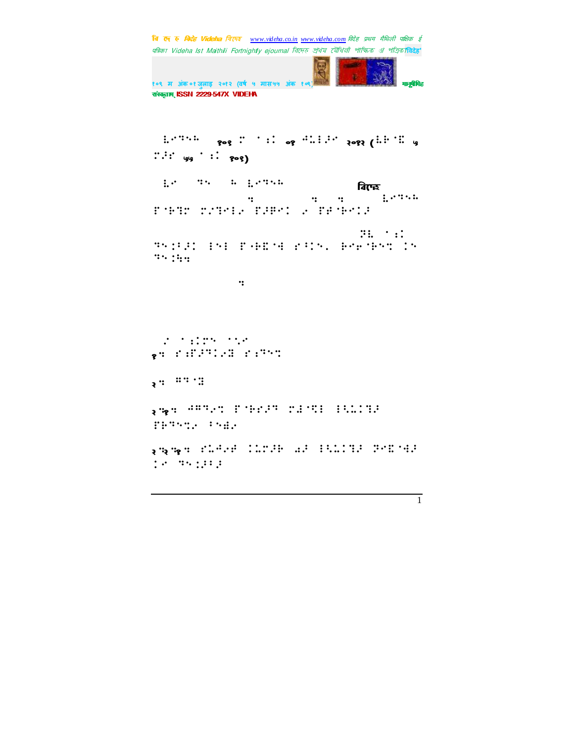⠇⠊⠙⠑⠓⠁ १०९ ⠍ ⠁⠝⠅ ०१ ⠚⠥⠇⠁⠊ २०१२ (⠧⠗⠎⠓ ५ ⠍⠁⠎ ५५ ⠁⠝⠅ १०९)

⠇⠊ ⠙⠑ ⠓ ⠇⠊⠙⠑⠓⠁ **बिदेह** ⠇⠊⠙⠑⠓⠁ ⠏⠗⠮⠍ ⠍⠌⠮⠊⠇⠊ ⠏⠁⠟⠊⠅ ⠊ ⠏⠣⠗⠊⠅⠁

⠸⠇ ⠁⠝⠅ ⠙⠑⠧⠁⠅ ⠇⠑⠇ ⠏⠗⠟⠍⠊⠩ ⠎⠁⠅⠑⠂ ⠓⠊⠗⠊⠓⠑⠝ ⠅⠑ ⠙⠑⠧⠓⠒

⠒

⠊ ⠁⠝⠅⠍⠑ ⠁⠑⠊

१⠒ ⠎⠝⠏⠁⠙⠅⠊⠽ ⠎⠝⠙⠑⠝

२⠒ ⠛⠙⠁⠽

२⠒१⠒ ⠜⠛⠙⠊⠝ ⠏⠁⠗⠎⠁⠙ ⠍⠫⠁⠇ ⠇⠣⠥⠅⠮⠁ ⠏⠗⠙⠑⠝⠅⠊ ⠅⠑⠱⠊

२⠒२⠒१⠒ ⠎⠥⠜⠊⠗ ⠅⠥⠍⠁⠗ ⠚⠁ ⠇⠣⠥⠅⠮⠁ ⠙⠊⠫⠁⠻⠁ ⠅⠊ ⠙⠑⠅⠁⠇⠁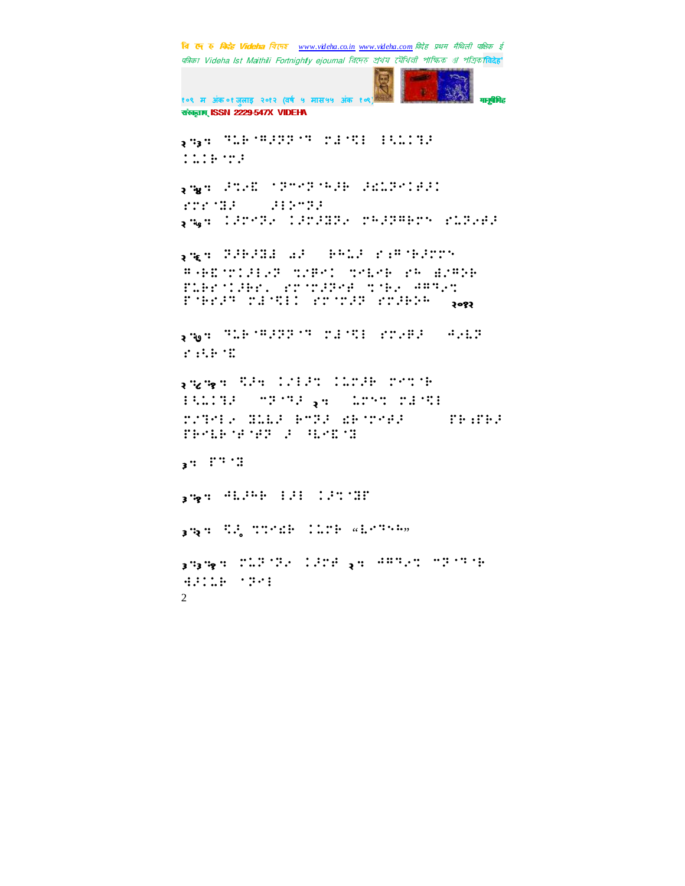२.३. ⠹⠥⠗⠈⠛⠚⠝⠝⠈⠹ ⠍⠚⠈⠹⠇ ⠇⠪⠥⠅⠹⠚ ⠅⠥⠅⠗⠈⠍⠚

२.४. ⠚⠍�

२.५. ⠅⠚⠍⠊⠝⠜ ⠅⠚⠍⠚⠝⠝⠜ ⠍⠓⠚⠝⠛⠗⠍⠊ ⠗⠥⠝⠜⠚

२.६. ⠝⠚⠗⠚⠝⠇ ⠺⠚ ⠗⠓⠥⠚ ⠗⠆⠛⠈⠗⠚⠍⠍⠊ ⠛⠈⠗⠽⠈⠍⠅⠚⠇⠜⠝ ⠹⠜⠗⠊⠅ ⠹⠊⠇⠊⠗ ⠗⠓ ⠺⠜⠛⠕⠗ ⠏⠥⠗⠗⠈⠅⠚⠗⠗⠄ ⠗⠍⠈⠍⠚⠝⠊⠋ ⠹⠈⠗⠜ ⠙⠛⠹⠜⠹ ⠏⠈⠗⠗⠚⠹ ⠍⠚⠈⠹⠇⠅ ⠗⠍⠈⠍⠚⠝ ⠗⠍⠚⠗⠕⠓ २०१२

२.७. ⠹⠥⠗⠈⠛⠚⠝⠝⠈⠹ ⠍⠚⠈⠹⠇ ⠗⠍⠜⠗⠚ ⠙⠜⠇⠝ ⠗⠆⠪⠗⠈⠿

२.८.१. ⠹⠚⠆ ⠅⠜⠇⠚⠹ ⠅⠥⠍⠚⠗ ⠍⠊⠹⠈⠗ ⠇⠪⠥⠅⠹⠚ ⠊⠝⠈⠹⠚ २. ⠥⠍⠊⠹ ⠍⠚⠈⠹⠇ ⠍⠜⠹⠊⠇⠜ ⠹⠥⠇⠚ ⠗⠊⠝⠚ ⠿⠗⠈⠍⠊⠋⠚ ⠏⠗⠆⠏⠗⠚ ⠏⠗⠊⠇⠗⠈⠋⠈⠋⠝ ⠚ ⠳⠇⠊⠿⠈⠹

३. ⠏⠹⠈⠹

३.१. ⠙⠇⠚⠓⠗ ⠇⠚⠇ ⠅⠚⠹⠈⠹⠋

३.२. ⠹⠚ ⠹⠹⠊⠿⠗ ⠅⠥⠍⠗ «⠇⠊⠹⠓⠓»

३.३.१. ⠍⠥⠝⠈⠝⠜ ⠅⠚⠍⠋ २. ⠙⠛⠹⠜⠹ ⠊⠝⠈⠹⠈⠗ ⠙⠚⠅⠥⠗ ⠁⠝⠊⠇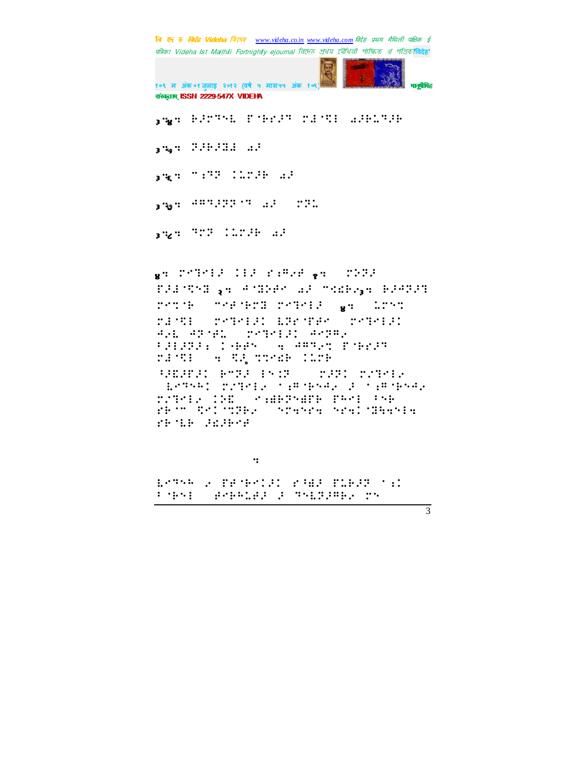३.५४. ब्रेल मैथिली  ...

३.५५. ...

३.५६. ...

३.५७. ...

३.५८. ...

४. ...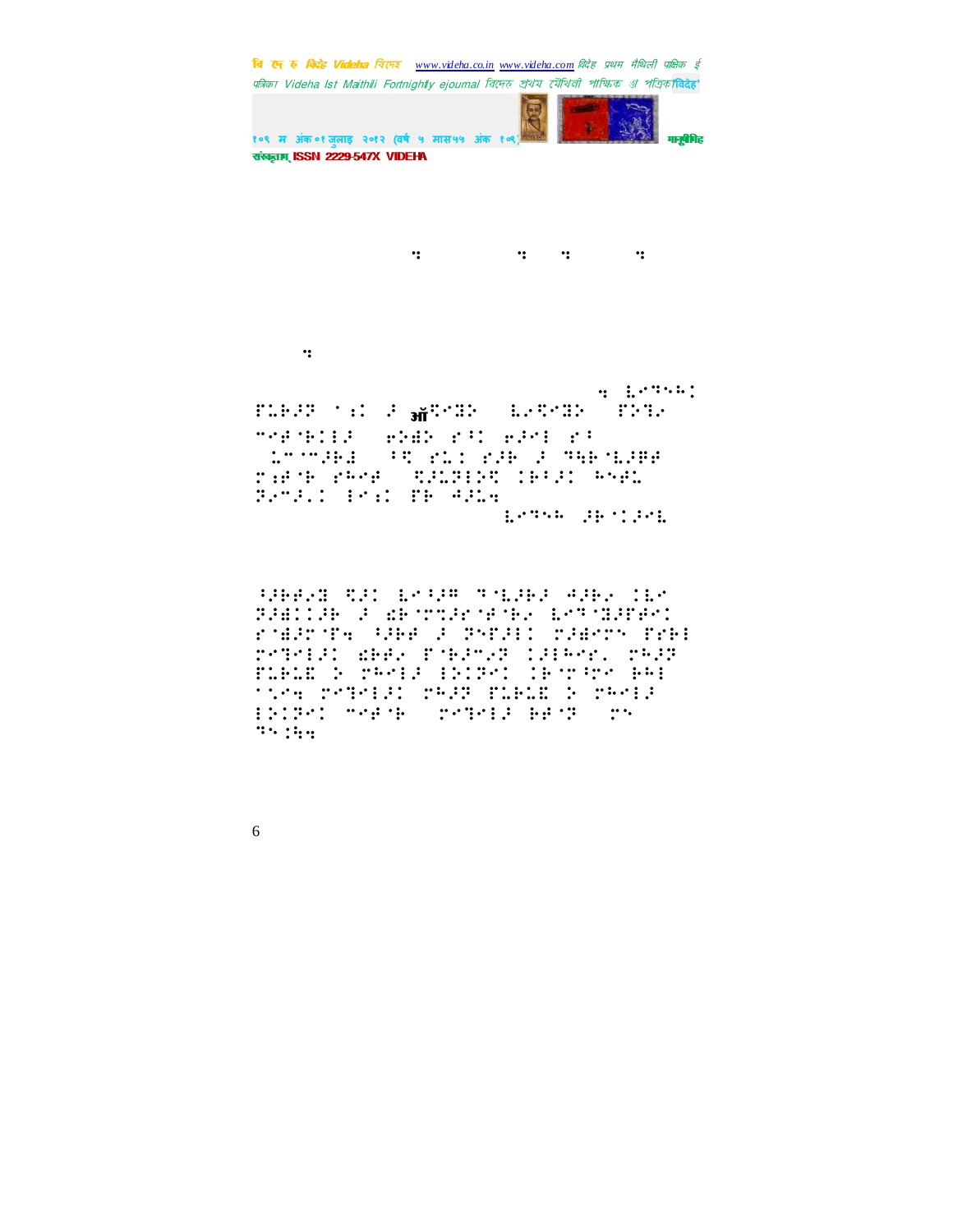⠅ ⠅ ⠅ ⠅

⠅

⠅ ⠇⠊⠝⠓⠓⠅ ⠎⠥⠗⠚⠝ ⠁⠐⠅ ⠚ ऑ⠠⠊⠙⠕ ⠇⠐⠠⠊⠙⠕ ⠎⠝⠙⠐ ⠉⠊⠋⠁⠃⠇⠇⠚ ⠑⠝⠙⠕ ⠊⠁⠅ ⠑⠚⠊⠇ ⠊⠁ ⠨⠉⠁⠉⠚⠗⠱ ⠁⠠⠩⠢⠅ ⠊⠚⠗ ⠚ ⠙⠓⠃⠁⠇⠚⠋⠋ ⠍⠔⠋⠁⠃ ⠊⠓⠊⠋ ⠠⠐⠥⠏⠇⠕⠠⠉ ⠅⠃⠁⠚⠅ ⠓⠓⠋⠥ ⠝⠐⠉⠚⠂⠅ ⠇⠊⠔⠅ ⠋⠃ ⠙⠚⠥⠅ ⠇⠊⠙⠓⠓ ⠚⠃⠁⠅⠚⠊⠇

⠁⠚⠃⠋⠐⠙ ⠠⠐⠚⠅ ⠇⠊⠁⠚⠛ ⠙⠁⠇⠚⠃⠚ ⠙⠚⠃⠐ ⠅⠇⠊ ⠝⠚⠣⠅⠅⠚⠃ ⠚ ⠪⠃⠁⠍⠠⠚⠊⠁⠋⠁⠃⠐ ⠇⠊⠙⠁⠫⠚⠏⠋⠊⠅ ⠊⠁⠣⠚⠍⠁⠋⠅ ⠁⠚⠃⠋ ⠚ ⠝⠊⠏⠚⠇⠅ ⠍⠚⠣⠊⠍⠓ ⠏⠊⠃⠇ ⠍⠊⠙⠊⠇⠚⠅ ⠪⠃⠋⠐ ⠏⠁⠃⠚⠉⠐⠝ ⠅⠚⠇⠓⠊⠐⠂ ⠍⠓⠚⠝ ⠏⠥⠃⠥⠷ ⠕ ⠍⠓⠊⠇⠚ ⠇⠕⠅⠝⠊⠅ ⠅⠃⠁⠍⠁⠍⠊ ⠃⠓⠇ ⠁⠣⠊⠅ ⠍⠊⠙⠊⠇⠚⠅ ⠍⠓⠚⠝ ⠏⠥⠃⠥⠷ ⠕ ⠍⠓⠊⠇⠚ ⠇⠕⠅⠝⠊⠅ ⠉⠊⠋⠁⠃ ⠍⠊⠙⠊⠇⠚ ⠃⠋⠁⠝ ⠍⠓ ⠙⠓⠅⠓⠅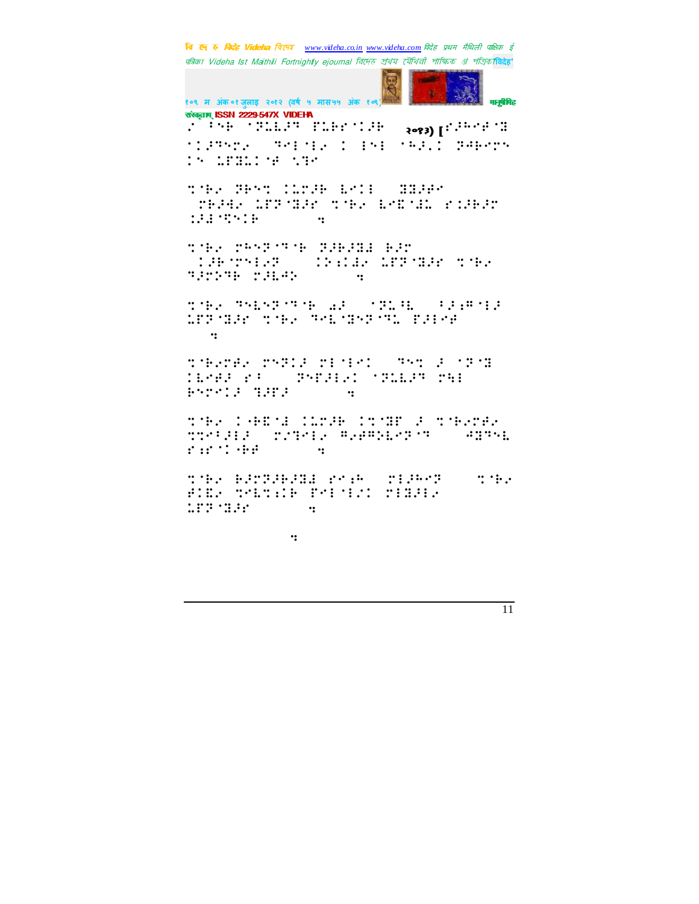२०१३) [

⣒⠈⠗⠐ ⢽⠗⠒⠍ ⠄⠥⠍⢼⠗ ⠇⠋⠄⠇ ⠀⠿⠿⢼⠗⠉

⣒⠈⠗⠐ ⠍⠓⠒⢽⠙⠗ ⢽⢼⠗⢼⠿⠇ ⠗⢼⠍

⣒⠈⠗⠐ ⠙⠊⠇⠒⢽⠙⠗ ⠔⢼ ⠀⠁⢽⠥⠳ ⠀⠃⢼⠐⠓⠇⢼

⣒⠈⠗⠐⠍⠋⠐ ⠍⠒⢽⠄⢼ ⠍⠇⠈⠇⠉⠄ ⠀⠙⠒⣒ ⢼ ⠁⢽⠈⠿

⣒⠈⠗⠐ ⠄⠘⠿⠈⠇ ⠄⠥⠍⢼⠗ ⠄⣒⠈⠿⠋ ⢼ ⣒⠈⠗⠐⠍⠋⠐

⣒⠈⠗⠐ ⠗⢼⠍⢽⢼⠗⢼⠿⠇ ⠋⠉⠐⠓ ⠀⠍⠇⢼⠓⠉⢽ ⠀⠀⠀⣒⠈⠗⠐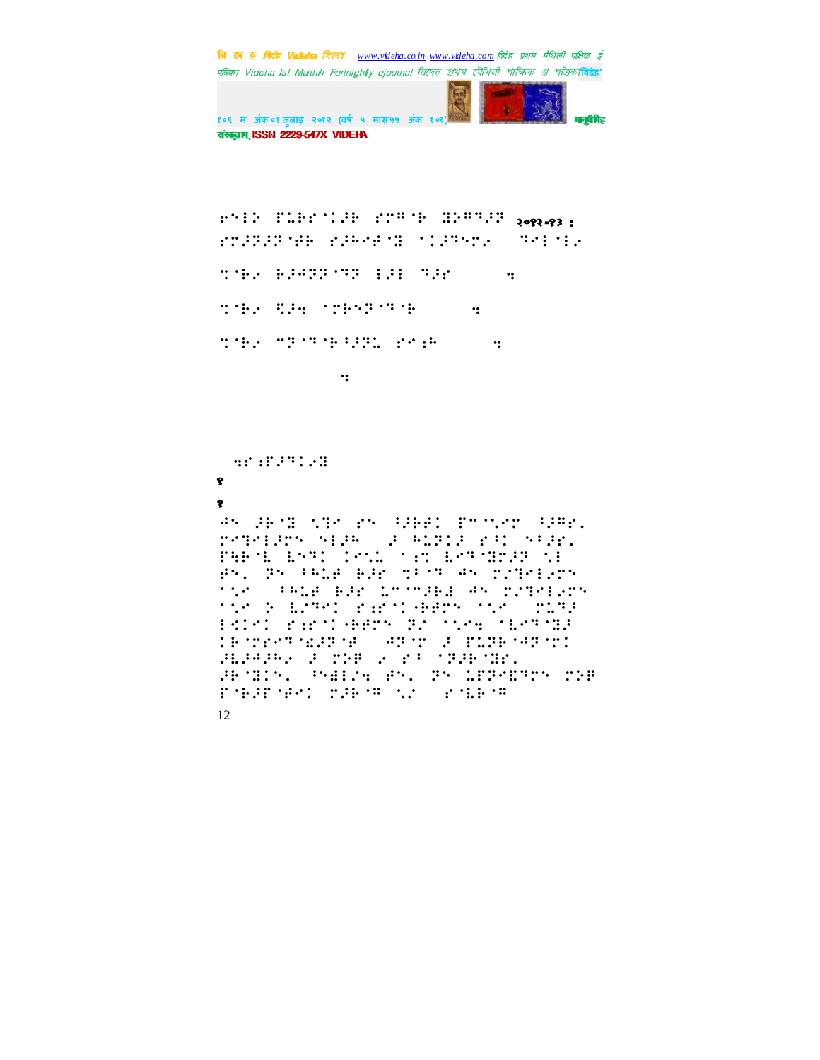⠗⠑⠊⠭ ⠏⠥⠃⠗⠁⠊⠚⠃ ⠗⠉⠛⠁⠃ ⠝⠵⠛⠙⠚⠙ २०१२-१३ ;
⠗⠉⠚⠙⠚⠙⠁⠋⠓ ⠗⠚⠓⠑⠋⠁⠝ ⠁⠊⠚⠙⠑⠉⠜ ⠙⠑⠇⠁⠇⠜

⠹⠁⠃⠜ ⠓⠚⠺⠙⠙⠁⠙⠙ ⠇⠚⠇ ⠙⠚⠗ ⠹

⠹⠁⠃⠜ ⠩⠚⠹ ⠁⠉⠃⠑⠙⠁⠙⠁⠃ ⠹

⠹⠁⠃⠜ ⠉⠙⠁⠙⠁⠃⠅⠚⠙⠥ ⠗⠉⠔⠓ ⠹

⠹

⠹⠗⠔⠋⠚⠙⠊⠜⠝

१

१

⠩⠑ ⠚⠃⠁⠝ ⠎⠙⠑ ⠗⠑ ⠅⠚⠃⠋⠊ ⠏⠉⠁⠎⠑⠉ ⠅⠚⠛⠗⠄ ⠗⠑⠙⠑⠇⠚⠉⠑ ⠎⠇⠚⠓ ⠚ ⠓⠥⠙⠊⠚ ⠗⠅⠊ ⠎⠅⠚⠗⠄ ⠏⠻⠃⠁⠥ ⠧⠑⠙⠊ ⠊⠑⠎⠥ ⠁⠔⠹ ⠧⠑⠙⠁⠝⠗⠚⠙ ⠎⠇ ⠋⠑⠄ ⠙⠑ ⠅⠓⠥⠋ ⠓⠚⠗ ⠹⠅⠁⠙ ⠩⠑ ⠉⠜⠙⠑⠇⠜⠉⠑ ⠁⠎⠑ ⠅⠓⠥⠋ ⠓⠚⠗ ⠥⠉⠉⠚⠃⠚ ⠩⠑ ⠉⠜⠙⠑⠇⠜⠉⠑ ⠁⠎⠑ ⠕ ⠧⠜⠙⠑⠊ ⠗⠔⠗⠁⠊⠐⠓⠋⠉⠑ ⠁⠎⠑ ⠉⠥⠙⠚ ⠇⠅⠊⠑⠊ ⠗⠔⠗⠁⠊⠐⠓⠋⠉⠑ ⠙⠜ ⠁⠎⠑⠹ ⠁⠧⠑⠙⠁⠝⠚ ⠊⠃⠁⠉⠗⠑⠙⠁⠣⠚⠙⠁⠋ ⠩⠙⠁⠉ ⠚ ⠏⠥⠙⠃⠁⠩⠙⠁⠉⠊ ⠚⠥⠚⠩⠚⠓⠜ ⠚ ⠉⠕⠋ ⠜ ⠗⠅ ⠁⠙⠚⠃⠁⠝⠗⠄ ⠚⠃⠁⠝⠊⠑⠄ ⠓⠑⠻⠇⠜⠹ ⠋⠑⠄ ⠙⠑ ⠥⠏⠙⠑⠩⠙⠉⠑ ⠉⠕⠋ ⠏⠁⠓⠚⠏⠁⠋⠑⠊ ⠉⠚⠃⠁⠛ ⠎⠜ ⠗⠁⠥⠃⠁⠛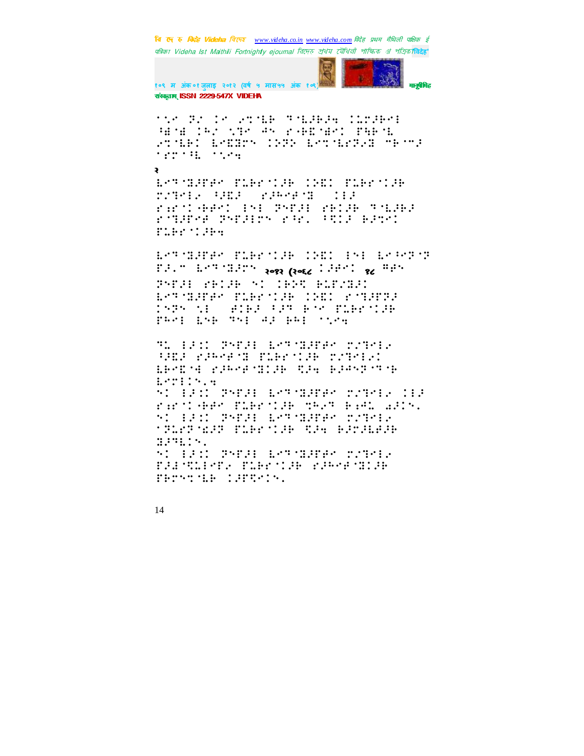२

२०१२ (२०६८ १८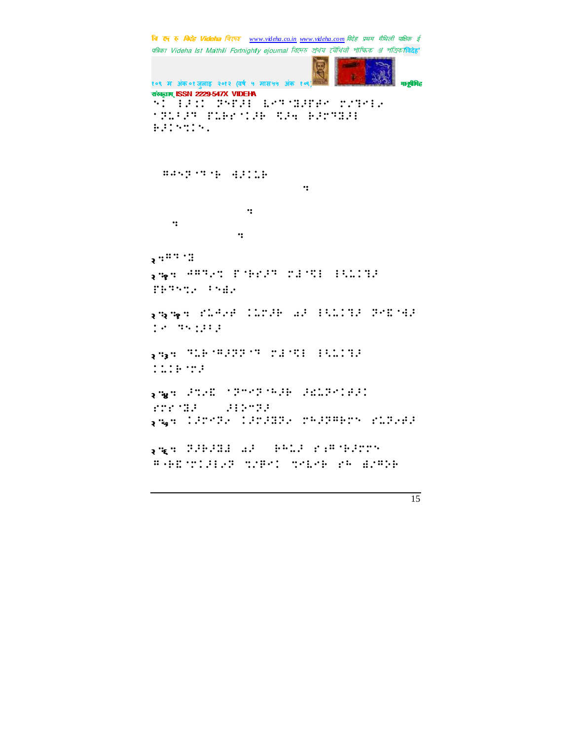⠋⠅⠀⠇⠚⠅⠅⠀⠝⠑⠋⠚⠇⠀⠇⠑⠙⠈⠛⠚⠋⠗⠑⠀⠍⠌⠙⠑⠇⠐
⠈⠝⠥⠃⠚⠙⠀⠋⠥⠓⠗⠈⠅⠚⠓⠀⠩⠚⠹⠀⠓⠚⠍⠙⠛⠚⠇
⠓⠚⠅⠋⠩⠅⠋⠄

⠀⠀⠛⠚⠋⠝⠈⠙⠈⠓⠀⠹⠚⠅⠥⠓

⠹

⠹

⠹

⠹

२⠹⠛⠙⠈⠿

२⠹१⠹⠀⠚⠛⠙⠐⠩⠀⠋⠈⠓⠗⠚⠙⠀⠍⠻⠈⠩⠇⠀⠇⠩⠥⠅⠙⠚
⠋⠓⠙⠋⠩⠐⠀⠇⠋⠻⠐

२⠹२⠹१⠹⠀⠗⠥⠚⠐⠚⠀⠅⠥⠍⠚⠓⠀⠱⠚⠀⠇⠩⠥⠅⠙⠚⠀⠝⠑⠿⠈⠹⠚
⠅⠑⠀⠙⠋⠅⠚⠇⠚

२⠹३⠹⠀⠙⠥⠓⠈⠛⠚⠝⠝⠈⠙⠀⠍⠻⠈⠩⠇⠀⠇⠩⠥⠅⠙⠚
⠅⠥⠅⠓⠈⠍⠚

२⠹४⠹⠀⠚⠩⠐⠿⠀⠈⠝⠍⠑⠝⠈⠓⠚⠓⠀⠚⠣⠥⠝⠑⠅⠻⠚⠅
⠗⠍⠗⠈⠻⠚⠀⠀⠀⠀⠀⠚⠇⠕⠍⠝⠚

२⠹५⠹⠀⠅⠚⠍⠑⠝⠐⠀⠅⠚⠍⠚⠻⠝⠐⠀⠍⠓⠚⠝⠛⠓⠍⠋⠀⠗⠥⠝⠐⠚⠚

२⠹६⠹⠀⠝⠚⠓⠚⠻⠇⠀⠱⠚⠀⠀⠀⠓⠓⠥⠚⠀⠗⠆⠛⠈⠓⠚⠍⠍⠋
⠛⠈⠓⠿⠈⠍⠅⠚⠇⠐⠝⠀⠩⠌⠗⠑⠅⠀⠩⠑⠇⠑⠓⠀⠗⠓⠀⠻⠌⠛⠕⠓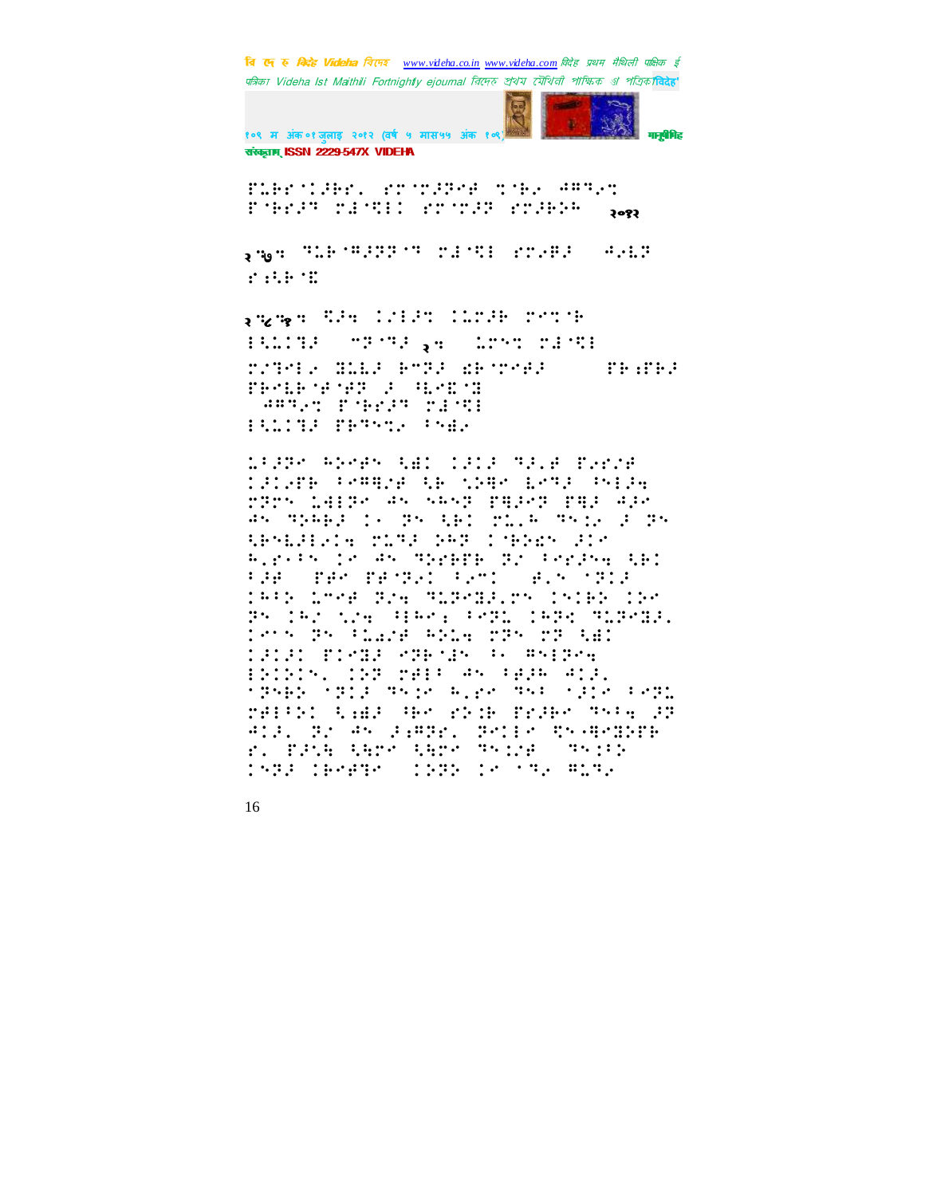⠋⠥⠗⠊⠈⠅⠚⠗⠊⠄ ⠑⠗⠈⠗⠚⠝⠑⠋ ⠉⠈⠗⠐ ⠲⠛⠙⠐⠉ ⠋⠈⠗⠗⠚⠙ ⠗⠨⠈⠹⠅ ⠑⠗⠈⠗⠚⠝ ⠑⠗⠚⠗⠕⠓ २०१२

२'७: ⠙⠥⠗⠈⠛⠚⠝⠝⠈⠙ ⠗⠨⠈⠹⠇ ⠑⠗⠐⠟⠚ ⠲⠐⠥⠝ ⠑⠱⠗⠈⠭

२'८'१: ⠹⠚⠒ ⠅⠌⠇⠚⠉ ⠅⠥⠗⠚⠗ ⠗⠑⠉⠈⠗ ⠇⠹⠥⠅⠙⠚ ⠐⠝⠈⠙⠚ २: ⠥⠗⠑⠉ ⠗⠨⠈⠹⠇ ⠗⠌⠙⠑⠇⠐ ⠿⠥⠥⠚ ⠗⠐⠝⠚ ⠫⠗⠈⠗⠋⠚ ⠋⠗⠱⠋⠗⠚ ⠋⠗⠑⠥⠗⠈⠋⠈⠋⠝ ⠚ ⠓⠥⠑⠭⠈⠝ ⠲⠛⠙⠐⠉ ⠋⠈⠗⠗⠚⠙ ⠗⠨⠈⠹⠇ ⠇⠹⠥⠅⠙⠚ ⠋⠗⠙⠑⠉⠐ ⠃⠑⠫⠐

⠥⠃⠚⠝⠑ ⠓⠕⠑⠋⠑ ⠹⠫⠅ ⠅⠚⠅⠚ ⠙⠚⠐⠋ ⠋⠐⠗⠌⠋ ⠅⠚⠅⠐⠋⠗ ⠃⠑⠛⠹⠌⠋ ⠹⠗ ⠹⠕⠛⠑ ⠇⠑⠙⠚ ⠑⠇⠚⠒ ⠗⠝⠗⠑ ⠅⠲⠇⠝⠑ ⠲⠑ ⠱⠓⠑⠝ ⠋⠛⠚⠑⠝ ⠋⠛⠚ ⠲⠚⠑ ⠲⠑ ⠙⠕⠓⠗⠚ ⠅⠐ ⠝⠑ ⠹⠗⠅ ⠗⠥⠐⠓ ⠙⠑⠐ ⠚ ⠝⠑ ⠹⠗⠑⠇⠚⠇⠐⠅⠒ ⠗⠥⠙⠚ ⠕⠓⠝ ⠅⠈⠗⠕⠫⠑ ⠚⠅⠑ ⠓⠐⠗⠐⠃⠑ ⠅⠑ ⠲⠑ ⠙⠕⠗⠗⠋⠗ ⠝⠌ ⠃⠑⠗⠚⠑⠒ ⠹⠗⠅ ⠃⠚⠋ ⠋⠗⠑ ⠋⠗⠈⠝⠐⠅ ⠃⠐⠑⠅ ⠋⠐⠑ ⠈⠝⠅⠚ ⠅⠓⠃⠕ ⠥⠑⠑⠋ ⠝⠌⠒ ⠙⠥⠝⠑⠛⠚⠐⠗⠑ ⠅⠑⠅⠗⠕ ⠅⠕⠑ ⠝⠑ ⠅⠓⠌ ⠎⠌⠒ ⠓⠇⠓⠑⠆ ⠃⠑⠝⠥ ⠅⠓⠝⠹ ⠙⠥⠝⠑⠛⠚⠐ ⠅⠑⠑⠑ ⠝⠑ ⠃⠥⠌⠌⠋ ⠓⠕⠥⠒ ⠗⠝⠑ ⠗⠝ ⠹⠫⠅ ⠅⠚⠅⠚⠅ ⠋⠅⠑⠛⠚ ⠑⠝⠗⠈⠫⠑ ⠃⠐ ⠛⠑⠇⠝⠑⠒ ⠇⠕⠅⠕⠅⠑⠄ ⠅⠕⠝ ⠗⠚⠇⠃ ⠲⠑ ⠃⠚⠚⠓ ⠲⠅⠚⠄ ⠈⠝⠑⠓⠕ ⠈⠝⠅⠚ ⠙⠑⠅⠑ ⠓⠐⠗⠑ ⠙⠑⠃ ⠈⠚⠅⠑ ⠃⠑⠝⠥ ⠗⠚⠇⠃⠕⠅ ⠹⠫⠚ ⠓⠗⠑ ⠑⠕⠱⠗ ⠋⠗⠚⠗⠑ ⠙⠑⠃⠒ ⠚⠝ ⠲⠅⠚⠄ ⠝⠌ ⠲⠑ ⠚⠱⠛⠝⠗⠄ ⠝⠑⠅⠇⠑ ⠹⠑⠤⠛⠑⠛⠕⠗⠗ ⠗⠄ ⠋⠚⠑⠓ ⠹⠓⠗⠑ ⠹⠓⠗⠑ ⠙⠑⠅⠌⠋ ⠙⠑⠅⠃⠕ ⠅⠑⠝⠚ ⠅⠗⠑⠋⠙⠑ ⠅⠚⠝⠕ ⠅⠑ ⠈⠙⠐ ⠛⠥⠙⠐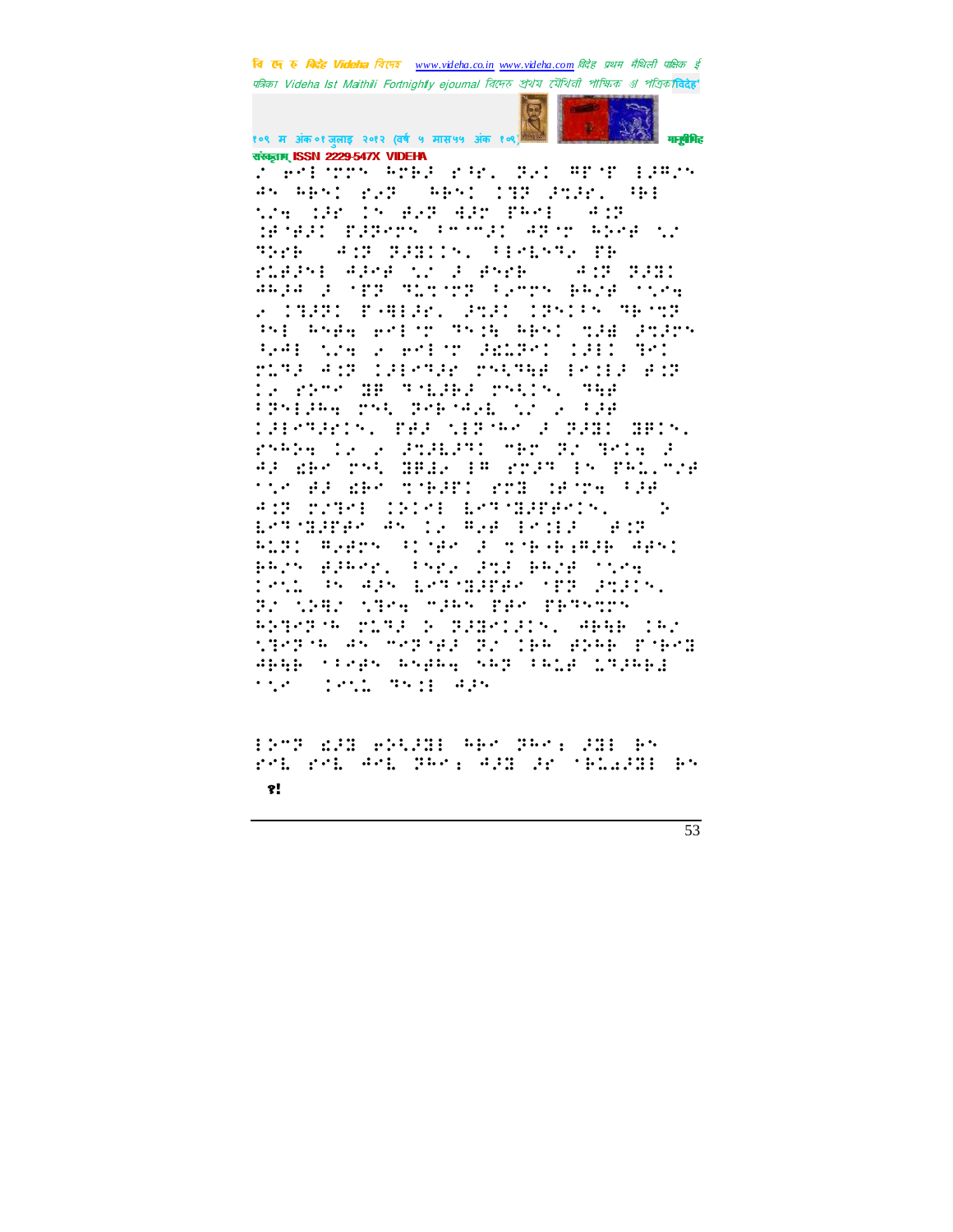ऽ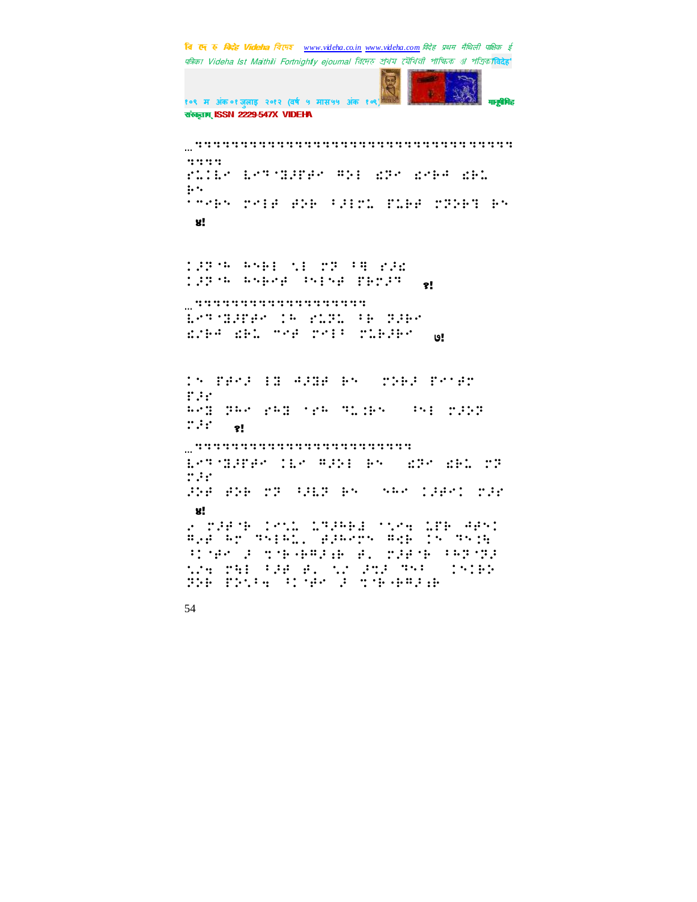…''''''''''''''''''''''''''''''''''''''

''''

&/1-⣇ ⣇⣉⣛⣈⣝⣐⣏⣞⣉ ⢻⢵⢇ ⣎⢽⣉ ⣎⣉⢷⢻ ⣎⢷⣅

⢷⢑

⠁⠉⠑⢷⢑ ⣍⠑⢇⢾ ⢾⢵⢷ ⠃⢼⢇⣍⣅ ⣏⣅⢷⢾ ⣍⢽⢵⢷⢹ ⢷⢑

४!

⣈⢼⢽⠓ ⢓⢑⢷⢇ ⠣⢇ ⣍⢽ ⠃⣛ ⢎⢼⣎

⣈⢼⢽⠓ ⢓⢑⢷⢑⢾ ⠃⢑⢇⢑⢾ ⣏⢷⣍⢼⢹ ३!

…''''''''''''''''''''

⣇⣉⣛⣈⣝⣐⣏⣞⣉ ⣈⠓ ⢎⣅⢽⣅ ⠃⢷ ⢽⢼⢷⣉

⣎⢼⢷⢻ ⣎⢷⣅ ⠉⠑⢾ ⣍⠑⢇⠃ ⣍⣅⢷⢼⢷⣉ ७!

⣈⠑ ⣏⢾⠑⢼ ⢇⣛ ⢻⢼⣛⢾ ⢷⠑ ⣍⢵⢷⢼ ⣏⠑⠊⢾⣉

⣏⢼⣉

⢓⠑⣛ ⢽⢓⣉ ⢎⢓⣛ ⠊⢎⢓ ⠹⣅⣈⢷⠑ ⠃⠑⢇ ⣍⢼⢵⢽

⣍⢼⣉ ९!

…''''''''''''''''''''''''''

⣇⣉⣛⣈⣝⣐⣏⣞⣉ ⣈⣇⣉ ⢻⢼⢵⢇ ⢷⠑ ⣎⢽⣉ ⣎⢷⣅ ⣍⢽

⣍⢼⣉

⢼⢵⢾ ⢾⢵⢷ ⣍⢽ ⠃⢼⣇⢽ ⢷⠑ ⠑⢓⣉ ⣈⢼⢾⣉⣈ ⣍⢼⣉

४!

⢎ ⣍⢼⢾⠊⢷ ⣈⢎⠣⣅ ⣅⢹⢼⢓⢷⣎ ⠁⠣⢎⠻ ⣅⣏⢷ ⢻⢾⢑⣈

⢻⢔⢾ ⢓⣍ ⠹⢑⢇⢓⣅⠄ ⢾⢼⢓⢎⣍⢑ ⢻⣎⢷ ⣈⠑ ⠹⠑⣈⢓

⠃⣈⠊⢾⣉ ⢼ ⠹⠊⢷⠤⢷⢻⢼⣈⢷ ⢾⠄ ⣍⢼⢾⠊⢷ ⠃⢓⢽⠊⢽⢼

⠣⠎⠻ ⣏⢓⢇ ⠃⢼⢾ ⢾⠄ ⠣⠎ ⢼⢹⢼ ⠹⠑⠃ ⣈⠑⣈⢷⢵

⢽⢵⢷ ⣏⢵⠣⠃⠻ ⠃⣈⠊⢾⣉ ⢼ ⠹⠊⢷⠤⢷⢻⢼⣈⢷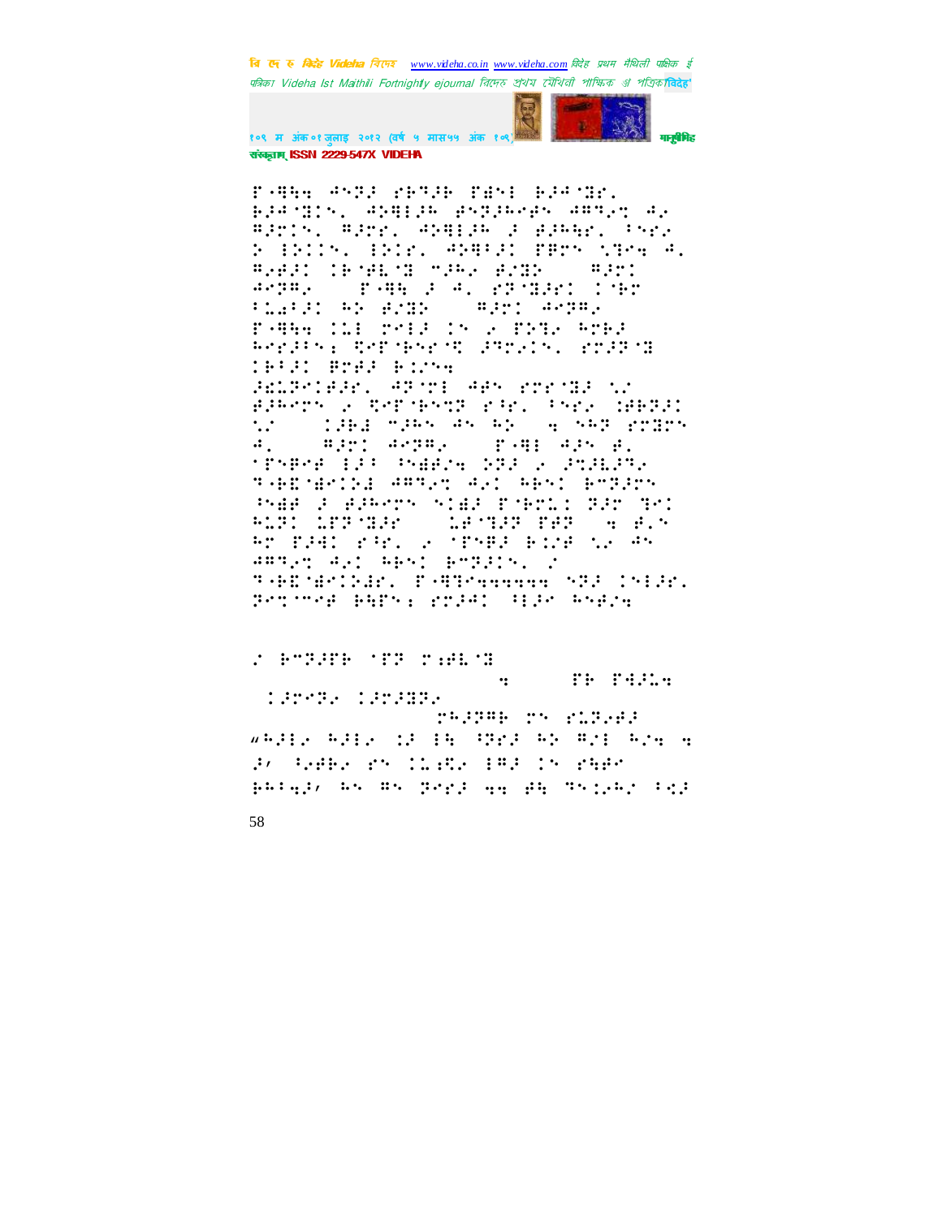⠏�th⠀⠁⠝⠙⠀⠗⠑⠇⠁⠞⠊⠕⠝⠎⠓⠊⠏

⠋⠀⠏⠗⠕⠍⠊⠎⠑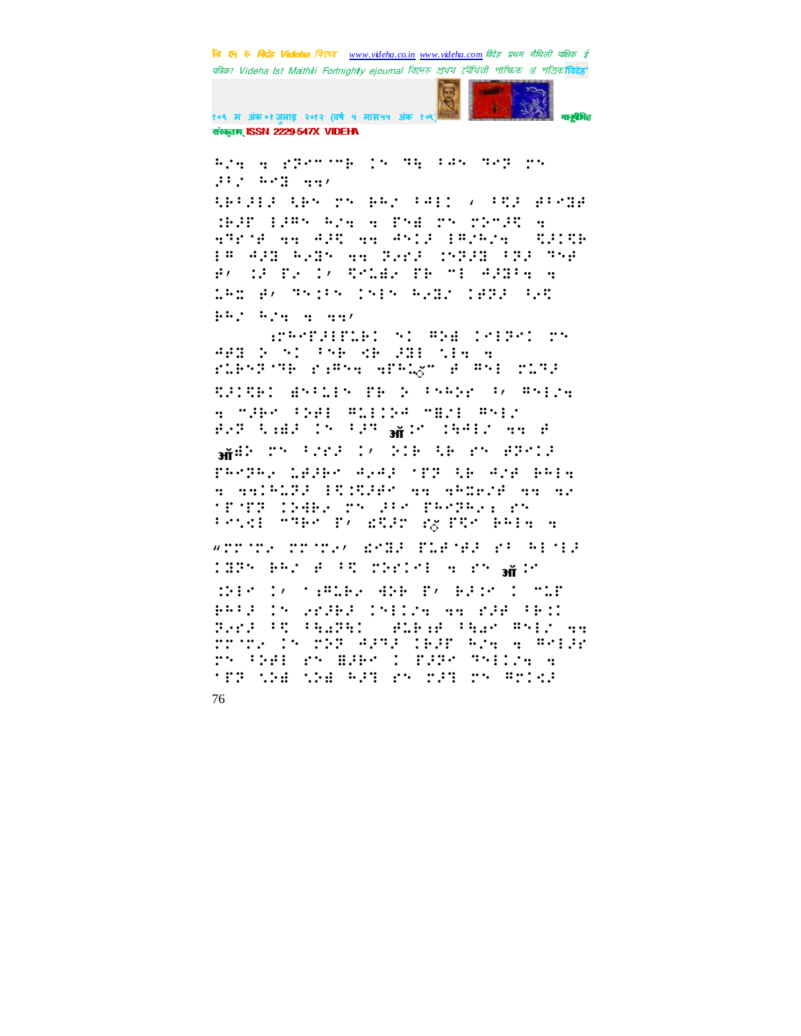⠓⠎⠹ ⠹ ⠗⠝⠉⠉⠊⠉⠃ ⠅⠑ ⠙⠓ ⠁⠜⠑ ⠙⠊⠝ ⠗⠑
⠔⠁⠎ ⠓⠊⠿ ⠹⠹⠌

⠳⠃⠁⠔⠇⠔ ⠳⠃⠑ ⠗⠑ ⠃⠓⠎ ⠁⠜⠇⠅ ⠌ ⠁⠻⠔ ⠿⠁⠊⠿⠿
⠮⠔⠋ ⠇⠔⠯⠑ ⠓⠎⠹ ⠹ ⠋⠑⠿ ⠗⠑ ⠗⠕⠉⠔⠻ ⠹
⠹⠙⠊⠋ ⠹⠹ ⠜⠔⠻ ⠹⠹ ⠣⠑⠅⠔ ⠇⠯⠌⠎⠹ ⠻⠔⠅⠻⠃
⠇⠯ ⠜⠔⠿ ⠓⠢⠿⠑ ⠹⠹ ⠝⠢⠢⠔ ⠅⠕⠝⠔⠿ ⠁⠝⠔ ⠙⠑⠋
⠿⠌ ⠅⠔ ⠋⠢ ⠅⠌ ⠻⠉⠡⠿⠢ ⠋⠃ ⠉⠇ ⠜⠔⠿⠁⠹ ⠹
⠡⠓⠅ ⠿⠌ ⠙⠕⠅⠁⠑ ⠅⠕⠇⠑ ⠓⠢⠿⠌ ⠅⠿⠝⠔ ⠳⠢⠻
⠃⠓⠌ ⠓⠎⠹ ⠹ ⠹⠹⠌

⠆⠗⠓⠉⠋⠔⠊⠋⠡⠃⠅ ⠕⠅ ⠣⠕⠿ ⠅⠉⠇⠝⠉⠅ ⠗⠑
⠜⠿⠿ ⠕ ⠕⠅ ⠁⠕⠃ ⠳⠃ ⠔⠿⠇ ⠎⠇⠹ ⠹
⠗⠡⠃⠑⠝⠊⠙⠃ ⠗⠆⠯⠑⠹ ⠹⠋⠓⠡ ⠿ ⠣⠕⠇ ⠗⠡⠙⠔
⠻⠔⠅⠻⠃⠅ ⠿⠕⠁⠡⠇⠑ ⠋⠃ ⠕ ⠁⠕⠓⠕⠢ ⠁⠌ ⠣⠕⠇⠎⠹
⠹ ⠉⠔⠃⠉ ⠁⠕⠿⠇ ⠣⠡⠇⠅⠕⠜ ⠉⠿⠌⠇ ⠣⠕⠇⠌
⠿⠢⠝ ⠳⠆⠿⠔ ⠅⠑ ⠁⠔⠙ ऑ⠅⠉ ⠅⠓⠜⠇⠌ ⠹⠹ ⠿
ऑ⠿⠕ ⠗⠑ ⠁⠌⠗⠔ ⠅⠌ ⠕⠅⠃ ⠳⠃ ⠗⠑ ⠿⠝⠉⠅⠔
⠋⠓⠉⠝⠓⠢ ⠡⠿⠔⠃⠉ ⠜⠢⠜⠔ ⠊⠋⠝ ⠳⠃ ⠜⠌⠿ ⠃⠓⠇⠹
⠹ ⠹⠹⠅⠓⠡⠝⠔ ⠇⠻⠅⠻⠔⠿⠉ ⠹⠹ ⠹⠓⠮⠗⠌⠿ ⠹⠹ ⠹⠢
⠊⠋⠊⠋⠝ ⠅⠕⠿⠃⠢ ⠗⠑ ⠔⠁⠉ ⠋⠓⠉⠝⠓⠢⠆ ⠗⠑
⠁⠉⠎⠅⠇ ⠉⠙⠃⠉ ⠋⠌ ⠿⠻⠔⠗ ⠗ ⠋⠻⠉ ⠃⠓⠇⠹ ⠹
"⠗⠗⠊⠗⠢ ⠗⠗⠊⠗⠢⠌ ⠿⠉⠿⠔ ⠋⠡⠿⠊⠿⠔ ⠗⠁ ⠓⠇⠊⠇⠔
⠅⠿⠝⠑ ⠃⠓⠌ ⠿ ⠁⠻ ⠗⠕⠗⠅⠉⠇ ⠹ ⠗⠑ ऑ⠅⠉
⠮⠇⠉ ⠅⠌ ⠊⠆⠣⠡⠃⠢ ⠜⠕⠃ ⠋⠌ ⠃⠔⠅⠉ ⠅ ⠉⠡⠋
⠃⠓⠁⠔ ⠅⠑ ⠢⠗⠔⠃⠔ ⠅⠑⠇⠅⠎⠹ ⠹⠹ ⠗⠔⠿ ⠁⠃⠅⠅
⠝⠢⠗⠔ ⠁⠻ ⠁⠓⠿⠝⠓⠅ ⠿⠡⠃⠆⠿ ⠁⠓⠿⠉ ⠣⠕⠇⠌ ⠹⠹
⠗⠗⠊⠗⠢ ⠅⠑ ⠗⠕⠝ ⠜⠔⠙⠔ ⠅⠃⠔⠋ ⠓⠎⠹ ⠹ ⠣⠉⠇⠔⠿
⠗⠑ ⠁⠕⠿⠇ ⠗⠑ ⠿⠔⠃⠉ ⠅ ⠋⠔⠝⠉ ⠙⠕⠇⠅⠎⠹ ⠹
⠊⠋⠝ ⠎⠕⠿ ⠎⠕⠿ ⠓⠔⠞ ⠗⠑ ⠗⠔⠞ ⠗⠑ ⠣⠗⠅⠩⠔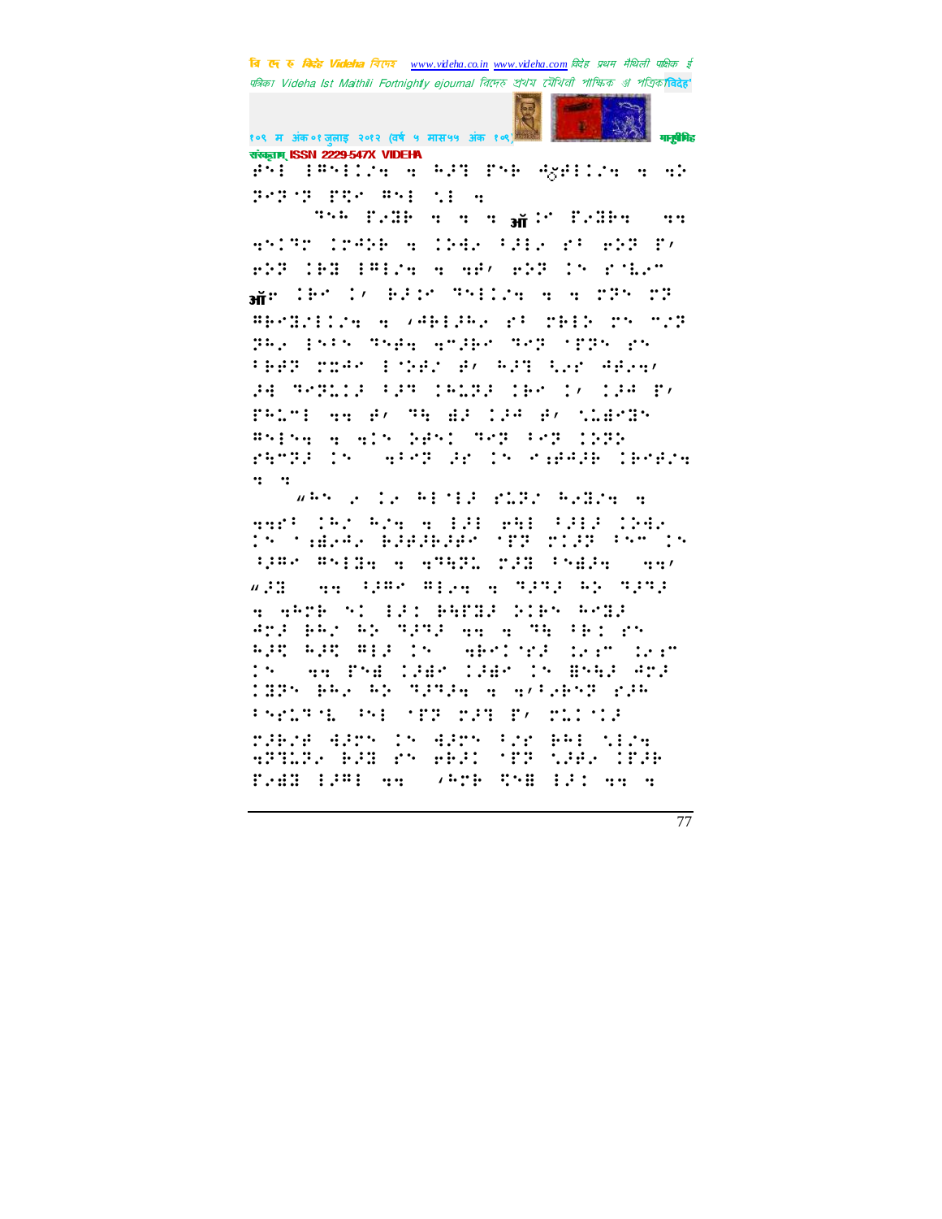ॠप्रज्ञा ISSN 2229-547X VIDEHA

ऑ

ऑ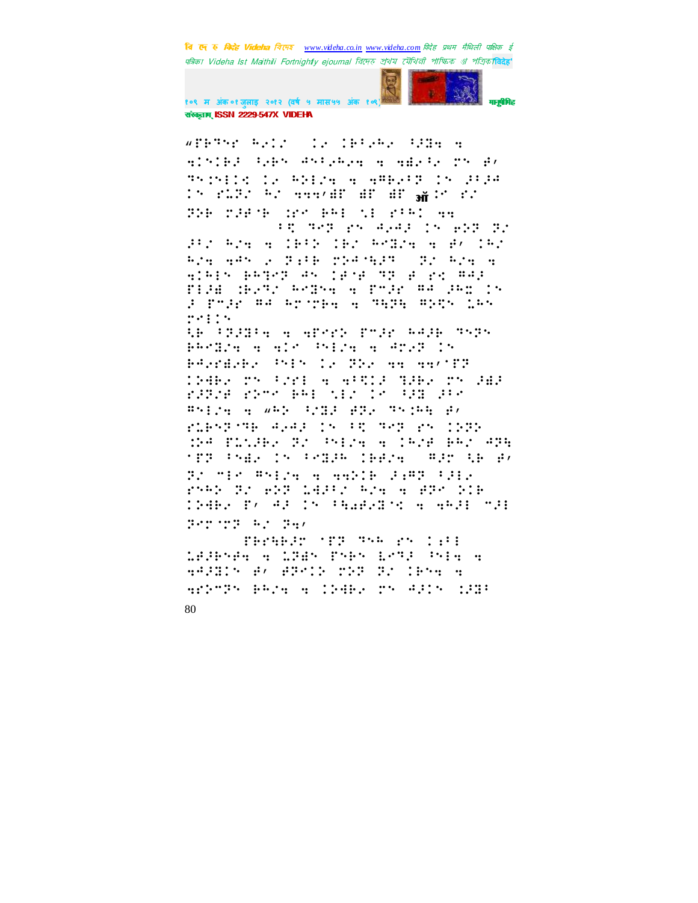"FR९Nr R/\*/ \*/ \*R१/R/ १/३- -
-\*N\*R/ १/RN -N१/R/- - -३/१/ rN ३/
९N\*N\*\*\* \*/ R/\*/- - -९R/१/ \*N ३/१/
\*N r\*\*/ R/ ---/३r ३r ३r ऑ\*N r/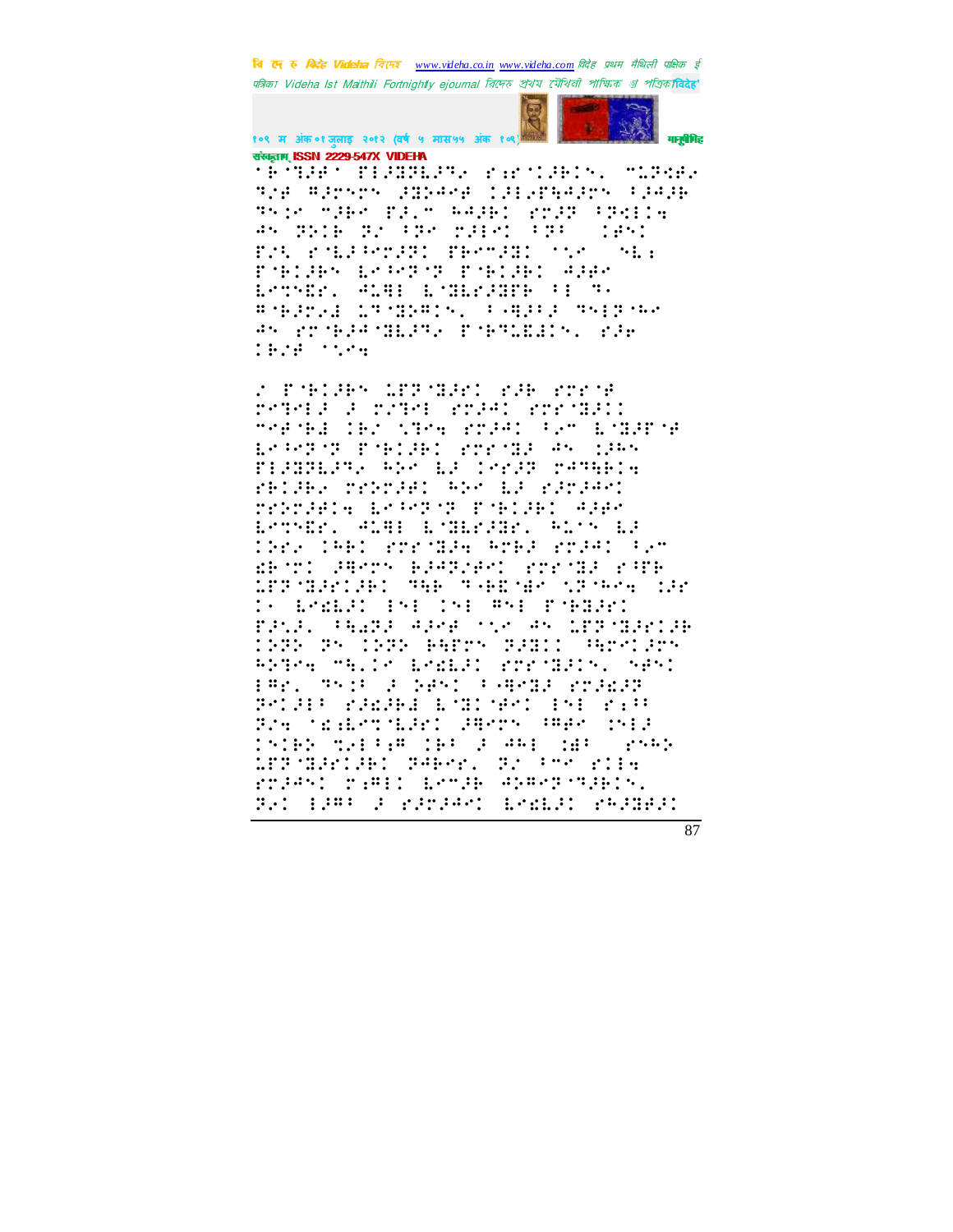संस्कृताम् ISSN 2229-547X VIDEHA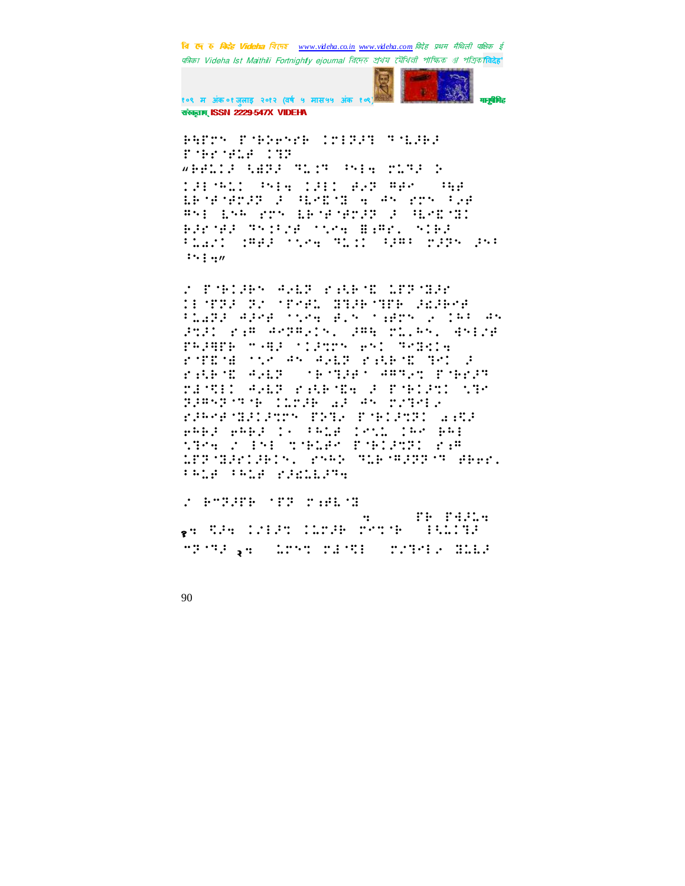⠗⠓⠋⠗⠉⠝ ⠋⠊⠗⠕⠑⠝⠑⠗ ⠅⠍⠇⠝⠚⠙ ⠝⠊⠇⠚⠗⠚ ⠋⠊⠗⠑⠊⠋⠇⠿ ⠅⠙⠏

⠦⠗⠿⠇⠅⠚ ⠩⠻⠝⠚ ⠙⠇⠅⠍ ⠫⠑⠂⠹ ⠉⠇⠙⠚ ⠕ ⠅⠚⠇⠊⠓⠇⠅ ⠫⠑⠂⠹ ⠅⠚⠇⠅ ⠿⠆⠏ ⠻⠿⠉ ⠀⠫⠻⠿ ⠇⠗⠊⠿⠊⠿⠉⠚⠝ ⠚ ⠳⠇⠑⠿⠊⠙ ⠹ ⠣⠝ ⠑⠗⠝ ⠈⠆⠿ ⠻⠑⠇ ⠇⠝⠓ ⠑⠗⠝ ⠇⠗⠊⠿⠊⠿⠉⠚⠝ ⠚ ⠳⠇⠑⠿⠊⠙⠅ ⠗⠚⠗⠊⠿⠚ ⠙⠝⠅⠌⠔⠿ ⠁⠡⠑⠹ ⠿⠆⠻⠗⠂ ⠑⠅⠗⠚ ⠈⠇⠥⠂⠅ ⠅⠻⠿⠚ ⠁⠡⠑⠹ ⠙⠇⠅⠅ ⠩⠚⠻⠈ ⠉⠚⠝⠝ ⠚⠑⠈ ⠫⠑⠂⠹⠴

⠔ ⠋⠊⠗⠅⠚⠗⠝ ⠣⠆⠇⠏ ⠑⠆⠳⠗⠊⠙ ⠇⠋⠏⠊⠙⠚⠗ ⠅⠇⠊⠋⠝⠚ ⠝⠔ ⠁⠋⠑⠿⠇ ⠙⠝⠚⠗⠊⠝⠋⠗ ⠚⠪⠚⠗⠑⠿ ⠈⠇⠥⠝⠚ ⠣⠚⠑⠿ ⠁⠡⠑⠹ ⠿⠆⠝ ⠁⠆⠿⠗⠝ ⠔ ⠅⠓⠈ ⠣⠝ ⠚⠕⠚⠅ ⠑⠆⠻ ⠣⠑⠏⠻⠆⠅⠝⠂ ⠚⠻⠹ ⠉⠇⠂⠓⠝⠂ ⠣⠝⠇⠔⠿ ⠋⠓⠚⠻⠋⠗ ⠐⠤⠻⠚ ⠁⠅⠚⠕⠗⠝ ⠑⠝⠅ ⠙⠑⠙⠝⠅⠹ ⠑⠊⠋⠑⠊⠿ ⠁⠡⠑ ⠣⠝ ⠣⠆⠇⠏ ⠑⠆⠳⠗⠊⠙ ⠙⠑⠅ ⠚ ⠑⠆⠳⠗⠊⠙ ⠣⠆⠇⠏ ⠀⠁⠗⠊⠙⠚⠿⠁ ⠣⠻⠙⠆⠕ ⠋⠊⠗⠑⠚⠏ ⠉⠿⠊⠩⠇⠅ ⠣⠆⠇⠏ ⠑⠆⠳⠗⠊⠙⠹ ⠚ ⠋⠊⠗⠅⠚⠕⠅ ⠡⠙⠑ ⠏⠚⠻⠝⠏⠊⠙⠊⠗ ⠅⠇⠉⠚⠗ ⠪⠚ ⠣⠝ ⠉⠔⠙⠑⠇⠆ ⠑⠚⠓⠑⠿⠊⠙⠚⠅⠚⠕⠗⠝ ⠋⠕⠙⠆ ⠋⠊⠗⠅⠚⠕⠏⠅ ⠪⠆⠩⠚ ⠑⠓⠗⠚ ⠑⠓⠗⠚ ⠅⠂ ⠈⠓⠇⠿ ⠅⠑⠡⠇ ⠅⠓⠑ ⠗⠓⠇ ⠡⠙⠑⠹ ⠔ ⠇⠝⠇ ⠕⠊⠗⠇⠿⠑ ⠋⠊⠗⠅⠚⠕⠏⠅ ⠑⠆⠻ ⠇⠋⠏⠊⠙⠚⠗⠅⠚⠗⠅⠝⠂ ⠑⠝⠓⠕ ⠙⠇⠗⠊⠻⠚⠏⠏⠊⠙ ⠿⠗⠑⠗⠂ ⠈⠓⠇⠿ ⠈⠓⠇⠿ ⠑⠚⠪⠇⠇⠚⠙⠹

⠔ ⠗⠐⠏⠚⠋⠗ ⠁⠏⠏ ⠉⠆⠿⠇⠊⠙

⠹ ⠀⠀⠀⠀⠋⠗ ⠋⠹⠚⠇⠹

१⠹ ⠩⠚⠹ ⠅⠔⠇⠚⠕ ⠅⠇⠉⠚⠗ ⠉⠑⠕⠊⠗ ⠀⠇⠩⠇⠅⠙⠚

⠐⠏⠊⠙⠚ २⠹ ⠀⠇⠉⠝⠕ ⠉⠙⠊⠩⠇ ⠀⠉⠔⠙⠑⠇⠆ ⠙⠇⠇⠚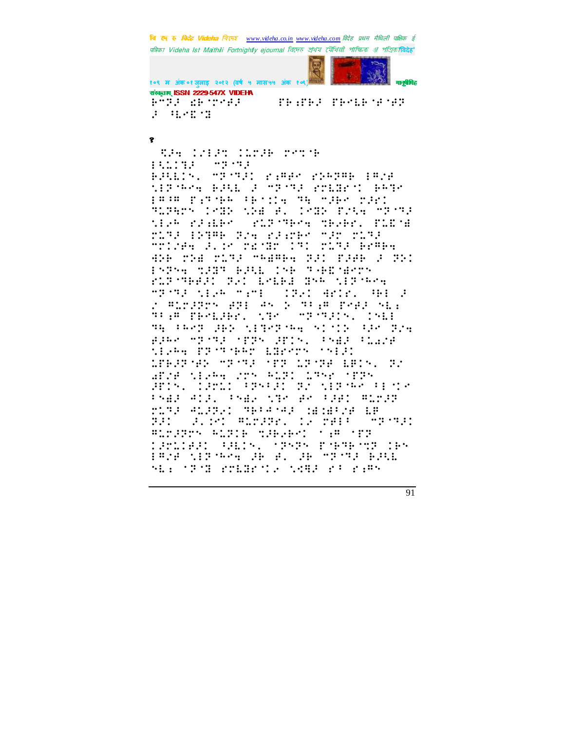१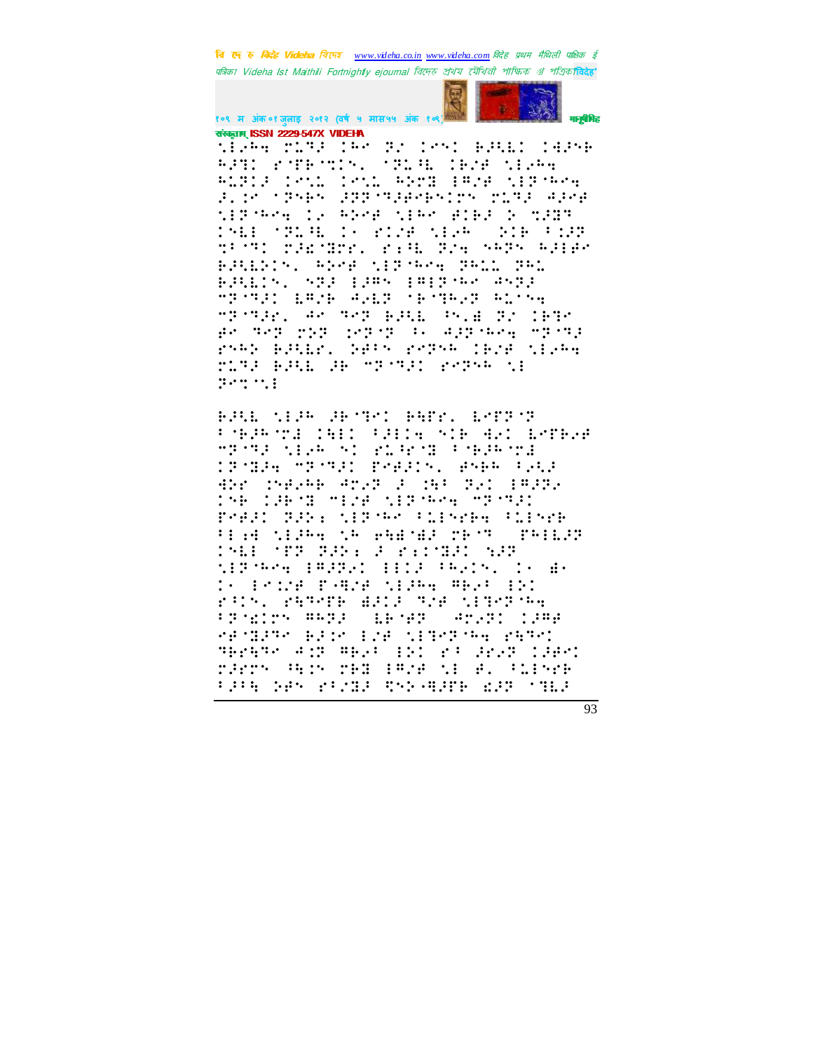संस्कृताम् ISSN 2229-547X VIDEHA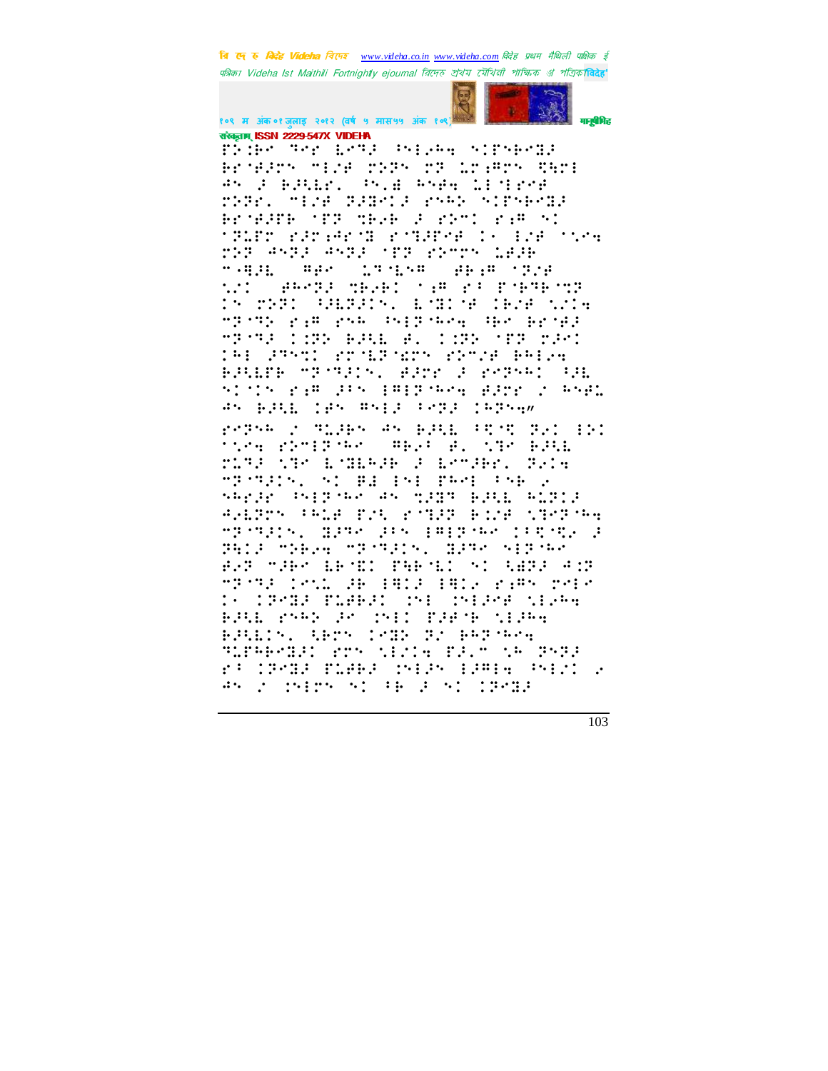संस्कृतम् ISSN 2229-547X VIDEHA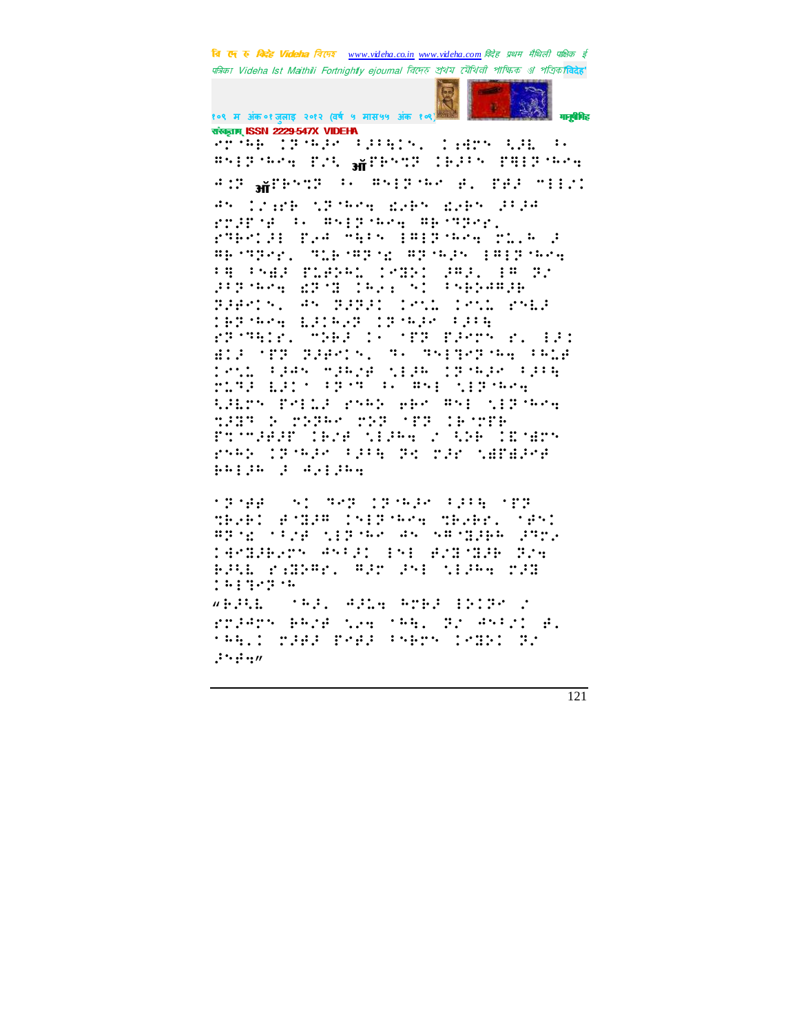संस्कृताम् ISSN 2229-547X VIDEHA

⠗⠍⠁⠃ ⠅⠝⠓⠚⠗ ⠋⠚⠋⠓⠅⠎⠂ ⠅⠱⠙⠗⠝ ⠳⠚⠇ ⠈⠂
⠃⠎⠇⠝⠓⠑⠩ ⠋⠌⠣ ऑ⠋⠃⠎⠉⠝ ⠅⠃⠚⠋⠎ ⠋⠻⠇⠝⠓⠑⠩
⠙⠅⠝ ऑ⠋⠃⠎⠉⠝ ⠈⠂ ⠃⠎⠇⠝⠓⠑ ⠐⠂ ⠋⠐⠚ ⠍⠇⠇⠌⠅
⠙⠎ ⠅⠌⠱⠗⠃ ⠳⠝⠓⠑⠩ ⠫⠑⠃⠎ ⠫⠑⠃⠎ ⠚⠋⠚⠙
⠗⠉⠚⠋⠊⠐ ⠈⠂ ⠃⠎⠇⠝⠓⠑⠩ ⠃⠃⠊⠝⠝⠑⠗⠂
⠗⠝⠃⠑⠅⠚⠇ ⠋⠌⠙ ⠍⠻⠋⠎ ⠇⠃⠇⠝⠓⠑⠩ ⠍⠥⠂⠓ ⠚
⠃⠃⠊⠝⠝⠑⠗⠂ ⠝⠥⠃⠊⠃⠝⠊⠱ ⠃⠝⠊⠓⠚⠎ ⠇⠃⠇⠝⠓⠑⠩
⠋⠻ ⠋⠎⠫⠚ ⠋⠥⠐⠕⠓⠇ ⠅⠎⠝⠕⠅ ⠚⠃⠚⠂ ⠇⠃ ⠝⠌
⠚⠋⠝⠓⠑⠩ ⠫⠝⠊⠝ ⠅⠓⠑⠱ ⠎⠅ ⠋⠎⠃⠕⠙⠃⠚⠃
⠝⠚⠐⠑⠅⠎⠂ ⠙⠎ ⠝⠚⠝⠚⠅ ⠅⠎⠥ ⠅⠎⠥ ⠗⠎⠇⠚
⠅⠃⠝⠓⠑⠩ ⠇⠚⠅⠓⠑⠝ ⠅⠝⠓⠚⠗ ⠋⠚⠋⠻
⠗⠝⠊⠻⠅⠗⠂ ⠍⠕⠃⠚ ⠅⠂ ⠊⠋⠝ ⠋⠚⠑⠗⠝ ⠑⠂ ⠇⠚⠅
⠫⠅⠚ ⠊⠋⠝ ⠝⠚⠐⠑⠅⠎⠂ ⠝⠂ ⠝⠎⠇⠝⠑⠝⠓⠑⠩ ⠋⠓⠥⠐
⠅⠎⠥ ⠋⠚⠎ ⠍⠚⠓⠌⠐ ⠳⠇⠚⠓ ⠅⠝⠓⠚⠗ ⠋⠚⠋⠻
⠍⠥⠝⠚ ⠇⠚⠅⠈ ⠋⠝⠊⠝ ⠈⠂ ⠃⠎⠇ ⠳⠇⠝⠓⠑⠩
⠳⠚⠇⠗⠝ ⠋⠑⠇⠥⠚ ⠗⠎⠓⠕ ⠑⠃⠗ ⠃⠎⠇ ⠳⠇⠝⠓⠑⠩
⠝⠚⠝⠝ ⠕ ⠍⠕⠝⠓⠑ ⠍⠕⠝ ⠊⠋⠝ ⠅⠃⠊⠍⠋⠃
⠋⠝⠊⠍⠚⠐⠚⠋ ⠅⠃⠌⠐ ⠳⠇⠚⠓⠩ ⠌ ⠳⠕⠃ ⠅⠫⠊⠱⠗⠝
⠗⠎⠓⠕ ⠅⠝⠓⠚⠗ ⠋⠚⠋⠻ ⠝⠅ ⠍⠚⠗ ⠳⠱⠋⠫⠚⠗⠐
⠃⠓⠇⠚⠓ ⠚ ⠙⠑⠇⠚⠓⠩

⠊⠝⠐⠐ ⠎⠅ ⠝⠑⠝ ⠅⠝⠓⠚⠗ ⠋⠚⠋⠻ ⠊⠋⠝
⠝⠃⠑⠃⠅ ⠐⠊⠝⠚⠍ ⠅⠎⠇⠝⠓⠑⠩ ⠝⠃⠑⠃⠗⠂ ⠊⠐⠎⠅
⠃⠝⠊⠱ ⠊⠌⠐ ⠳⠇⠝⠓⠑ ⠙⠎ ⠎⠃⠊⠝⠚⠃⠓ ⠚⠝⠗⠂
⠅⠙⠝⠚⠃⠑⠗⠝ ⠙⠎⠋⠚⠅ ⠇⠎⠇ ⠐⠌⠝⠝⠚⠃ ⠝⠌⠩
⠃⠚⠣⠇ ⠗⠱⠝⠃⠍⠗⠂ ⠃⠚⠗ ⠚⠎⠇ ⠳⠇⠚⠓⠩ ⠍⠚⠝
⠅⠓⠇⠝⠑⠝⠓

"⠃⠚⠣⠇ ⠊⠓⠚⠂ ⠙⠚⠥⠩ ⠓⠍⠃⠚ ⠇⠕⠅⠝⠑ ⠌
⠗⠍⠚⠙⠗⠝ ⠃⠓⠌⠐ ⠳⠑⠩ ⠊⠓⠻⠂ ⠝⠌ ⠙⠎⠋⠌⠅ ⠐⠂
⠊⠓⠻⠂⠅ ⠍⠚⠐⠚ ⠋⠑⠐⠚ ⠋⠎⠃⠗⠝ ⠅⠎⠝⠕⠅ ⠝⠌
⠚⠎⠐⠩"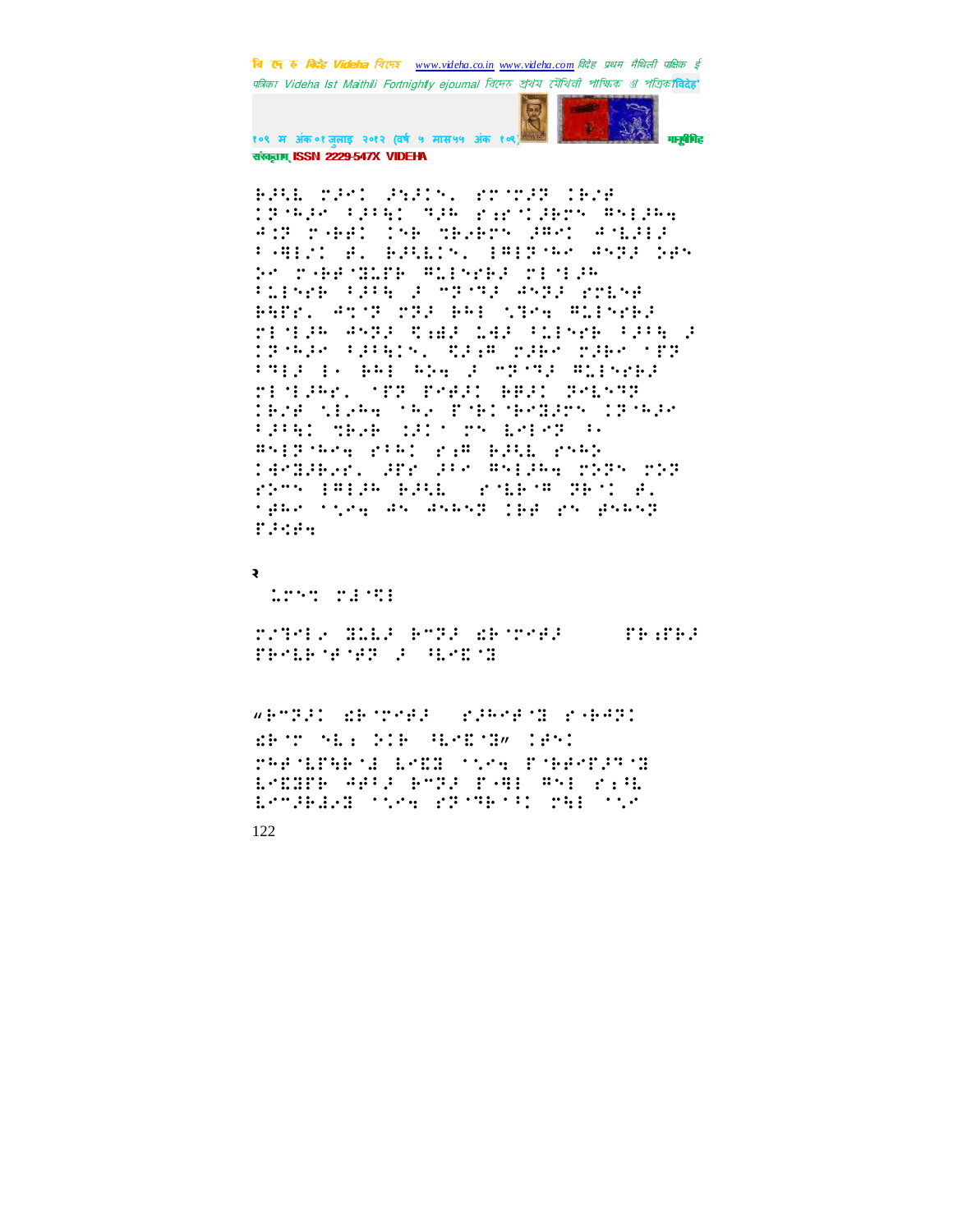२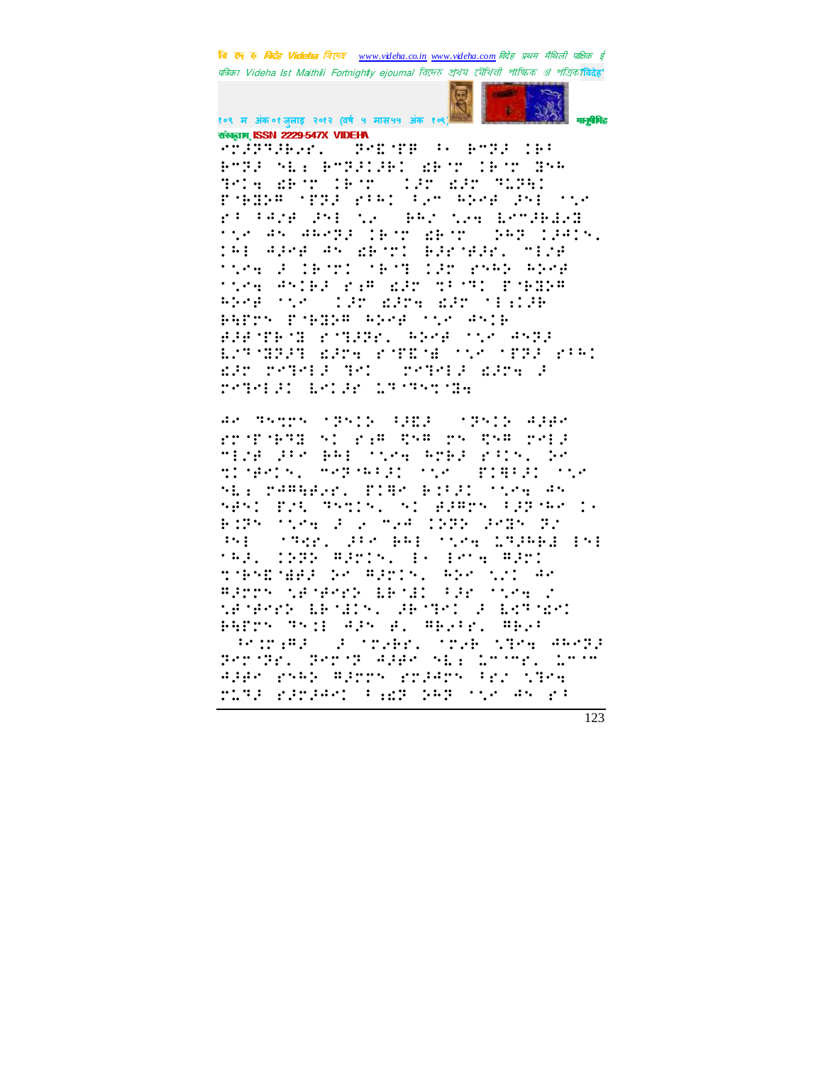⠋⠗⠜⠝⠹⠚⠑⠵⠗⠲ ⠀⠝⠑⠨⠁⠋⠋ ⠆⠂ ⠃⠉⠝⠜ �IB⠃

⠃⠉⠝⠜ ⠎⠇⠆ ⠃⠉⠝⠜⠊⠚⠑⠊ ⠜⠃⠁⠗ ⠊⠃⠁⠗ ⠝⠎⠓

⠝⠑⠊⠪ ⠜⠃⠁⠗ ⠊⠃⠁⠗ ⠀⠊⠜⠗ ⠜⠜⠗ ⠹⠇⠝⠓⠊

⠏⠁⠃⠝⠵⠍ ⠁⠋⠝⠜ ⠗⠂⠓⠊ ⠂⠜⠉ ⠓⠵⠑⠋ ⠜⠎⠇ ⠁⠌⠑

⠗⠂ ⠂⠓⠌⠋ ⠜⠎⠇ ⠌⠑ ⠀⠃⠓⠌ ⠌⠑⠪ ⠇⠑⠉⠚⠃⠜⠑⠝

⠁⠌⠑ ⠙⠎ ⠙⠓⠑⠝⠜ ⠊⠃⠁⠗ ⠜⠃⠁⠗ ⠀⠵⠓⠝ ⠊⠜⠙⠊⠎⠲

⠊⠓⠇ ⠙⠜⠑⠋ ⠙⠎ ⠜⠃⠁⠗⠊ ⠃⠜⠗⠁⠋⠜⠗⠲ ⠍⠊⠌⠋

⠁⠌⠑⠪ ⠜ ⠊⠃⠁⠗⠊ ⠁⠃⠁⠝ ⠊⠜⠗ ⠗⠎⠓⠵ ⠓⠵⠑⠋

⠁⠌⠑⠪ ⠙⠎⠊⠃⠜ ⠗⠡⠍ ⠜⠜⠗ ⠹⠂⠁⠝⠊ ⠏⠁⠃⠝⠵⠍

⠓⠵⠑⠋ ⠁⠌⠑ ⠀⠊⠜⠗ ⠜⠜⠗⠪ ⠜⠜⠗ ⠁⠊⠡⠊⠚⠃

⠃⠓⠋⠗⠎ ⠏⠁⠃⠝⠵⠍ ⠓⠵⠑⠋ ⠁⠌⠑ ⠙⠎⠊⠃

⠚⠜⠑⠁⠋⠃⠁⠝ ⠗⠁⠝⠜⠜⠗⠲ ⠓⠵⠑⠋ ⠁⠌⠑ ⠙⠎⠝⠜

⠇⠉⠝⠹⠝⠜⠝ ⠜⠜⠗⠪ ⠗⠁⠋⠨⠁⠋ ⠁⠌⠑ ⠁⠋⠝⠜ ⠗⠂⠓⠊

⠜⠜⠗ ⠗⠑⠝⠑⠇⠜ ⠝⠑⠊ ⠀⠗⠑⠝⠑⠇⠜ ⠜⠜⠗⠪ ⠜

⠗⠑⠝⠑⠇⠜⠊ ⠇⠑⠊⠜⠗ ⠇⠝⠁⠝⠎⠉⠁⠹⠪

⠙⠑ ⠝⠎⠉⠗⠎ ⠁⠝⠎⠊⠵ ⠂⠜⠨⠜ ⠀⠁⠝⠎⠊⠵ ⠙⠜⠋⠑

⠗⠉⠁⠋⠁⠃⠝⠹ ⠎⠊ ⠗⠡⠍ ⠻⠎⠍ ⠗⠎ ⠻⠎⠍ ⠗⠑⠇⠜

⠍⠊⠌⠋ ⠜⠂⠑ ⠃⠓⠇ ⠁⠌⠑⠪ ⠓⠉⠃⠜ ⠗⠂⠊⠎⠲ ⠵⠑

⠹⠊⠁⠋⠑⠊⠎⠲ ⠍⠑⠝⠁⠓⠂⠜⠊ ⠁⠌⠑ ⠀⠏⠊⠻⠂⠜⠊ ⠁⠌⠑

⠎⠇⠆ ⠗⠜⠍⠻⠑⠵⠗⠲ ⠏⠊⠻⠑ ⠃⠊⠂⠜⠊ ⠁⠌⠑⠪ ⠙⠎

⠎⠋⠎⠊ ⠏⠜⠡ ⠝⠎⠹⠊⠎⠲ ⠎⠊ ⠚⠜⠍⠗⠎ ⠂⠜⠝⠁⠓⠑ ⠊⠂

⠃⠊⠝⠎ ⠁⠌⠑⠪ ⠜ ⠜ ⠍⠌⠋ ⠊⠝⠝⠵ ⠜⠑⠨⠎ ⠝⠌

⠂⠎⠇ ⠀⠁⠹⠑⠗⠲ ⠜⠂⠑ ⠃⠓⠇ ⠁⠌⠑⠪ ⠇⠹⠜⠓⠃⠜ ⠊⠎⠇

⠁⠓⠜⠲ ⠊⠝⠝⠵ ⠻⠜⠗⠊⠎⠲ ⠇⠂ ⠇⠑⠪ ⠻⠜⠗⠊

⠹⠁⠃⠎⠨⠁⠋⠜⠜ ⠵⠑ ⠻⠜⠗⠊⠎⠲ ⠓⠵⠑ ⠌⠌⠊ ⠙⠑

⠻⠜⠗⠗⠎ ⠌⠋⠁⠋⠑⠗⠵ ⠇⠃⠁⠨⠊ ⠂⠜⠗ ⠁⠌⠑⠪ ⠌

⠌⠋⠁⠋⠑⠗⠵ ⠇⠃⠁⠨⠊⠎⠲ ⠚⠃⠁⠝⠑⠊ ⠜ ⠇⠉⠝⠁⠨⠑⠊

⠃⠓⠋⠗⠎ ⠝⠎⠊⠨ ⠙⠜⠎ ⠋⠲ ⠻⠃⠌⠂⠗⠲ ⠻⠃⠌⠂

⠀⠂⠑⠊⠗⠡⠍⠜ ⠀⠜ ⠁⠗⠌⠃⠗⠲ ⠁⠗⠌⠃ ⠌⠹⠑⠪ ⠙⠓⠑⠝⠜

⠝⠑⠗⠁⠝⠑⠲ ⠝⠑⠗⠁⠝ ⠙⠜⠋⠑ ⠎⠇⠆ ⠇⠉⠁⠉⠑⠲ ⠇⠉⠁⠉

⠙⠜⠋⠑ ⠗⠎⠓⠵ ⠻⠜⠗⠗⠎ ⠗⠜⠙⠗⠎ ⠂⠗⠌ ⠌⠹⠑⠪

⠗⠇⠹⠜ ⠗⠜⠗⠜⠙⠑⠊ ⠂⠡⠜⠝ ⠵⠓⠝ ⠁⠌⠑ ⠙⠎ ⠗⠂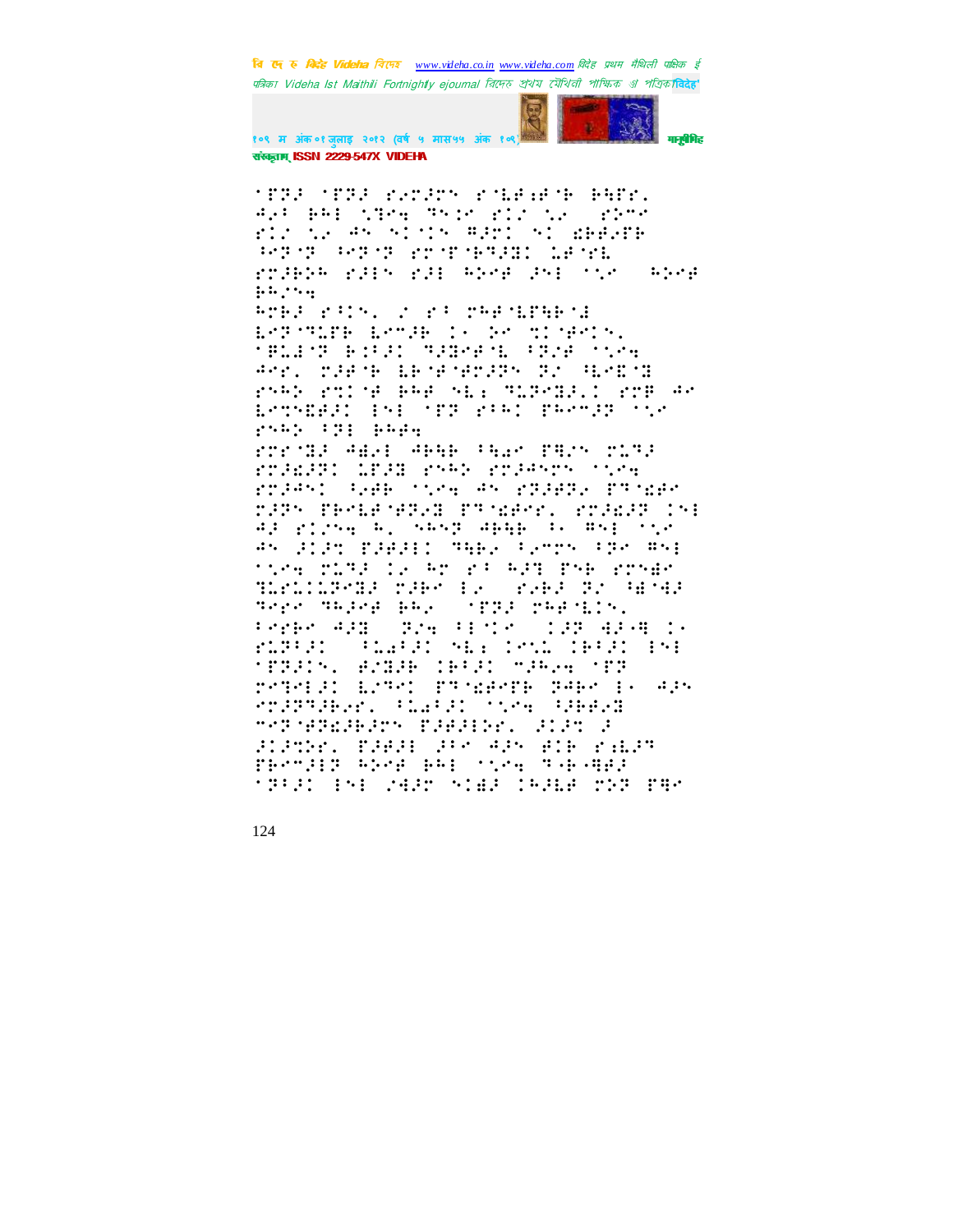'.F.J.F.J.F.J.'

The main body of the page is Braille-like dot text that cannot be reliably transcribed.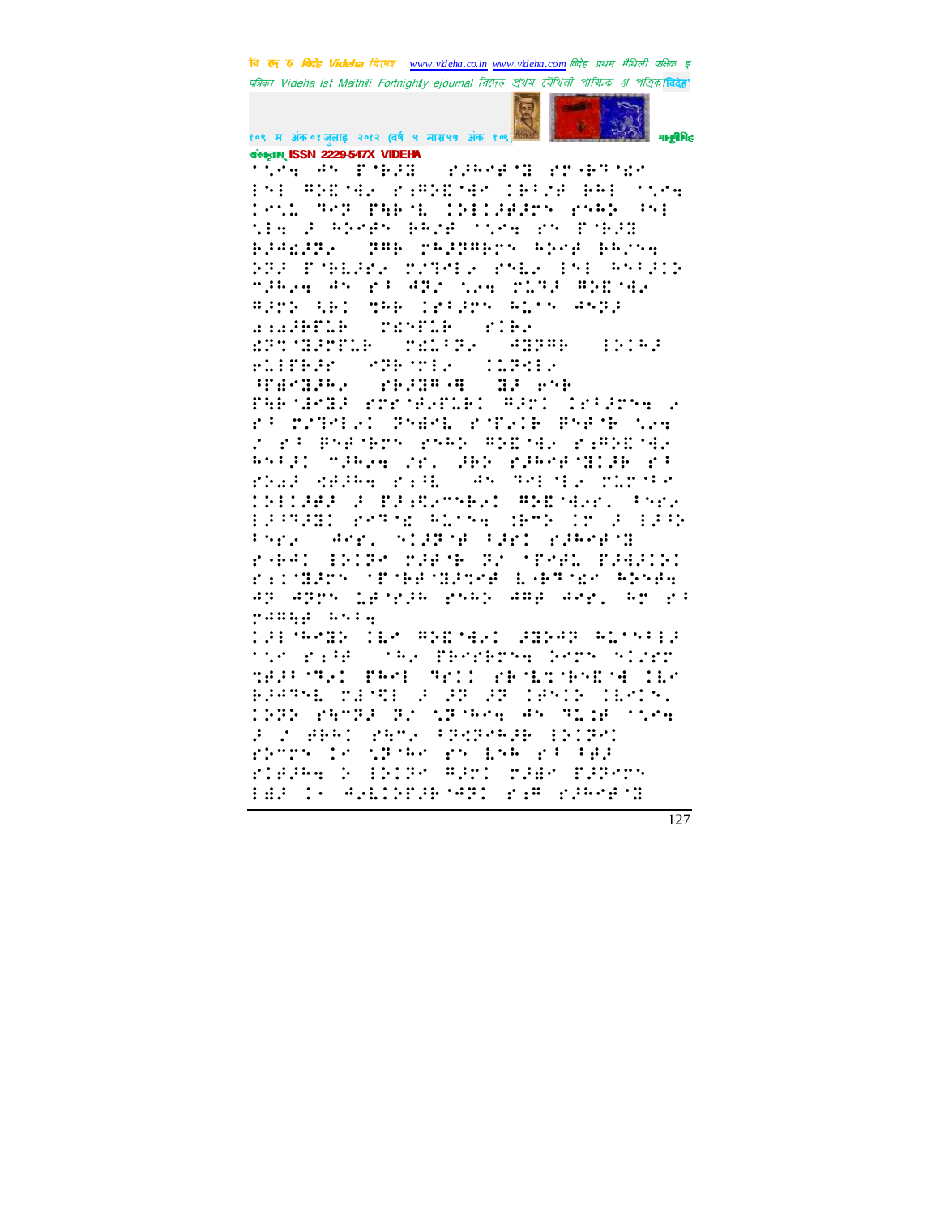संस्कृताम् ISSN 2229-547X VIDEHA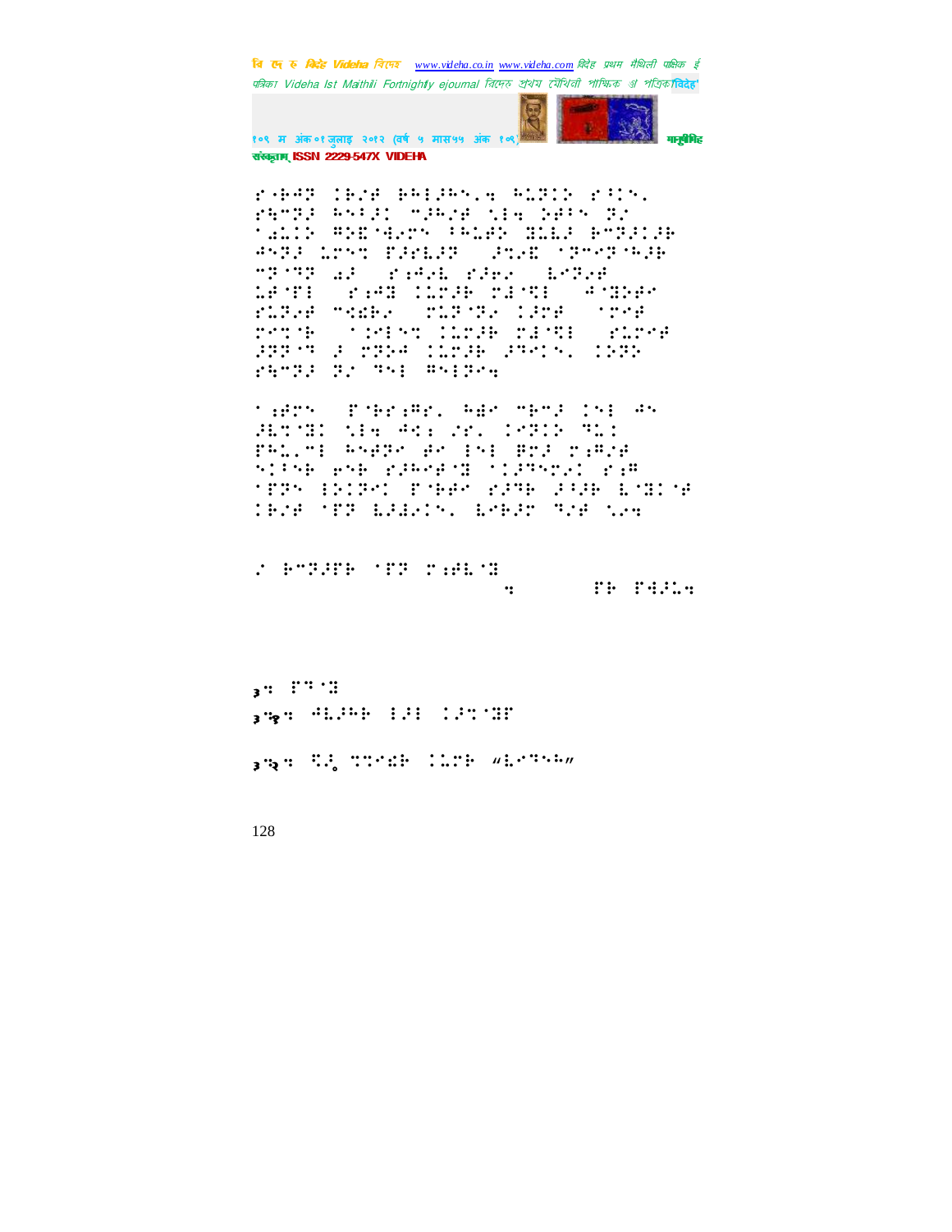⠗⠊⠁⠓⠙⠙ ⠊⠃⠎⠋ ⠃⠓⠊⠚⠓⠝⠂⠹ ⠓⠇⠝⠊⠕ ⠗⠋⠊⠝⠂
⠗⠻⠉⠝⠚ ⠓⠝⠋⠚⠅ ⠉⠚⠓⠎⠋ ⠎⠇⠹ ⠕⠋⠋⠝ ⠝⠎
⠁⠜⠇⠊⠕ ⠿⠕⠮⠈⠻⠌⠍ ⠋⠓⠇⠋⠕ ⠽⠇⠇⠚ ⠃⠉⠝⠚⠊⠚⠃
⠙⠝⠝⠚ ⠇⠗⠉⠉ ⠏⠚⠋⠇⠚⠝ ⠚⠉⠎⠽ ⠁⠝⠉⠝⠈⠓⠚⠃
⠉⠝⠈⠝⠝ ⠜⠚ ⠗⠔⠙⠌⠇ ⠗⠚⠗⠌ ⠇⠉⠝⠌⠋
⠇⠋⠈⠏⠊ ⠗⠔⠙⠽ ⠊⠇⠉⠚⠃ ⠍⠙⠈⠟⠊ ⠙⠈⠽⠕⠋⠌
⠗⠇⠝⠌⠋ ⠉⠩⠋⠌ ⠍⠇⠝⠈⠝⠌ ⠊⠚⠗⠋ ⠁⠗⠉⠋
⠗⠉⠉⠈⠃ ⠁⠊⠉⠊⠝⠉ ⠊⠇⠉⠚⠃ ⠍⠙⠈⠟⠊ ⠗⠇⠗⠉⠋
⠚⠝⠝⠈⠉ ⠚ ⠍⠝⠕⠙ ⠊⠇⠍⠚⠃ ⠚⠉⠉⠊⠝⠂ ⠊⠕⠝⠕
⠗⠻⠉⠝⠚ ⠝⠎ ⠉⠝⠊ ⠿⠝⠊⠝⠌⠹

⠁⠔⠋⠗⠝ ⠏⠈⠃⠗⠔⠿⠗⠂ ⠓⠜⠗ ⠉⠃⠉⠚ ⠊⠝⠊ ⠙⠝
⠚⠇⠉⠈⠽⠊ ⠎⠇⠹ ⠙⠩⠔ ⠎⠗⠂ ⠊⠉⠝⠊⠕ ⠟⠇⠊
⠏⠓⠇⠂⠉⠊ ⠓⠝⠋⠝⠌ ⠋⠌ ⠊⠝⠊ ⠿⠗⠚ ⠍⠔⠿⠎⠋
⠝⠊⠋⠝⠃ ⠗⠝⠃ ⠗⠚⠓⠉⠋⠈⠽ ⠁⠊⠚⠉⠝⠍⠌⠊ ⠗⠔⠿
⠁⠏⠝⠝ ⠊⠕⠊⠝⠉⠊ ⠏⠈⠃⠋⠗ ⠗⠚⠉⠃ ⠚⠋⠚⠃ ⠇⠈⠽⠊⠈⠋
⠊⠃⠎⠋ ⠁⠏⠝ ⠇⠚⠜⠌⠊⠝⠂ ⠇⠉⠃⠚⠗ ⠟⠎⠋ ⠎⠌⠹

⠎ ⠃⠉⠝⠚⠏⠃ ⠁⠏⠝ ⠍⠔⠋⠇⠈⠽ ⠹ ⠏⠃ ⠏⠻⠚⠇⠹

३⠹ ⠏⠉⠈⠽

३⠒१⠹ ⠙⠇⠚⠓⠃ ⠊⠚⠊ ⠊⠚⠉⠈⠽⠏

३⠒२⠹ ⠟⠚॰ ⠉⠉⠉⠩⠃ ⠊⠇⠗⠃ "⠇⠉⠉⠝⠓"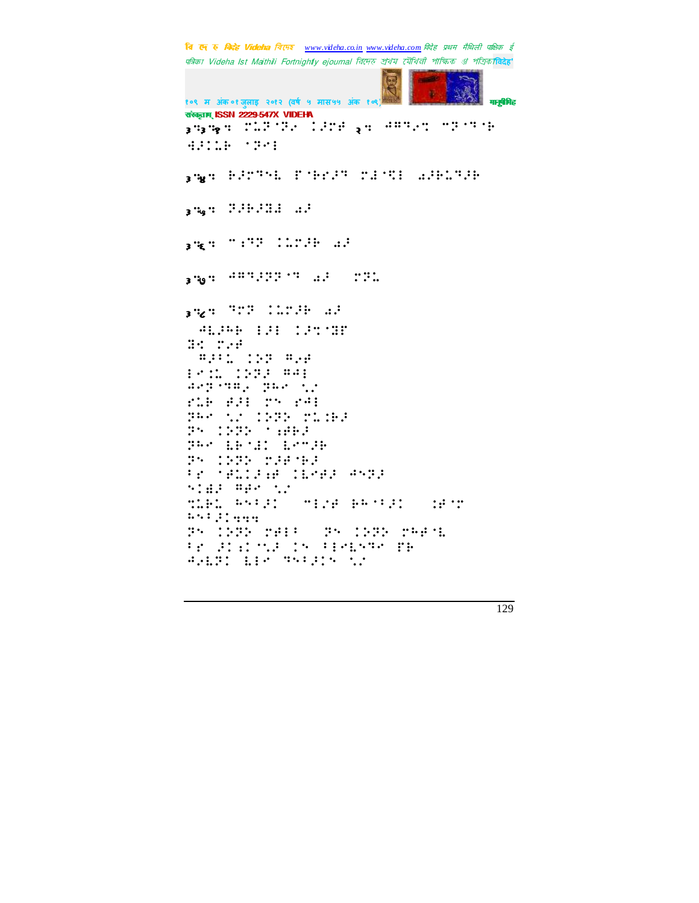३.३.१: ⠍⠥⠗⠈⠝⠊ ⠅⠜⠍⠋ २: ⠙⠉⠹⠊⠒ ⠉⠝⠈⠹⠈⠗ ⠻⠜⠅⠥⠗ ⠈⠝⠑⠇

३.४: ⠗⠜⠍⠹⠑⠇ ⠏⠈⠗⠎⠜⠹ ⠍⠇⠈⠹⠇ ⠩⠜⠗⠥⠹⠜⠗

३.५: ⠝⠜⠗⠜⠝⠇ ⠩⠜

३.६: ⠉⠝⠹⠝ ⠅⠥⠍⠜⠗ ⠩⠜

३.७: ⠙⠉⠹⠜⠝⠝⠈⠹ ⠩⠜ ⠍⠝⠥

३.८: ⠹⠍⠝ ⠅⠥⠍⠜⠗ ⠩⠜

⠙⠇⠜⠓⠗ ⠇⠜⠇ ⠅⠜⠒⠈⠝⠋
⠝⠊ ⠍⠊⠋
⠉⠜⠇⠥ ⠅⠕⠝ ⠉⠊⠋
⠇⠊⠅⠥ ⠅⠕⠝⠜ ⠉⠙⠇
⠙⠊⠝⠈⠹⠉⠊ ⠝⠓⠊ ⠌⠜
⠋⠥⠗ ⠋⠜⠇ ⠍⠕ ⠋⠙⠇
⠝⠓⠊ ⠌⠜ ⠅⠕⠝⠕ ⠍⠥⠅⠗⠜
⠝⠕ ⠅⠕⠝⠕ ⠈⠅⠋⠗⠜
⠝⠓⠊ ⠇⠗⠈⠇⠅ ⠇⠊⠉⠜⠗
⠝⠕ ⠅⠕⠝⠕ ⠍⠜⠋⠈⠗⠜
⠃⠋ ⠈⠋⠥⠅⠜⠅⠋ ⠅⠇⠊⠋⠜ ⠙⠕⠝⠜
⠕⠅⠇⠜ ⠉⠋⠊ ⠌⠜
⠒⠥⠗⠥ ⠓⠕⠃⠜⠅ ⠉⠇⠊⠋ ⠗⠓⠈⠃⠜⠅ ⠅⠋⠈⠍
⠓⠕⠃⠜⠅...
⠝⠕ ⠅⠕⠝⠕ ⠍⠋⠇⠃ ⠝⠕ ⠅⠕⠝⠕ ⠍⠓⠋⠈⠇
⠃⠋ ⠜⠅⠅⠈⠌⠜ ⠅⠕ ⠃⠇⠊⠇⠕⠹⠊ ⠏⠗
⠙⠊⠇⠝⠅ ⠇⠇⠊ ⠹⠕⠃⠜⠅⠕ ⠌⠜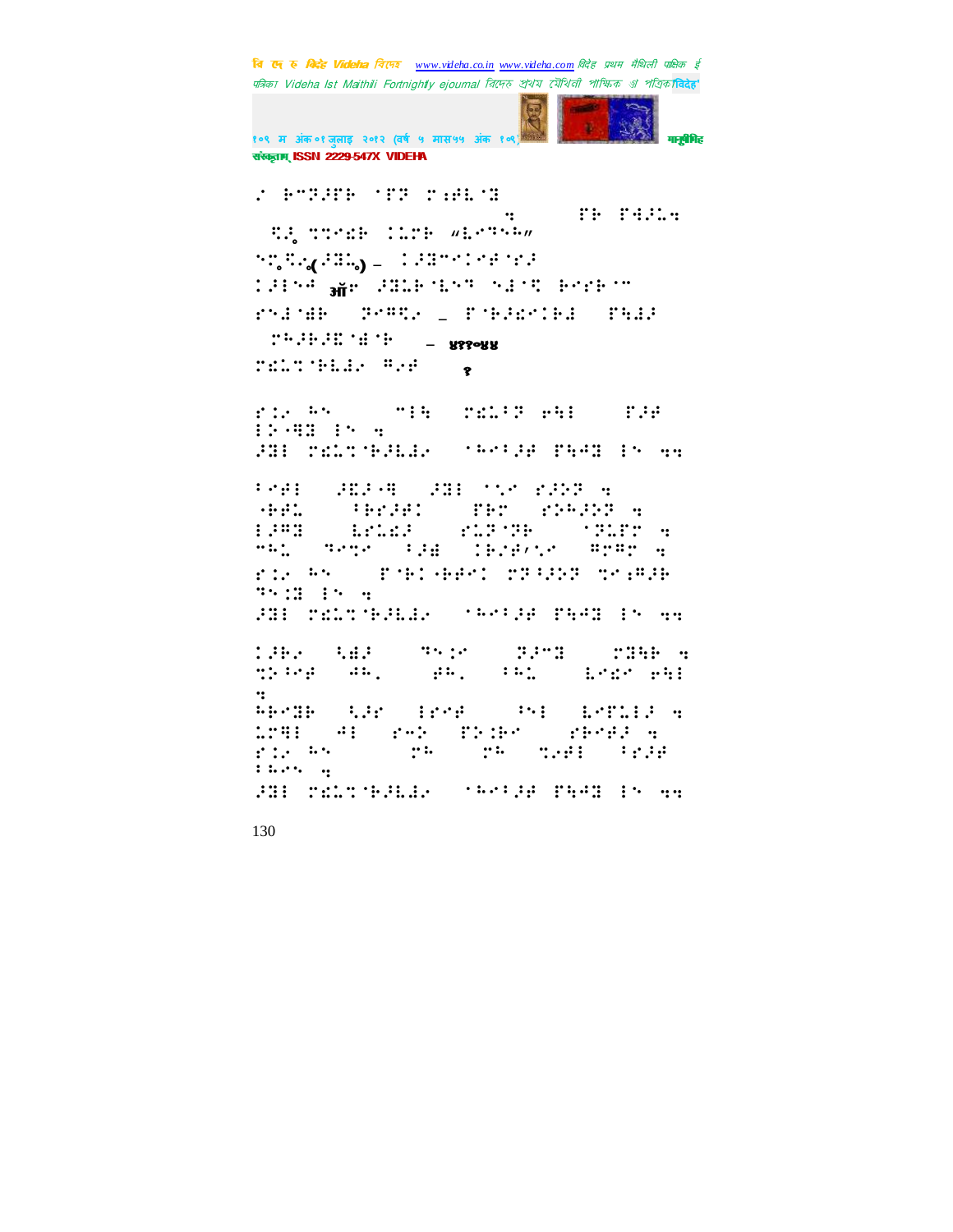⠠⠀⠗⠉⠝⠐⠋⠗⠀⠈⠋⠝⠀⠗⠐⠑⠇⠈⠍

⠒⠀⠀⠀⠀⠀⠀⠋⠗⠀⠋⠻⠐⠇⠒

⠀⠩⠐⠂⠹⠹⠩⠗⠀⠅⠇⠗⠗⠀⠦⠇⠉⠝⠓⠴

⠓⠹⠂⠩⠐⠂(⠐⠍⠇⠂) – ⠅⠐⠍⠉⠅⠉⠋⠈⠗⠐

⠅⠐⠃⠓⠙ ऑं ⠐⠍⠇⠗⠈⠇⠓⠝⠀⠓⠜⠈⠩⠀⠗⠉⠗⠗⠈⠉

⠗⠓⠜⠈⠻⠗⠀⠀⠝⠉⠛⠩⠐ – ⠋⠈⠗⠐⠩⠉⠅⠗⠜⠀⠀⠋⠹⠜⠐

⠀⠗⠓⠐⠗⠐⠫⠈⠻⠈⠗⠀⠀– ४११०४४

⠗⠩⠇⠹⠈⠗⠇⠜⠐⠀⠛⠐⠋⠀⠀१

⠗⠅⠐⠀⠓⠓⠀⠀⠀⠀⠉⠃⠹⠀⠀⠗⠩⠇⠈⠝⠀⠋⠹⠃⠀⠀⠀⠋⠐⠋
⠃⠕⠈⠛⠍⠀⠃⠓⠀⠒

⠐⠍⠃⠀⠗⠩⠇⠹⠈⠗⠐⠇⠜⠐⠀⠀⠈⠓⠉⠈⠐⠋⠀⠋⠹⠙⠍⠀⠃⠓⠀⠒⠒

⠈⠉⠋⠃⠀⠀⠐⠫⠐⠈⠛⠀⠀⠐⠍⠃⠀⠈⠹⠐⠀⠗⠐⠕⠝⠀⠒
⠈⠋⠋⠇⠀⠀⠀⠈⠗⠗⠐⠋⠅⠀⠀⠀⠋⠗⠉⠀⠀⠗⠕⠓⠐⠕⠝⠀⠒
⠃⠐⠛⠍⠀⠀⠀⠇⠗⠇⠩⠐⠀⠀⠀⠗⠇⠝⠈⠝⠗⠀⠀⠀⠈⠝⠇⠋⠉⠀⠒
⠉⠓⠇⠀⠀⠝⠉⠹⠐⠀⠀⠈⠐⠻⠀⠀⠅⠗⠐⠋⠌⠹⠐⠀⠀⠛⠗⠛⠉⠀⠒
⠗⠅⠐⠀⠓⠓⠀⠀⠀⠋⠈⠗⠅⠈⠗⠋⠉⠅⠀⠗⠝⠈⠐⠕⠝⠀⠹⠉⠻⠛⠐⠗
⠝⠓⠅⠍⠀⠃⠓⠀⠒

⠐⠍⠃⠀⠗⠩⠇⠹⠈⠗⠐⠇⠜⠐⠀⠀⠈⠓⠉⠈⠐⠋⠀⠋⠹⠙⠍⠀⠃⠓⠀⠒⠒

⠅⠐⠗⠐⠀⠀⠹⠻⠐⠀⠀⠀⠝⠓⠅⠉⠀⠀⠀⠝⠐⠉⠍⠀⠀⠀⠗⠍⠹⠗⠀⠒
⠹⠕⠈⠉⠋⠀⠀⠋⠓⠂⠀⠀⠀⠀⠋⠓⠂⠀⠀⠈⠓⠇⠀⠀⠀⠇⠉⠩⠉⠀⠋⠹⠃
⠒
⠓⠗⠉⠍⠗⠀⠀⠹⠐⠗⠀⠀⠃⠗⠉⠋⠀⠀⠀⠀⠈⠓⠃⠀⠀⠇⠉⠋⠇⠃⠐⠀⠒
⠇⠗⠛⠃⠀⠀⠀⠙⠃⠀⠀⠗⠉⠕⠀⠀⠋⠕⠅⠗⠉⠀⠀⠀⠗⠗⠉⠋⠐⠀⠒
⠗⠅⠐⠀⠓⠓⠀⠀⠀⠀⠀⠀⠗⠓⠀⠀⠀⠀⠗⠓⠀⠀⠀⠹⠐⠋⠃⠀⠀⠈⠗⠐⠋
⠃⠇⠉⠓⠀⠒

⠐⠍⠃⠀⠗⠩⠇⠹⠈⠗⠐⠇⠜⠐⠀⠀⠈⠓⠉⠈⠐⠋⠀⠋⠹⠙⠍⠀⠃⠓⠀⠒⠒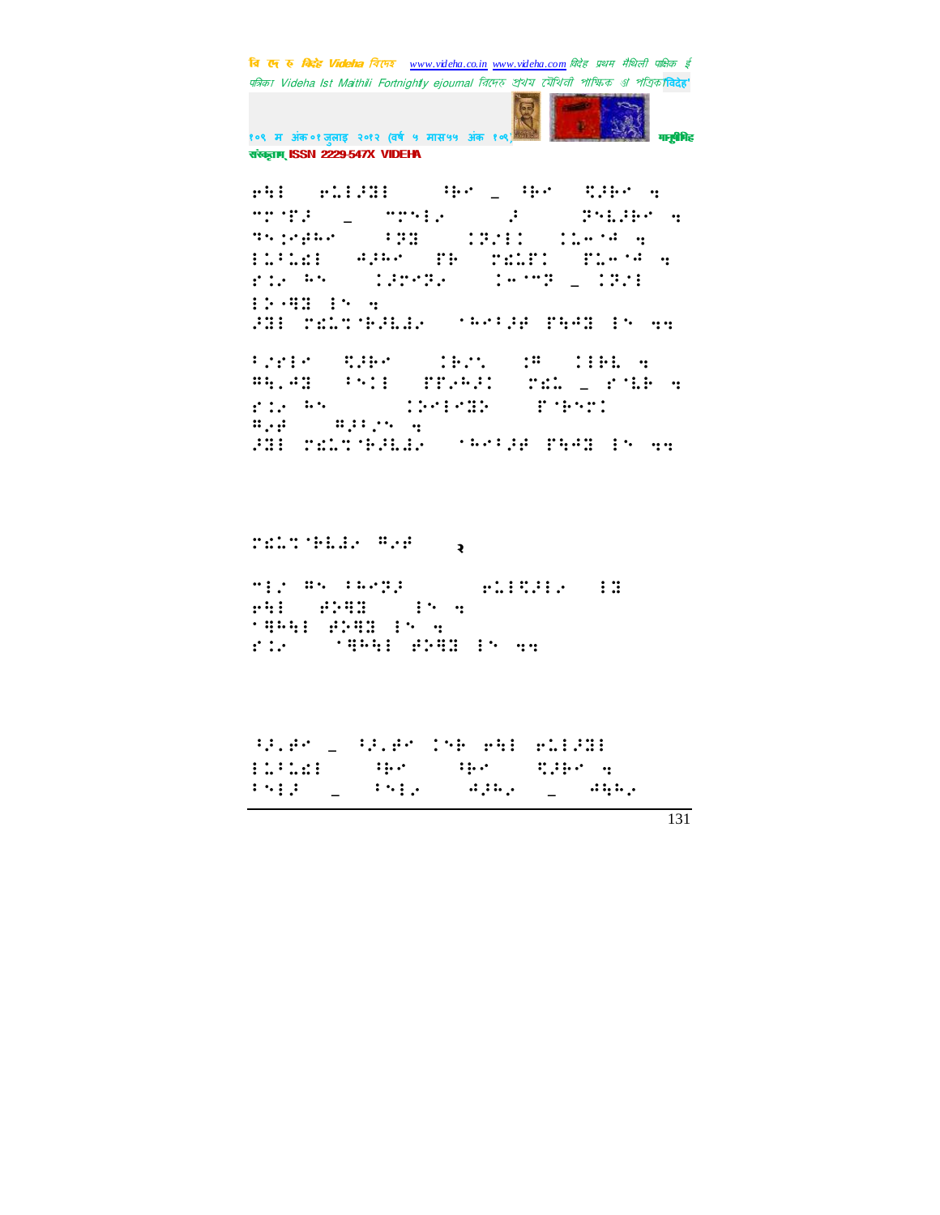⠢⠓⠇ ⠢⠥⠇⠚⠿⠇ ⠁⠗⠉ ⠤ ⠁⠗⠉ ⠻⠚⠗⠉ ⠲
⠉⠗⠈⠋⠚ ⠤ ⠉⠗⠑⠇⠴ ⠚ ⠽⠑⠧⠚⠗⠉ ⠲
⠓⠑⠷⠢⠗⠓⠉ ⠇⠽⠿ ⠅⠽⠌⠇⠅ ⠅⠥⠒⠈⠙ ⠲
⠇⠥⠁⠥⠩⠇ ⠙⠚⠓⠉ ⠋⠗ ⠗⠩⠥⠋⠅ ⠋⠥⠒⠈⠙ ⠲
⠋⠅⠴ ⠓⠑ ⠅⠚⠗⠉⠽⠴ ⠅⠒⠈⠉⠽ ⠤ ⠅⠽⠌⠇
⠇⠕⠐⠻⠿ ⠇⠑ ⠲
⠚⠿⠇ ⠗⠩⠥⠝⠈⠗⠚⠧⠙⠴ ⠈⠓⠉⠁⠚⠋ ⠋⠓⠙⠿ ⠇⠑ ⠲⠲

⠁⠌⠗⠇⠉ ⠻⠚⠗⠉ ⠅⠗⠌⠝ ⠅⠣ ⠅⠇⠗⠧ ⠲
⠻⠓⠲⠙⠿ ⠁⠑⠅⠇ ⠋⠋⠴⠓⠚⠅ ⠗⠩⠥ ⠤ ⠋⠈⠧⠗ ⠲
⠋⠅⠴ ⠓⠑ ⠅⠕⠉⠇⠉⠿⠕ ⠋⠈⠗⠑⠗⠅
⠻⠴⠋ ⠻⠚⠇⠌⠑ ⠲
⠚⠿⠇ ⠗⠩⠥⠝⠈⠗⠚⠧⠙⠴ ⠈⠓⠉⠁⠚⠋ ⠋⠓⠙⠿ ⠇⠑ ⠲⠲

⠗⠩⠥⠝⠈⠗⠧⠙⠴ ⠻⠴⠋ २

⠉⠇⠌ ⠻⠑ ⠁⠓⠉⠽⠚ ⠢⠥⠇⠻⠚⠇⠴ ⠇⠿
⠢⠓⠇ ⠋⠕⠻⠿ ⠇⠑ ⠲
⠈⠻⠓⠓⠇ ⠋⠕⠻⠿ ⠇⠑ ⠲
⠋⠅⠴ ⠈⠻⠓⠓⠇ ⠋⠕⠻⠿ ⠇⠑ ⠲⠲

⠃⠚⠲⠋⠉ ⠤ ⠃⠚⠲⠋⠉ ⠅⠑⠗ ⠢⠓⠇ ⠢⠥⠇⠚⠿⠇
⠇⠥⠁⠥⠩⠇ ⠁⠗⠉ ⠁⠗⠉ ⠻⠚⠗⠉ ⠲
⠁⠑⠇⠚ ⠤ ⠁⠑⠇⠴ ⠙⠚⠓⠴ ⠤ ⠙⠓⠓⠴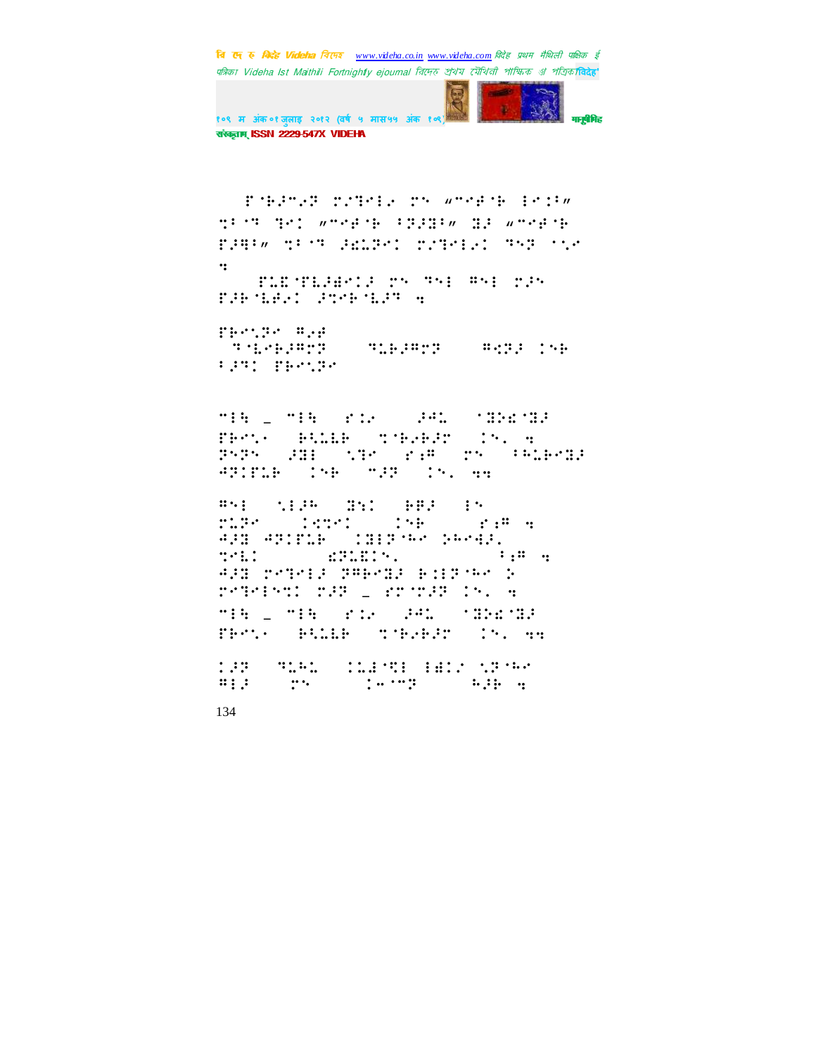⠏⠀⠑⠀⠗⠀⠆⠀⠉⠀⠆⠀⠀ ⠉⠀⠀⠁⠀⠑⠀⠄⠀⠀⠉⠀⠀⠀⠑⠀⠀ ⠄⠀⠑⠀⠄⠀⠀⠀⠀⠀⠀⠑⠀⠁⠀⠉⠀⠀⠑

Braille text content (not transcribable as standard text)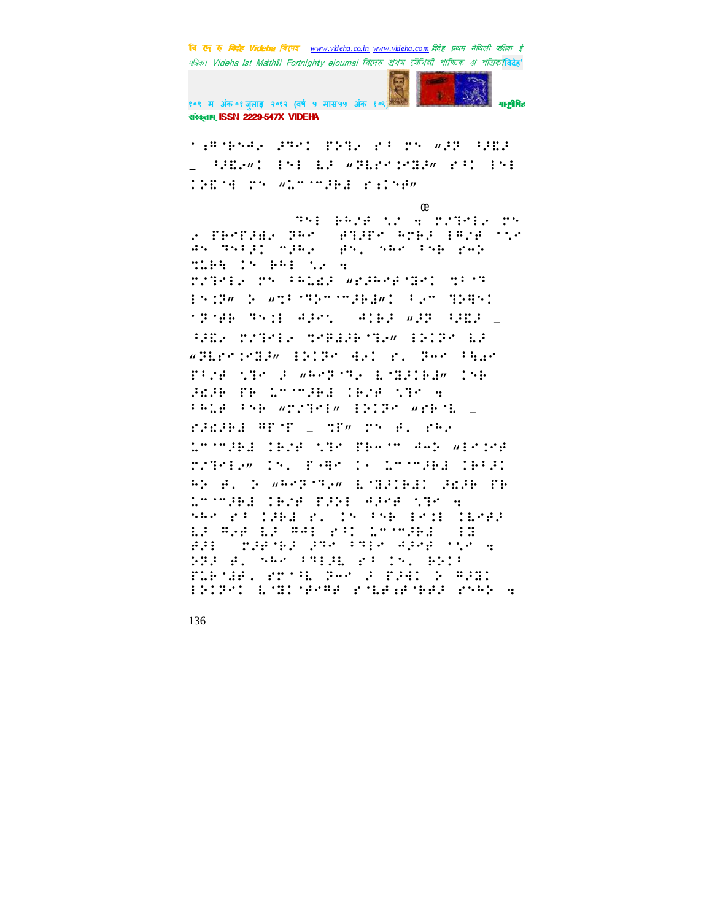⠁⠆⠣⠈⠃⠪⠲⠄ ⠲⠻⠉ ⠏⠵⠹⠄ ⠗⠃ ⠗⠝ ⠶⠲⠻ ⠃⠲⠫⠲ ⠤ ⠃⠲⠫⠄⠶⠉ ⠑⠝⠇ ⠇⠲ ⠶⠽⠇⠗⠉⠒⠻⠲⠶ ⠗⠃⠉ ⠑⠝⠇ ⠉⠵⠫⠈⠙ ⠗⠝ ⠶⠡⠉⠈⠉⠲⠷⠙ ⠗⠆⠉⠝⠋⠶

œ

⠹⠝⠇ ⠷⠓⠌⠋ ⠡⠄ ⠪ ⠗⠌⠹⠑⠇⠄ ⠗⠝ ⠄ ⠏⠷⠑⠏⠲⠱⠄ ⠽⠓⠑ ⠋⠹⠲⠏⠑ ⠓⠗⠷⠲ ⠑⠻⠌⠋ ⠈⠡⠄ ⠹⠝⠹⠲⠉ ⠉⠲⠓⠄ ⠋⠝⠂ ⠪⠓⠑ ⠃⠝⠷ ⠗⠪⠵ ⠹⠇⠷⠓ ⠉⠝ ⠷⠓⠇ ⠡⠄ ⠪ ⠗⠌⠹⠑⠇⠄ ⠗⠝ ⠃⠓⠇⠫⠲ ⠶⠗⠲⠓⠑⠋⠈⠻⠑⠉ ⠹⠃⠈⠹ ⠑⠝⠉⠽⠶ ⠵ ⠶⠹⠃⠈⠹⠵⠉⠈⠉⠲⠷⠙⠶⠉ ⠃⠄⠉ ⠹⠵⠻⠝⠉ ⠈⠽⠈⠋⠷ ⠹⠝⠉⠇ ⠙⠲⠑⠡ ⠙⠉⠷⠲ ⠶⠲⠻ ⠃⠲⠫⠲ ⠤ ⠃⠲⠫⠄ ⠗⠌⠹⠑⠇⠄ ⠹⠑⠏⠙⠲⠷⠈⠹⠄⠶ ⠑⠵⠉⠽⠑ ⠇⠲ ⠶⠽⠇⠗⠉⠒⠻⠲⠶ ⠑⠵⠉⠽⠑ ⠙⠄⠉ ⠗⠂ ⠽⠓⠑ ⠃⠪⠲⠑ ⠏⠃⠌⠋ ⠡⠹⠑ ⠲ ⠶⠓⠑⠽⠈⠹⠄ ⠇⠈⠻⠲⠉⠷⠙⠶ ⠉⠝⠷ ⠲⠫⠲⠷ ⠏⠷ ⠡⠉⠈⠉⠲⠷⠙ ⠉⠷⠌⠋ ⠡⠹⠑ ⠪ ⠃⠓⠡⠋ ⠃⠝⠷ ⠶⠗⠌⠹⠑⠇⠶ ⠑⠵⠉⠽⠑ ⠶⠗⠷⠈⠇ ⠤ ⠗⠲⠫⠲⠷⠙ ⠣⠏⠈⠏ ⠤ ⠹⠏⠶ ⠗⠝ ⠋⠂ ⠗⠓⠄ ⠡⠉⠈⠉⠲⠷⠙ ⠉⠷⠌⠋ ⠡⠹⠑ ⠏⠷⠓⠈⠉ ⠙⠓⠵ ⠶⠑⠉⠌⠋ ⠗⠌⠹⠑⠇⠄⠶ ⠉⠝⠂ ⠏⠐⠻⠑ ⠉⠐ ⠡⠉⠈⠉⠲⠷⠙ ⠉⠷⠃⠲⠉ ⠓⠵ ⠋⠂ ⠵ ⠶⠓⠑⠽⠈⠹⠄⠶ ⠇⠈⠻⠲⠉⠷⠙⠉ ⠲⠫⠲⠷ ⠏⠷ ⠡⠉⠈⠉⠲⠷⠙ ⠉⠷⠌⠋ ⠏⠲⠵⠇ ⠙⠲⠑⠋ ⠡⠹⠑ ⠪ ⠪⠓⠑ ⠗⠃ ⠉⠲⠷⠙ ⠗⠂ ⠉⠝ ⠃⠝⠷ ⠑⠑⠆⠇ ⠉⠇⠑⠋⠲ ⠇⠲ ⠣⠄⠋ ⠇⠲ ⠣⠙⠇ ⠗⠃⠉ ⠡⠉⠈⠉⠲⠷⠙ ⠑⠻ ⠋⠲⠇ ⠌⠲⠋⠈⠷⠲ ⠲⠹⠑ ⠃⠹⠇⠑ ⠙⠲⠑⠋ ⠈⠡⠄ ⠪ ⠵⠹⠲ ⠋⠂ ⠪⠓⠑ ⠃⠹⠇⠲⠇ ⠗⠃ ⠉⠝⠂ ⠷⠵⠉⠃ ⠏⠇⠷⠈⠙⠋⠂ ⠗⠗⠈⠇ ⠽⠓⠑ ⠲ ⠏⠲⠙⠉ ⠵ ⠣⠲⠻⠉ ⠑⠵⠉⠽⠑⠉ ⠇⠈⠻⠉⠈⠋⠑⠣⠋ ⠗⠈⠇⠋⠆⠋⠈⠷⠋⠲ ⠗⠝⠓⠵ ⠪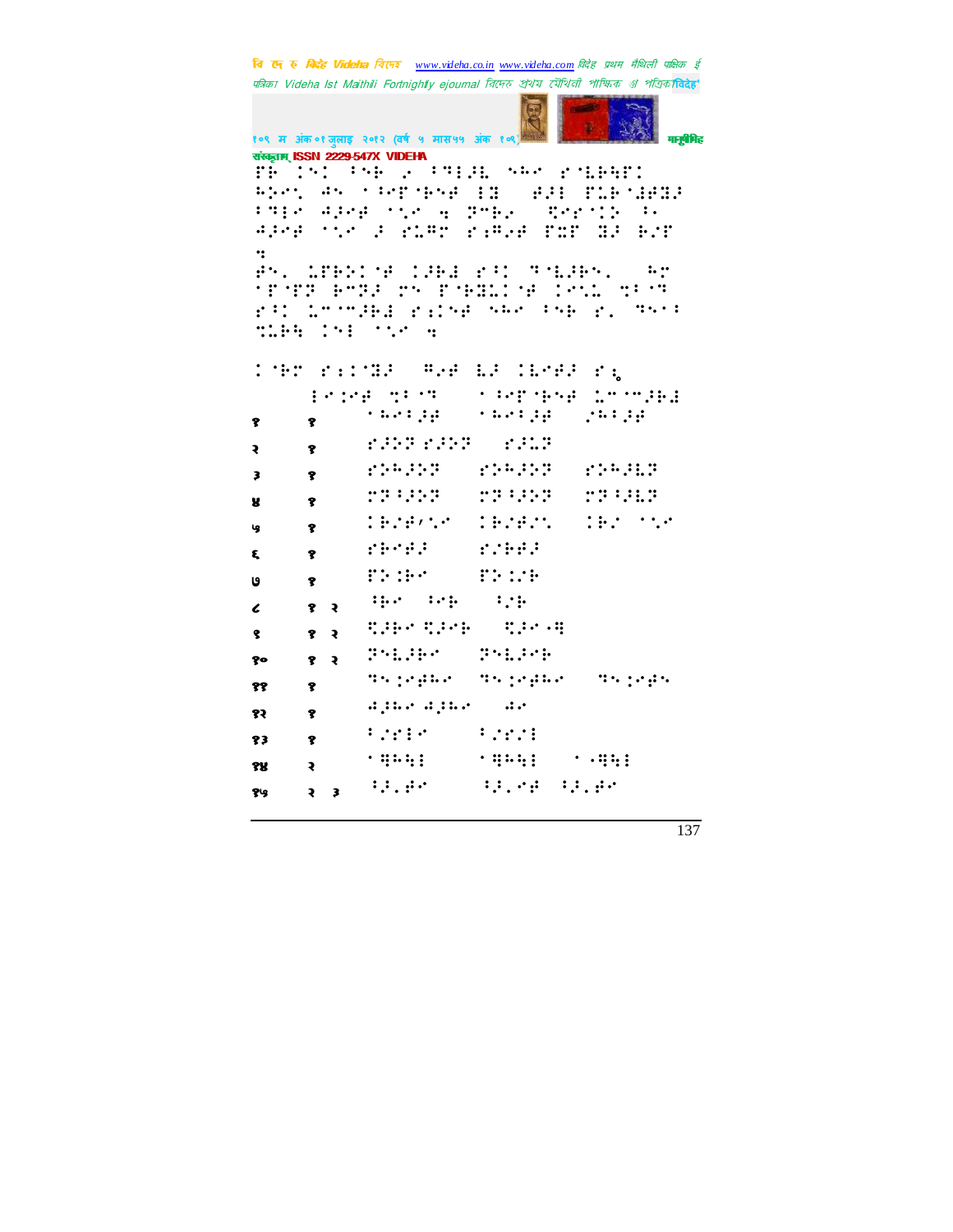| | | | | |
|---|---|---|---|---|
| १ | १ | | | |
| २ | १ | | | |
| ३ | १ | | | |
| ४ | १ | | | |
| ५ | १ | | | |
| ६ | १ | | | |
| ७ | १ | | | |
| ८ | १ २ | | | |
| ९ | १ २ | | | |
| १० | १ २ | | | |
| ११ | १ | | | |
| १२ | १ | | | |
| १३ | १ | | | |
| १४ | २ | | | |
| १५ | २ ३ | | | |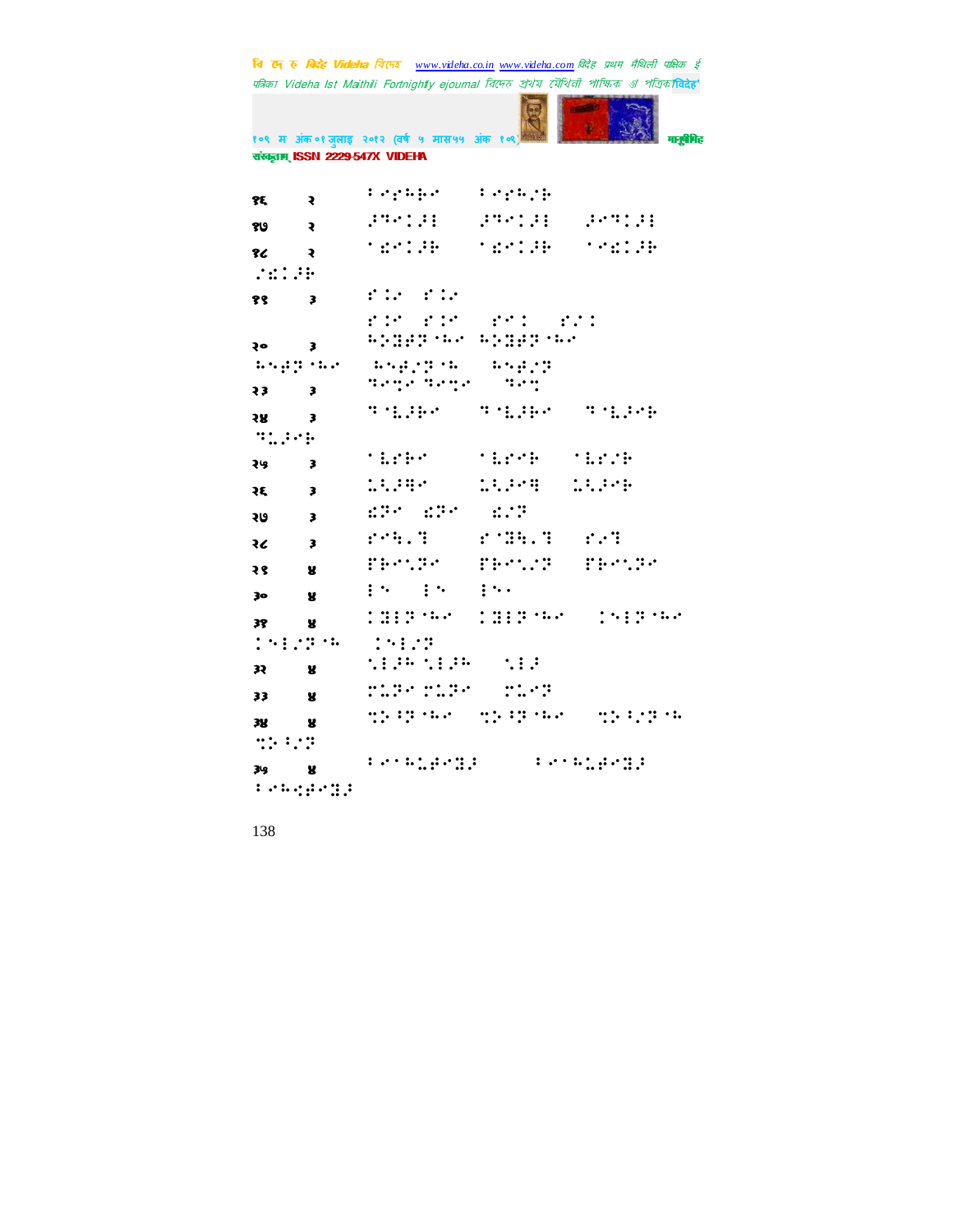| | | |
|---|---|---|
| १६ | २ | ⠇⠊⠎⠓⠗⠊ ⠇⠊⠎⠓⠌⠗ |
| १७ | २ | ⠼⠙⠊⠅⠼⠇ ⠼⠙⠊⠅⠼⠇ ⠼⠊⠙⠅⠼⠇ |
| १८ | २ | ⠁⠫⠊⠅⠼⠗ ⠁⠫⠊⠅⠼⠗ ⠁⠊⠫⠅⠼⠗ ⠌⠫⠅⠼⠗ |
| १९ | ३ | ⠋⠅⠊ ⠋⠅⠊ |
| | | ⠋⠅⠊ ⠋⠅⠊ ⠋⠊⠅ ⠋⠌⠅ |
| २० | ३ | ⠓⠕⠻⠿⠏⠈⠓⠊ ⠓⠕⠻⠿⠏⠈⠓⠊ ⠓⠑⠿⠏⠈⠓⠊ ⠓⠑⠿⠌⠏⠈⠓ ⠓⠑⠿⠌⠏ |
| २३ | ३ | ⠙⠊⠹⠊ ⠙⠊⠹⠊ ⠙⠊⠹ |
| २४ | ३ | ⠙⠈⠧⠼⠗⠊ ⠙⠈⠧⠼⠗⠊ ⠙⠈⠧⠼⠊⠗ ⠙⠧⠼⠊⠗ |
| २५ | ३ | ⠁⠧⠋⠗⠊ ⠁⠧⠋⠊⠗ ⠁⠧⠋⠌⠗ |
| २६ | ३ | ⠩⠹⠼⠻⠊ ⠩⠹⠼⠊⠻ ⠩⠹⠼⠊⠗ |
| २७ | ३ | ⠫⠏⠊ ⠫⠏⠊ ⠫⠌⠏ |
| २८ | ३ | ⠋⠊⠓⠄⠙ ⠋⠈⠻⠓⠄⠙ ⠋⠌⠙ |
| २९ | ४ | ⠏⠗⠊⠩⠏⠊ ⠏⠗⠊⠩⠌⠏ ⠏⠗⠊⠩⠏⠊ |
| ३० | ४ | ⠇⠑ ⠇⠑ ⠇⠑⠄ |
| ३१ | ४ | ⠅⠻⠇⠏⠈⠓⠊ ⠅⠻⠇⠏⠈⠓⠊ ⠅⠑⠇⠏⠈⠓⠊ ⠅⠑⠇⠌⠏⠈⠓ ⠅⠑⠇⠌⠏ |
| ३२ | ४ | ⠡⠇⠼⠓⠡⠇⠼⠓ ⠡⠇⠼ |
| ३३ | ४ | ⠍⠩⠏⠊⠍⠩⠏⠊ ⠍⠩⠊⠏ |
| ३४ | ४ | ⠹⠕⠓⠏⠈⠓⠊ ⠹⠕⠓⠏⠈⠓⠊ ⠹⠕⠓⠌⠏⠈⠓ ⠹⠕⠓⠌⠏ |
| ३५ | ४ | ⠇⠊⠁⠓⠩⠿⠊⠻⠼ ⠇⠊⠁⠓⠩⠿⠊⠻⠼ ⠇⠊⠓⠪⠿⠊⠻⠼ |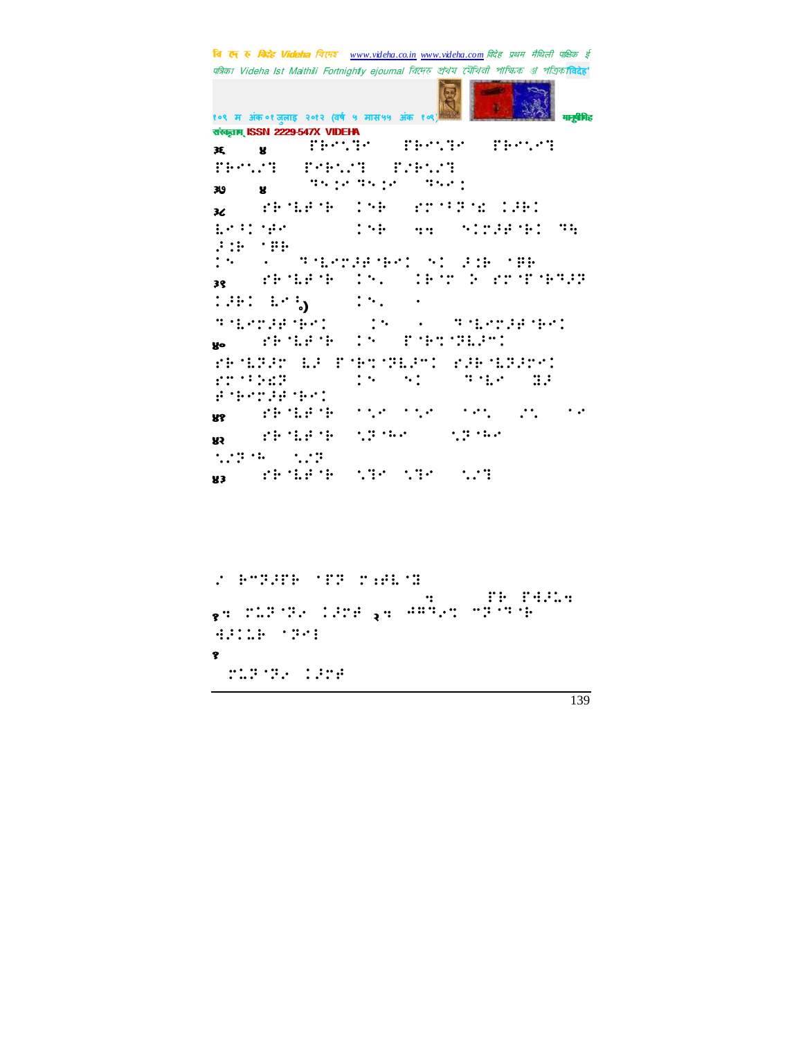३६ ४ 

३७ ४ 

३८ 

३९ 

४० 

४१ 

४२ 

४३ 

१ २ 

१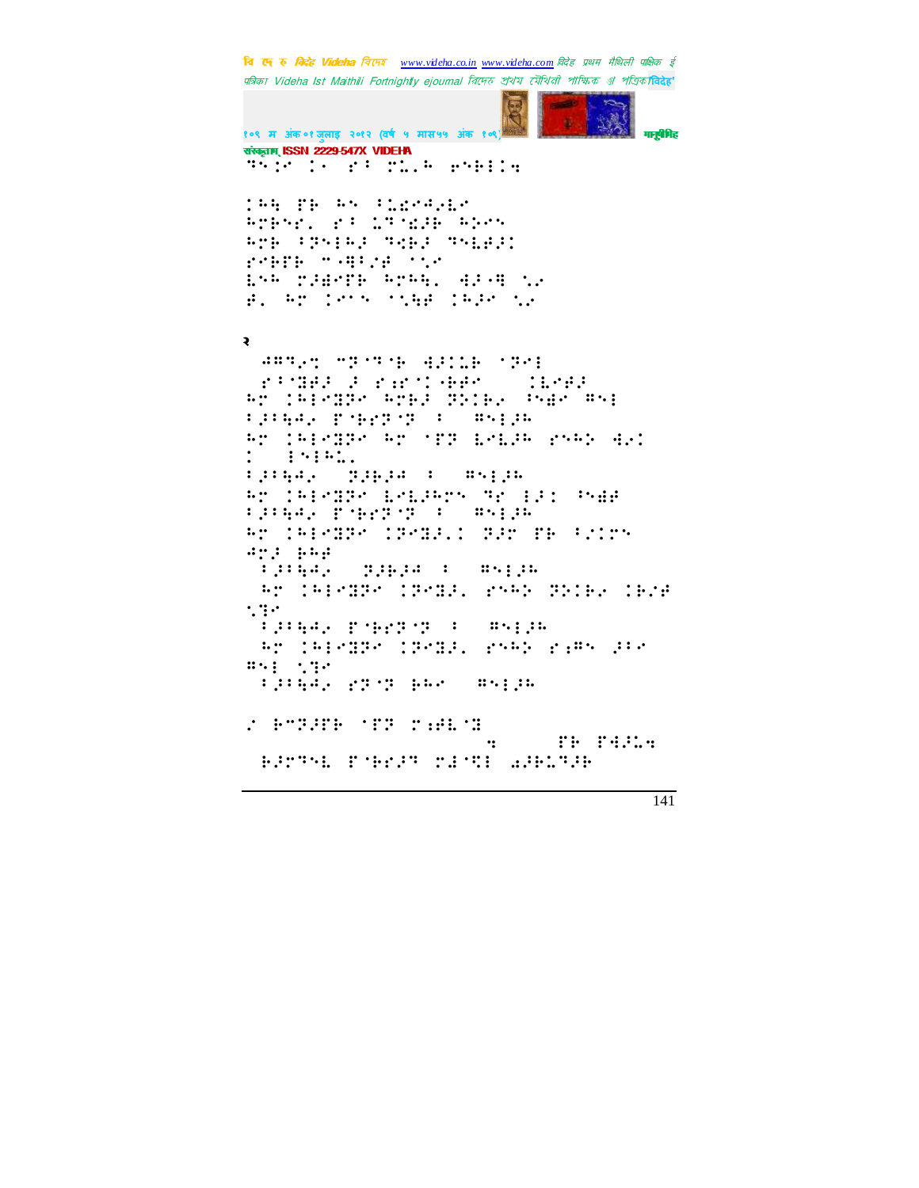२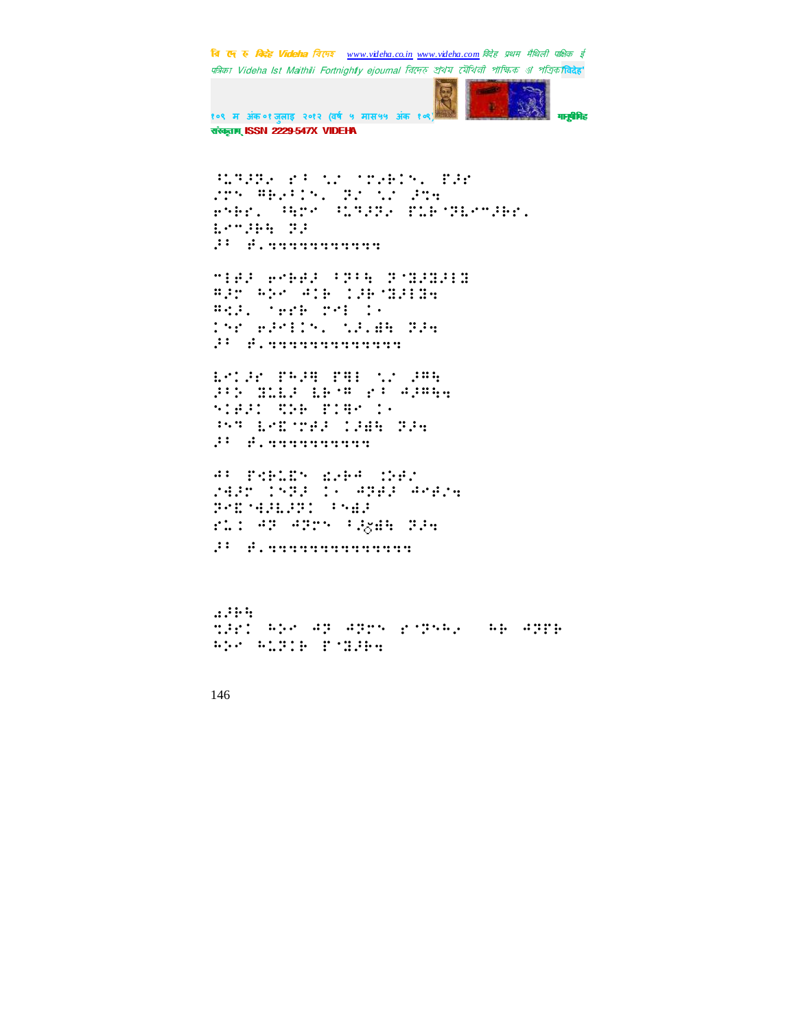⠳⠥�把⠚⠗⠂ ⠗⠁ ⠣⠴ ⠈⠖⠂⠗⠃⠝⠄ ⠏⠚⠗
⠎⠗⠝ ⠛⠗⠂⠁⠃⠝⠄ ⠽⠴ ⠣⠴ ⠚⠝⠹
⠗⠝⠗⠗⠄ ⠹⠩⠗⠊ ⠳⠥⠹⠚⠗⠂ ⠏⠥⠗⠈⠽⠇⠊⠉⠚⠗⠗⠄
⠇⠊⠉⠚⠗⠹ ⠽⠚
⠚⠁ ⠚⠄⠹⠹⠹⠹⠹⠹⠹⠹⠹⠹⠹

⠉⠇⠚⠚ ⠗⠝⠗⠗⠚ ⠁⠽⠁⠹ ⠽⠈⠽⠚⠽⠚⠇⠽
⠛⠚⠗ ⠓⠕⠊ ⠙⠃⠗ ⠅⠚⠗⠈⠽⠚⠇⠽⠹
⠛⠹⠚⠄ ⠈⠗⠗⠗ ⠗⠊⠇ ⠅⠂
⠅⠝⠗ ⠗⠚⠊⠇⠅⠝⠄ ⠣⠚⠄⠻⠹ ⠽⠚⠹
⠚⠁ ⠚⠄⠹⠹⠹⠹⠹⠹⠹⠹⠹⠹⠹⠹⠹

⠇⠊⠅⠚⠗ ⠏⠓⠚⠻ ⠏⠻⠇ ⠣⠴ ⠚⠛⠹
⠚⠁⠕ ⠽⠥⠇⠚ ⠇⠗⠈⠛ ⠗⠁ ⠙⠚⠛⠹⠹
⠝⠇⠚⠚⠅ ⠩⠕⠗ ⠏⠅⠻⠊ ⠅⠂
⠁⠝⠹ ⠇⠊⠫⠈⠗⠚⠚ ⠅⠚⠻⠹ ⠽⠚⠹
⠚⠁ ⠚⠄⠹⠹⠹⠹⠹⠹⠹⠹⠹⠹

⠙⠁ ⠏⠹⠃⠥⠫⠝ ⠫⠂⠃⠙ ⠅⠕⠚⠴
⠎⠹⠚⠗ ⠅⠝⠽⠚ ⠅⠂ ⠙⠽⠚⠚ ⠙⠊⠚⠴⠹
⠽⠊⠫⠈⠹⠚⠇⠚⠽⠅ ⠁⠝⠻⠚
⠗⠥⠅ ⠙⠽ ⠙⠽⠗⠝ ⠁⠚⠻⠹ ⠽⠚⠹
⠚⠁ ⠚⠄⠹⠹⠹⠹⠹⠹⠹⠹⠹⠹⠹⠹⠹⠹

⠫⠚⠃⠹
⠹⠚⠗⠅ ⠓⠕⠊ ⠙⠽ ⠙⠽⠗⠝ ⠗⠈⠽⠝⠓⠂ ⠓⠃ ⠙⠽⠏⠃
⠓⠕⠊ ⠓⠥⠽⠅⠃ ⠏⠈⠽⠚⠃⠹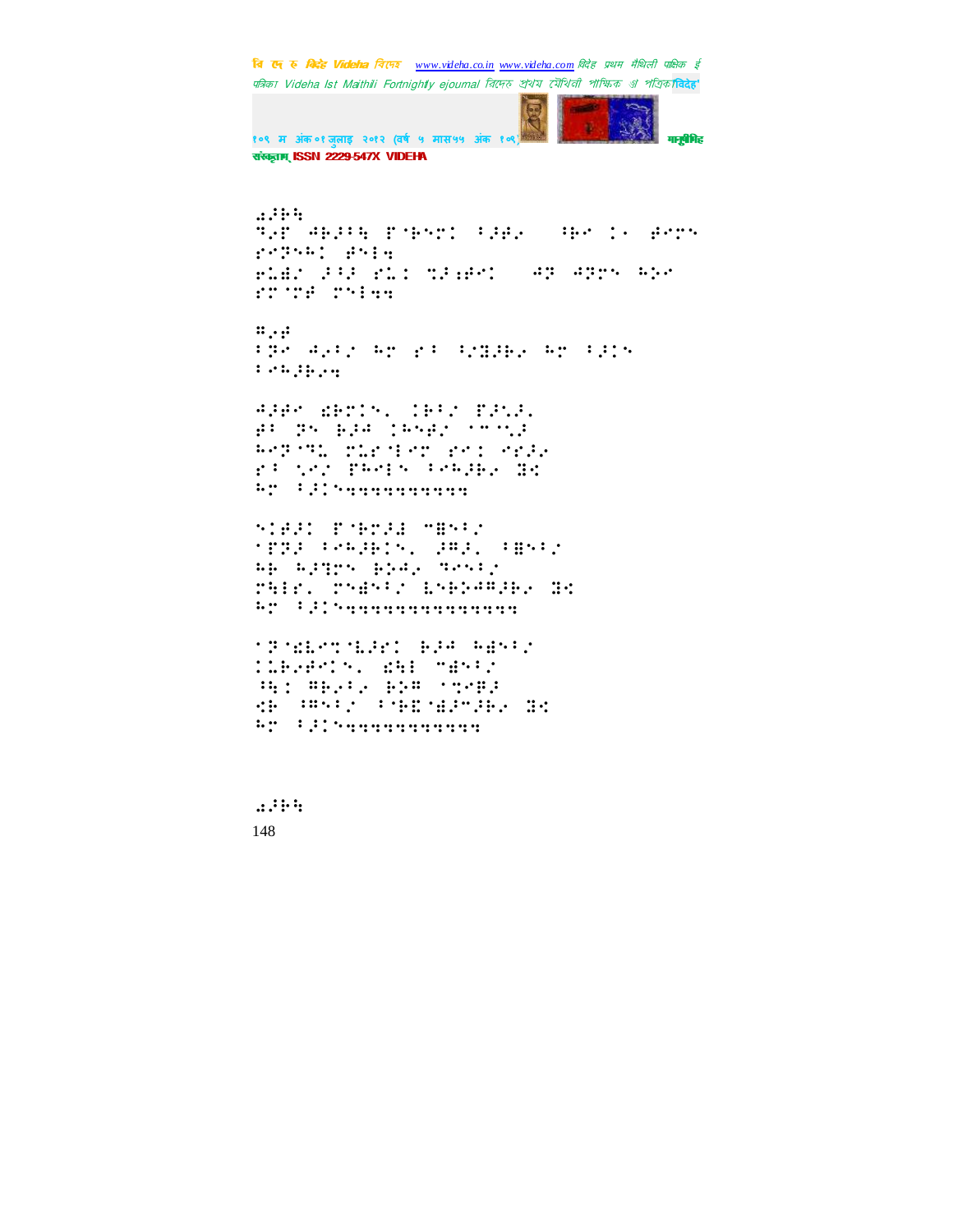�františ

⠔⠂⠗⠓

⠙⠪⠋ ⠚⠗⠂⠓ ⠋⠈⠗⠝⠍⠅ ⠁⠂⠋⠂ ⠀⠓⠗⠊ ⠅⠄ ⠫⠊⠍⠝
⠎⠊⠏⠝⠓⠅ ⠫⠝⠇⠹

⠗⠥⠻⠔ ⠂⠃⠂ ⠎⠥⠅ ⠝⠂⠒⠫⠅ ⠀⠚⠏ ⠚⠏⠍⠝ ⠓⠕⠊
⠎⠍⠈⠍⠋ ⠍⠝⠇⠹⠹

⠛⠢⠋
⠁⠏⠊ ⠚⠢⠃⠔ ⠓⠍ ⠎⠁ ⠂⠔⠝⠂⠗⠢ ⠓⠍ ⠁⠂⠅⠝
⠁⠊⠓⠂⠗⠢⠹

⠚⠂⠋⠊ ⠩⠗⠍⠅⠝⠄ ⠅⠗⠁⠔ ⠋⠂⠝⠂⠄
⠋⠁ ⠏⠝ ⠗⠂⠚ ⠅⠓⠫⠔ ⠁⠉⠈⠝⠂
⠓⠊⠏⠈⠙⠄ ⠍⠥⠎⠈⠇⠊⠍ ⠎⠊⠅ ⠊⠎⠂⠢
⠎⠁ ⠝⠊⠔ ⠋⠓⠊⠇⠝ ⠁⠊⠓⠂⠗⠢ ⠻⠪
⠓⠍ ⠁⠂⠅⠝⠹⠹⠹⠹⠹⠹⠹⠹⠹⠹⠹

⠝⠅⠫⠂⠅ ⠋⠈⠗⠍⠂⠇ ⠉⠿⠝⠁⠔
⠈⠋⠏⠂ ⠁⠊⠓⠂⠗⠅⠝⠄ ⠂⠛⠂⠄ ⠁⠿⠝⠁⠔
⠓⠗ ⠓⠂⠹⠍⠝ ⠗⠕⠚⠢ ⠙⠊⠝⠁⠔
⠍⠓⠇⠎⠄ ⠍⠝⠻⠝⠁⠔ ⠧⠝⠗⠕⠚⠛⠂⠗⠢ ⠻⠪
⠓⠍ ⠁⠂⠅⠝⠹⠹⠹⠹⠹⠹⠹⠹⠹⠹⠹⠹⠹⠹⠹

⠈⠏⠈⠩⠧⠊⠍⠈⠧⠂⠎⠅ ⠗⠂⠚ ⠓⠻⠝⠁⠔
⠅⠅⠗⠢⠫⠊⠅⠝⠄ ⠩⠹⠇ ⠉⠻⠝⠁⠔
⠓⠹⠅ ⠛⠗⠢⠁⠢ ⠗⠕⠛ ⠈⠍⠊⠛⠂
⠪⠗ ⠁⠛⠝⠁⠔ ⠁⠈⠗⠿⠈⠻⠂⠉⠂⠗⠢ ⠻⠪
⠓⠍ ⠁⠂⠅⠝⠹⠹⠹⠹⠹⠹⠹⠹⠹⠹⠹⠹

⠔⠂⠗⠓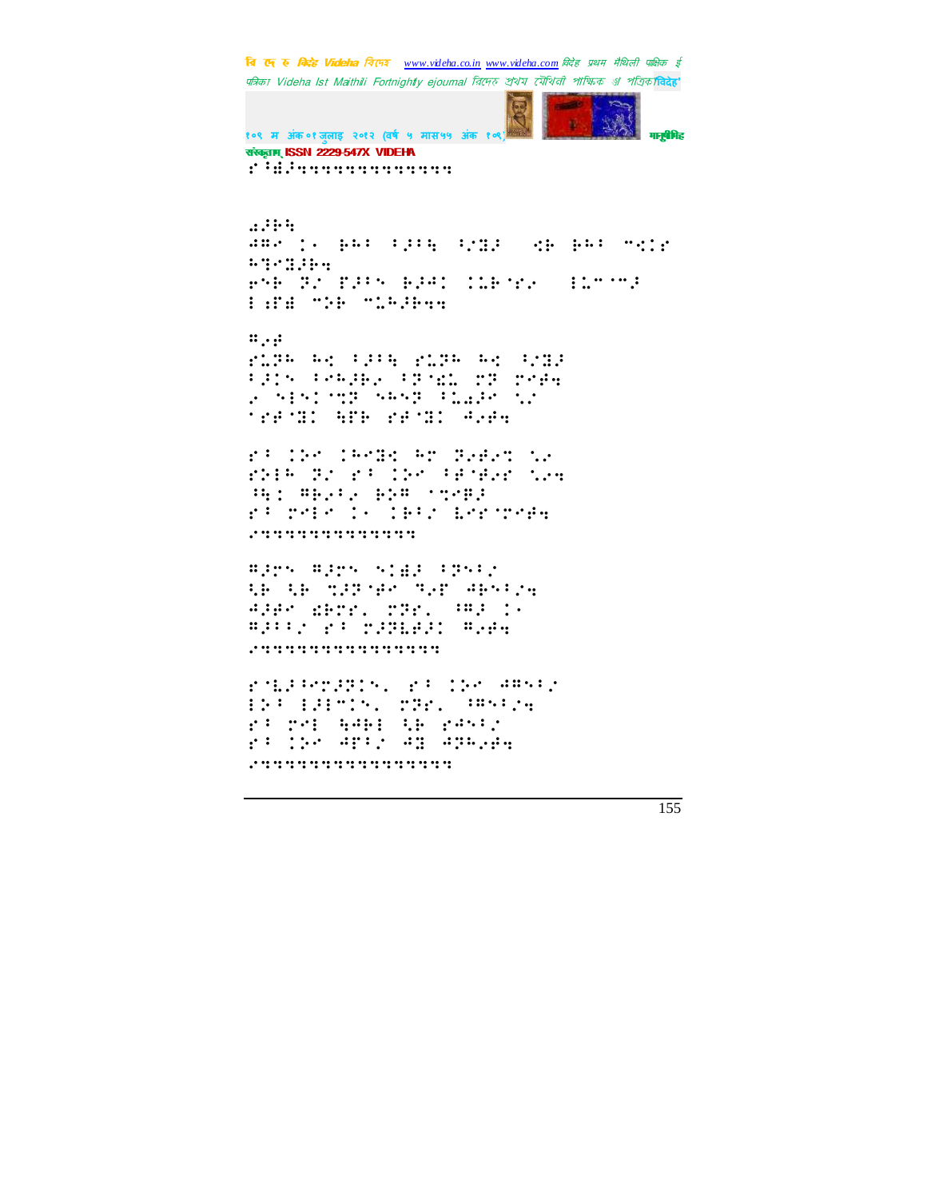⠗⠃⠾⠚⠒⠒⠒⠒⠒⠒⠒⠒⠒⠒⠒⠒⠒

⠬⠚⠗⠒
⠙⠛⠉⠀�APPROXIMATELY

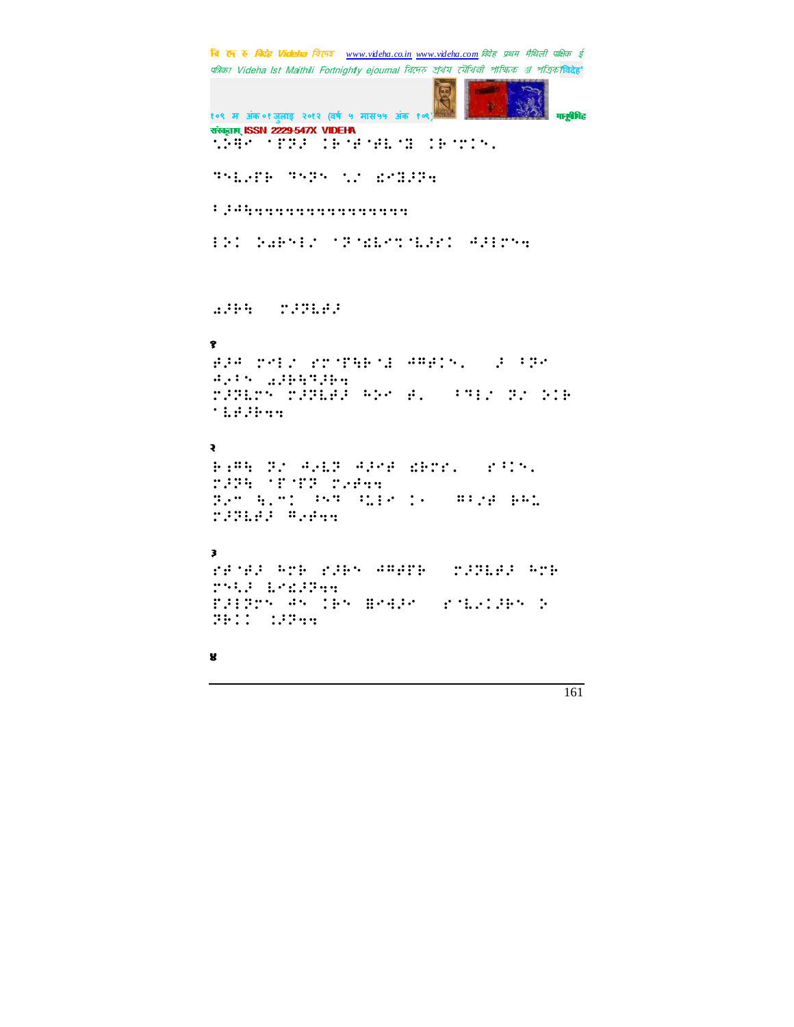संस्कृताम् ISSN 2229-547X VIDEHA

⠨⠕⠻⠊ ⠈⠏⠝⠚ ⠇⠗⠈⠋⠈⠋⠇⠈⠿ ⠇⠗⠈⠍⠇⠑⠲

⠙⠑⠇⠜⠋⠗ ⠙⠑⠝⠑ ⠨⠨⠌ ⠫⠊⠿⠚⠝⠹

⠃⠚⠓⠹⠹⠹⠹⠹⠹⠹⠹⠹⠹⠹⠹⠹⠹⠹⠹

⠅⠕⠇ ⠕⠵⠗⠑⠅⠌ ⠈⠝⠫⠇⠊⠍⠈⠇⠚⠋⠇ ⠓⠚⠅⠍⠑⠹

⠵⠚⠗⠹ ⠍⠚⠝⠇⠋⠚

१

⠋⠚⠓ ⠍⠊⠅⠌ ⠋⠍⠈⠏⠹⠗⠈⠿ ⠓⠻⠋⠇⠑⠲ ⠚ ⠃⠝⠊

⠓⠜⠃⠑ ⠵⠚⠗⠹⠙⠚⠗⠹

⠍⠚⠝⠇⠍⠑ ⠍⠚⠝⠇⠋⠚ ⠓⠕⠊ ⠋⠲ ⠃⠙⠅⠌ ⠝⠌ ⠕⠇⠗

⠈⠇⠋⠚⠗⠹⠹

२

⠗⠦⠻⠹ ⠝⠌ ⠓⠜⠇⠝ ⠓⠚⠊⠋ ⠫⠗⠍⠋⠲ ⠋⠃⠇⠑⠲

⠍⠚⠝⠹ ⠈⠏⠈⠏⠝ ⠍⠜⠋⠹⠹

⠝⠜⠉ ⠹⠲⠉⠇ ⠃⠑⠙ ⠃⠨⠅⠊ ⠇⠐ ⠻⠃⠌⠋ ⠗⠻⠨

⠍⠚⠝⠇⠋⠚ ⠻⠜⠋⠹⠹

३

⠋⠋⠈⠋⠚ ⠓⠍⠗ ⠋⠚⠗⠑ ⠓⠻⠋⠏⠗ ⠍⠚⠝⠇⠋⠚ ⠓⠍⠗

⠍⠑⠹⠚ ⠇⠊⠫⠚⠝⠹⠹

⠏⠚⠅⠝⠍⠑ ⠓⠑ ⠇⠗⠑ ⠿⠊⠹⠚⠊ ⠋⠈⠇⠜⠇⠚⠗⠑ ⠕

⠝⠗⠇⠇ ⠨⠚⠝⠹⠹

४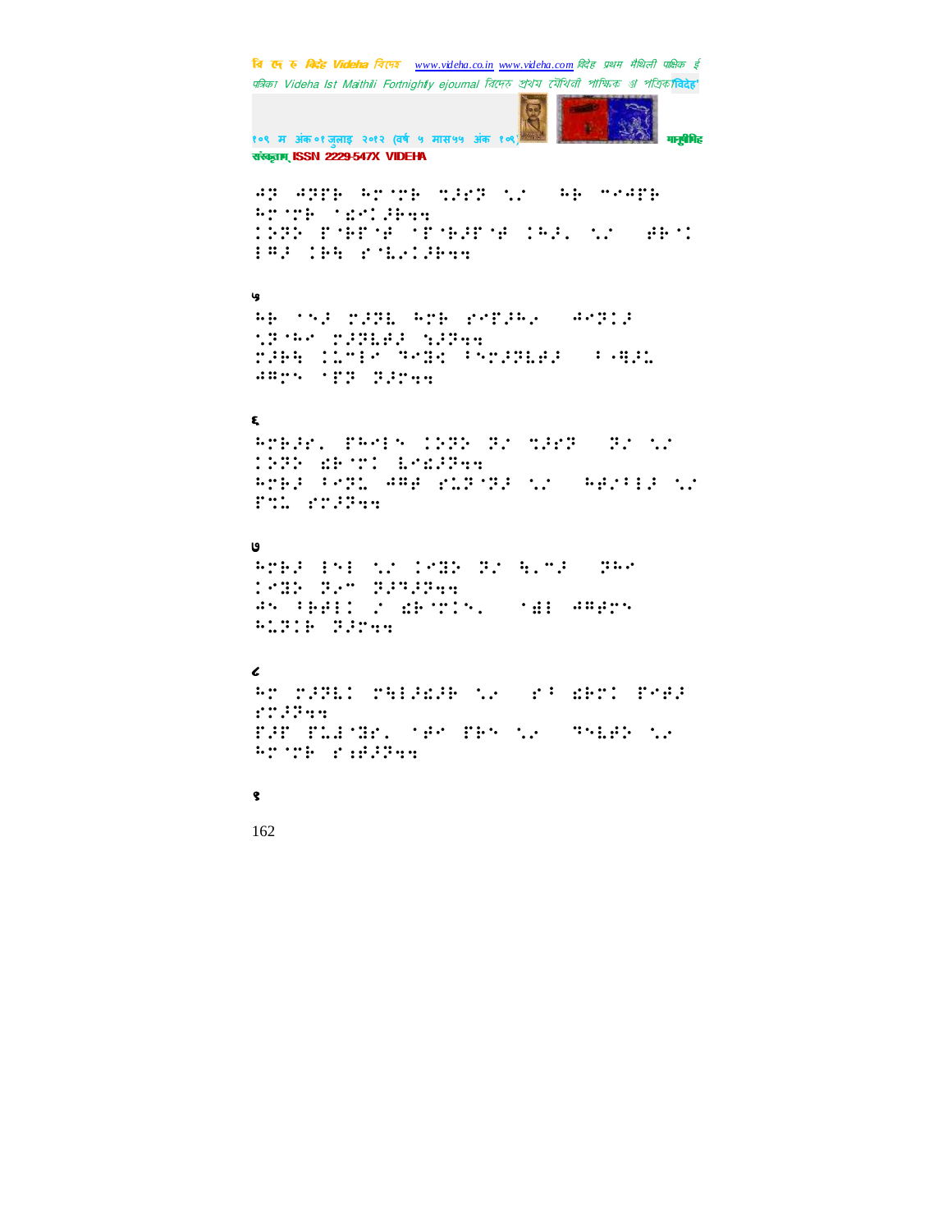⠚⠽⠀⠚⠽⠟⠗⠀⠓⠗⠈⠍⠗⠀⠹⠼⠎⠽⠀⠣⠴⠀⠀⠓⠗⠀⠉⠊⠚⠟⠗
⠓⠗⠈⠍⠗⠀⠈⠩⠊⠅⠼⠗⠫⠫
⠅⠵⠽⠕⠀⠏⠈⠗⠟⠈⠋⠀⠈⠏⠈⠗⠼⠟⠈⠋⠀⠅⠓⠼⠄⠀⠣⠴⠀⠀⠋⠗⠈⠅
⠇⠛⠼⠀⠅⠗⠫⠀⠎⠈⠇⠊⠅⠼⠗⠫⠫

५

⠓⠗⠀⠈⠎⠼⠀⠍⠼⠽⠇⠀⠓⠍⠗⠀⠎⠊⠟⠼⠓⠄⠀⠀⠚⠊⠽⠅⠼
⠣⠽⠈⠓⠊⠀⠍⠼⠽⠇⠋⠼⠀⠹⠼⠽⠫⠫
⠍⠼⠗⠫⠀⠅⠅⠉⠇⠊⠀⠙⠊⠻⠅⠀⠁⠊⠍⠼⠽⠇⠋⠼⠀⠀⠁⠄⠻⠼⠅
⠚⠛⠍⠎⠀⠈⠏⠽⠀⠽⠼⠍⠫⠫

६

⠓⠍⠗⠼⠎⠄⠀⠏⠓⠊⠇⠎⠀⠅⠵⠽⠕⠀⠽⠼⠀⠹⠼⠎⠽⠀⠀⠽⠼⠀⠣⠴
⠅⠵⠽⠕⠀⠩⠗⠈⠍⠅⠀⠇⠊⠩⠼⠽⠫⠫
⠓⠍⠗⠼⠀⠁⠊⠽⠅⠀⠚⠛⠋⠀⠎⠅⠽⠈⠽⠼⠀⠣⠴⠀⠀⠓⠋⠴⠁⠇⠼⠀⠣⠴
⠏⠍⠅⠀⠎⠍⠼⠽⠫⠫

७

⠓⠍⠗⠼⠀⠇⠎⠇⠀⠣⠴⠀⠅⠊⠻⠕⠀⠽⠼⠀⠹⠄⠉⠼⠀⠀⠽⠓⠊
⠅⠊⠻⠕⠀⠽⠼⠉⠀⠽⠼⠙⠼⠽⠫⠫
⠚⠎⠀⠁⠗⠋⠇⠅⠀⠴⠀⠩⠗⠈⠍⠅⠎⠄⠀⠀⠈⠻⠇⠀⠚⠛⠋⠍⠎
⠓⠅⠽⠅⠗⠀⠽⠼⠍⠫⠫

८

⠓⠍⠀⠍⠼⠽⠇⠅⠀⠍⠫⠇⠼⠩⠼⠗⠀⠣⠢⠀⠀⠎⠁⠀⠩⠗⠍⠅⠀⠏⠊⠋⠼
⠎⠍⠼⠽⠫⠫
⠏⠼⠏⠀⠏⠅⠼⠈⠻⠎⠄⠀⠈⠋⠊⠀⠏⠗⠎⠀⠣⠢⠀⠀⠙⠎⠇⠋⠕⠀⠣⠢
⠓⠍⠈⠍⠗⠀⠎⠱⠋⠼⠽⠫⠫

९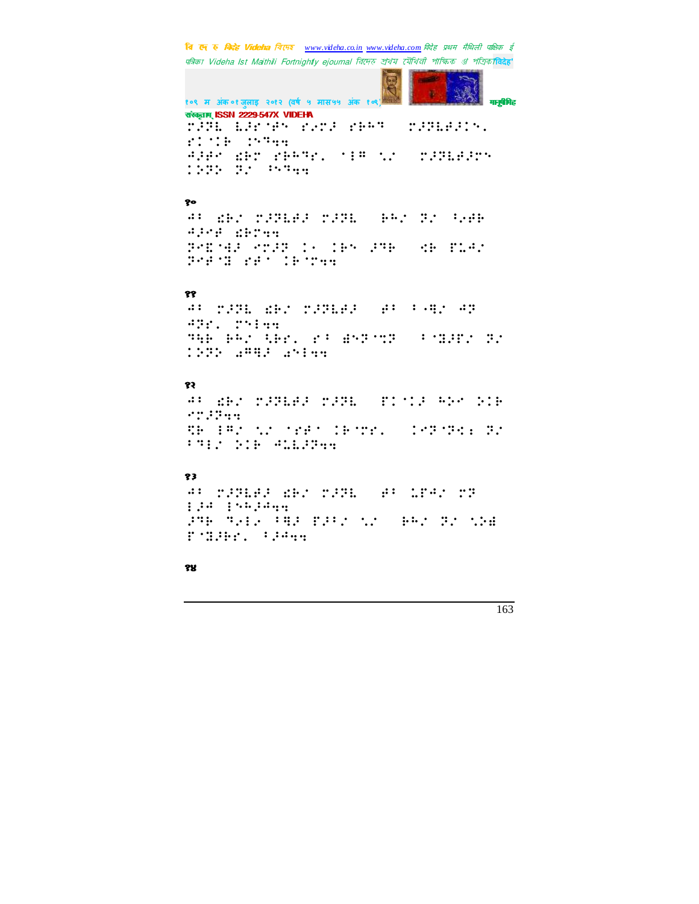⠍⠨⠝⠇⠀⠇⠨⠗⠈⠋⠅⠀⠎⠴⠍⠨⠀⠎⠓⠓⠝⠀⠀⠍⠨⠝⠇⠋⠨⠎⠅⠲
⠎⠯⠈⠯⠓⠀⠯⠅⠝⠹⠹
⠙⠨⠋⠉⠀⠫⠓⠍⠀⠎⠓⠓⠝⠗⠲⠀⠈⠂⠛⠀⠣⠌⠀⠀⠍⠨⠝⠇⠋⠨⠍⠅
⠯⠕⠝⠕⠀⠝⠌⠀⠪⠅⠝⠹⠹

१०

⠙⠃⠀⠫⠓⠌⠀⠍⠨⠝⠇⠋⠨⠀⠍⠨⠝⠇⠀⠀⠓⠓⠌⠀⠝⠌⠀⠪⠴⠋⠓
⠙⠨⠉⠋⠀⠫⠓⠍⠹⠹
⠝⠉⠑⠈⠻⠨⠀⠉⠍⠨⠝⠀⠯⠂⠀⠯⠓⠅⠀⠨⠝⠓⠀⠀⠩⠓⠀⠏⠇⠙⠌
⠝⠉⠋⠈⠭⠀⠎⠋⠁⠀⠯⠓⠈⠍⠹⠹

११

⠙⠃⠀⠍⠨⠝⠇⠀⠫⠓⠌⠀⠍⠨⠝⠇⠋⠨⠀⠀⠋⠃⠀⠃⠤⠻⠌⠀⠙⠝
⠙⠝⠗⠲⠀⠍⠅⠂⠹⠹
⠝⠻⠓⠀⠓⠓⠌⠀⠹⠓⠗⠲⠀⠎⠃⠀⠱⠅⠝⠈⠩⠝⠀⠀⠃⠈⠭⠨⠏⠌⠀⠝⠌
⠯⠕⠝⠕⠀⠡⠛⠻⠨⠀⠡⠅⠂⠹⠹

१२

⠙⠃⠀⠫⠓⠌⠀⠍⠨⠝⠇⠋⠨⠀⠍⠨⠝⠇⠀⠀⠏⠯⠈⠯⠨⠀⠓⠕⠉⠀⠕⠯⠓
⠉⠍⠨⠝⠹⠹
⠩⠓⠀⠂⠛⠌⠀⠣⠌⠀⠈⠎⠋⠁⠀⠯⠓⠈⠍⠗⠲⠀⠀⠯⠉⠝⠈⠝⠩⠆⠀⠝⠌
⠃⠻⠇⠌⠀⠕⠯⠓⠀⠙⠇⠇⠨⠝⠹⠹

१३

⠙⠃⠀⠍⠨⠝⠇⠋⠨⠀⠫⠓⠌⠀⠍⠨⠝⠇⠀⠀⠋⠃⠀⠥⠏⠙⠌⠀⠍⠝
⠇⠨⠙⠀⠇⠅⠓⠨⠙⠹⠹
⠨⠝⠓⠀⠝⠴⠇⠴⠀⠃⠻⠨⠀⠏⠨⠃⠌⠀⠣⠌⠀⠀⠓⠓⠌⠀⠝⠌⠀⠣⠕⠱
⠏⠈⠭⠨⠓⠗⠲⠀⠃⠨⠙⠹⠹

१४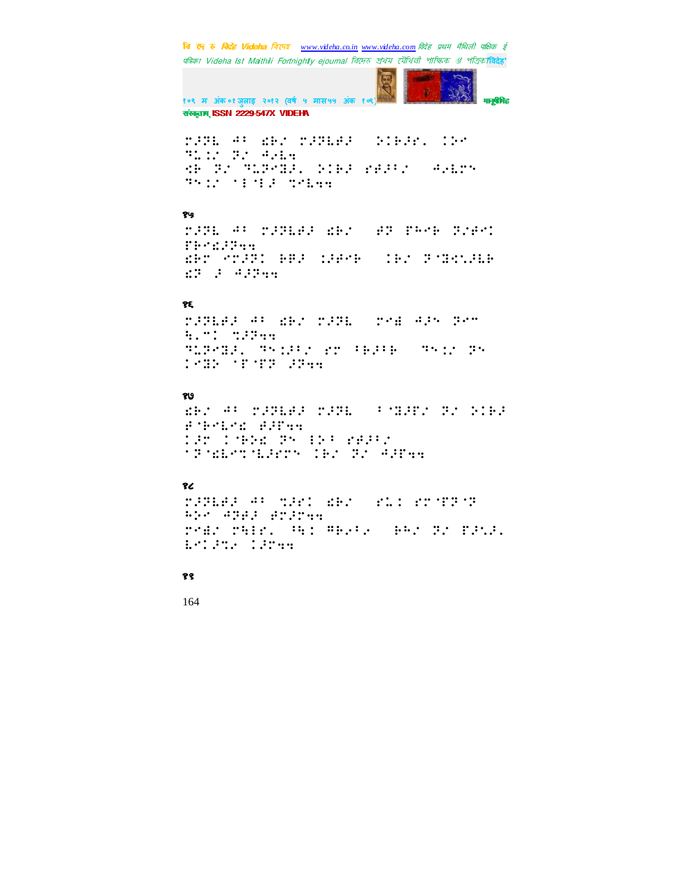१५

१६

१७

१८

१९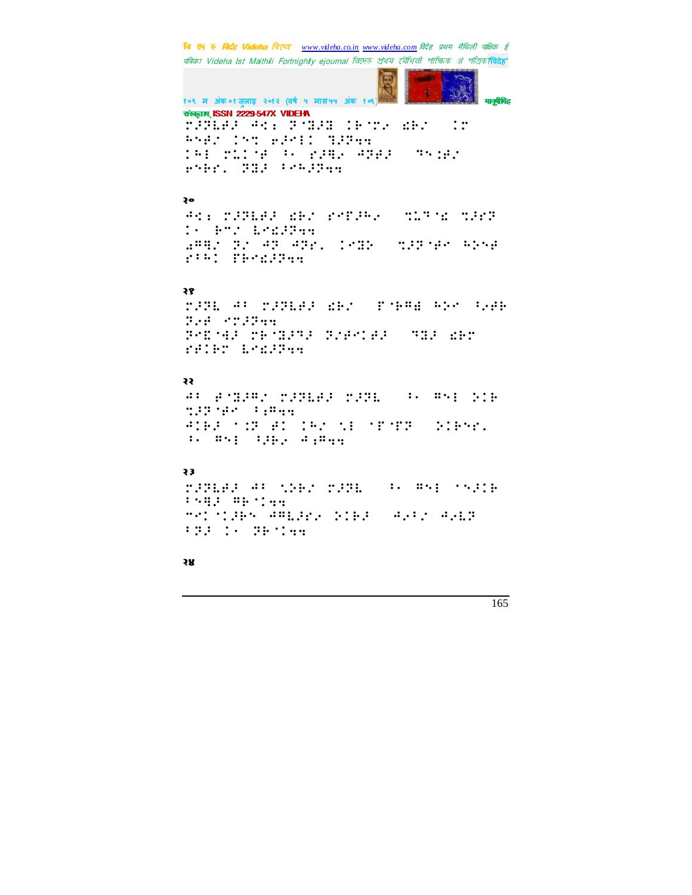२०

२१

२२

२३

२४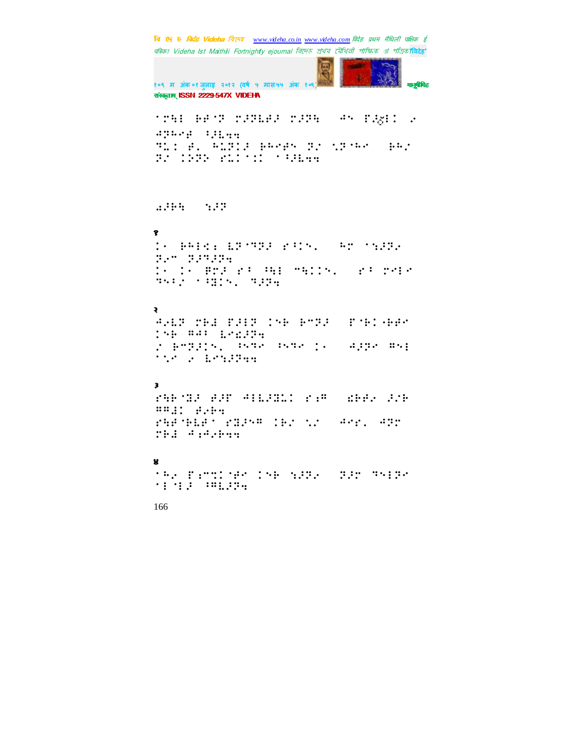'⠗⠹⠇ ⠗⠋⠈⠏ ⠉⠚⠝⠇⠋⠚ ⠉⠚⠝⠹ ⠲⠑ ⠏⠚⠷⠇⠅ ⠴
⠙⠝⠓⠊⠋ ⠳⠚⠇⠲⠲
⠙⠩⠅ ⠋⠂ ⠓⠩⠝⠅⠚ ⠗⠓⠊⠋⠑ ⠝⠌ ⠎⠝⠈⠓⠊ ⠗⠓⠌
⠝⠌ ⠅⠕⠝⠕ ⠋⠩⠅⠈⠅⠅ ⠈⠳⠚⠇⠲⠲

⠨⠚⠗⠹ ⠎⠚⠝

१

⠅⠂ ⠗⠓⠇⠣⠆ ⠇⠝⠈⠙⠝⠚ ⠋⠳⠅⠑⠂ ⠓⠉ ⠈⠎⠚⠝⠂
⠝⠂⠉ ⠝⠚⠙⠚⠝⠲
⠅⠂ ⠅⠂ ⠛⠉⠚ ⠋⠳ ⠳⠹⠇ ⠉⠹⠅⠅⠑⠂ ⠋⠳ ⠉⠊⠇⠊
⠙⠑⠳⠌ ⠈⠳⠛⠅⠑⠂ ⠙⠚⠝⠲

२

⠙⠂⠇⠝ ⠉⠗⠚ ⠏⠚⠇⠝ ⠅⠑⠗ ⠗⠉⠝⠚ ⠏⠈⠗⠅⠈⠗⠋⠊
⠅⠑⠗ ⠛⠙⠳ ⠇⠊⠣⠚⠝⠲
⠴ ⠗⠉⠝⠚⠅⠑⠂ ⠳⠑⠙⠊ ⠳⠑⠙⠊ ⠅⠂ ⠙⠚⠝⠊ ⠛⠑⠇
⠈⠎⠊ ⠴ ⠇⠊⠎⠚⠝⠲⠲

३

⠋⠹⠗⠈⠛⠚ ⠋⠚⠏ ⠙⠇⠇⠚⠛⠩⠅ ⠋⠆⠛ ⠫⠗⠋⠂ ⠚⠌⠗
⠛⠛⠦⠅ ⠋⠂⠗⠲
⠋⠹⠋⠈⠗⠇⠋⠈ ⠋⠛⠚⠑⠛ ⠅⠗⠌ ⠎⠌ ⠙⠊⠋⠂ ⠙⠝⠉
⠉⠗⠚ ⠙⠆⠙⠂⠗⠲⠲

४

⠈⠓⠂ ⠏⠆⠉⠩⠅⠈⠋⠊ ⠅⠑⠗ ⠎⠚⠝⠂ ⠝⠚⠉ ⠙⠑⠇⠝⠊
⠈⠇⠈⠇⠚ ⠳⠛⠇⠚⠝⠲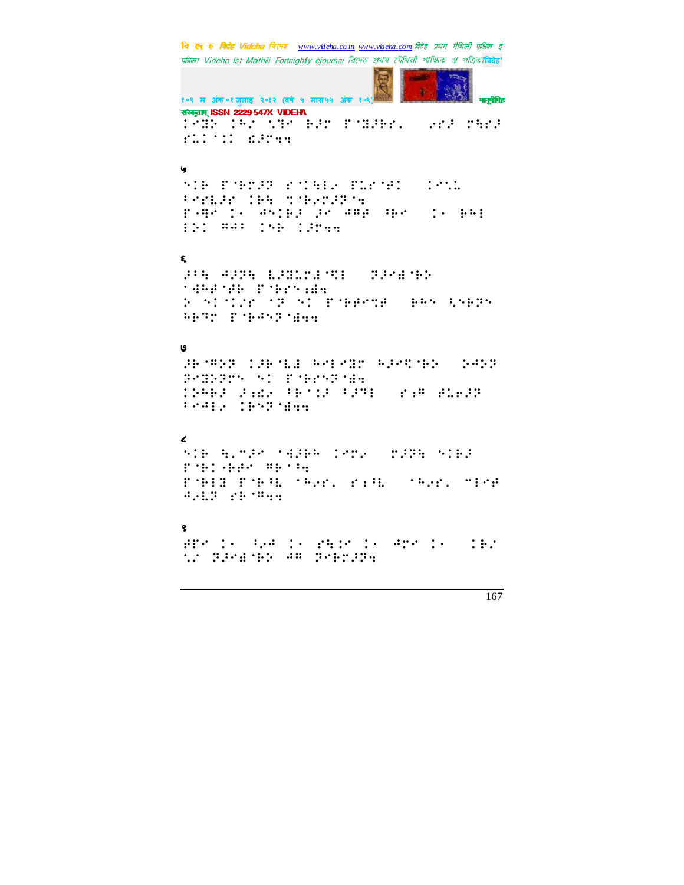⠄⠋⠝⠆ ⠄⠓⠎ ⠁⠙⠋ ⠃⠚⠗ ⠏⠈⠝⠚⠃⠗⠂ ⠐⠎⠗⠚ ⠗⠣⠗⠚ ⠗⠥⠄⠁⠄⠄ ⠎⠚⠗⠹⠹

५

⠑⠄⠃ ⠏⠈⠃⠗⠚⠝ ⠗⠈⠄⠣⠇⠐ ⠏⠥⠗⠈⠋⠄ ⠄⠑⠁⠥ ⠇⠑⠗⠧⠚⠗ ⠄⠃⠣ ⠙⠈⠃⠐⠗⠚⠝⠈⠹ ⠏⠐⠻⠑ ⠄⠐ ⠙⠑⠄⠃⠚ ⠚⠑ ⠙⠍⠋ ⠓⠃⠑ ⠄⠐ ⠃⠓⠇ ⠇⠕⠄ ⠍⠙⠇ ⠄⠑⠃ ⠄⠚⠗⠹⠹

६

⠚⠇⠣ ⠙⠚⠝⠣ ⠧⠚⠋⠥⠗⠱⠈⠩⠇ ⠝⠚⠑⠱⠈⠃⠕ ⠈⠻⠋⠈⠋⠃ ⠏⠈⠃⠗⠑⠡⠱⠹ ⠕ ⠑⠄⠈⠄⠐⠗ ⠈⠝ ⠑⠄ ⠏⠈⠃⠋⠑⠩⠋ ⠃⠓⠑ ⠱⠑⠃⠝⠑ ⠓⠃⠙⠉ ⠏⠈⠃⠙⠑⠝⠈⠱⠹⠹

७

⠚⠃⠈⠍⠕⠝ ⠄⠚⠃⠈⠧⠱ ⠓⠑⠇⠑⠋⠉ ⠓⠚⠑⠩⠈⠃⠕ ⠕⠙⠕⠝ ⠝⠑⠋⠕⠝⠗⠑ ⠑⠄ ⠏⠈⠃⠗⠑⠝⠈⠱⠹ ⠄⠕⠓⠃⠚ ⠚⠡⠎⠐ ⠇⠃⠈⠄⠚ ⠇⠚⠝⠇ ⠗⠡⠍ ⠋⠥⠐⠚⠝ ⠇⠑⠙⠇⠐ ⠄⠃⠑⠝⠈⠱⠹⠹

८

⠑⠄⠃ ⠣⠂⠉⠚⠑ ⠈⠻⠚⠃⠓ ⠄⠑⠉⠐ ⠉⠚⠝⠣ ⠑⠄⠃⠚ ⠏⠈⠃⠄⠐⠃⠋⠑ ⠍⠃⠈⠇⠹ ⠏⠈⠃⠇⠻ ⠏⠈⠃⠇⠧ ⠈⠓⠐⠗⠂ ⠗⠡⠇⠧ ⠈⠓⠐⠗⠂ ⠉⠇⠑⠋ ⠙⠐⠧⠝ ⠗⠃⠈⠍⠹⠹

९

⠋⠏⠑ ⠄⠐ ⠇⠐⠙ ⠄⠐ ⠗⠣⠄⠑ ⠄⠐ ⠙⠉⠑ ⠄⠐ ⠄⠃⠎ ⠁⠎ ⠝⠚⠑⠱⠈⠃⠕ ⠙⠍ ⠝⠑⠃⠗⠚⠝⠹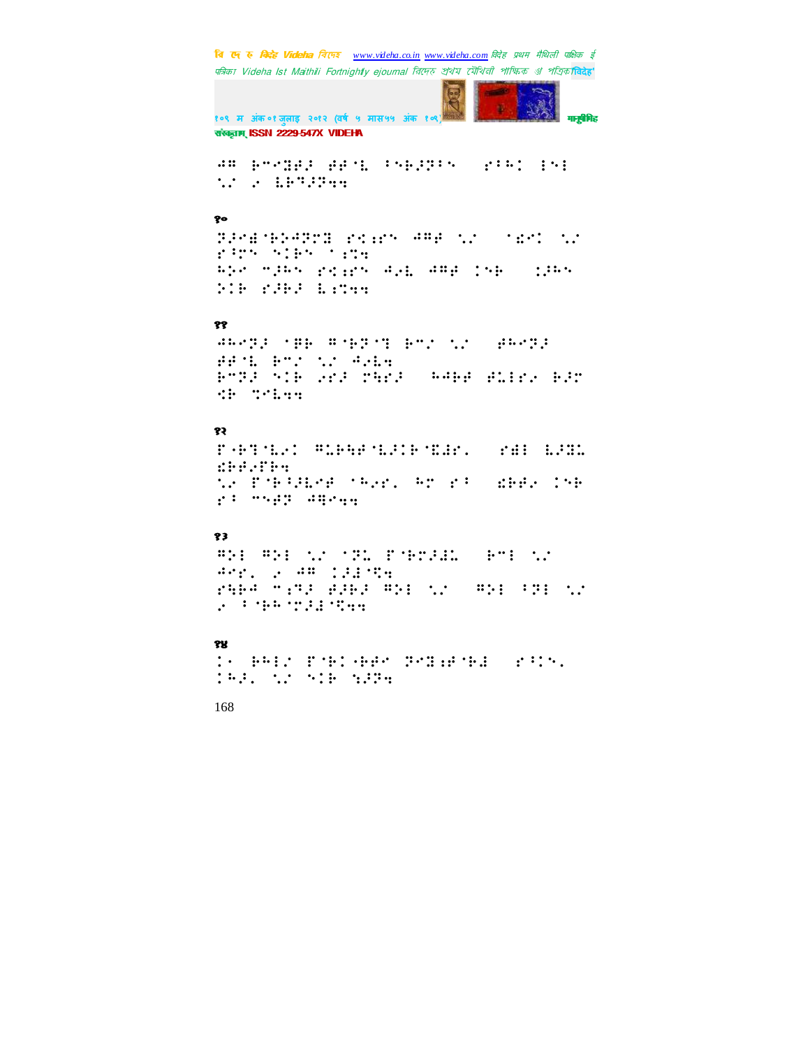⠙⠛ ⠗⠉⠊⠝⠜⠚ ⠜⠜⠈⠇ ⠂⠑⠗⠚⠝⠂⠑ ⠀⠎⠂⠓⠅ ⠇⠑⠇ ⠣⠉ ⠴ ⠇⠗⠙⠚⠝⠲⠲

१०

⠝⠚⠊⠻⠈⠗⠕⠙⠝⠉⠻ ⠎⠅⠔⠎⠑ ⠙⠛⠜ ⠣⠉ ⠀⠈⠩⠊⠅ ⠣⠉ ⠎⠂⠍⠑ ⠑⠅⠗⠑ ⠈⠔⠩⠲
⠓⠕⠊ ⠉⠚⠓⠑ ⠎⠅⠔⠎⠑ ⠙⠴⠇ ⠙⠛⠜ ⠅⠑⠗ ⠀⠅⠚⠓⠑ ⠕⠅⠗ ⠎⠚⠗⠚ ⠇⠔⠩⠲⠲

११

⠙⠓⠊⠝⠚ ⠈⠿⠗ ⠛⠈⠗⠝⠈⠹ ⠗⠉⠌ ⠣⠉ ⠀⠜⠓⠊⠝⠚ ⠜⠜⠈⠇ ⠗⠉⠌ ⠣⠉ ⠙⠴⠇⠲
⠗⠉⠝⠚ ⠑⠅⠗ ⠴⠊⠚ ⠩⠹⠊⠚ ⠀⠓⠙⠗⠜ ⠜⠇⠇⠎⠴ ⠗⠚⠩ ⠩⠗ ⠹⠊⠇⠲⠲

१२

⠋⠐⠗⠹⠈⠇⠴⠅ ⠛⠇⠗⠹⠜⠈⠇⠚⠅⠗⠈⠮⠚⠎⠂ ⠀⠎⠻⠇ ⠇⠚⠝⠇ ⠩⠗⠜⠴⠋⠗⠲
⠣⠴ ⠋⠈⠗⠂⠚⠇⠊⠜ ⠈⠓⠴⠎⠂ ⠓⠉ ⠎⠂ ⠀⠩⠗⠜⠴ ⠅⠑⠗ ⠎⠂ ⠉⠑⠜⠝ ⠙⠹⠊⠲⠲

१३

⠛⠕⠇ ⠛⠕⠇ ⠣⠉ ⠈⠝⠇ ⠋⠈⠗⠉⠚⠻⠇ ⠀⠗⠉⠇ ⠣⠉ ⠙⠊⠎⠂ ⠴ ⠙⠛ ⠅⠚⠻⠈⠹⠲
⠎⠹⠗⠙ ⠉⠔⠝⠚ ⠜⠚⠗⠚ ⠛⠕⠇ ⠣⠉ ⠀⠛⠕⠇ ⠂⠝⠇ ⠣⠉ ⠴ ⠂⠈⠗⠓⠈⠝⠚⠻⠈⠹⠲⠲

१४

⠅⠐ ⠗⠓⠇⠌ ⠋⠈⠗⠅⠐⠗⠜⠊ ⠝⠊⠻⠔⠜⠈⠗⠻ ⠀⠎⠂⠅⠑⠂ ⠅⠓⠚⠂ ⠣⠉ ⠑⠅⠗ ⠱⠚⠝⠲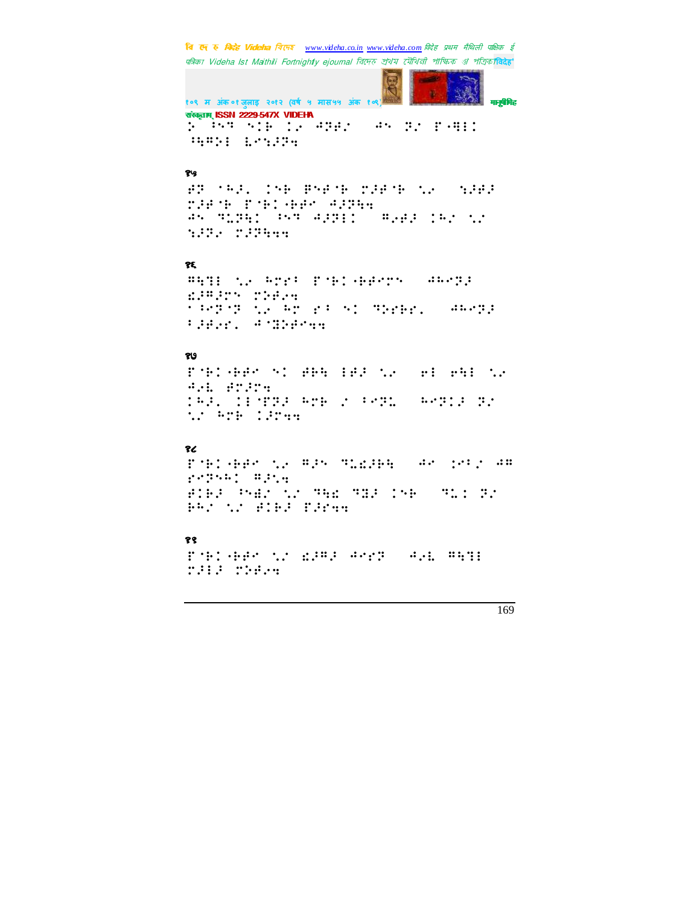⠵⠀⠖⠝⠗⠀⠝⠃⠗⠀⠅⠢⠀⠲⠝⠋⠌⠀⠀⠲⠝⠀⠝⠌⠀⠋⠢⠻⠇⠅⠀
⠹⠻⠕⠇⠀⠇⠢⠪⠜⠝⠆

१५

⠋⠝⠀⠈⠓⠜⠄⠀⠅⠝⠃⠀⠃⠝⠋⠈⠃⠀⠍⠜⠋⠈⠃⠀⠡⠢⠀⠀⠪⠜⠋⠜⠀
⠍⠜⠋⠈⠃⠀⠋⠈⠃⠅⠢⠃⠋⠌⠀⠲⠜⠝⠓⠆
⠲⠝⠀⠹⠥⠝⠓⠅⠀⠖⠝⠗⠀⠲⠜⠝⠇⠅⠀⠀⠻⠢⠋⠜⠀⠅⠓⠌⠀⠡⠌⠀
⠪⠜⠝⠢⠀⠍⠜⠝⠓⠆⠆

१६

⠻⠓⠹⠇⠀⠡⠢⠀⠓⠍⠋⠖⠀⠋⠈⠃⠅⠢⠃⠋⠌⠍⠝⠀⠀⠲⠓⠌⠝⠜⠀
⠫⠜⠻⠜⠍⠝⠀⠍⠕⠋⠢⠆
⠈⠖⠌⠝⠈⠝⠀⠡⠢⠀⠓⠍⠀⠋⠖⠀⠝⠅⠀⠹⠕⠋⠃⠋⠄⠀⠀⠲⠓⠌⠝⠜⠀
⠖⠜⠋⠢⠋⠄⠀⠲⠈⠹⠕⠋⠌⠆⠆

१७

⠋⠈⠃⠅⠢⠃⠋⠌⠀⠝⠅⠀⠋⠃⠓⠀⠇⠋⠜⠀⠡⠢⠀⠀⠋⠇⠀⠋⠓⠇⠀⠡⠢⠀
⠲⠢⠣⠀⠋⠍⠜⠍⠆
⠅⠓⠜⠄⠀⠅⠇⠈⠍⠝⠜⠀⠓⠍⠃⠀⠔⠀⠖⠌⠝⠥⠀⠀⠓⠌⠝⠅⠜⠀⠝⠌⠀
⠡⠌⠀⠓⠍⠃⠀⠅⠜⠍⠆⠆

१८

⠋⠈⠃⠅⠢⠃⠋⠌⠀⠡⠢⠀⠻⠜⠝⠀⠹⠥⠫⠜⠃⠓⠀⠀⠲⠌⠀⠅⠌⠖⠌⠀⠲⠻⠀
⠋⠌⠝⠓⠅⠀⠻⠜⠍⠆
⠋⠅⠃⠜⠀⠖⠓⠫⠌⠀⠡⠌⠀⠹⠓⠫⠀⠹⠻⠜⠀⠅⠝⠃⠀⠀⠹⠥⠅⠀⠝⠌⠀
⠃⠓⠌⠀⠡⠌⠀⠋⠅⠃⠜⠀⠋⠜⠍⠆⠆

१९

⠋⠈⠃⠅⠢⠃⠋⠌⠀⠡⠌⠀⠫⠜⠻⠜⠀⠲⠌⠍⠝⠀⠀⠲⠢⠣⠀⠻⠓⠹⠇⠀
⠍⠜⠇⠜⠀⠍⠕⠋⠢⠆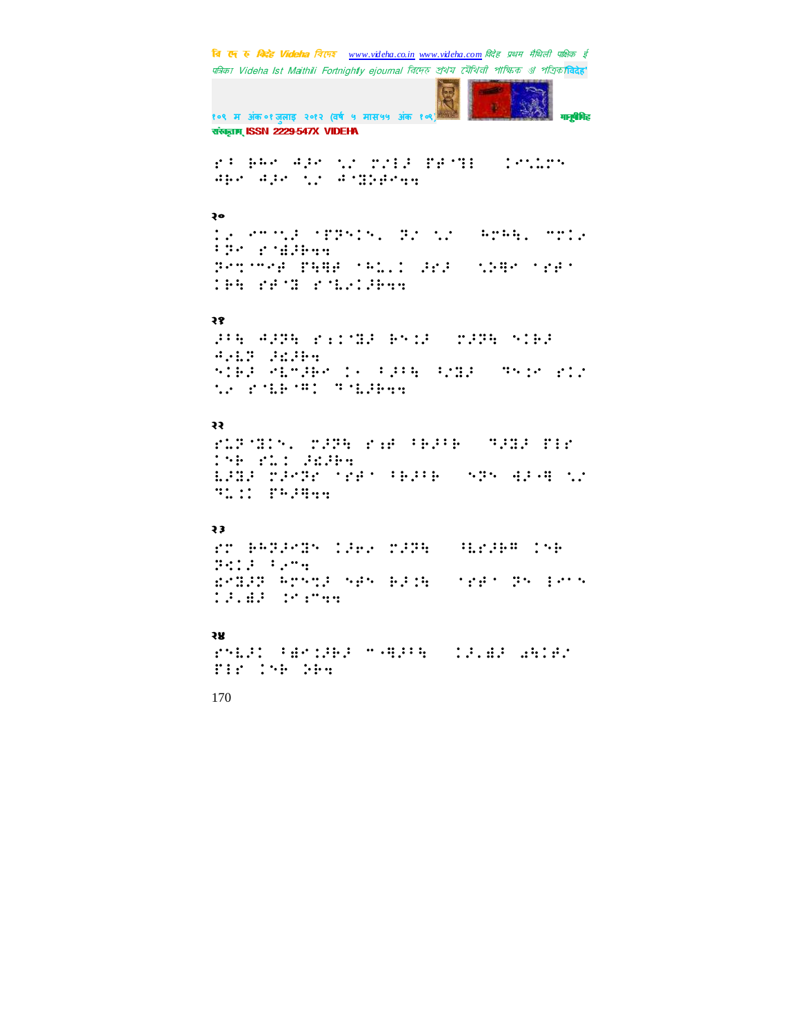२०

२१

२२

२३

२४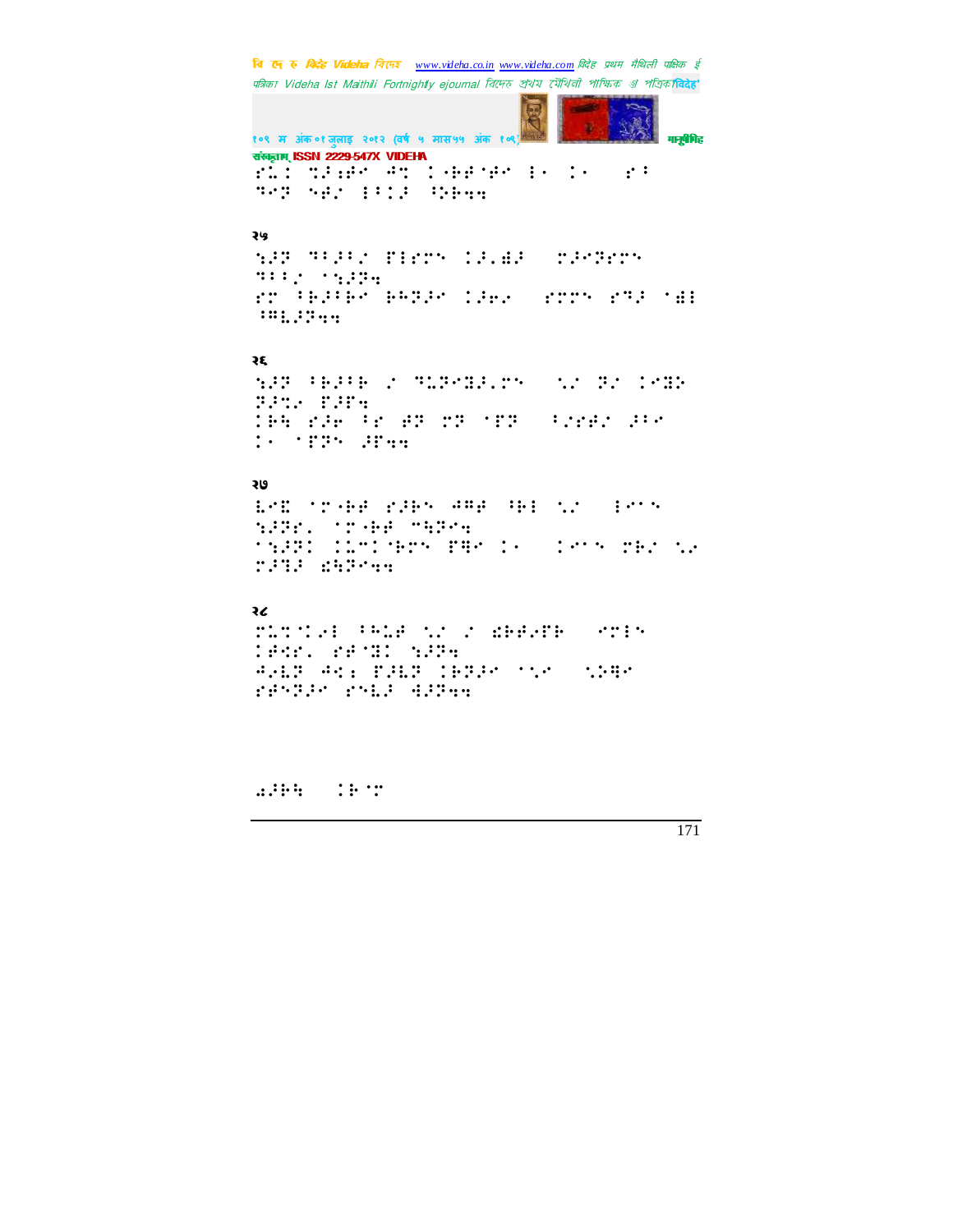२५

२६

२७

२८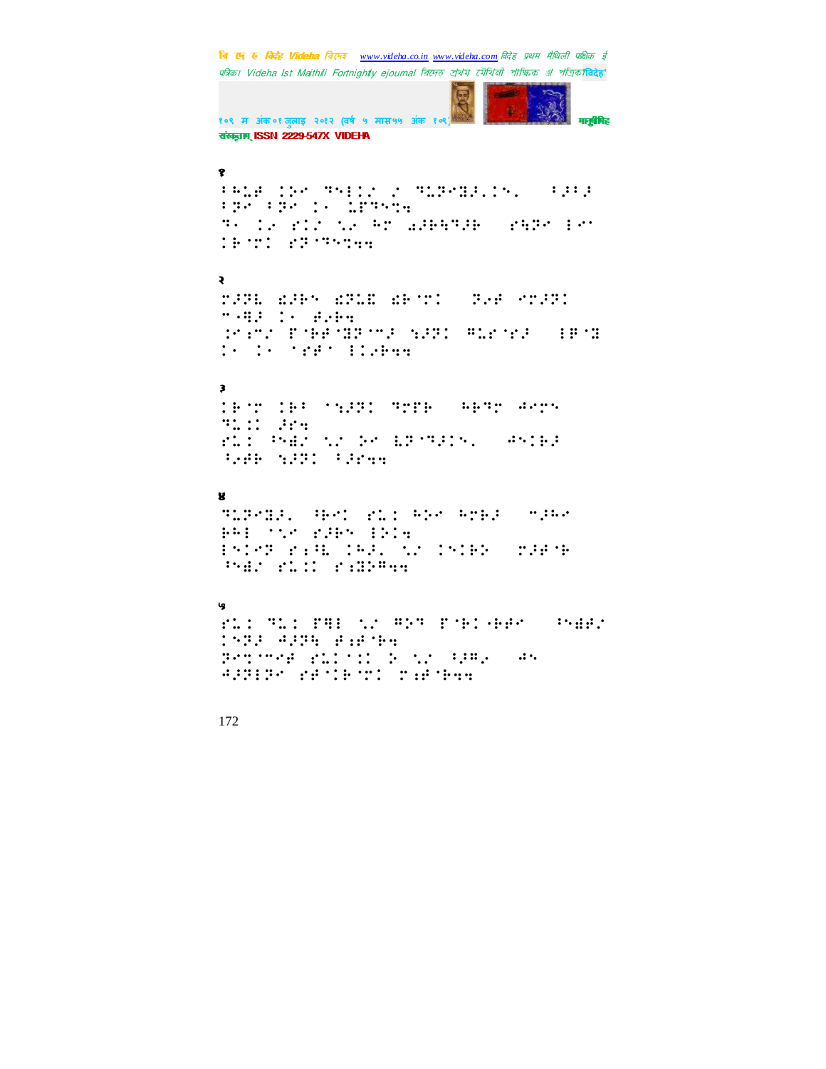१

२

३

४

५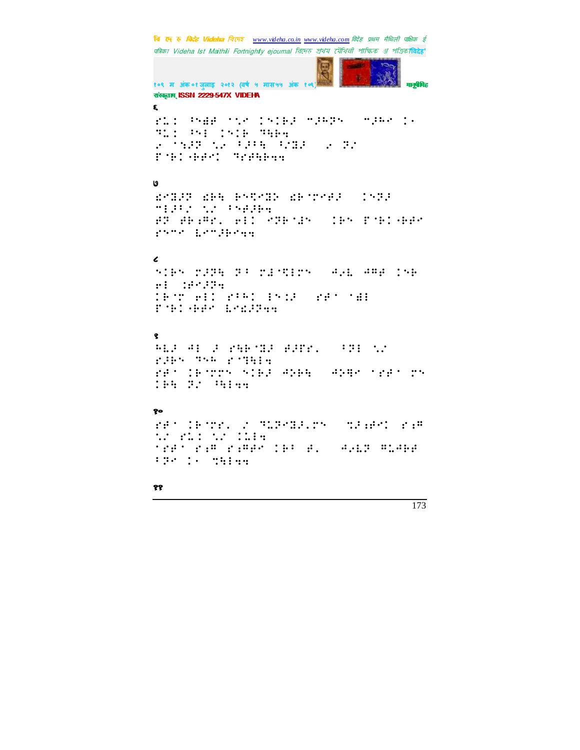६

⠗⠥⠅⠀⠖⠝⠫⠋⠀⠁⠎⠐⠀⠅⠝⠅⠗⠚⠀⠍⠚⠓⠝⠀⠀⠍⠚⠓⠐⠀⠅⠂
⠙⠥⠅⠀⠖⠝⠇⠀⠅⠝⠅⠗⠀⠙⠓⠗⠲
⠐⠀⠁⠎⠚⠝⠀⠎⠐⠀⠖⠚⠖⠓⠀⠖⠐⠝⠚⠀⠀⠐⠀⠝⠐
⠏⠊⠗⠅⠐⠗⠋⠐⠅⠀⠙⠐⠋⠓⠗⠲⠲

७

⠫⠐⠝⠚⠝⠀⠫⠗⠓⠀⠗⠝⠹⠐⠝⠕⠀⠫⠗⠊⠐⠋⠚⠀⠀⠅⠝⠝⠚
⠍⠇⠚⠖⠐⠀⠎⠐⠀⠖⠝⠋⠚⠗⠲
⠋⠝⠀⠋⠗⠆⠍⠐⠂⠀⠗⠇⠅⠀⠐⠝⠗⠁⠚⠝⠀⠀⠅⠗⠝⠀⠏⠊⠗⠅⠐⠗⠋⠐
⠗⠝⠍⠐⠀⠇⠐⠍⠚⠗⠐⠲⠲

८

⠝⠅⠗⠝⠀⠗⠚⠝⠓⠀⠝⠖⠀⠗⠚⠐⠹⠇⠗⠝⠀⠀⠙⠐⠇⠀⠙⠍⠋⠀⠅⠝⠗
⠗⠇⠀⠅⠋⠐⠚⠝⠲
⠅⠗⠊⠀⠗⠇⠅⠀⠗⠖⠗⠅⠀⠇⠝⠅⠚⠀⠀⠗⠋⠁⠀⠁⠫⠇
⠏⠊⠗⠅⠐⠗⠋⠐⠀⠇⠐⠫⠚⠝⠲⠲

९

⠓⠇⠚⠀⠙⠇⠀⠚⠀⠗⠓⠗⠊⠝⠚⠀⠋⠚⠋⠗⠂⠀⠀⠖⠝⠇⠀⠎⠐
⠗⠚⠗⠝⠀⠙⠝⠓⠀⠗⠊⠙⠓⠇⠲
⠗⠋⠁⠀⠅⠗⠊⠗⠝⠀⠝⠅⠗⠚⠀⠙⠕⠗⠓⠀⠀⠙⠕⠹⠐⠀⠁⠗⠋⠁⠀⠗⠝
⠅⠗⠓⠀⠝⠐⠀⠖⠓⠇⠲⠲

१०

⠗⠋⠁⠀⠅⠗⠊⠗⠂⠀⠐⠀⠙⠥⠝⠐⠝⠚⠂⠗⠝⠀⠀⠹⠚⠆⠋⠐⠅⠀⠗⠆⠍
⠎⠐⠀⠗⠥⠅⠀⠎⠐⠀⠅⠥⠇⠲
⠁⠗⠋⠁⠀⠗⠆⠍⠀⠗⠆⠍⠋⠐⠀⠅⠗⠖⠀⠋⠂⠀⠀⠙⠐⠇⠝⠀⠍⠥⠙⠗⠋
⠖⠝⠐⠀⠅⠂⠀⠹⠓⠇⠲⠲

११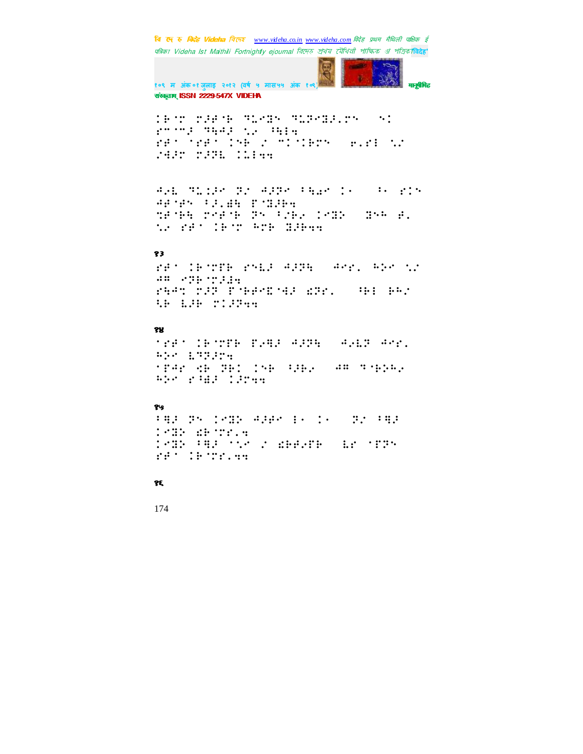१३

१४

१५

१६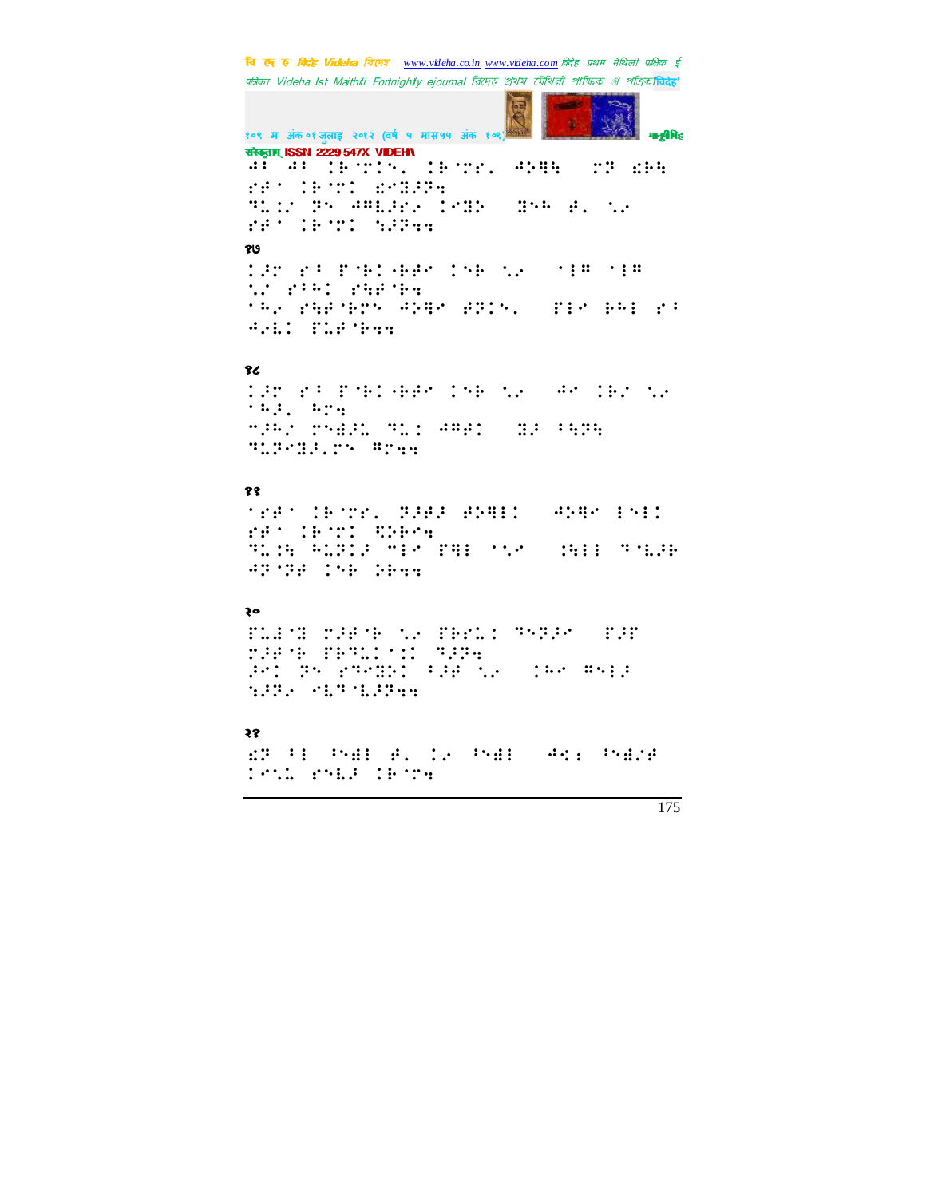१७

१८

१९

२०

२१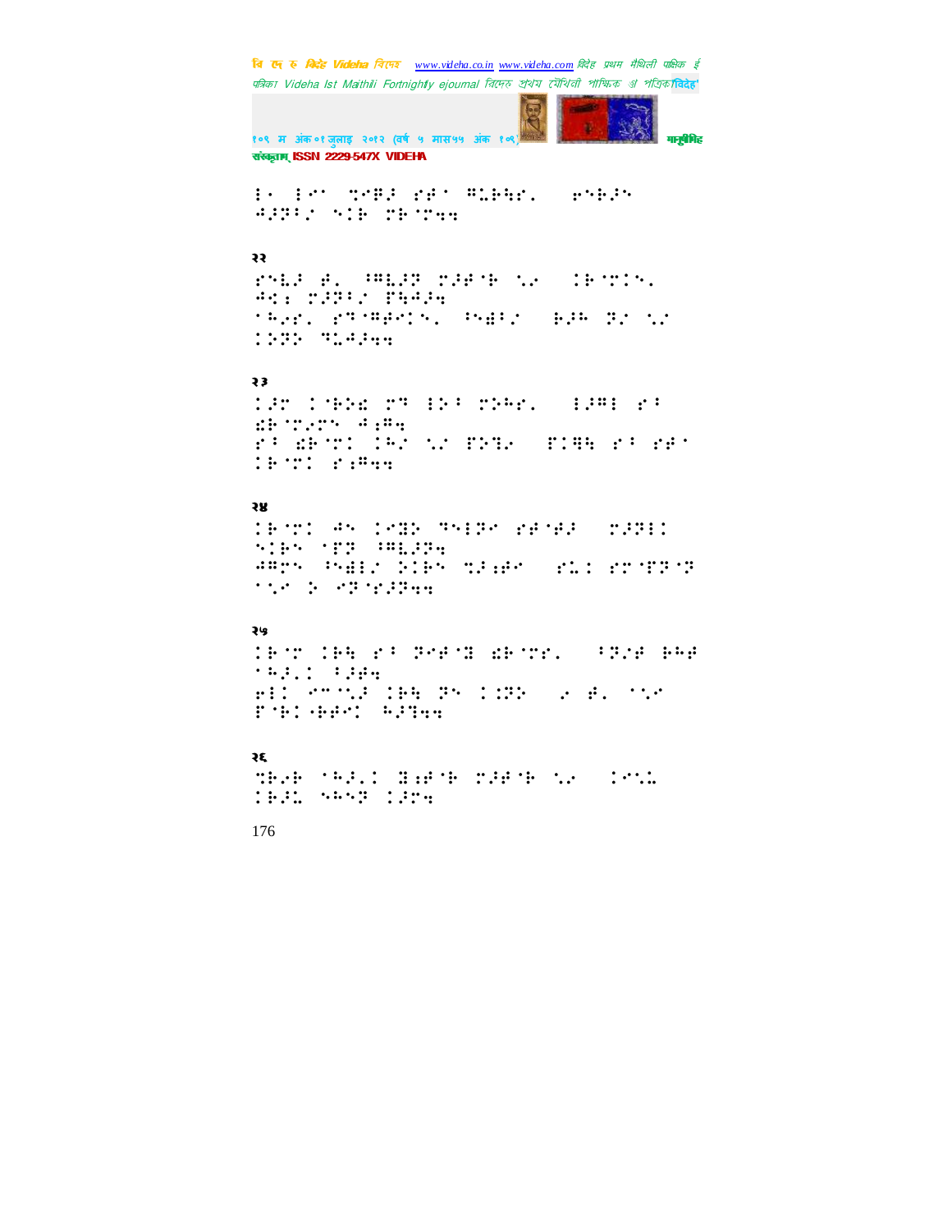२२

२३

२४

२५

२६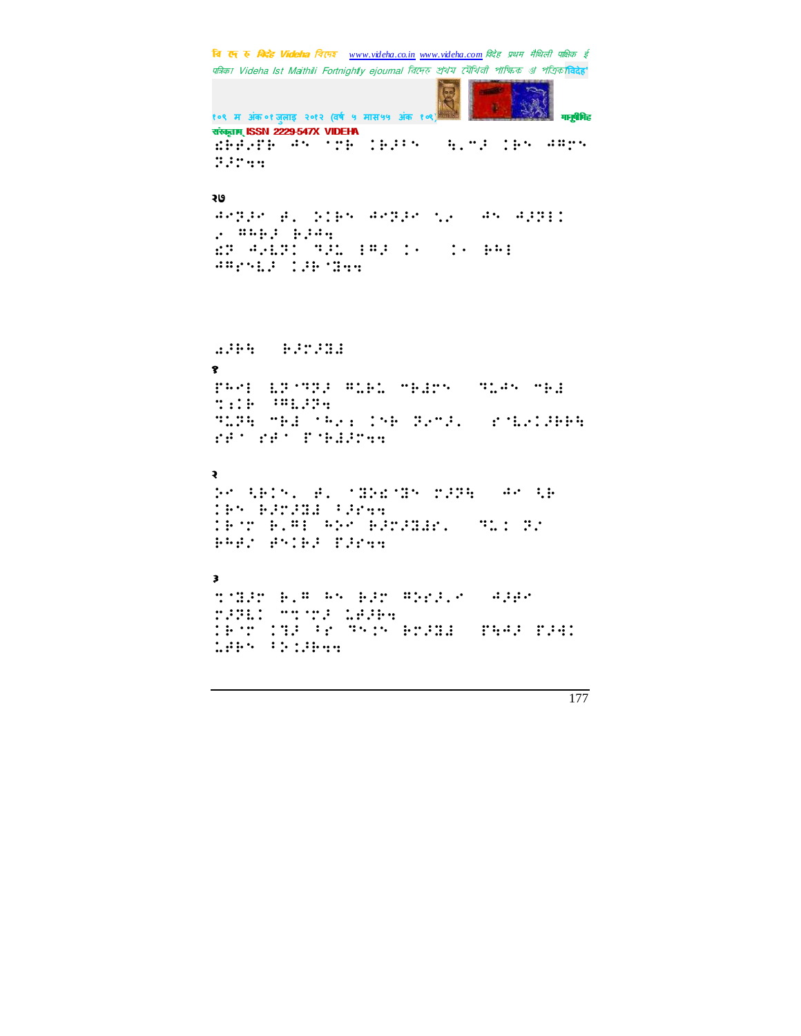संस्कृताम् ISSN 2229-547X VIDEHA

⠎⠗⠿⠔⠏⠗⠀⠲⠅⠀⠈⠍⠗⠀⠅⠗⠔⠖⠅⠀⠀⠓⠂⠉⠔⠀⠅⠗⠅⠀⠲⠒⠍⠅
⠝⠔⠍⠙⠙

२७

⠲⠊⠝⠔⠊⠀⠿⠂⠀⠕⠅⠗⠅⠀⠲⠊⠝⠔⠊⠀⠡⠢⠀⠀⠲⠅⠀⠲⠔⠝⠗⠅
⠢⠀⠒⠓⠗⠔⠀⠗⠔⠲⠙
⠎⠝⠀⠲⠢⠇⠝⠅⠀⠝⠔⠡⠀⠗⠒⠔⠀⠅⠂⠀⠀⠅⠂⠀⠗⠓⠗
⠲⠒⠍⠅⠇⠔⠀⠅⠔⠗⠈⠝⠙⠙

⠩⠔⠗⠓⠀⠀⠗⠔⠍⠔⠝⠻

१

⠏⠓⠊⠗⠀⠇⠝⠈⠝⠔⠀⠒⠡⠗⠡⠀⠉⠗⠻⠍⠅⠀⠀⠝⠡⠲⠅⠀⠉⠗⠻
⠙⠎⠗⠀⠘⠒⠇⠔⠝⠙
⠝⠡⠝⠓⠀⠉⠗⠻⠀⠈⠓⠢⠆⠀⠅⠅⠗⠀⠝⠢⠉⠔⠂⠀⠀⠎⠈⠇⠢⠅⠔⠗⠗⠓
⠎⠿⠁⠀⠎⠿⠁⠀⠏⠈⠗⠻⠔⠍⠙⠙

२

⠕⠊⠀⠳⠗⠅⠅⠂⠀⠿⠂⠀⠈⠝⠕⠎⠈⠝⠅⠀⠍⠔⠝⠓⠀⠀⠲⠊⠀⠳⠗
⠅⠗⠅⠀⠗⠔⠍⠔⠝⠻⠀⠘⠔⠎⠙⠙
⠅⠗⠈⠍⠀⠗⠂⠒⠗⠀⠓⠕⠊⠀⠗⠔⠍⠔⠝⠻⠎⠂⠀⠀⠝⠡⠅⠀⠝⠢
⠗⠓⠿⠢⠀⠿⠅⠅⠗⠔⠀⠏⠔⠎⠙⠙

३

⠙⠈⠝⠔⠍⠀⠗⠂⠒⠀⠓⠅⠀⠗⠔⠍⠀⠒⠕⠎⠔⠂⠊⠀⠀⠲⠔⠿⠊
⠍⠔⠝⠇⠅⠀⠉⠙⠈⠍⠔⠀⠇⠿⠔⠗⠙
⠅⠗⠈⠍⠀⠅⠝⠔⠀⠘⠎⠀⠝⠅⠅⠀⠗⠍⠔⠝⠻⠀⠀⠏⠓⠲⠔⠀⠏⠔⠲⠅
⠡⠿⠗⠅⠀⠘⠕⠅⠔⠗⠙⠙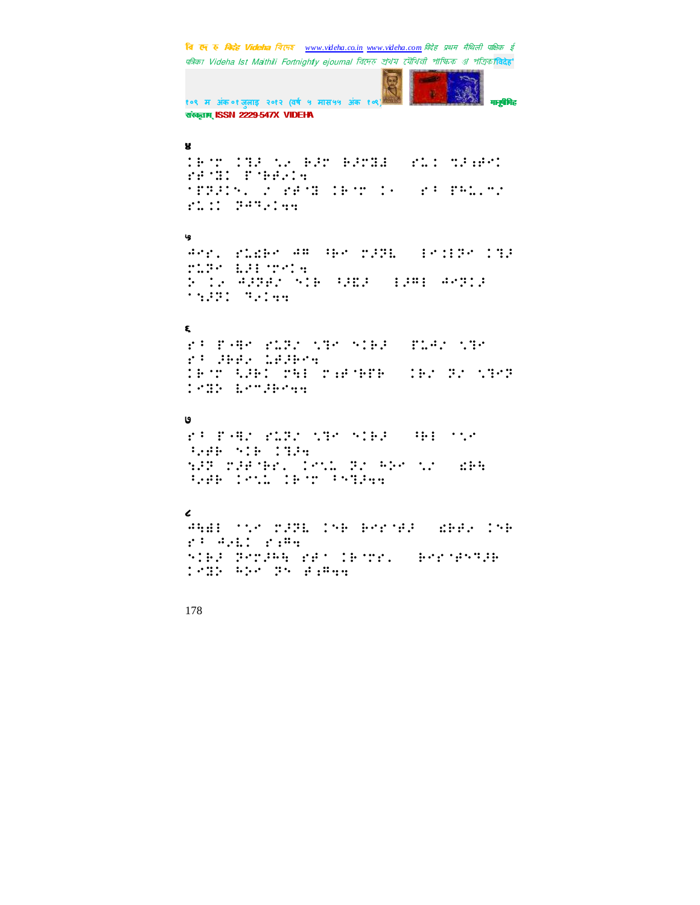४

५

६

७

८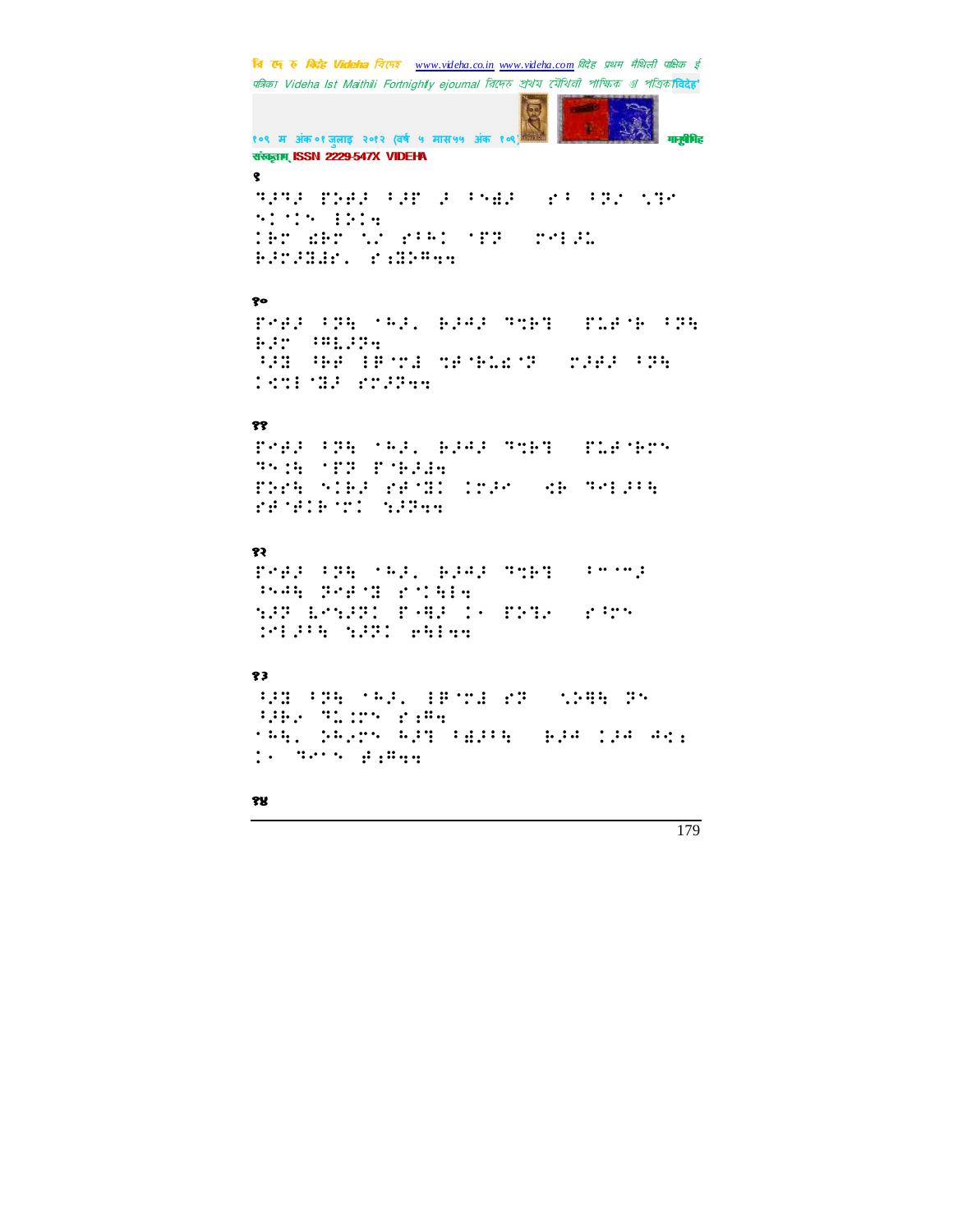९

१०

११

१२

१३

१४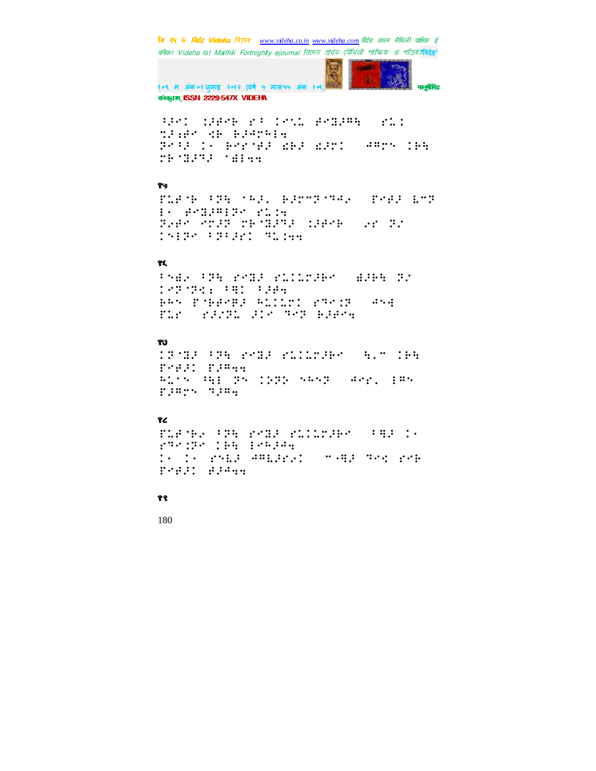⠱⠼⠉⠁ ⠅⠼⠋⠗ ⠎⠁ ⠅⠑⠥⠂ ⠋⠑⠛⠼⠩⠹ ⠀⠎⠥⠅
⠝⠼⠆⠋⠑ ⠪⠗ ⠗⠼⠙⠉⠓⠇⠹
⠽⠑⠁⠼ ⠅⠄ ⠗⠑⠎⠈⠋⠼ ⠫⠗⠼ ⠫⠼⠉⠁ ⠀⠙⠩⠉⠑ ⠅⠗⠹
⠉⠗⠈⠛⠼⠝⠼ ⠈⠫⠇⠹⠹

१५

⠋⠥⠋⠈⠗ ⠃⠽⠹ ⠈⠓⠼⠂ ⠗⠼⠉⠉⠽⠈⠝⠙⠄ ⠀⠋⠑⠋⠼ ⠣⠉⠽
⠇⠄ ⠋⠑⠛⠼⠩⠇⠽⠑ ⠎⠥⠅⠹
⠽⠼⠋⠑ ⠑⠉⠼⠽ ⠉⠗⠈⠛⠼⠝⠼ ⠅⠼⠋⠑⠗ ⠀⠔⠎ ⠽⠄
⠅⠑⠇⠽⠑ ⠃⠽⠃⠼⠉ ⠝⠥⠅⠹⠹

१६

⠃⠑⠫⠄ ⠃⠽⠹ ⠎⠑⠛⠼ ⠎⠥⠅⠥⠉⠼⠗⠑ ⠀⠫⠼⠗⠹ ⠽⠄
⠅⠑⠽⠈⠽⠪⠆ ⠃⠩⠅ ⠃⠼⠋⠹
⠗⠓⠑ ⠋⠈⠗⠋⠑⠩⠼ ⠓⠥⠅⠥⠉⠅ ⠎⠝⠑⠅⠽ ⠀⠙⠑⠹
⠋⠥⠎ ⠀⠎⠼⠉⠽⠥ ⠼⠅⠑ ⠝⠑⠽ ⠗⠼⠋⠑⠹

१७

⠅⠽⠈⠛⠼ ⠃⠽⠹ ⠎⠑⠛⠼ ⠎⠥⠅⠥⠉⠼⠗⠑ ⠀⠹⠂⠉ ⠅⠗⠹
⠋⠑⠋⠼⠅ ⠋⠼⠩⠹⠹
⠓⠥⠈⠑ ⠓⠹⠇ ⠽⠑ ⠅⠕⠽⠕ ⠑⠓⠑⠽ ⠀⠙⠑⠎⠂ ⠇⠩⠑
⠋⠼⠩⠉⠑ ⠝⠼⠩⠹

१८

⠋⠥⠋⠈⠗⠄ ⠃⠽⠹ ⠎⠑⠛⠼ ⠎⠥⠅⠥⠉⠼⠗⠑ ⠀⠃⠻⠼ ⠅⠄
⠎⠝⠑⠅⠽⠑ ⠅⠗⠹ ⠇⠑⠓⠼⠙⠹
⠅⠄ ⠅⠄ ⠎⠑⠣⠼ ⠙⠩⠣⠼⠗⠄⠅ ⠀⠉⠄⠻⠼ ⠝⠑⠪ ⠎⠑⠗
⠋⠑⠋⠼⠅ ⠋⠼⠙⠹⠹

१९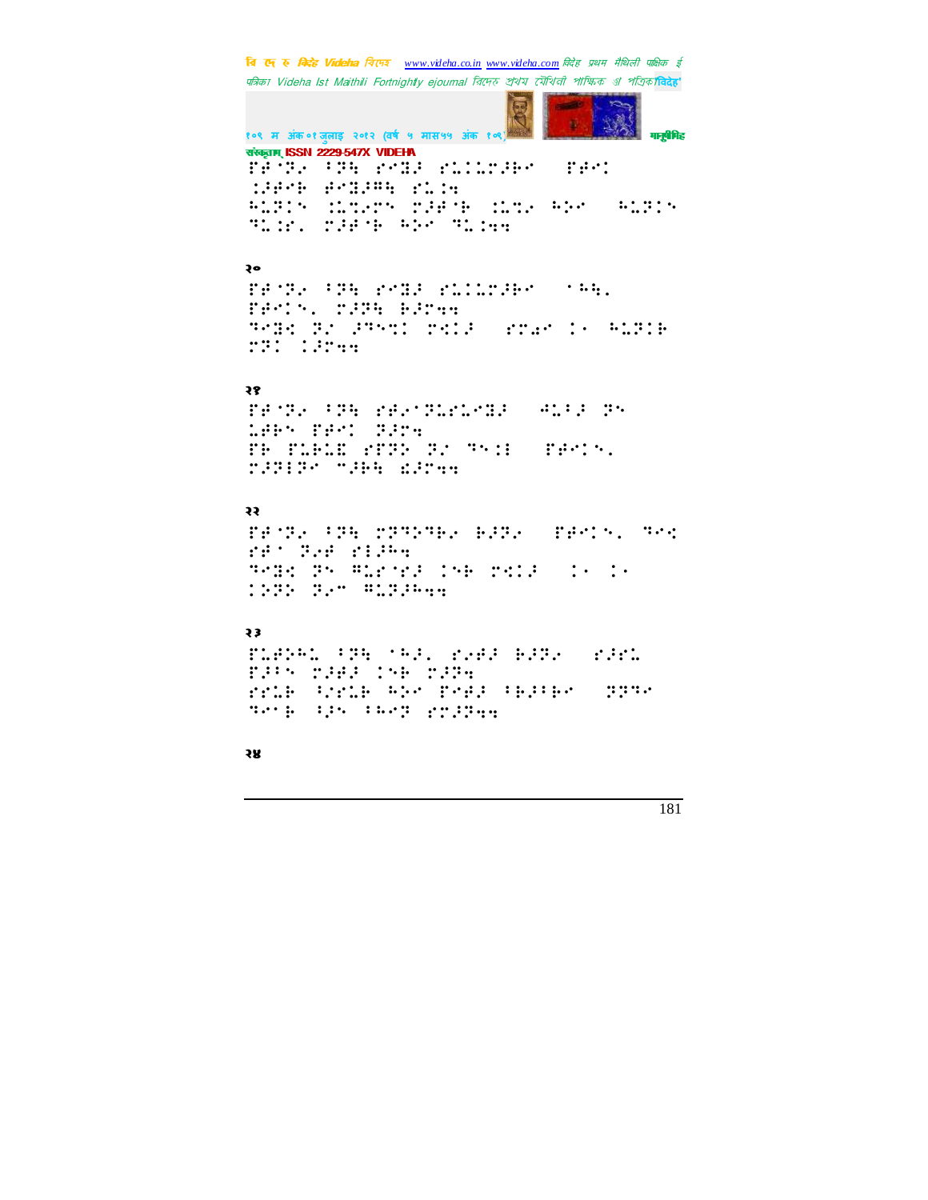२०

२१

२२

२३

२४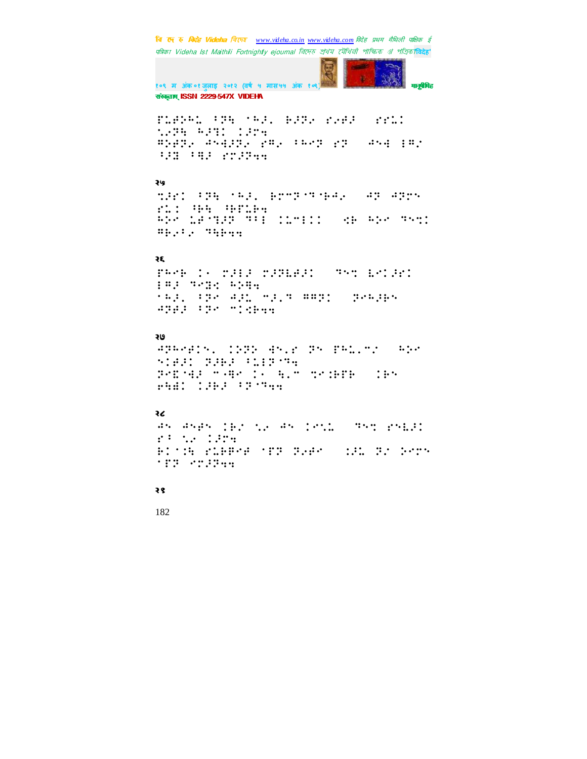⠋⠥⠋⠕⠓⠥ ⠊⠗⠹ ⠁⠓⠜⠂ ⠃⠜⠗⠢ ⠗⠢⠋⠜ ⠀⠗⠗⠥⠅
⠣⠢⠗⠹ ⠓⠜⠻⠅ ⠅⠜⠗⠹
⠻⠕⠋⠗⠢ ⠙⠝⠹⠜⠗⠢ ⠗⠻⠢ ⠊⠓⠉⠗ ⠗⠗ ⠀⠙⠝⠹ ⠯⠻⠢
⠪⠜⠿ ⠊⠻⠜ ⠗⠍⠜⠗⠹⠹

२५

⠹⠜⠗⠅ ⠊⠗⠹ ⠁⠓⠜⠂ ⠃⠗⠉⠗⠁⠝⠁⠃⠙⠢ ⠀⠙⠗ ⠙⠗⠗⠉
⠗⠥⠅ ⠪⠃⠹ ⠪⠃⠋⠥⠃⠹
⠓⠕⠉ ⠥⠋⠁⠻⠜⠗ ⠝⠊⠯ ⠅⠥⠉⠯⠅⠅ ⠀⠩⠃ ⠓⠕⠉ ⠝⠉⠹⠅
⠻⠃⠢⠊⠢ ⠝⠹⠃⠹⠹

२६

⠋⠓⠉⠃ ⠅⠂ ⠍⠜⠯⠜ ⠍⠜⠗⠥⠋⠜⠅ ⠀⠝⠉⠹ ⠇⠉⠅⠜⠗⠅
⠯⠻⠜ ⠝⠉⠿⠹ ⠓⠕⠻⠹
⠁⠓⠜⠂ ⠊⠗⠉ ⠙⠜⠥ ⠉⠜⠂⠝ ⠻⠻⠗⠅ ⠀⠗⠉⠓⠜⠃⠉
⠙⠗⠋⠜ ⠊⠗⠉ ⠉⠅⠩⠃⠹⠹

२७

⠙⠗⠓⠉⠋⠅⠉⠂ ⠅⠕⠗⠕ ⠙⠉⠂⠗ ⠗⠉ ⠋⠓⠥⠂⠉⠢ ⠀⠓⠕⠉
⠉⠅⠋⠜⠅ ⠗⠜⠃⠜ ⠊⠥⠯⠗⠁⠝⠹
⠗⠉⠿⠁⠹⠜ ⠉⠂⠻⠉ ⠅⠂ ⠹⠂⠉ ⠹⠉⠅⠃⠋⠃ ⠀⠅⠃⠉
⠗⠹⠻⠅ ⠅⠜⠃⠜ ⠊⠗⠁⠝⠹⠹

२८

⠙⠉ ⠙⠉⠋⠉ ⠅⠃⠢ ⠣⠢ ⠙⠉ ⠅⠉⠣⠥ ⠀⠝⠉⠹ ⠗⠉⠇⠜⠅
⠗⠊ ⠣⠢ ⠅⠜⠗⠹
⠃⠅⠁⠅⠹ ⠗⠥⠋⠻⠉⠋ ⠁⠋⠗ ⠗⠢⠋⠉ ⠀⠅⠜⠥ ⠗⠢ ⠕⠉⠗⠉
⠁⠋⠗ ⠉⠍⠜⠗⠹⠹

२९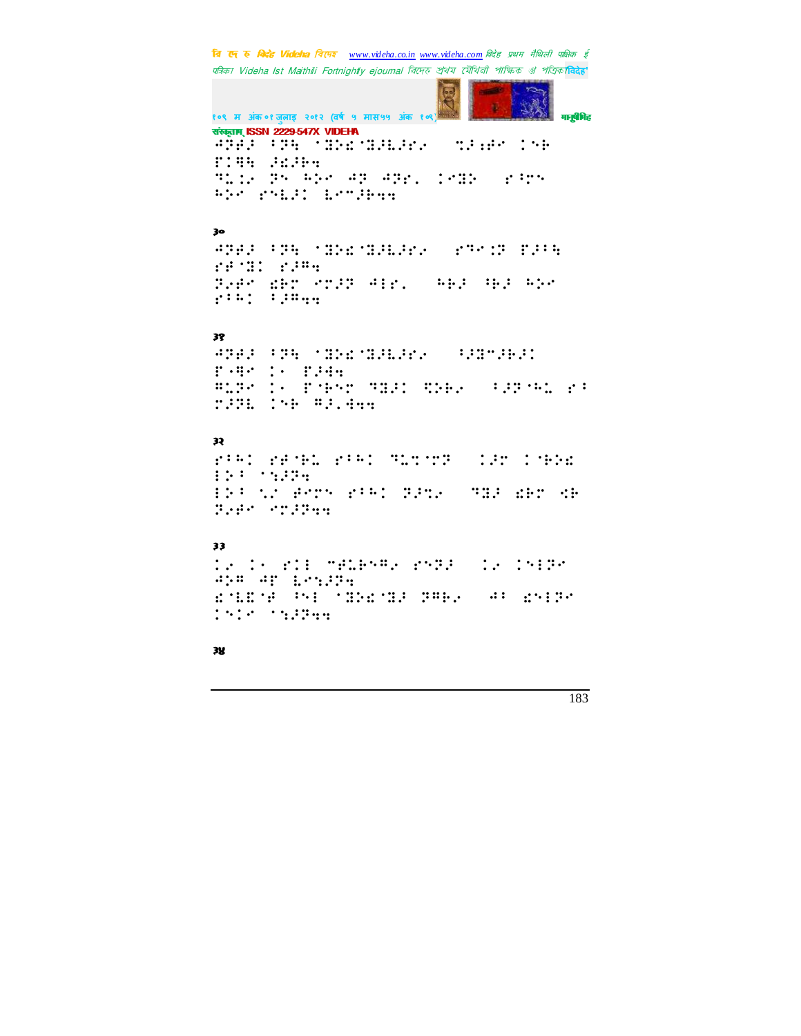�ls⠚⠻⠏⠀⠸⠏⠓⠀⠈⠿⠵⠁⠈⠿⠚⠇⠚⠗⠂⠀⠀⠝⠚⠱⠋⠉⠀⠦⠑⠀⠗⠦⠻⠓⠀⠚⠩⠚⠃⠲

⠝⠥⠦⠂⠀⠝⠑⠀⠓⠕⠉⠀⠙⠝⠀⠙⠝⠗⠄⠀⠦⠉⠿⠕⠀⠀⠗⠸⠍⠑⠀⠓⠕⠉⠀⠗⠑⠇⠚⠦⠀⠇⠉⠒⠚⠃⠲⠲

३०

⠙⠝⠋⠚⠀⠸⠏⠓⠀⠈⠿⠵⠁⠈⠿⠚⠇⠚⠗⠂⠀⠀⠗⠹⠉⠱⠝⠀⠗⠚⠸⠓⠀⠗⠋⠈⠿⠦⠀⠗⠚⠻⠲

⠝⠂⠋⠉⠀⠩⠃⠍⠀⠉⠍⠚⠝⠀⠙⠖⠗⠄⠀⠀⠓⠃⠚⠀⠸⠃⠚⠀⠓⠕⠉⠀⠗⠸⠓⠦⠀⠸⠚⠻⠲⠲

३१

⠙⠝⠋⠚⠀⠸⠏⠓⠀⠈⠿⠵⠁⠈⠿⠚⠇⠚⠗⠂⠀⠀⠦⠚⠿⠒⠚⠃⠚⠦⠀⠗⠤⠻⠉⠀⠦⠂⠀⠗⠚⠙⠲

⠻⠥⠝⠉⠀⠦⠂⠀⠗⠈⠃⠑⠍⠀⠹⠿⠚⠦⠀⠹⠵⠃⠂⠀⠀⠸⠚⠝⠈⠓⠥⠀⠗⠸⠀⠍⠚⠝⠇⠀⠦⠑⠃⠀⠻⠚⠄⠙⠲⠲

३२

⠗⠸⠓⠦⠀⠗⠋⠈⠓⠥⠀⠗⠸⠓⠦⠀⠹⠥⠍⠈⠍⠝⠀⠀⠦⠚⠍⠀⠦⠈⠃⠕⠁⠀⠖⠕⠸⠀⠈⠪⠚⠝⠲

⠖⠕⠸⠀⠡⠌⠀⠋⠉⠍⠑⠀⠗⠸⠓⠦⠀⠝⠚⠍⠂⠀⠀⠹⠿⠚⠀⠩⠃⠍⠀⠩⠃⠀⠝⠂⠋⠉⠀⠉⠍⠚⠝⠲⠲

३३

⠦⠂⠀⠦⠂⠀⠗⠦⠖⠀⠒⠋⠥⠃⠑⠻⠂⠀⠗⠑⠝⠚⠀⠀⠦⠂⠀⠦⠑⠖⠝⠉⠀⠙⠕⠻⠀⠙⠏⠀⠇⠉⠪⠚⠝⠲

⠩⠈⠇⠿⠈⠋⠀⠘⠑⠖⠀⠈⠿⠵⠁⠈⠿⠚⠀⠝⠻⠃⠂⠀⠀⠙⠸⠀⠩⠑⠖⠝⠉⠀⠦⠑⠦⠉⠀⠈⠪⠚⠝⠲⠲

३४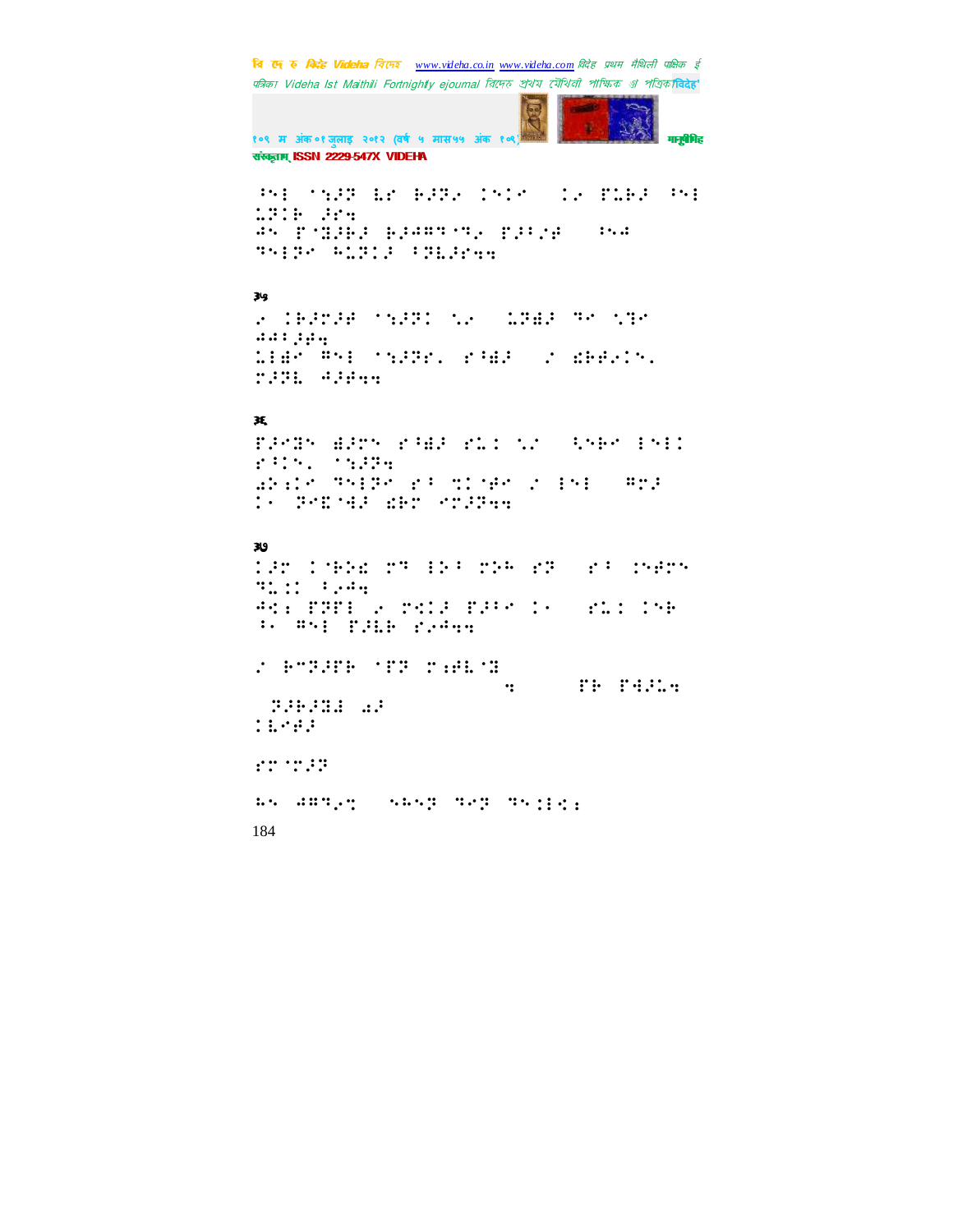३५

३६

३७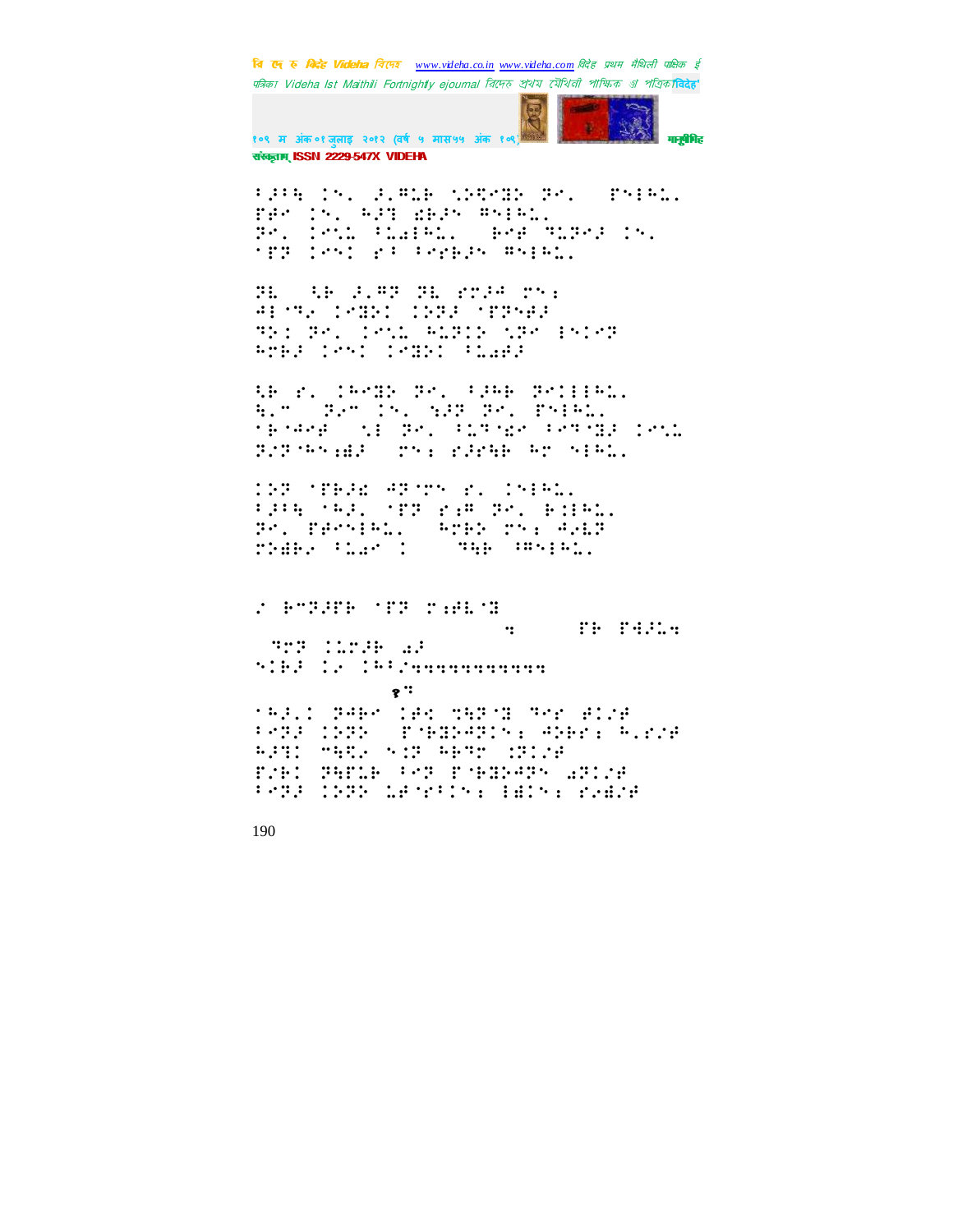⠃⠜⠲⠧ ⠦⠱⠂ ⠜⠂⠻⠥⠗ ⠪⠕⠻⠍⠝ ⠝⠊⠂ ⠀⠏⠑⠇⠓⠄⠂
⠏⠋⠊ ⠦⠱⠂ ⠓⠜⠹ ⠎⠗⠜⠢ ⠻⠑⠇⠓⠄⠂
⠝⠊⠂ ⠦⠊⠪⠄ ⠃⠄⠁⠇⠓⠄⠂ ⠀⠗⠊⠋ ⠹⠥⠝⠊⠜ ⠦⠱⠂
⠈⠏⠝ ⠦⠊⠑⠁ ⠗⠃ ⠃⠊⠗⠗⠜⠢ ⠻⠑⠇⠓⠄⠂

⠝⠇ ⠀⠩⠗ ⠜⠂⠻⠝ ⠝⠇ ⠗⠉⠜⠚ ⠉⠱⠆
⠚⠇⠈⠹⠢ ⠦⠊⠍⠕⠁ ⠦⠕⠝⠜ ⠈⠏⠝⠑⠜
⠹⠕⠁ ⠝⠊⠂ ⠦⠊⠪⠄ ⠓⠄⠝⠁⠕ ⠪⠝⠊ ⠇⠑⠁⠊⠝
⠓⠉⠗⠜ ⠦⠊⠑⠁ ⠦⠊⠍⠕⠁ ⠃⠄⠁⠜

⠩⠗ ⠗⠂ ⠦⠓⠊⠍⠕ ⠝⠊⠂ ⠃⠜⠓⠗ ⠝⠊⠁⠇⠇⠓⠄⠂
⠓⠂⠉ ⠀⠝⠢⠉ ⠦⠱⠂ ⠪⠜⠝ ⠝⠊⠂ ⠏⠑⠇⠓⠄⠂
⠈⠗⠈⠚⠊⠋ ⠀⠪⠇ ⠝⠊⠂ ⠃⠄⠹⠈⠎⠊ ⠃⠊⠹⠈⠍⠜ ⠦⠊⠪⠄
⠝⠌⠝⠈⠓⠑⠆⠫⠜ ⠀⠉⠱⠆ ⠗⠜⠗⠩⠗ ⠓⠉ ⠑⠇⠓⠄⠂

⠦⠕⠝ ⠈⠏⠗⠜⠎ ⠚⠝⠈⠉⠑ ⠗⠂ ⠦⠑⠇⠓⠄⠂
⠃⠜⠲⠧ ⠈⠓⠜⠂ ⠈⠏⠝ ⠗⠆⠻ ⠝⠊⠂ ⠗⠁⠇⠓⠄⠂
⠝⠊⠂ ⠏⠋⠑⠇⠓⠄⠂ ⠀⠓⠉⠗⠕ ⠉⠱⠆ ⠚⠢⠇⠝
⠉⠕⠫⠗⠢ ⠃⠄⠁⠊ ⠁ ⠀⠀⠀⠹⠩⠗ ⠃⠻⠑⠇⠓⠄⠂

⠌ ⠗⠉⠝⠜⠏⠗ ⠈⠏⠝ ⠉⠆⠋⠇⠈⠝

⠒ ⠀⠀⠀⠀⠏⠗ ⠏⠹⠜⠄⠒

⠀⠹⠉⠝ ⠦⠄⠉⠜⠗ ⠁⠜
⠑⠁⠗⠜ ⠦⠢ ⠦⠓⠃⠌⠒⠒⠒⠒⠒⠒⠒⠒⠒⠒⠒

१⠹

⠈⠓⠜⠂⠁ ⠝⠚⠗⠊ ⠦⠋⠱ ⠉⠩⠝⠈⠝ ⠹⠊⠗ ⠋⠁⠌⠋
⠃⠊⠝⠜ ⠦⠕⠝⠕ ⠀⠏⠈⠗⠍⠕⠚⠝⠦⠱⠆ ⠚⠕⠗⠊⠆ ⠓⠂⠗⠌⠋
⠓⠜⠹⠁ ⠉⠹⠩⠢ ⠑⠁⠝ ⠓⠗⠹⠉ ⠅⠝⠁⠌⠋
⠏⠌⠗⠁ ⠝⠩⠏⠥⠗ ⠃⠊⠝ ⠏⠈⠗⠍⠕⠚⠝⠱ ⠁⠝⠁⠌⠋
⠃⠊⠝⠜ ⠦⠕⠝⠕ ⠥⠋⠈⠗⠃⠦⠱⠆ ⠇⠫⠦⠱⠆ ⠗⠢⠫⠌⠋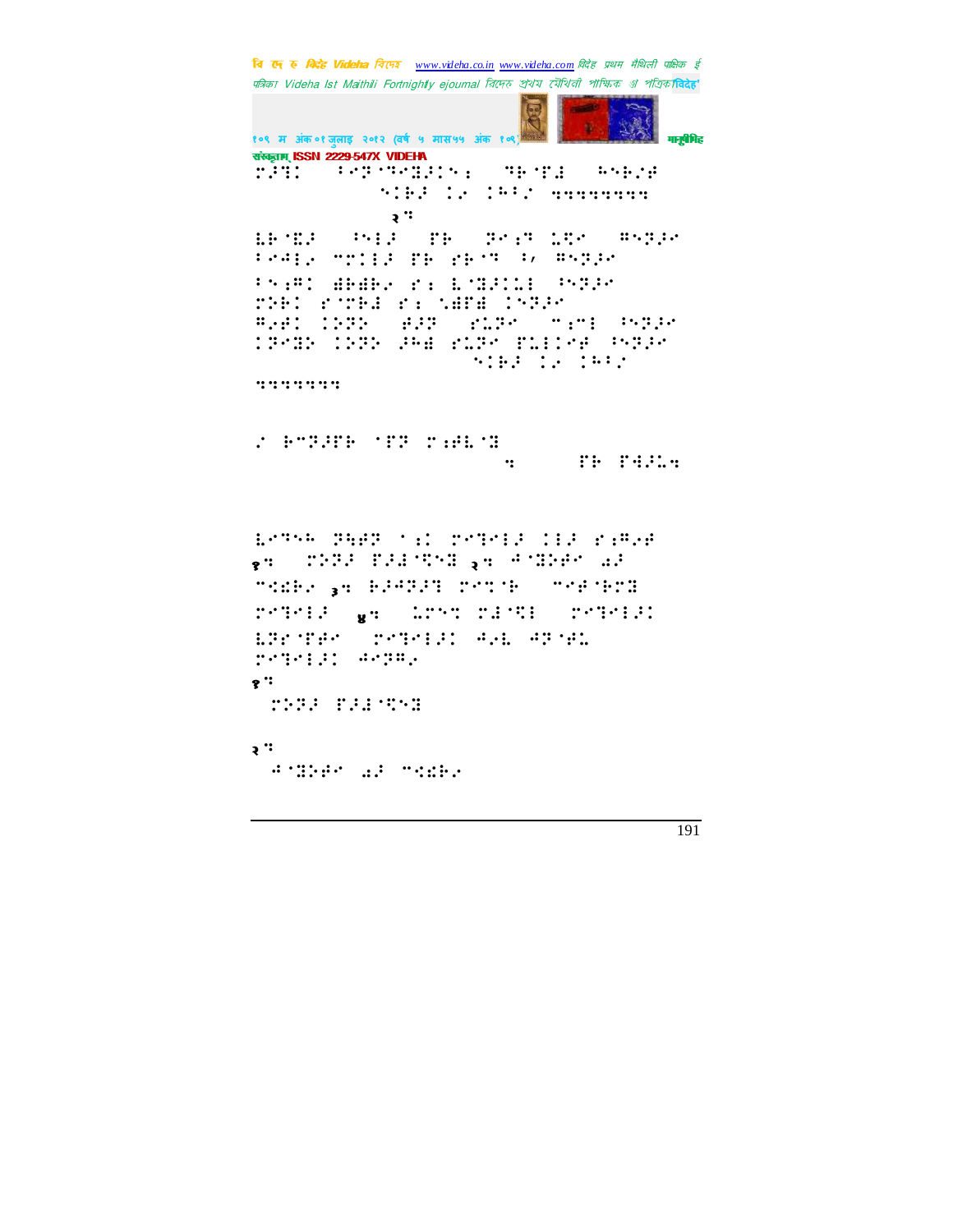संस्कृताम् ISSN 2229-547X VIDEHA

२

१

२

३

४

१

२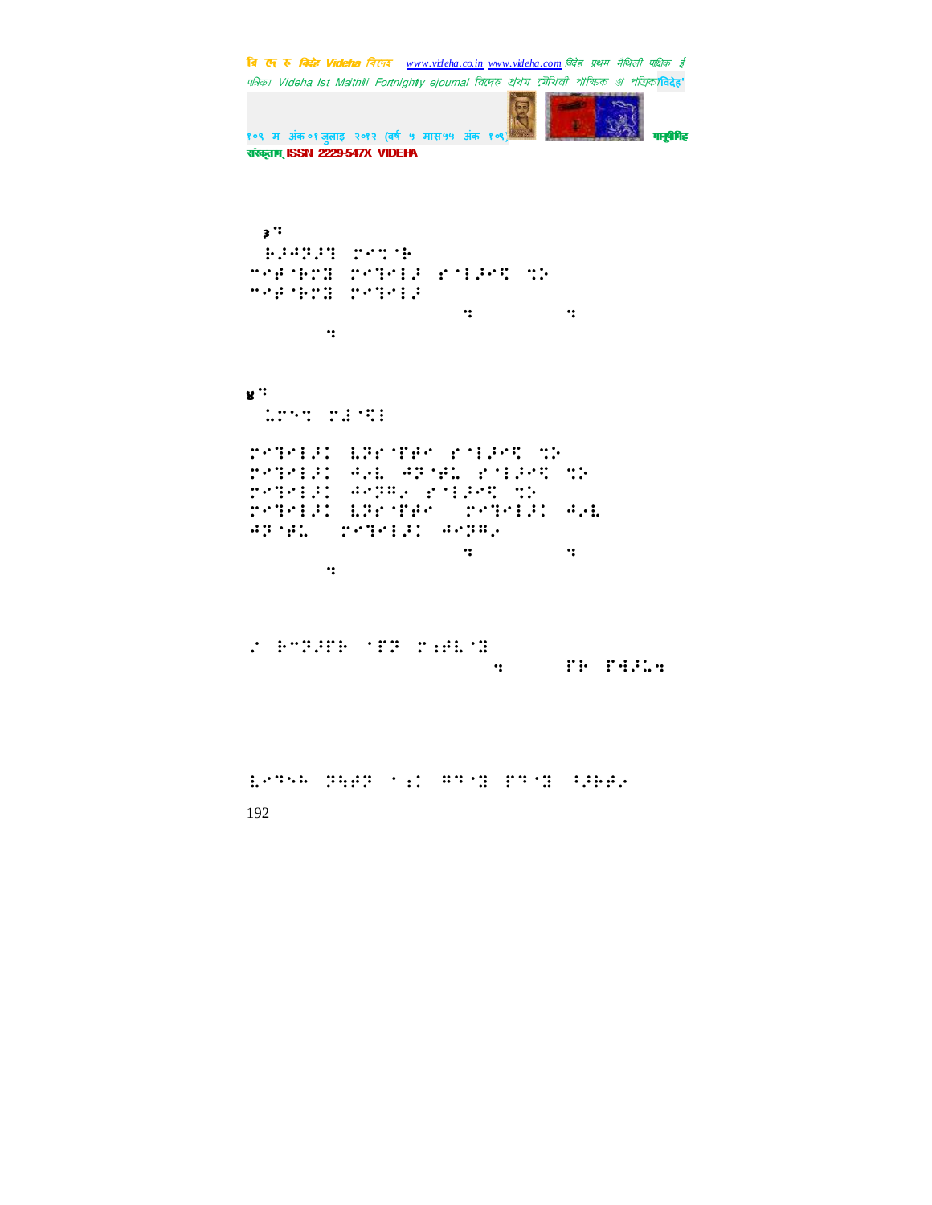३ः

⠗⠆⠲⠝⠆⠹ ⠾⠊⠎⠈⠗

⠉⠊⠋⠈⠗⠊⠻ ⠾⠊⠹⠊⠇⠆ ⠎⠈⠇⠆⠊⠟ ⠎⠕

⠉⠊⠋⠈⠗⠊⠻ ⠾⠊⠹⠊⠇⠆

ः ः

ः

४ः

⠨⠊⠑⠎ ⠾⠱⠈⠟⠇

⠾⠊⠹⠊⠇⠆⠅ ⠧⠝⠎⠈⠋⠋⠊ ⠎⠈⠇⠆⠊⠟ ⠎⠕

⠾⠊⠹⠊⠇⠆⠅ ⠲⠔⠧ ⠲⠝⠈⠋⠨ ⠎⠈⠇⠆⠊⠟ ⠎⠕

⠾⠊⠹⠊⠇⠆⠅ ⠲⠊⠝⠍⠔ ⠎⠈⠇⠆⠊⠟ ⠎⠕

⠾⠊⠹⠊⠇⠆⠅ ⠧⠝⠎⠈⠋⠋⠊ ⠾⠊⠹⠊⠇⠆⠅ ⠲⠔⠧

⠲⠝⠈⠋⠨ ⠾⠊⠹⠊⠇⠆⠅ ⠲⠊⠝⠍⠔

ः ः

ः

⠔ ⠗⠉⠝⠆⠋⠗ ⠈⠋⠝ ⠾⠰⠋⠧⠈⠻

ः ⠋⠗ ⠋⠻⠆⠨⠒

⠧⠊⠒⠢⠢ ⠝⠻⠋⠝ ⠈⠰⠅ ⠍⠒⠈⠻ ⠋⠒⠈⠻ ⠃⠆⠗⠋⠔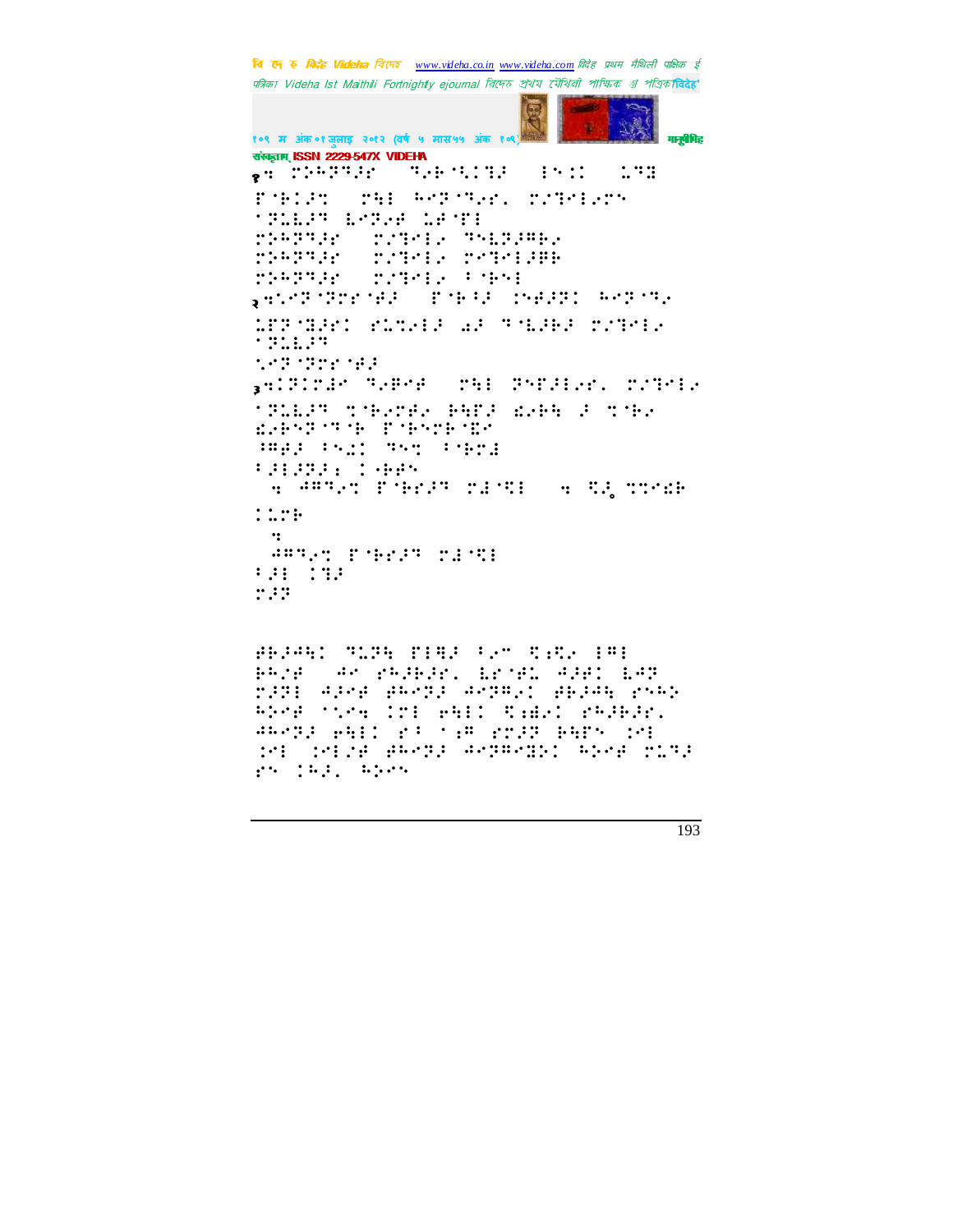१⃰ ⠍⠵⠓⠝⠙⠜⠗ ⠙⠢⠓⠈⠪⠅⠽ ⠔⠝⠅⠅ ⠥⠙⠻

⠋⠈⠓⠅⠼⠍ ⠍⠳⠇ ⠓⠊⠝⠈⠙⠢⠗⠂ ⠍⠌⠙⠑⠇⠢⠝

⠈⠝⠥⠇⠼⠙ ⠇⠊⠝⠢⠋ ⠥⠋⠈⠋⠇

⠍⠵⠓⠝⠙⠜⠗ ⠍⠌⠙⠑⠇⠢ ⠙⠓⠇⠝⠼⠛⠓⠢

⠍⠵⠓⠝⠙⠜⠗ ⠍⠌⠙⠑⠇⠢ ⠍⠊⠙⠑⠇⠼⠛⠓

⠍⠵⠓⠝⠙⠜⠗ ⠍⠌⠙⠑⠇⠢ ⠃⠈⠓⠝⠇

२⠹⠌⠝⠈⠝⠗⠗⠈⠋⠜ ⠋⠈⠓⠃⠜ ⠍⠢⠋⠼⠝⠅ ⠓⠊⠝⠈⠙⠢

⠥⠋⠝⠈⠙⠜⠗⠅ ⠗⠥⠹⠢⠇⠜ ⠔⠜ ⠙⠈⠇⠼⠓⠜ ⠍⠌⠙⠑⠇⠢

⠈⠝⠥⠇⠼⠙

⠹⠌⠝⠈⠝⠗⠗⠈⠋⠜

३⠹⠅⠝⠅⠍⠙⠊ ⠙⠢⠋⠊⠋ ⠍⠳⠇ ⠝⠑⠋⠜⠇⠢⠗⠂ ⠍⠌⠙⠑⠇⠢

⠈⠝⠥⠇⠼⠙ ⠹⠈⠓⠢⠍⠋⠢ ⠓⠳⠋⠜ ⠱⠢⠓⠳ ⠜ ⠹⠈⠓⠢

⠱⠢⠓⠑⠝⠈⠙⠈⠓ ⠋⠈⠓⠑⠍⠓⠈⠪⠢

⠘⠛⠋⠜ ⠃⠑⠌⠅ ⠙⠑⠹ ⠃⠈⠓⠍⠱

⠃⠜⠇⠜⠝⠜⠆ ⠅⠐⠓⠋⠝

⠹ ⠚⠛⠙⠢⠹ ⠋⠈⠓⠗⠜⠙ ⠍⠱⠈⠪⠇ ⠹ ⠪⠜⠂ ⠹⠹⠍⠱⠓

⠅⠅⠥⠍⠓

⠹

⠚⠛⠙⠢⠹ ⠋⠈⠓⠗⠜⠙ ⠍⠱⠈⠪⠇

⠃⠜⠇ ⠅⠙⠜

⠍⠜⠝

⠋⠓⠜⠚⠳⠅ ⠙⠥⠝⠳ ⠋⠇⠻⠜ ⠃⠢⠉ ⠪⠆⠪⠢ ⠇⠛⠇

⠓⠓⠌⠋ ⠚⠊ ⠗⠓⠜⠓⠜⠗⠂ ⠇⠗⠈⠋⠥ ⠚⠜⠋⠅ ⠇⠚⠝

⠍⠜⠝⠇ ⠚⠜⠊⠋ ⠋⠓⠊⠝⠜ ⠚⠊⠝⠛⠢⠅ ⠋⠓⠜⠚⠳ ⠗⠊⠓⠕

⠓⠕⠊⠋ ⠈⠹⠊⠹ ⠅⠍⠇ ⠊⠳⠇⠅ ⠪⠆⠱⠢⠅ ⠗⠓⠜⠓⠜⠗⠂

⠚⠓⠊⠝⠜ ⠊⠳⠇⠅ ⠗⠃ ⠈⠆⠛ ⠗⠍⠜⠝ ⠓⠳⠋⠝ ⠅⠍⠇

⠅⠍⠇ ⠅⠍⠇⠢⠋ ⠋⠓⠊⠝⠜ ⠚⠊⠝⠛⠊⠻⠕⠅ ⠓⠕⠊⠋ ⠍⠥⠙⠜

⠗⠝ ⠅⠓⠜⠂ ⠓⠕⠊⠝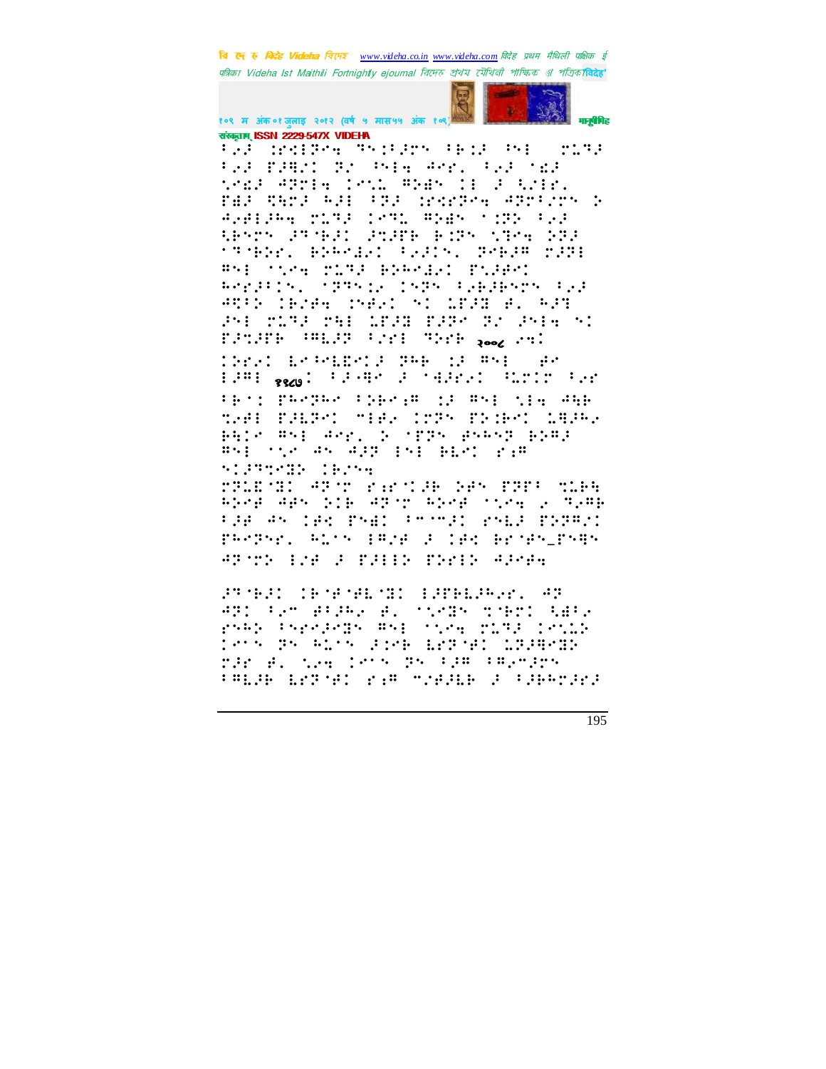१०९ म अंक ०१ जुलाइ २०१२ (वर्ष ५ मास५५ अंक १०९)

संस्कृताम् ISSN 2229-547X VIDEHA

⠁⠢⠼⠀⠨⠗⠉⠇⠏⠑⠪⠀⠝⠎⠨⠃⠼⠗⠝⠀⠁⠃⠨⠼⠀⠦⠇⠀⠀⠗⠸⠝⠼
⠁⠢⠼⠀⠋⠼⠻⠉⠀⠝⠔⠀⠦⠇⠪⠀⠣⠑⠗⠲⠀⠁⠢⠼⠀⠈⠫⠼
⠡⠫⠼⠀⠣⠝⠗⠇⠪⠀⠨⠑⠡⠸⠀⠻⠕⠫⠝⠀⠨⠇⠀⠼⠀⠱⠔⠇⠗⠲
⠋⠫⠼⠀⠹⠓⠗⠼⠀⠓⠼⠇⠀⠁⠝⠼⠀⠨⠗⠉⠗⠏⠑⠪⠀⠣⠝⠗⠁⠔⠗⠝⠀⠕
⠲⠢⠋⠇⠼⠓⠪⠀⠗⠸⠝⠼⠀⠨⠑⠹⠸⠀⠻⠕⠫⠝⠀⠈⠨⠝⠕⠀⠁⠢⠼
⠱⠑⠝⠗⠝⠀⠼⠝⠈⠃⠼⠉⠀⠼⠞⠼⠋⠃⠀⠃⠨⠝⠝⠀⠡⠝⠑⠪⠀⠕⠝⠼
⠈⠝⠈⠃⠕⠗⠲⠀⠃⠕⠓⠑⠙⠢⠉⠀⠁⠢⠼⠊⠝⠲⠀⠝⠑⠃⠼⠻⠀⠗⠼⠝⠇
⠻⠎⠇⠀⠈⠡⠑⠪⠀⠗⠸⠝⠼⠀⠃⠕⠓⠑⠙⠢⠉⠀⠋⠡⠼⠋⠉
⠓⠑⠗⠼⠁⠊⠝⠲⠀⠈⠝⠻⠎⠨⠢⠀⠊⠎⠝⠝⠀⠁⠢⠃⠼⠃⠎⠗⠝⠀⠁⠢⠼
⠣⠹⠁⠕⠀⠊⠃⠔⠋⠪⠀⠊⠝⠋⠢⠉⠀⠎⠉⠀⠸⠋⠼⠻⠀⠋⠲⠀⠓⠼⠹
⠼⠎⠇⠀⠗⠸⠝⠼⠀⠗⠳⠇⠀⠸⠋⠼⠻⠀⠋⠼⠝⠑⠀⠝⠔⠀⠼⠎⠇⠪⠀⠎⠉
⠋⠼⠞⠼⠋⠃⠀⠈⠻⠸⠼⠝⠀⠁⠔⠗⠇⠀⠝⠕⠗⠃⠀२००८⠀⠢⠹⠉
⠊⠕⠗⠢⠉⠀⠸⠑⠈⠎⠸⠑⠉⠼⠀⠝⠓⠃⠀⠨⠼⠀⠻⠎⠇⠀⠀⠋⠑
⠇⠼⠻⠇⠀१९८७⠁⠀⠁⠼⠲⠻⠑⠀⠼⠀⠈⠹⠼⠗⠢⠉⠀⠹⠥⠗⠊⠗⠀⠁⠢⠗
⠁⠃⠈⠉⠀⠋⠓⠑⠝⠼⠓⠑⠀⠁⠕⠃⠑⠡⠻⠀⠨⠼⠀⠻⠎⠇⠀⠡⠇⠪⠀⠣⠳⠃
⠹⠢⠋⠇⠀⠋⠼⠸⠝⠑⠉⠀⠑⠇⠋⠢⠀⠊⠗⠝⠝⠀⠋⠕⠨⠃⠑⠉⠀⠸⠻⠼⠓⠢
⠃⠳⠊⠑⠀⠻⠎⠇⠀⠣⠑⠗⠲⠀⠕⠀⠈⠋⠝⠝⠀⠛⠎⠓⠎⠝⠀⠃⠕⠻⠼
⠻⠎⠇⠀⠈⠡⠑⠀⠣⠝⠀⠣⠼⠝⠀⠊⠎⠇⠀⠃⠸⠑⠉⠀⠗⠡⠻
⠎⠉⠼⠝⠹⠑⠫⠕⠀⠊⠃⠔⠎⠪

⠗⠝⠸⠑⠈⠫⠉⠀⠣⠝⠈⠗⠀⠗⠡⠗⠈⠉⠼⠃⠀⠕⠋⠝⠀⠋⠝⠋⠁⠀⠹⠸⠃⠳
⠓⠕⠑⠋⠀⠣⠋⠝⠀⠕⠊⠃⠀⠣⠝⠈⠗⠀⠓⠕⠑⠋⠀⠈⠡⠑⠪⠀⠢⠀⠹⠢⠻⠃
⠁⠼⠋⠀⠣⠝⠀⠊⠋⠹⠀⠋⠎⠫⠉⠀⠁⠑⠈⠑⠼⠉⠀⠗⠎⠸⠼⠀⠋⠕⠝⠻⠔⠉
⠋⠓⠑⠝⠎⠗⠲⠀⠓⠥⠊⠝⠀⠇⠻⠔⠋⠀⠼⠀⠊⠋⠹⠀⠃⠗⠈⠋⠝⠤⠋⠎⠳⠝
⠣⠝⠈⠗⠕⠀⠇⠔⠋⠀⠼⠀⠋⠼⠇⠇⠕⠀⠋⠕⠗⠇⠕⠀⠣⠼⠑⠋⠪

⠼⠝⠈⠃⠼⠉⠀⠊⠃⠈⠋⠈⠋⠸⠈⠫⠉⠀⠇⠼⠋⠃⠸⠼⠓⠢⠗⠲⠀⠣⠝
⠣⠝⠉⠀⠁⠢⠑⠀⠋⠁⠼⠓⠢⠀⠋⠲⠀⠈⠡⠑⠫⠝⠀⠹⠈⠃⠗⠉⠀⠱⠻⠁⠢
⠗⠎⠓⠕⠀⠁⠎⠗⠗⠼⠑⠫⠝⠀⠻⠎⠇⠀⠈⠡⠑⠪⠀⠗⠸⠝⠼⠀⠊⠑⠸⠸⠕
⠊⠑⠡⠝⠀⠝⠝⠀⠓⠥⠊⠝⠀⠼⠊⠑⠃⠀⠸⠑⠝⠈⠋⠉⠀⠸⠝⠼⠻⠑⠫⠕
⠗⠼⠗⠀⠋⠲⠀⠡⠢⠪⠀⠊⠑⠡⠝⠀⠝⠝⠀⠁⠼⠻⠀⠁⠻⠢⠑⠼⠗⠝
⠁⠻⠸⠼⠃⠀⠸⠑⠝⠈⠋⠉⠀⠗⠡⠻⠀⠑⠔⠋⠼⠸⠃⠀⠼⠀⠁⠼⠃⠓⠗⠼⠗⠼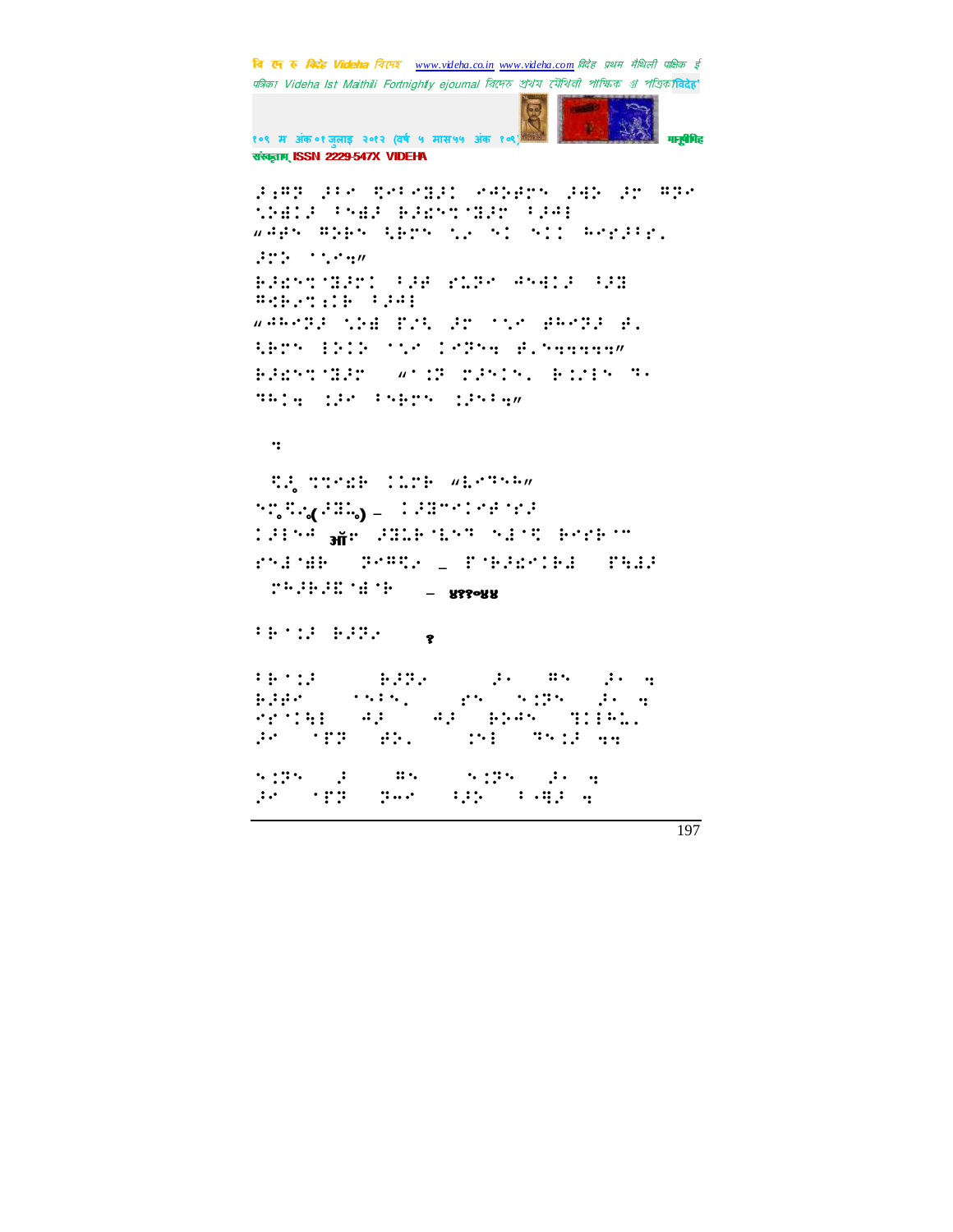⠼⠛⠻⠏⠀⠼⠗⠀⠻⠑⠼⠻⠻⠅⠀⠑⠙⠪⠋⠝⠀⠼⠙⠕⠀⠼⠗⠀⠻⠏⠑

⠳⠪⠻⠅⠼⠀⠗⠑⠻⠼⠀⠃⠼⠨⠝⠳⠻⠼⠗⠀⠗⠼⠙⠇

"⠙⠋⠝⠀⠻⠕⠃⠝⠀⠳⠃⠗⠝⠀⠳⠐⠀⠝⠅⠀⠝⠅⠅⠀⠓⠑⠗⠼⠗⠗⠄

⠼⠗⠕⠀⠁⠳⠑⠪"

⠃⠼⠨⠝⠳⠻⠼⠗⠅⠀⠗⠼⠋⠀⠗⠥⠏⠑⠀⠙⠝⠙⠅⠼⠀⠗⠼⠻

⠻⠪⠃⠑⠳⠆⠅⠃⠀⠗⠼⠙⠇

"⠙⠓⠑⠏⠼⠀⠳⠕⠻⠀⠋⠄⠳⠀⠼⠗⠀⠁⠳⠑⠀⠋⠓⠑⠏⠼⠀⠋⠄

⠳⠃⠗⠝⠀⠇⠕⠅⠕⠀⠁⠳⠑⠀⠅⠑⠏⠝⠪⠀⠋⠄⠝⠪⠪⠪⠪⠪"

⠃⠼⠨⠝⠳⠻⠼⠗⠀⠀⠀"⠁⠅⠏⠀⠗⠼⠝⠅⠝⠄⠀⠃⠅⠇⠝⠀⠏⠐

⠏⠓⠅⠪⠀⠅⠼⠑⠀⠗⠝⠃⠗⠝⠀⠅⠼⠝⠗⠪"

⠪

⠻⠼⠀⠳⠳⠑⠨⠃⠀⠅⠥⠗⠃⠀"⠳⠑⠏⠝⠓"

⠝⠳⠳⠑(⠼⠻⠳) – ⠅⠼⠻⠉⠑⠅⠑⠋⠑⠗⠼

⠅⠼⠇⠝⠙ ऑ⠐ ⠼⠻⠥⠃⠳⠝⠏⠀⠝⠼⠑⠻⠀⠃⠑⠗⠃⠁⠉

⠗⠝⠼⠑⠻⠃⠀⠀⠏⠑⠻⠻⠐⠀_⠀⠋⠑⠃⠼⠨⠑⠅⠃⠼⠀⠀⠋⠪⠼⠼

⠀⠗⠓⠼⠃⠼⠨⠑⠻⠑⠃ – ४११०४४

⠗⠃⠁⠅⠼⠀⠃⠼⠏⠐ १

| ⠗⠃⠁⠅⠼ | ⠃⠼⠏⠐ | ⠼⠐ | ⠻⠝ | ⠼⠐⠀⠪ |
|---|---|---|---|---|
| ⠃⠼⠋⠑ | ⠁⠝⠗⠝⠄ | ⠗⠝ | ⠝⠅⠏⠝ | ⠼⠐⠀⠪ |
| ⠑⠗⠁⠅⠪⠇ | ⠙⠼ | ⠙⠼ | ⠃⠕⠙⠝ | ⠳⠅⠇⠓⠥⠄ |
| ⠼⠑ | ⠁⠋⠏ | ⠋⠕⠄ | ⠅⠝⠇ | ⠏⠝⠅⠼⠀⠪⠪ |

| ⠝⠅⠏⠝ | ⠼ | ⠻⠝ | ⠝⠅⠏⠝ | ⠼⠐⠀⠪ |
|---|---|---|---|---|
| ⠼⠑ | ⠁⠋⠏ | ⠏⠑⠑ | ⠗⠼⠕ | ⠗⠐⠻⠼⠀⠪ |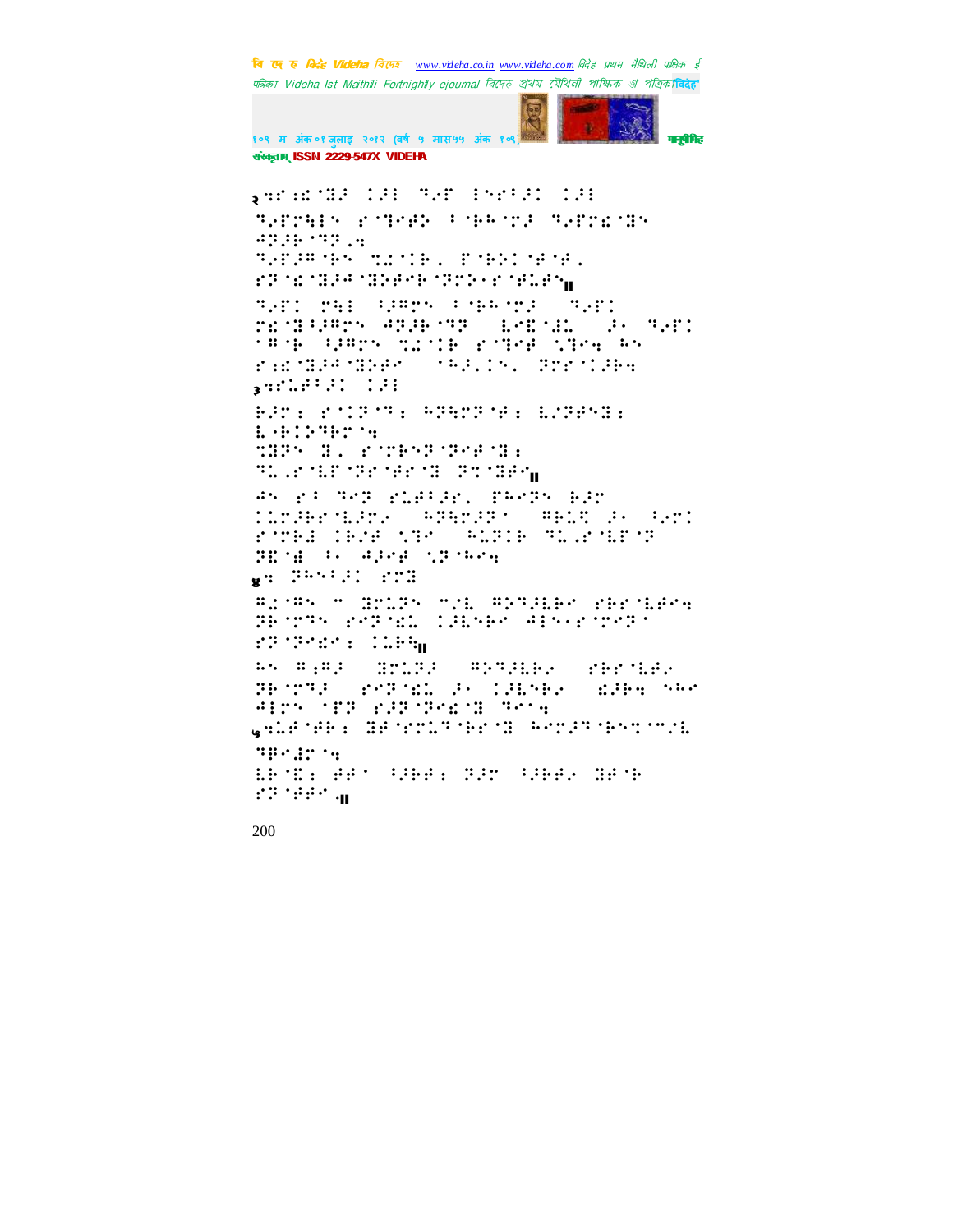२ ⠩⠗⠬⠎⠈⠝⠌ ⠨⠜⠇ ⠙⠊⠗ ⠇⠝⠗⠁⠜⠅ ⠨⠜⠇
⠙⠊⠏⠗⠹⠇⠝ ⠗⠈⠙⠑⠋⠕ ⠁⠈⠗⠓⠈⠍⠌ ⠙⠊⠏⠗⠎⠈⠝⠝
⠲⠽⠌⠗⠈⠙⠙⠂⠩
⠙⠊⠏⠌⠻⠈⠗⠝ ⠹⠩⠈⠅⠗⠂ ⠋⠈⠗⠕⠅⠈⠻⠈⠻⠂
⠗⠽⠈⠎⠈⠝⠌⠲⠈⠝⠕⠻⠲⠗⠈⠽⠍⠕⠐⠗⠈⠻⠇⠻⠝॥
⠙⠊⠋⠅ ⠍⠹⠇ ⠈⠌⠻⠍⠝ ⠁⠈⠗⠓⠈⠍⠌ ⠙⠊⠋⠅
⠍⠎⠈⠝⠈⠌⠻⠍⠝ ⠲⠽⠌⠗⠈⠙⠙ ⠇⠊⠎⠈⠜⠩ ⠌⠐ ⠙⠊⠋⠅
⠈⠻⠈⠗ ⠈⠌⠻⠍⠝ ⠹⠩⠈⠅⠗ ⠗⠈⠙⠑⠋ ⠡⠙⠑⠩ ⠓⠝
⠗⠬⠎⠈⠝⠌⠲⠈⠝⠕⠻⠐ ⠈⠓⠌⠂⠅⠝⠂ ⠽⠗⠗⠈⠅⠌⠗⠩
३ ⠩⠗⠇⠻⠁⠌⠅ ⠨⠜⠇
⠗⠌⠍⠆ ⠗⠈⠅⠽⠈⠙⠆ ⠓⠽⠹⠍⠽⠈⠻⠆ ⠇⠌⠽⠻⠝⠎⠆
⠇⠈⠗⠅⠕⠙⠗⠍⠈⠩
⠹⠝⠽⠝ ⠝⠂ ⠗⠈⠍⠗⠝⠽⠈⠽⠑⠈⠝⠆
⠙⠇⠂⠗⠈⠇⠋⠈⠽⠗⠈⠻⠗⠈⠝ ⠽⠹⠈⠝⠻⠝॥
⠲⠝ ⠗⠁ ⠙⠑⠽ ⠗⠇⠻⠁⠌⠗⠂ ⠋⠓⠑⠽⠝ ⠗⠌⠍
⠅⠇⠍⠌⠗⠗⠈⠇⠌⠍⠐ ⠓⠽⠹⠍⠌⠽⠈ ⠻⠗⠇⠹ ⠌⠐ ⠁⠊⠍⠅
⠗⠈⠍⠗⠋ ⠅⠗⠊⠻ ⠡⠽⠑ ⠓⠇⠽⠅⠗ ⠙⠇⠂⠗⠈⠇⠋⠈⠽
⠽⠎⠈⠫ ⠁⠐ ⠲⠌⠑⠻ ⠡⠽⠈⠓⠑⠩
४ ⠩ ⠽⠓⠝⠁⠌⠅ ⠗⠍⠝
⠻⠆⠈⠻⠝ ⠉ ⠝⠗⠇⠽⠝ ⠉⠊⠇ ⠻⠕⠙⠌⠇⠗⠐ ⠗⠗⠗⠈⠇⠻⠝⠩
⠽⠗⠈⠍⠙⠝ ⠗⠑⠽⠈⠎⠇ ⠅⠌⠇⠝⠗⠐ ⠲⠇⠝⠐⠗⠈⠍⠑⠽⠈
⠗⠽⠈⠽⠑⠎⠐⠆ ⠅⠇⠗⠹॥
⠓⠝ ⠻⠆⠻⠌ ⠝⠗⠇⠽⠌ ⠻⠕⠙⠌⠇⠗⠐ ⠗⠗⠗⠈⠇⠻⠐
⠽⠗⠈⠍⠙⠌ ⠗⠑⠽⠈⠎⠇ ⠌⠐ ⠅⠌⠇⠝⠗⠐ ⠎⠌⠗⠩ ⠝⠓⠐
⠲⠇⠍⠝ ⠈⠋⠽ ⠗⠌⠽⠈⠽⠑⠎⠈⠝ ⠙⠑⠩
५ ⠩⠇⠻⠈⠻⠗⠆ ⠝⠻⠈⠗⠍⠇⠙⠈⠗⠗⠈⠝ ⠓⠑⠍⠌⠙⠈⠗⠝⠹⠈⠉⠊⠇
⠙⠗⠐⠯⠗⠈⠩
⠇⠗⠈⠎⠆ ⠻⠻⠈ ⠈⠌⠗⠻⠆ ⠽⠌⠍ ⠈⠌⠗⠻⠐ ⠝⠻⠈⠗
⠗⠽⠈⠻⠻⠐॥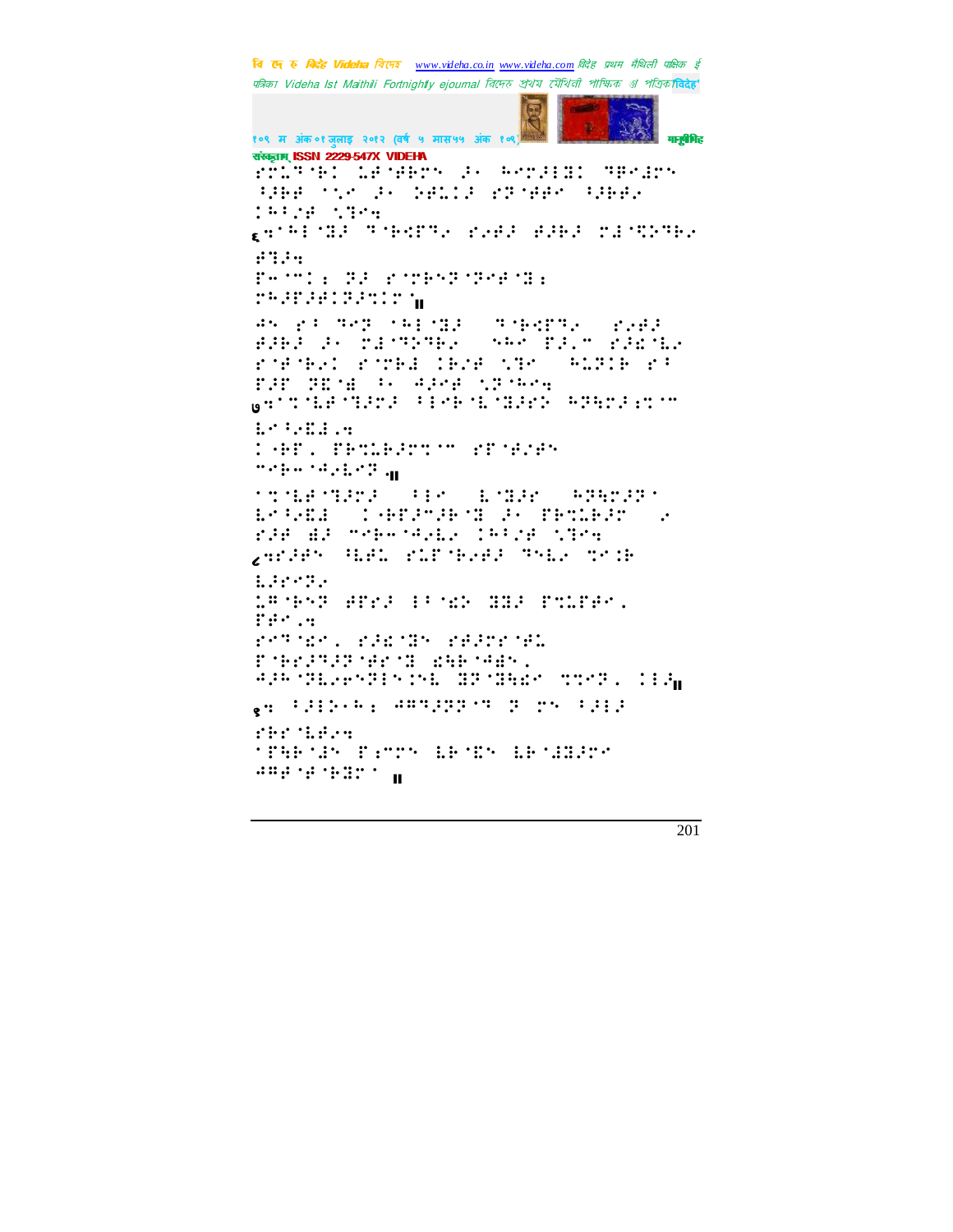सं‌स्कृताम् ISSN 2229-547X VIDEHA

⠗⠒⠥⠙⠰⠃⠅⠀⠥⠋⠰⠋⠃⠗⠝⠀�jh⠀⠓⠢⠗⠚⠇⠽⠅⠀⠙⠟⠑⠠⠗⠝ ⠳⠚⠃⠋⠀⠂⠡⠢⠀⠚⠂⠀⠕⠋⠥⠅⠚⠀⠗⠟⠰⠋⠋⠢⠀⠳⠚⠃⠋⠄ ⠅⠓⠳⠔⠋⠀⠡⠙⠢⠹

६⠹⠂⠓⠇⠰⠽⠚⠀⠙⠰⠃⠖⠏⠙⠄⠀⠗⠔⠋⠚⠀⠋⠚⠃⠚⠀⠍⠇⠰⠫⠕⠙⠃⠄ ⠋⠹⠚⠹

⠏⠤⠂⠉⠅⠆⠀⠟⠚⠀⠗⠂⠍⠃⠢⠟⠰⠟⠢⠋⠰⠽⠆ ⠍⠓⠚⠏⠚⠋⠅⠟⠚⠭⠅⠍⠂॥

⠙⠢⠀⠗⠳⠀⠙⠢⠟⠀⠂⠓⠇⠰⠽⠚⠀⠀⠙⠰⠃⠖⠏⠙⠄⠀⠀⠗⠔⠋⠚ ⠋⠚⠃⠚⠀⠚⠂⠀⠍⠇⠰⠙⠕⠙⠃⠄⠀⠀⠎⠓⠢⠀⠏⠚⠂⠉⠀⠗⠚⠎⠰⠇⠄ ⠗⠂⠋⠰⠃⠄⠅⠀⠗⠂⠍⠃⠇⠀⠅⠃⠔⠋⠀⠡⠙⠢⠀⠀⠓⠥⠟⠅⠃⠀⠗⠳ ⠏⠚⠏⠀⠟⠎⠰⠿⠀⠳⠂⠀⠙⠚⠢⠋⠀⠡⠟⠰⠓⠢⠹

७⠹⠂⠭⠰⠇⠋⠰⠙⠚⠍⠚⠀⠳⠇⠢⠃⠰⠇⠰⠽⠚⠍⠕⠀⠓⠟⠱⠍⠚⠆⠭⠉ ⠇⠢⠳⠔⠎⠚⠄⠹

⠅⠂⠃⠏⠄⠀⠏⠃⠭⠥⠃⠚⠍⠭⠂⠉⠀⠗⠏⠰⠋⠔⠢ ⠉⠢⠃⠤⠰⠙⠔⠇⠢⠟⠄॥

⠂⠭⠰⠇⠋⠰⠙⠚⠍⠚⠀⠀⠳⠇⠢⠀⠀⠇⠰⠽⠚⠍⠀⠀⠓⠟⠱⠍⠚⠟⠂ ⠇⠢⠳⠔⠎⠚⠀⠀⠅⠂⠃⠏⠚⠉⠚⠃⠰⠽⠀⠚⠂⠀⠏⠭⠥⠃⠚⠍⠀⠀⠄ ⠗⠚⠋⠀⠻⠚⠀⠉⠢⠃⠤⠰⠙⠔⠇⠄⠀⠅⠓⠳⠔⠋⠀⠡⠙⠢⠹

८⠹⠗⠚⠋⠢⠀⠳⠇⠋⠥⠀⠗⠥⠏⠰⠃⠔⠋⠚⠀⠙⠢⠇⠄⠀⠭⠢⠅⠃ ⠇⠚⠍⠢⠟⠄

⠥⠉⠰⠃⠢⠟⠀⠋⠏⠍⠚⠀⠇⠳⠰⠫⠕⠀⠽⠽⠚⠀⠏⠭⠥⠏⠋⠢⠄ ⠏⠋⠢⠄⠹

⠗⠢⠙⠰⠫⠢⠄⠀⠗⠚⠎⠰⠽⠢⠀⠗⠋⠚⠍⠗⠰⠋⠥ ⠏⠰⠃⠍⠚⠙⠚⠟⠰⠋⠍⠰⠽⠀⠫⠓⠃⠰⠙⠻⠢⠄ ⠙⠚⠓⠰⠟⠇⠔⠢⠟⠇⠢⠅⠢⠇⠀⠽⠟⠰⠽⠓⠫⠉⠀⠭⠭⠍⠟⠄⠀⠅⠇⠚॥

९⠹⠀⠳⠚⠇⠕⠂⠓⠆⠀⠙⠉⠙⠚⠟⠟⠂⠙⠀⠟⠀⠍⠢⠀⠳⠚⠇⠚ ⠗⠃⠗⠰⠇⠋⠔⠹

⠂⠏⠱⠃⠰⠚⠢⠀⠏⠆⠉⠍⠢⠀⠇⠃⠰⠫⠢⠀⠇⠃⠰⠙⠽⠚⠍⠉ ⠙⠉⠋⠰⠋⠰⠃⠽⠍⠂⠀॥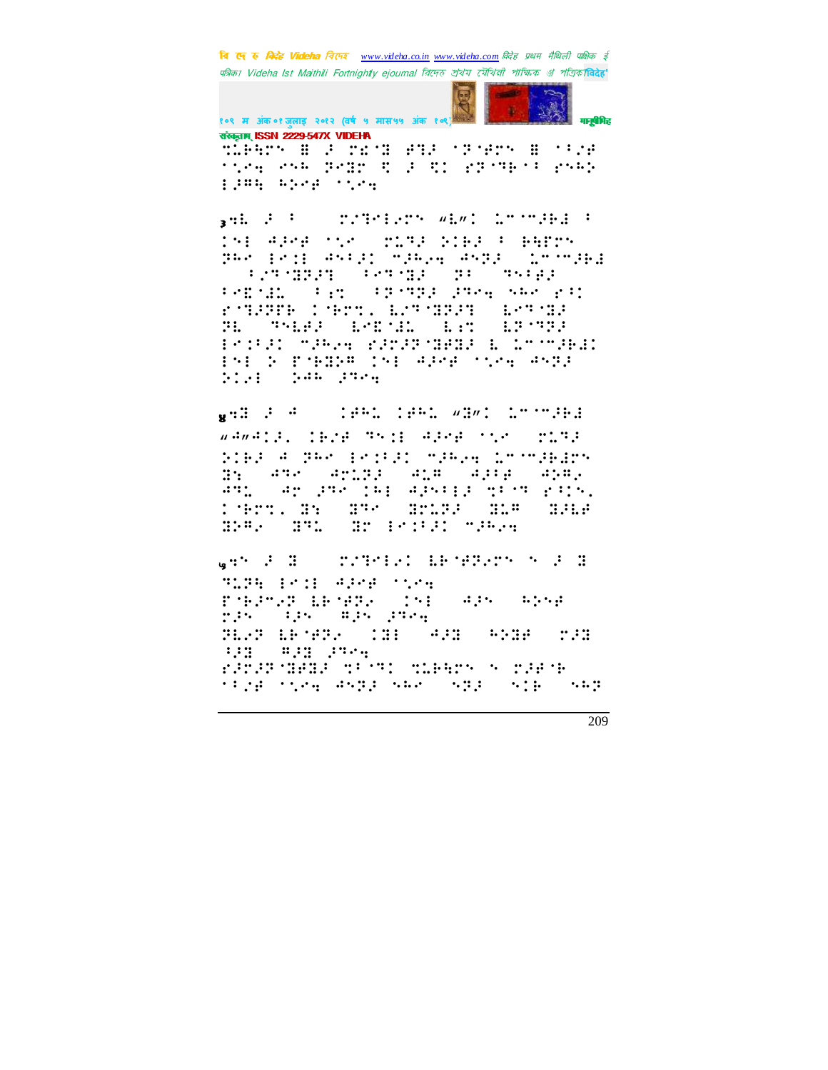संस्कृताम् ISSN 2229-547X VIDEHA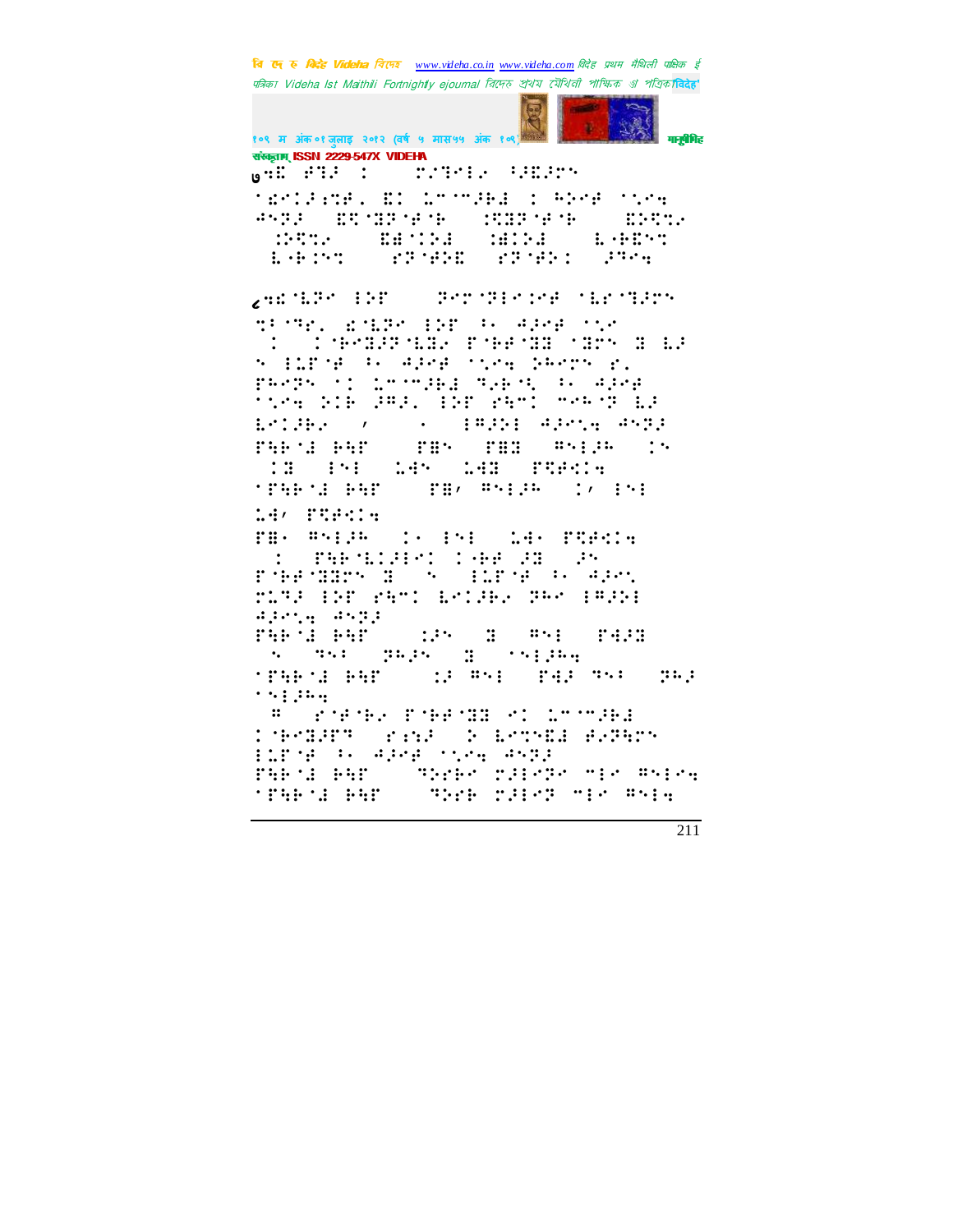७ ⠩⠪⠂⠈⠂⠀⠀⠀⠀⠀⠀⠀⠀⠀⠀⠀⠀⠀⠀⠀⠀⠀⠀⠀⠀⠀⠀⠀⠀⠀⠀⠀⠀⠀⠀⠀⠀⠀⠀⠀⠀⠀⠀⠀⠀⠀⠀⠀⠀⠀⠀⠀⠀⠀⠀⠀⠀⠀⠀⠀⠀⠀⠀⠀⠀⠀⠀⠀⠀⠀⠀⠀⠀⠀

८ ⠩⠪⠂⠈⠂⠀⠀⠀⠀⠀⠀⠀⠀⠀⠀⠀⠀⠀⠀⠀⠀⠀⠀⠀⠀⠀⠀⠀⠀⠀⠀⠀⠀⠀⠀⠀⠀⠀⠀⠀⠀⠀⠀⠀⠀⠀⠀⠀⠀⠀⠀⠀⠀⠀⠀⠀⠀⠀⠀⠀⠀⠀⠀⠀⠀⠀⠀⠀⠀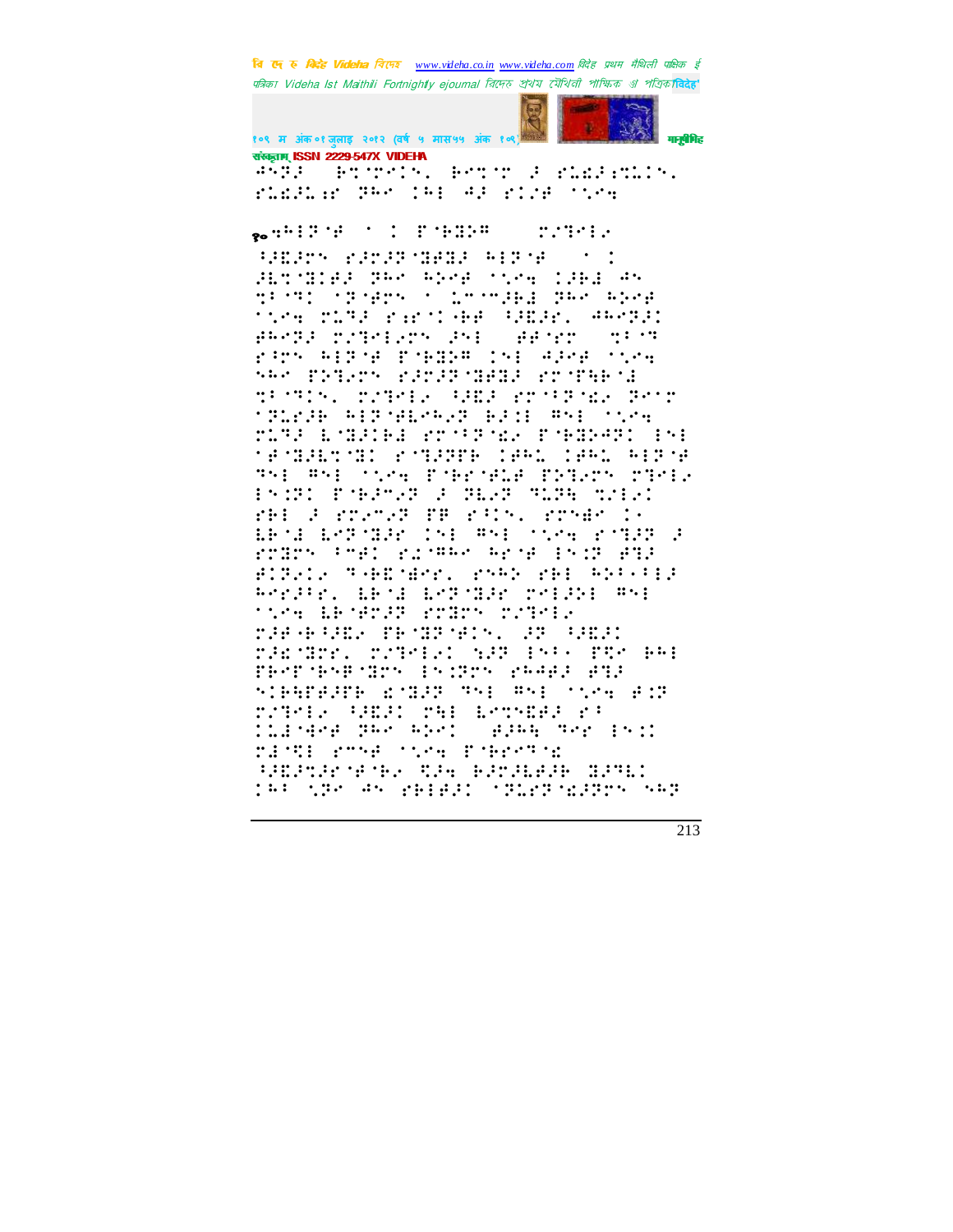ISSN 2229-547X VIDEHA

⠐⠣⠝⠃⠜⠀⠀⠃⠹⠁⠗⠑⠊⠝⠂⠀⠃⠑⠹⠁⠗⠀⠜⠀⠗⠇⠪⠜⠱⠹⠇⠊⠝⠂⠀⠗⠇⠪⠜⠇⠱⠗⠀⠝⠓⠑⠀⠨⠓⠇⠀⠲⠜⠀⠗⠨⠌⠋⠀⠁⠌⠑⠹

१०⠣⠓⠇⠝⠁⠋⠀⠁⠀⠨⠀⠏⠁⠃⠪⠕⠍⠀⠀⠀⠀⠗⠌⠹⠑⠇⠢

⠻⠪⠜⠗⠝⠀⠗⠜⠗⠜⠝⠁⠻⠪⠜⠀⠓⠇⠝⠁⠋⠀⠀⠁⠀⠨⠜⠇⠹⠁⠪⠨⠋⠜⠀⠝⠓⠑⠀⠓⠕⠑⠋⠀⠁⠌⠑⠹⠀⠨⠜⠓⠇⠀⠲⠝⠹⠋⠹⠨⠀⠁⠝⠁⠋⠗⠝⠀⠁⠀⠇⠉⠁⠉⠜⠓⠇⠀⠝⠓⠑⠀⠓⠕⠑⠋⠁⠌⠑⠹⠀⠗⠇⠹⠜⠀⠗⠱⠗⠁⠨⠓⠋⠀⠻⠪⠜⠗⠂⠀⠲⠓⠑⠝⠜⠨⠋⠓⠑⠝⠜⠀⠗⠌⠹⠑⠇⠢⠗⠝⠀⠜⠝⠇⠀⠀⠋⠋⠁⠗⠗⠀⠀⠹⠋⠁⠹⠗⠋⠗⠝⠀⠓⠇⠝⠁⠋⠀⠏⠁⠃⠪⠕⠍⠀⠨⠝⠇⠀⠲⠜⠑⠋⠀⠁⠌⠑⠹⠎⠓⠑⠀⠏⠝⠹⠢⠗⠝⠀⠗⠜⠗⠜⠝⠁⠻⠪⠜⠀⠗⠗⠁⠟⠓⠁⠪⠹⠋⠁⠹⠊⠝⠂⠀⠗⠌⠹⠑⠇⠢⠀⠻⠪⠜⠀⠗⠗⠁⠋⠝⠁⠪⠢⠀⠝⠑⠗⠁⠏⠇⠗⠜⠓⠀⠓⠇⠝⠁⠋⠑⠇⠑⠓⠢⠜⠀⠓⠜⠨⠇⠀⠍⠝⠇⠀⠁⠌⠑⠹⠗⠇⠹⠜⠀⠇⠁⠻⠜⠨⠓⠪⠀⠗⠗⠁⠋⠁⠝⠁⠪⠢⠀⠏⠁⠓⠪⠜⠣⠹⠨⠀⠝⠇⠁⠋⠁⠻⠜⠇⠹⠁⠻⠨⠀⠗⠁⠹⠜⠏⠏⠓⠀⠨⠋⠓⠇⠀⠨⠋⠓⠇⠀⠓⠇⠝⠁⠋⠹⠝⠇⠀⠍⠝⠇⠀⠁⠌⠑⠹⠀⠏⠁⠓⠗⠁⠋⠇⠋⠀⠏⠝⠹⠢⠗⠝⠀⠹⠹⠑⠇⠢⠝⠨⠝⠨⠀⠏⠁⠓⠜⠗⠢⠜⠀⠜⠀⠹⠇⠢⠜⠀⠹⠇⠝⠓⠀⠹⠌⠇⠑⠨⠗⠓⠇⠀⠜⠀⠗⠗⠑⠗⠢⠜⠀⠏⠏⠀⠗⠁⠇⠝⠂⠀⠗⠗⠑⠙⠗⠀⠨⠢⠇⠓⠁⠪⠀⠇⠑⠢⠜⠁⠻⠜⠗⠀⠨⠝⠇⠀⠍⠝⠇⠀⠁⠌⠑⠹⠀⠗⠁⠹⠜⠜⠀⠜⠗⠗⠻⠗⠝⠀⠁⠗⠑⠨⠀⠗⠪⠍⠓⠑⠀⠓⠗⠁⠋⠀⠝⠨⠜⠀⠋⠹⠜⠋⠨⠜⠑⠇⠢⠀⠹⠓⠑⠻⠁⠙⠑⠗⠂⠀⠗⠝⠓⠕⠀⠗⠓⠇⠀⠓⠕⠁⠂⠁⠇⠜⠓⠑⠗⠜⠁⠑⠗⠂⠀⠇⠃⠁⠪⠀⠇⠑⠢⠜⠁⠻⠜⠗⠀⠗⠑⠇⠜⠕⠇⠀⠍⠝⠇⠁⠌⠑⠹⠀⠇⠃⠁⠋⠗⠜⠜⠀⠗⠗⠻⠗⠝⠀⠗⠌⠹⠑⠇⠢⠗⠜⠋⠁⠓⠁⠻⠪⠢⠀⠏⠃⠁⠻⠜⠁⠋⠊⠝⠂⠀⠜⠜⠀⠻⠪⠜⠨⠗⠜⠪⠁⠻⠗⠗⠂⠀⠗⠌⠹⠑⠇⠑⠨⠀⠌⠜⠜⠀⠨⠝⠂⠀⠏⠻⠑⠀⠃⠓⠇⠏⠓⠑⠏⠁⠓⠝⠋⠁⠻⠗⠝⠀⠨⠝⠨⠜⠗⠝⠀⠗⠓⠲⠋⠜⠀⠋⠹⠜⠎⠊⠃⠹⠋⠜⠋⠏⠓⠀⠪⠁⠻⠜⠜⠀⠹⠝⠇⠀⠍⠝⠇⠀⠁⠌⠑⠹⠀⠋⠨⠜⠗⠌⠹⠑⠇⠢⠀⠻⠪⠜⠨⠀⠗⠹⠇⠀⠇⠑⠹⠝⠪⠋⠜⠀⠗⠂⠨⠇⠪⠲⠑⠋⠀⠝⠓⠑⠀⠓⠕⠑⠨⠀⠀⠋⠜⠓⠹⠀⠹⠑⠗⠀⠨⠝⠨⠨⠗⠪⠁⠹⠇⠀⠗⠍⠑⠋⠀⠁⠌⠑⠹⠀⠏⠁⠃⠗⠑⠗⠹⠁⠪⠻⠪⠜⠹⠜⠗⠁⠋⠁⠃⠢⠀⠹⠜⠹⠀⠃⠜⠗⠜⠇⠑⠜⠃⠀⠻⠜⠹⠇⠨⠨⠓⠂⠀⠌⠹⠑⠀⠣⠝⠀⠗⠓⠇⠑⠜⠨⠀⠁⠹⠇⠢⠹⠁⠪⠜⠗⠝⠀⠎⠓⠜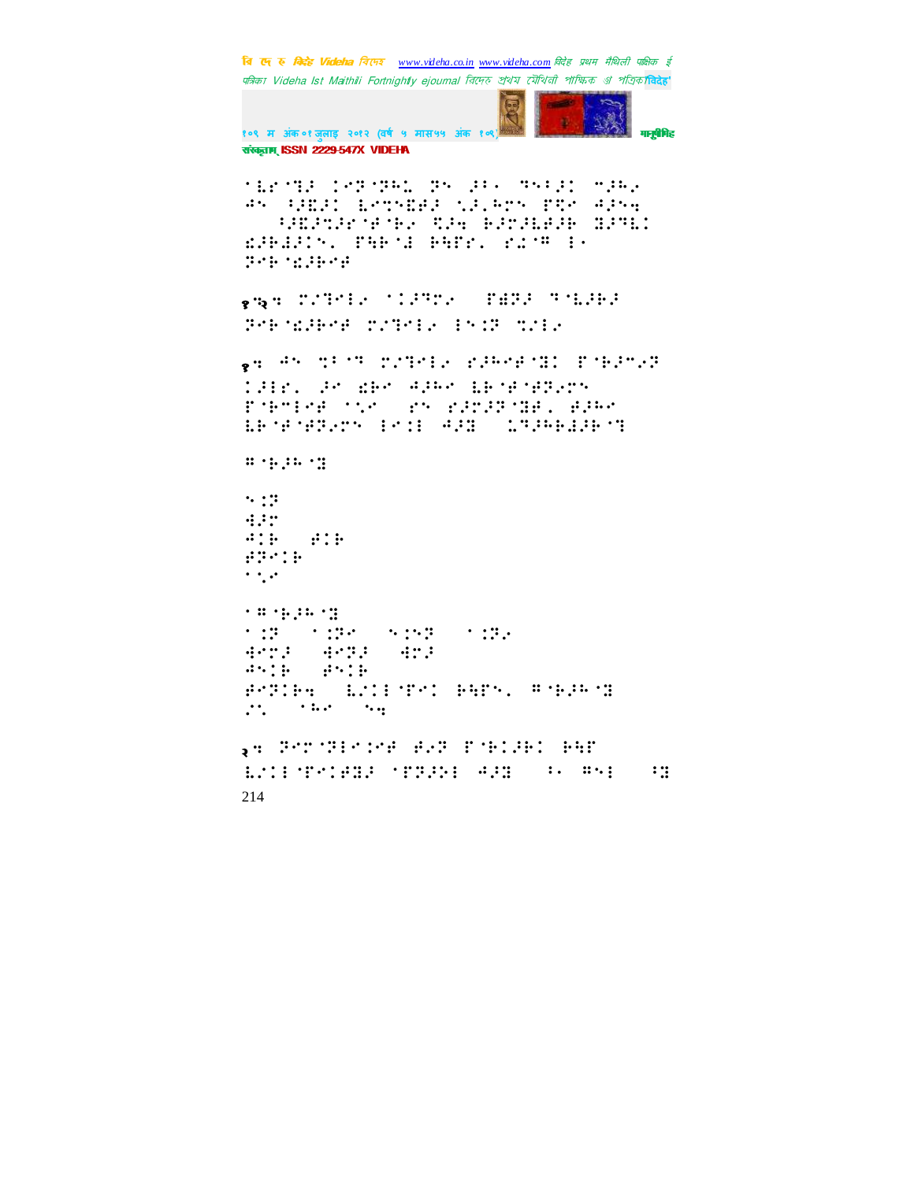⠁⠇⠗⠈⠹⠜⠀⠉⠑⠝⠈⠝⠓⠅⠀⠝⠅⠀⠜⠖⠂⠀⠹⠅⠖⠜⠉⠀⠉⠜⠓⠢
⠙⠅⠀⠖⠜⠫⠜⠉⠀⠇⠑⠹⠅⠫⠜⠀⠌⠜⠂⠓⠗⠅⠀⠏⠻⠑⠀⠙⠜⠅⠪
⠀⠀⠀⠖⠜⠫⠜⠹⠜⠗⠈⠋⠈⠃⠢⠀⠻⠜⠪⠀⠃⠜⠉⠜⠇⠋⠜⠃⠀⠽⠜⠹⠇⠉
⠫⠜⠃⠙⠜⠉⠅⠂⠀⠏⠻⠃⠈⠙⠀⠃⠻⠋⠗⠂⠀⠗⠡⠈⠍⠀⠇⠂
⠝⠑⠃⠈⠫⠜⠃⠑⠋

१.२: ⠉⠌⠹⠑⠇⠢⠀⠁⠉⠜⠹⠉⠢⠀⠀⠏⠫⠝⠜⠀⠹⠈⠇⠜⠃⠜
⠝⠑⠃⠈⠫⠜⠃⠑⠋⠀⠉⠌⠹⠑⠇⠢⠀⠇⠅⠉⠝⠀⠹⠌⠇⠢

१: ⠙⠅⠀⠹⠖⠈⠹⠀⠉⠌⠹⠑⠇⠢⠀⠗⠜⠓⠑⠋⠈⠽⠉⠀⠏⠈⠃⠜⠉⠢⠝
⠉⠜⠇⠗⠂⠀⠜⠑⠀⠫⠃⠑⠀⠙⠜⠓⠑⠀⠇⠃⠈⠋⠈⠋⠝⠢⠗⠅
⠏⠈⠃⠉⠇⠑⠋⠀⠁⠌⠑⠀⠀⠗⠅⠀⠗⠜⠉⠜⠝⠈⠽⠋⠂⠀⠋⠜⠓⠑
⠇⠃⠈⠋⠈⠋⠝⠢⠗⠅⠀⠇⠑⠉⠇⠀⠙⠜⠽⠀⠀⠇⠹⠜⠓⠃⠙⠜⠃⠈⠹

⠍⠈⠃⠜⠓⠈⠽

⠅⠉⠝
⠙⠜⠉
⠙⠉⠃⠀⠀⠋⠉⠃
⠋⠝⠑⠉⠃
⠁⠌⠑

⠁⠍⠈⠃⠜⠓⠈⠽
⠁⠉⠝⠀⠀⠁⠉⠝⠑⠀⠀⠅⠉⠅⠝⠀⠀⠁⠉⠝⠢
⠙⠑⠉⠜⠀⠀⠙⠑⠝⠜⠀⠀⠙⠉⠜
⠙⠅⠉⠃⠀⠀⠋⠅⠉⠃
⠋⠑⠝⠉⠃⠪⠀⠀⠇⠌⠉⠇⠈⠏⠑⠉⠀⠃⠻⠏⠅⠂⠀⠍⠈⠃⠜⠓⠈⠽
⠌⠅⠀⠀⠁⠓⠑⠀⠀⠅⠪

२: ⠝⠑⠉⠈⠝⠇⠑⠉⠑⠋⠀⠋⠢⠝⠀⠏⠈⠃⠉⠜⠃⠉⠀⠃⠻⠏
⠇⠌⠉⠇⠈⠏⠑⠉⠋⠽⠜⠀⠈⠏⠝⠜⠅⠇⠀⠙⠜⠽⠀⠀⠖⠂⠀⠍⠅⠇⠀⠀⠖⠽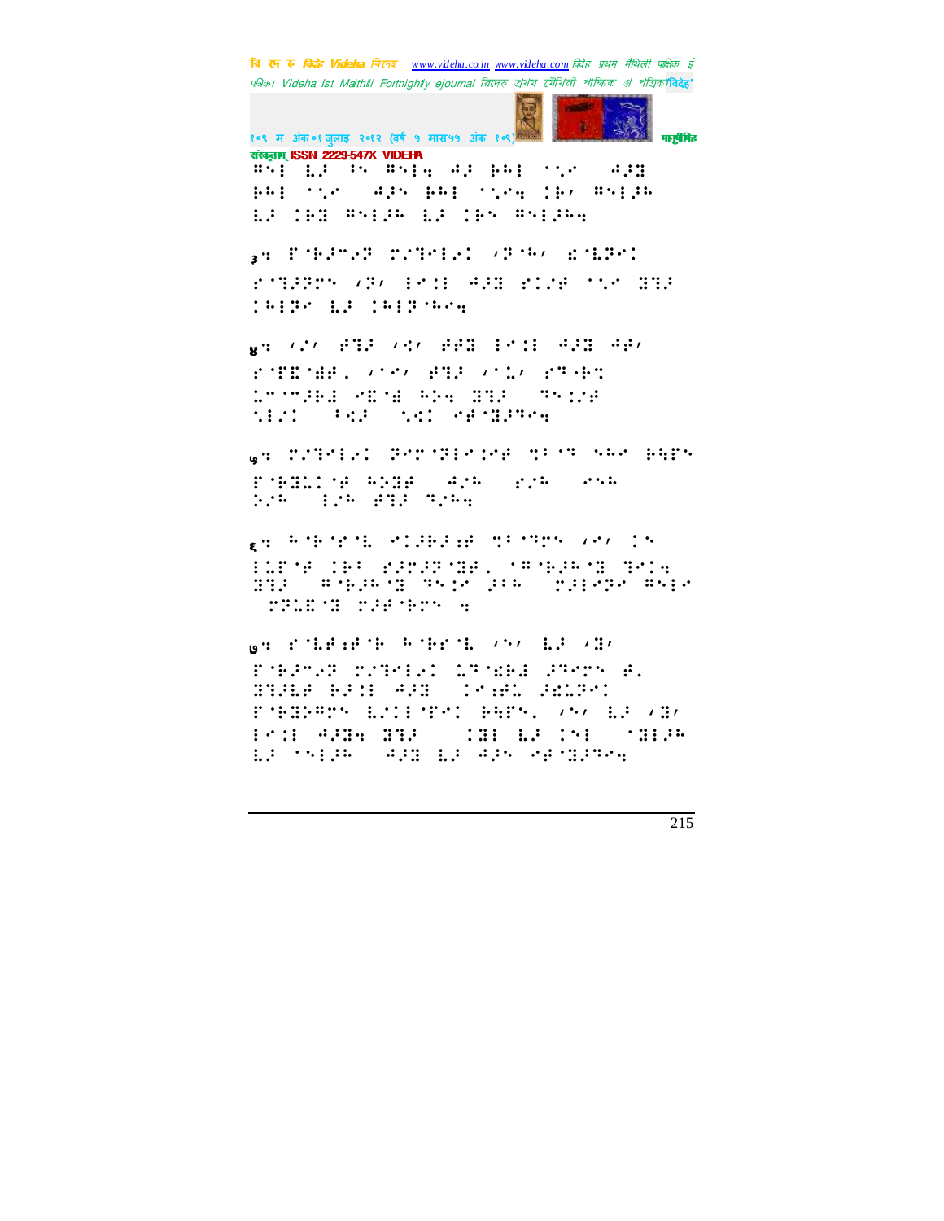⠛⠎⠇ ⠇⠇⠂ ⠁⠎ ⠛⠎⠇⠒ ⠺⠂ ⠗⠓⠇ ⠁⠣⠊ ⠀⠺⠂⠝ ⠗⠓⠇ ⠁⠣⠊ ⠀⠺⠂⠎ ⠗⠓⠇ ⠁⠣⠊⠒ ⠅⠗⠌ ⠛⠎⠇⠂⠓ ⠇⠂ ⠅⠗⠝ ⠛⠎⠇⠂⠓ ⠇⠂ ⠅⠗⠎ ⠛⠎⠇⠂⠓⠒

३⠒ ⠋⠈⠗⠂⠉⠜⠗ ⠍⠌⠙⠊⠇⠜⠅ ⠌⠗⠈⠓⠌ ⠮⠈⠇⠗⠊⠅ ⠋⠈⠙⠂⠗⠊⠎ ⠌⠗⠌ ⠇⠊⠅⠇ ⠺⠂⠝ ⠋⠅⠌⠋ ⠁⠣⠊ ⠝⠙⠂ ⠅⠓⠇⠗⠊ ⠇⠂ ⠅⠓⠇⠗⠈⠓⠊⠒

४⠒ ⠌⠌⠌ ⠋⠙⠂ ⠌⠪⠌ ⠋⠋⠝ ⠇⠊⠅⠇ ⠺⠂⠝ ⠺⠋⠌ ⠋⠈⠋⠮⠈⠿⠋⠂ ⠌⠊⠌ ⠋⠙⠂ ⠌⠁⠇⠌ ⠋⠙⠈⠗⠙ ⠇⠉⠈⠉⠂⠗⠇ ⠊⠮⠈⠿ ⠓⠕⠒ ⠝⠙⠂ ⠀⠙⠎⠅⠌⠋ ⠎⠇⠌⠅ ⠀⠓⠪⠂ ⠀⠎⠪⠅ ⠊⠋⠈⠝⠂⠙⠊⠒

५⠒ ⠍⠌⠙⠊⠇⠜⠅ ⠝⠊⠉⠈⠝⠇⠊⠅⠋ ⠹⠓⠈⠙ ⠎⠓⠊ ⠗⠓⠋⠎ ⠋⠈⠗⠝⠇⠅⠈⠋ ⠓⠕⠝⠋ ⠀⠺⠌⠓ ⠀⠋⠌⠓ ⠀⠊⠎⠓ ⠕⠌⠓ ⠀⠇⠌⠓ ⠋⠙⠂ ⠙⠌⠓⠒

६⠒ ⠓⠈⠗⠈⠋⠈⠇ ⠊⠅⠂⠗⠂⠜⠋ ⠹⠓⠈⠙⠎ ⠌⠊⠌ ⠅⠎ ⠇⠇⠋⠈⠋ ⠅⠗⠓ ⠋⠂⠉⠂⠗⠈⠝⠋⠂ ⠈⠛⠈⠗⠂⠓⠈⠝ ⠙⠊⠅⠒ ⠝⠙⠂ ⠀⠛⠈⠗⠂⠓⠈⠝ ⠙⠎⠅⠊ ⠂⠓⠓ ⠀⠍⠂⠇⠊⠂⠊ ⠛⠎⠇⠊ ⠀⠍⠝⠇⠮⠈⠝ ⠍⠂⠋⠈⠗⠝⠎ ⠒

७⠒ ⠋⠈⠇⠋⠜⠋⠈⠗ ⠓⠈⠗⠊⠈⠇ ⠌⠎⠌ ⠇⠂ ⠌⠝⠌ ⠋⠈⠗⠂⠉⠜⠗ ⠍⠌⠙⠊⠇⠜⠅ ⠇⠙⠈⠮⠗⠇ ⠂⠙⠊⠉⠎ ⠋⠂ ⠝⠙⠂⠇⠋ ⠗⠂⠅⠇ ⠺⠂⠝ ⠀⠅⠊⠜⠋⠇ ⠂⠮⠇⠗⠊⠅ ⠋⠈⠗⠝⠛⠉⠎ ⠇⠌⠅⠇⠈⠋⠊⠅ ⠗⠓⠋⠎⠂ ⠌⠎⠌ ⠇⠂ ⠌⠝⠌ ⠇⠊⠅⠇ ⠺⠂⠝⠒ ⠝⠙⠂ ⠀⠀⠅⠝⠇ ⠇⠂ ⠅⠊⠇ ⠀⠈⠝⠇⠂⠓ ⠇⠂ ⠈⠎⠇⠂⠓ ⠀⠺⠂⠝ ⠇⠂ ⠺⠂⠎ ⠊⠋⠈⠝⠂⠙⠊⠒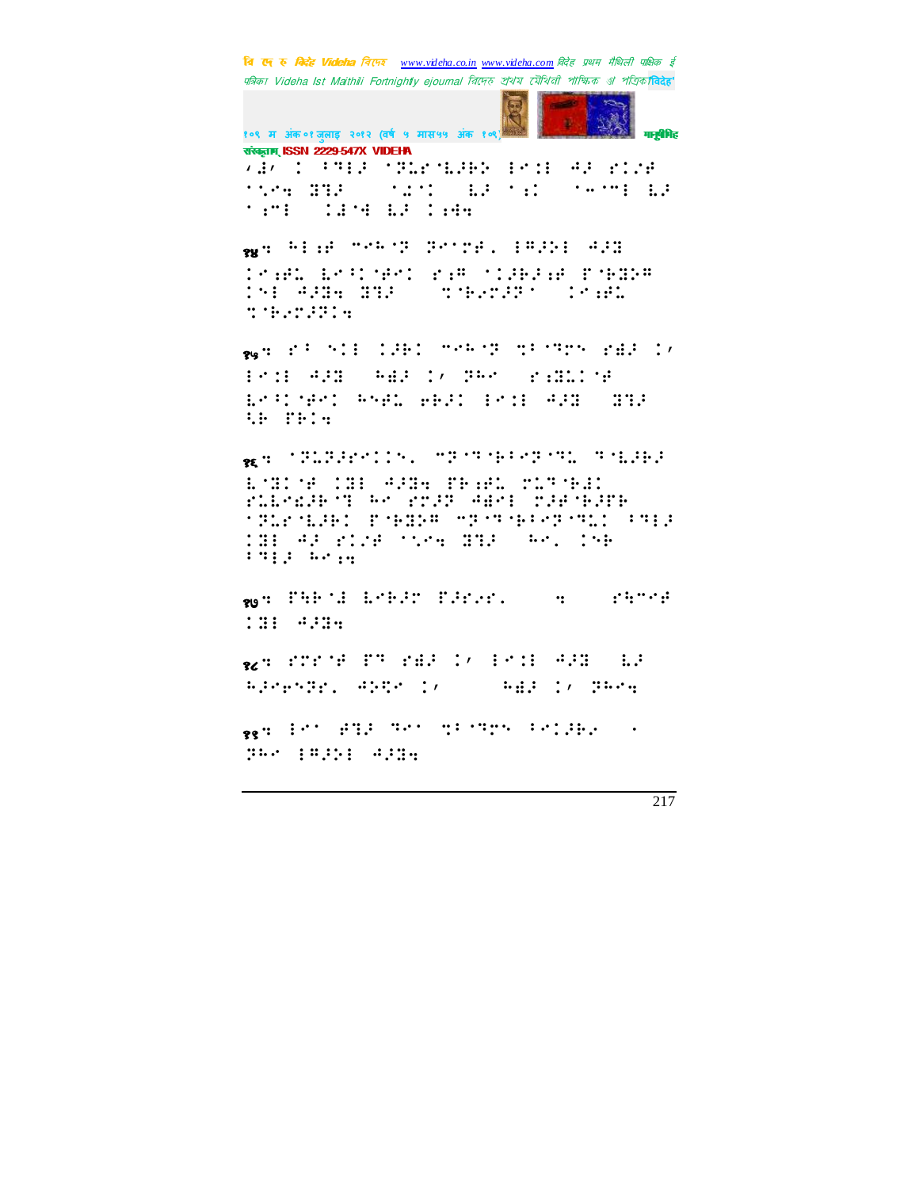१४:

१५:

१६:

१७:

१८:

१९: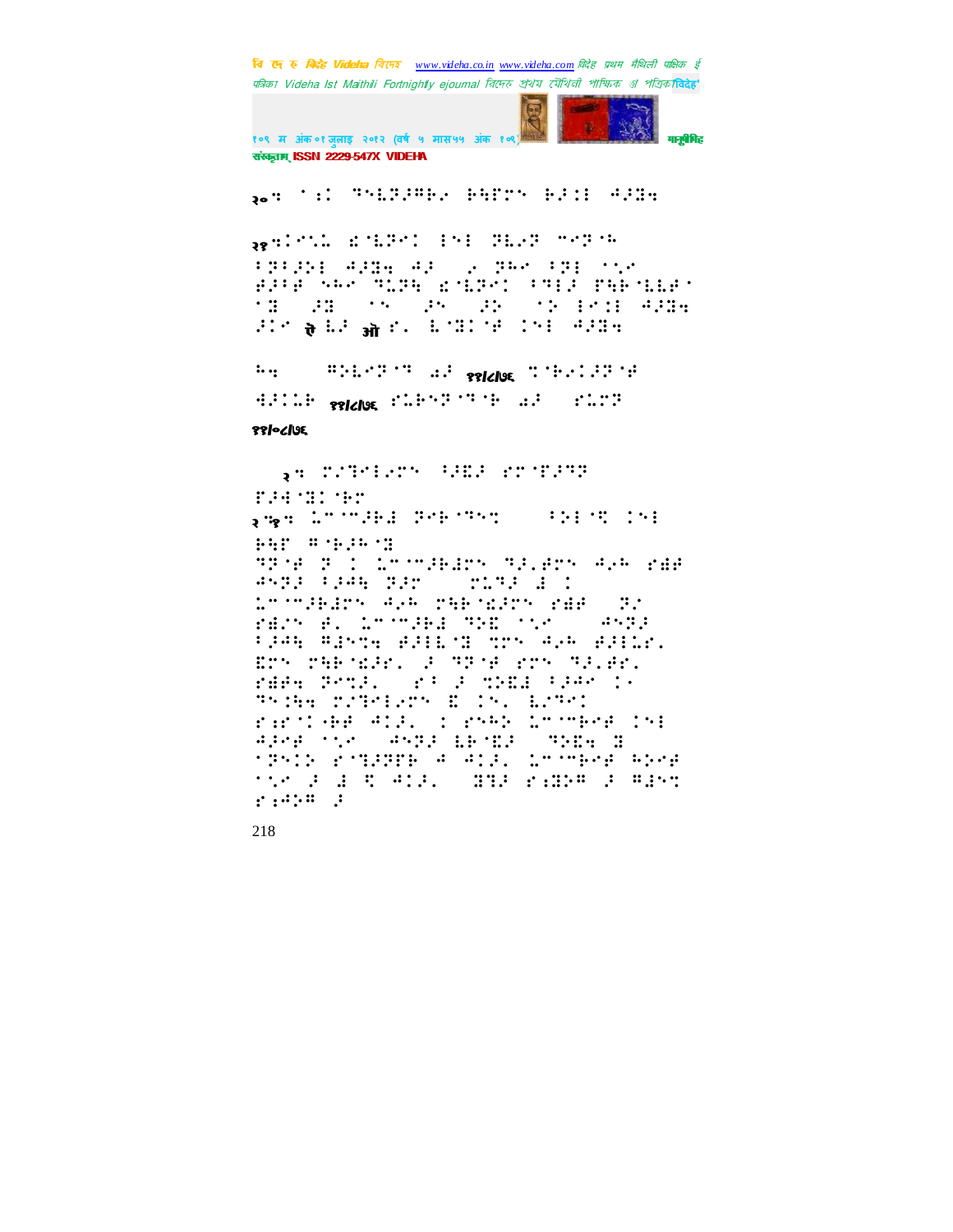२०:

२१:

ऎ ऒ

१११८/७६ ११/८/७६

११/०८/७६

२:

२"१:

218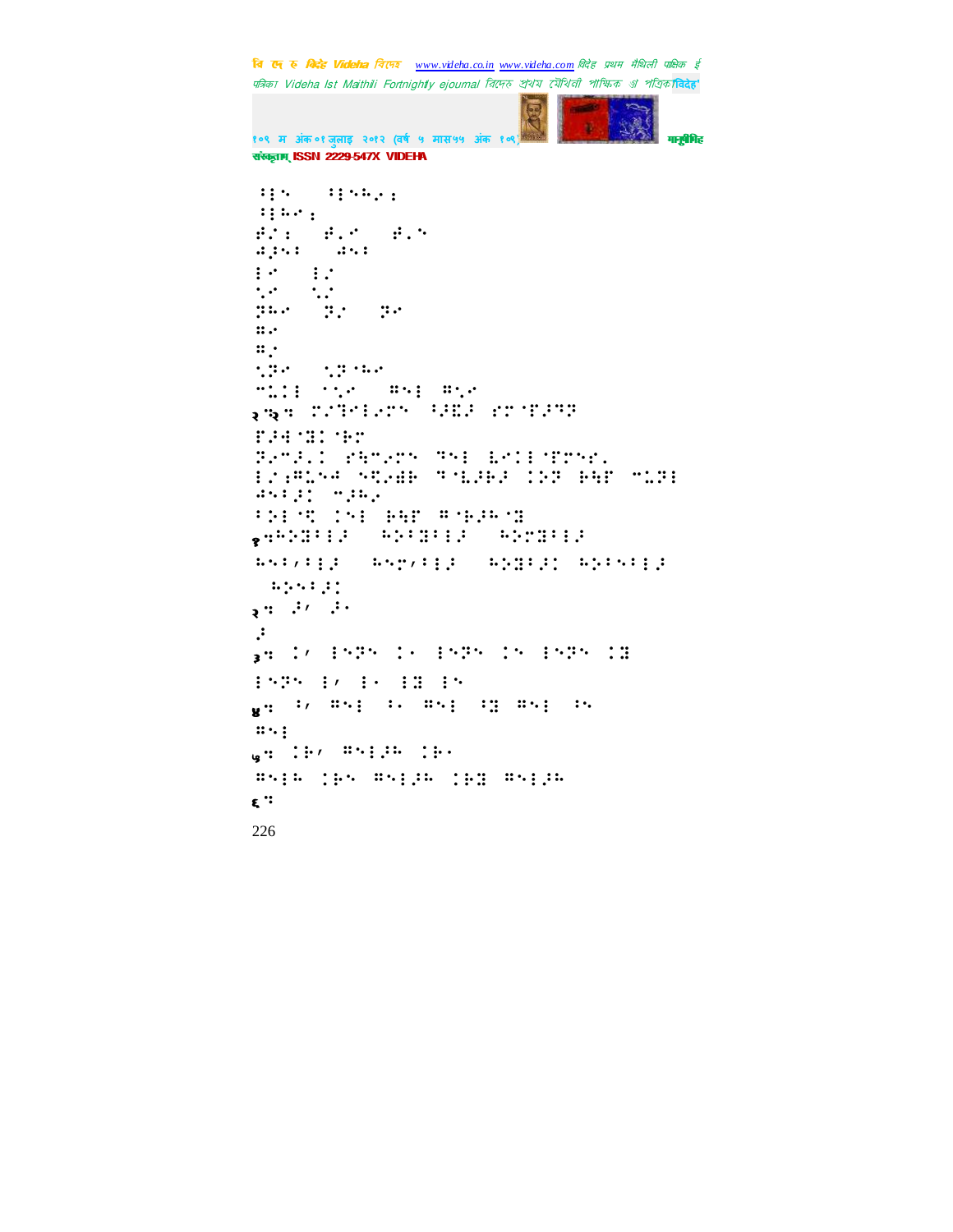⠅⠇⠑⠀⠀⠅⠇⠑⠓⠢⠆
⠅⠇⠓⠊⠆
⠯⠔⠆⠀⠀⠯⠄⠊⠀⠀⠯⠄⠑
⠺⠜⠑⠅⠀⠀⠺⠑⠅
⠇⠊⠀⠀⠇⠔
⠑⠄⠊⠀⠀⠑⠄⠔
⠝⠓⠊⠀⠀⠝⠄⠔⠀⠀⠝⠊
⠛⠄⠊
⠛⠄⠔
⠑⠄⠝⠊⠀⠀⠑⠄⠝⠑⠓⠊
⠉⠥⠅⠇⠀⠁⠑⠄⠊⠀⠀⠛⠑⠇⠀⠛⠑⠄⠊

२ "२ "⠍⠔⠙⠊⠇⠢⠍⠑⠀⠑⠜⠻⠜⠀⠎⠍⠈⠋⠜⠙⠝
⠋⠜⠺⠈⠻⠅⠈⠗⠍
⠝⠢⠉⠜⠄⠅⠀⠎⠓⠉⠢⠍⠑⠀⠙⠑⠇⠀⠇⠊⠅⠇⠈⠋⠍⠑⠎⠄
⠇⠔⠆⠻⠥⠑⠺⠀⠑⠻⠢⠿⠗⠀⠙⠈⠧⠜⠗⠜⠀⠅⠕⠝⠀⠗⠓⠋⠀⠉⠥⠝⠇
⠺⠑⠅⠜⠅⠀⠉⠜⠓⠔
⠅⠕⠇⠈⠻⠀⠅⠑⠇⠀⠗⠓⠋⠀⠛⠈⠗⠜⠓⠈⠻

१ "⠓⠕⠻⠅⠇⠜⠀⠀⠓⠕⠅⠻⠅⠇⠜⠀⠀⠓⠕⠍⠻⠅⠇⠜
⠓⠑⠅⠌⠅⠇⠜⠀⠀⠓⠑⠍⠌⠅⠇⠜⠀⠀⠓⠕⠻⠅⠜⠅⠀⠓⠕⠅⠑⠅⠇⠜
⠀⠓⠕⠑⠅⠜⠅

२ "⠜⠌⠀⠜⠄
⠜

३ "⠅⠌⠀⠇⠑⠝⠑⠀⠅⠄⠀⠇⠑⠝⠑⠀⠅⠑⠀⠇⠑⠝⠑⠀⠅⠻
⠇⠑⠝⠑⠀⠇⠌⠀⠇⠄⠀⠇⠻⠀⠇⠑

४ "⠅⠌⠀⠛⠑⠇⠀⠅⠄⠀⠛⠑⠇⠀⠅⠻⠀⠛⠑⠇⠀⠅⠑
⠛⠑⠇

५ "⠅⠗⠌⠀⠛⠑⠇⠜⠓⠀⠅⠗⠄
⠛⠑⠇⠓⠀⠅⠗⠑⠀⠛⠑⠇⠜⠓⠀⠅⠗⠻⠀⠛⠑⠇⠜⠓

६ "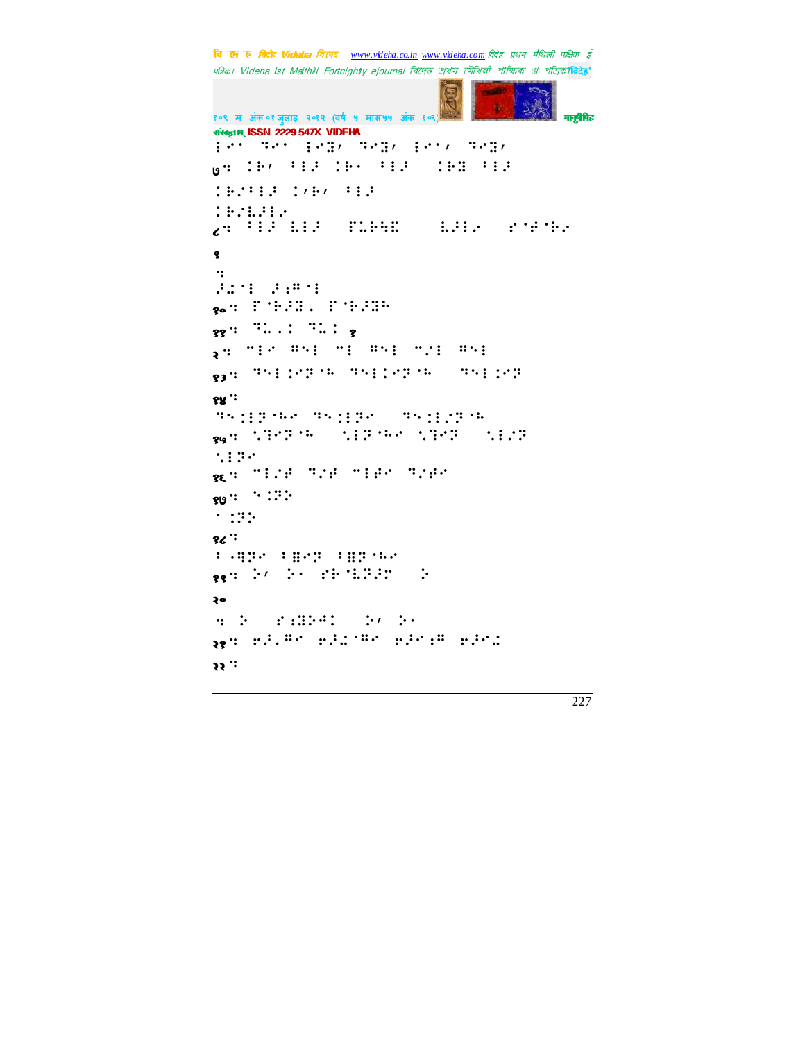⠇⠊⠁ ⠙⠊⠁ ⠇⠊⠹⠂ ⠙⠊⠹⠂ ⠇⠊⠁⠂ ⠙⠊⠹⠂

७: ⠨⠗⠂ ⠃⠇⠯ ⠨⠗⠁ ⠃⠇⠯ ⠨⠗⠹ ⠃⠇⠯

⠨⠗⠌⠃⠇⠯ ⠨⠂⠗⠂ ⠃⠇⠯

⠨⠗⠌⠧⠯⠇⠊

८: ⠃⠇⠯ ⠧⠇⠯ ⠏⠥⠗⠻⠮ ⠧⠯⠇⠊ ⠎⠈⠋⠈⠗⠊

९

:

⠯⠴⠈⠇ ⠯⠆⠛⠈⠇

१०: ⠏⠈⠗⠯⠹⠄ ⠏⠈⠗⠯⠹⠓

११: ⠙⠥⠄⠅ ⠙⠥⠅ ९

१२: ⠉⠇⠊ ⠛⠅⠇ ⠉⠇ ⠛⠅⠇ ⠉⠌⠇ ⠛⠅⠇

१३: ⠙⠅⠇⠅⠊⠝⠈⠓ ⠙⠅⠇⠅⠊⠝⠈⠓ ⠙⠅⠇⠅⠊⠝

१४:

⠙⠅⠅⠇⠝⠈⠓⠊ ⠙⠅⠅⠇⠝⠊ ⠙⠅⠅⠇⠌⠝⠈⠓

१५: ⠡⠙⠊⠝⠈⠓ ⠡⠇⠝⠈⠓⠊ ⠡⠙⠊⠝ ⠡⠇⠌⠝

⠡⠇⠝⠊

१६: ⠉⠇⠌⠋ ⠙⠌⠋ ⠉⠇⠋⠊ ⠙⠌⠋⠊

१७: ⠈⠅⠝⠕

⠁⠅⠝⠕

१८:

⠃⠤⠻⠝⠊ ⠃⠿⠊⠝ ⠃⠿⠝⠈⠓⠊

१९: ⠕⠂ ⠕⠁ ⠎⠗⠈⠧⠝⠯⠉ ⠕

२०

: ⠕ ⠎⠆⠹⠕⠣⠅ ⠕⠂ ⠕⠁

२१: ⠗⠯⠄⠛⠊ ⠗⠯⠴⠈⠛⠊ ⠗⠯⠊⠆⠛ ⠗⠯⠊⠴

२२: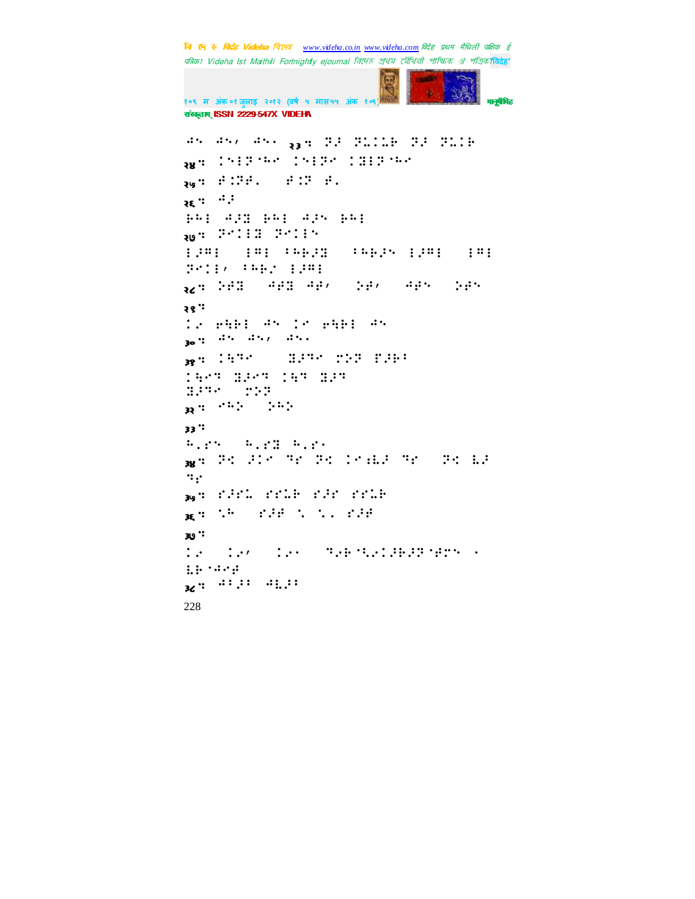⠙⠝ ⠙⠝⠂ ⠙⠝⠄ २३: ⠝⠗ ⠝⠥⠇⠇⠗ ⠝⠗ ⠝⠥⠇⠗

२४: ⠇⠝⠇⠝⠈⠓⠉ ⠇⠝⠇⠝⠉ ⠇⠝⠇⠝⠈⠓⠉

२५: ⠗⠇⠝⠗⠄ ⠗⠇⠝ ⠗⠄

२६: ⠙⠗

⠗⠓⠇ ⠙⠗⠝ ⠗⠓⠇ ⠙⠗⠝ ⠗⠓⠇

२७: ⠝⠉⠇⠇⠝ ⠝⠉⠇⠇⠝

⠇⠗⠍⠇ ⠇⠍⠇ ⠁⠓⠗⠗⠝ ⠁⠓⠗⠗⠝ ⠇⠗⠍⠇ ⠇⠍⠇

⠝⠉⠇⠇⠂ ⠁⠓⠗⠉ ⠇⠗⠍⠇

२८: ⠕⠗⠝ ⠙⠗⠝ ⠙⠗⠂ ⠕⠗⠂ ⠙⠗⠝ ⠕⠗⠝

२९:

⠇⠉ ⠗⠹⠗⠇ ⠙⠝ ⠇⠉ ⠗⠹⠗⠇ ⠙⠝

३०: ⠙⠝ ⠙⠝⠂ ⠙⠝⠄

३१: ⠇⠹⠝⠉ ⠝⠗⠝⠉ ⠍⠕⠝ ⠏⠗⠗⠁

⠇⠹⠉⠝ ⠝⠗⠉⠝ ⠇⠹⠝ ⠝⠗⠝

⠝⠗⠝⠉ ⠍⠕⠝

३२: ⠉⠓⠕ ⠕⠓⠕

३३:

⠓⠄⠍⠝ ⠓⠄⠍⠝ ⠓⠄⠍⠄

३४: ⠝⠊ ⠗⠇⠉ ⠝⠍ ⠝⠊ ⠇⠉⠱⠗ ⠝⠍ ⠝⠊ ⠱⠗ ⠝⠍

३५: ⠍⠗⠍⠥ ⠍⠍⠥⠗ ⠍⠗⠍ ⠍⠍⠥⠗

३६: ⠁⠓ ⠍⠗⠗ ⠁ ⠁⠄ ⠍⠗⠗

३७:

⠇⠉ ⠇⠉⠂ ⠇⠉⠄ ⠝⠗⠗⠈⠹⠉⠇⠗⠗⠝⠈⠗⠍⠝ ⠄ ⠱⠗⠈⠙⠉⠗

३८: ⠙⠁⠗⠁ ⠙⠱⠗⠁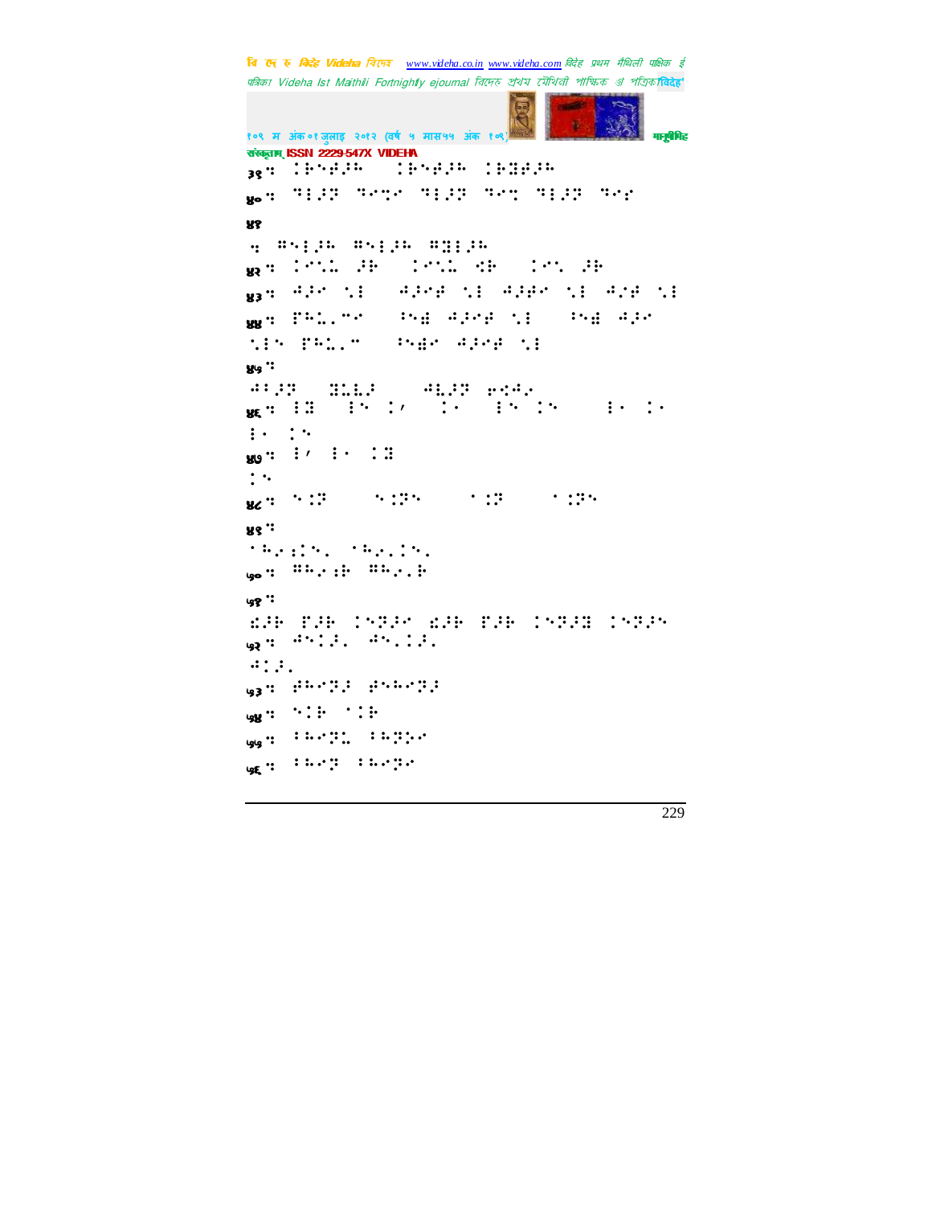३९: �Ì⠗⠑⠞⠼⠓ ⠀⠀⠀Ì⠗⠑⠞⠼⠓ ⠀Ì⠗⠟⠞⠼⠓

४०: ⠹⠸⠼⠝ ⠹⠑⠹⠑ ⠹⠸⠼⠝ ⠹⠑⠹ ⠹⠸⠼⠝ ⠹⠑⠗

४१

: ⠛⠑⠸⠼⠓ ⠛⠑⠸⠼⠓ ⠛⠟⠸⠼⠓

४२: ⠀⠑⠡⠤ ⠼⠗ ⠀⠀⠀⠑⠡⠤ ⠩⠗ ⠀⠀⠀⠑⠡ ⠼⠗

४३: ⠙⠼⠑ ⠡⠸ ⠀⠀⠙⠼⠑⠞ ⠡⠸ ⠙⠼⠞⠑ ⠡⠸ ⠙⠌⠞ ⠡⠸

४४: ⠏⠓⠤⠄⠉⠑ ⠀⠀⠀⠘⠑⠻ ⠙⠼⠑⠞ ⠡⠸ ⠀⠀⠀⠘⠑⠻ ⠙⠼⠑ ⠡⠸⠑ ⠏⠓⠤⠄⠉ ⠀⠀⠀⠘⠑⠻⠑ ⠙⠼⠑⠞ ⠡⠸

४५:

⠙⠃⠼⠝ ⠀⠀⠟⠤⠧⠼ ⠀⠀⠀⠀⠙⠣⠼⠝ ⠗⠪⠙⠑

४६: ⠸⠟ ⠀⠀⠸⠑ ⠀⠌ ⠀⠀⠀⠀⠂ ⠀⠀⠸⠑ ⠀⠑ ⠀⠀⠀⠀⠀⠸⠂ ⠀⠂ ⠸⠂ ⠀⠑

४७: ⠸⠌ ⠸⠂ ⠀⠟

⠀⠑

४८: ⠑⠒⠝ ⠀⠀⠀⠀⠀⠑⠒⠝⠑ ⠀⠀⠀⠀⠀⠁⠒⠝ ⠀⠀⠀⠀⠀⠁⠒⠝⠑

४९:

⠁⠓⠌⠆⠒⠑⠄ ⠁⠓⠌⠄⠒⠑⠄

५०: ⠛⠓⠌⠆⠗ ⠛⠓⠌⠄⠗

५१:

⠩⠼⠗ ⠏⠼⠗ ⠀⠑⠝⠼⠑ ⠩⠼⠗ ⠏⠼⠗ ⠀⠑⠝⠼⠟ ⠀⠑⠝⠼⠑

५२: ⠙⠑⠒⠼⠄ ⠙⠑⠄⠒⠼⠄

⠙⠒⠼⠄

५३: ⠞⠓⠑⠝⠼ ⠞⠑⠓⠑⠝⠼

५४: ⠑⠒⠗ ⠁⠒⠗

५५: ⠃⠓⠑⠝⠤ ⠃⠓⠝⠆⠑

५६: ⠃⠓⠑⠝ ⠃⠓⠑⠝⠑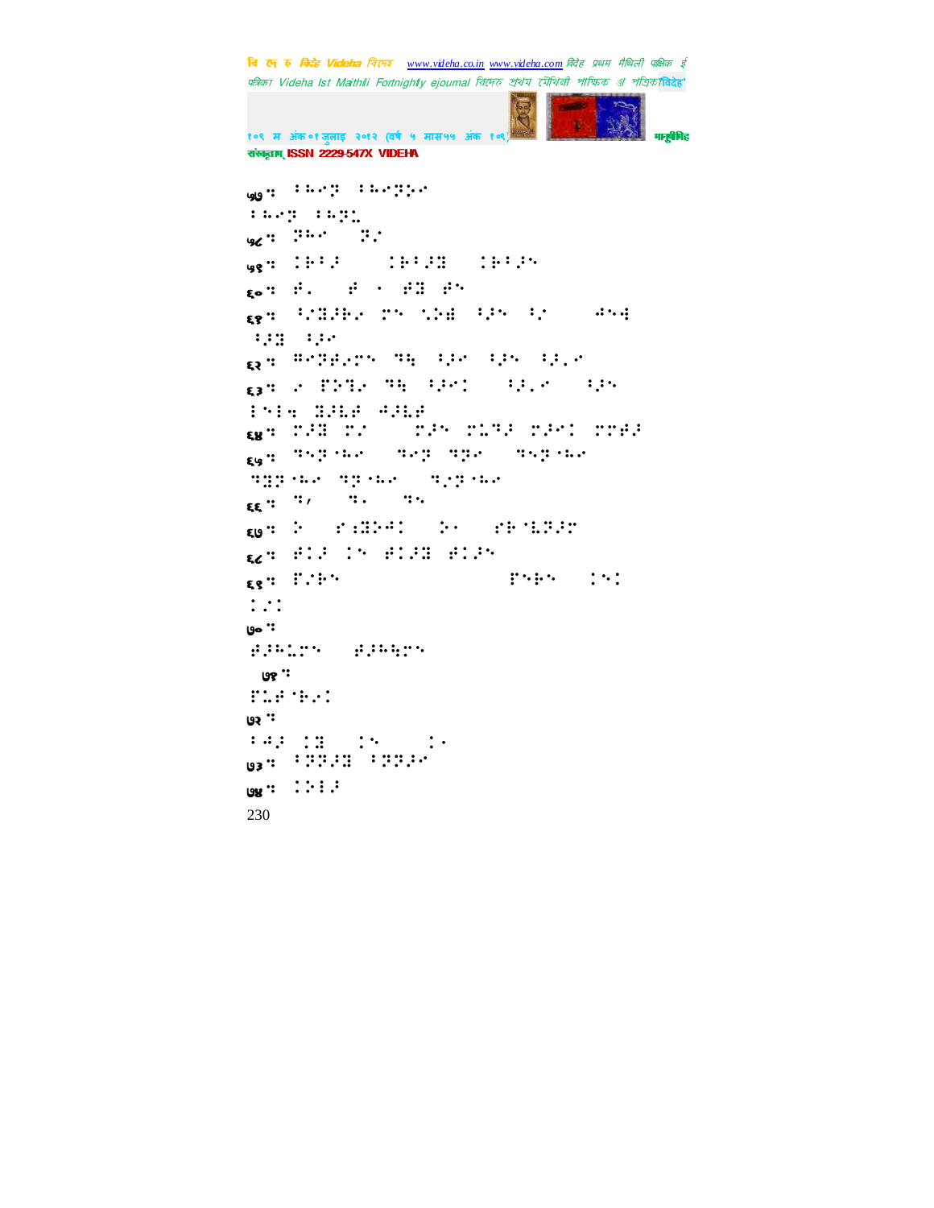५७ः ⠅⠓⠊⠝ ⠅⠓⠊⠝⠕⠊
⠅⠓⠊⠝ ⠅⠓⠝⠣
५८ः ⠝⠓⠊ ⠝⠔
५९ः ⠅⠗⠁⠚ ⠅⠗⠁⠚⠛ ⠅⠗⠁⠚⠑
६०ः ⠋⠂ ⠋ ⠄ ⠋⠛ ⠋⠑
६१ः ⠃⠔⠛⠚⠗⠊ ⠍⠑ ⠑⠕⠾ ⠃⠚⠑ ⠃⠔ ⠙⠑⠹
⠃⠚⠛ ⠃⠚⠊
६२ः ⠓⠊⠝⠋⠊⠍⠑ ⠙⠓ ⠃⠚⠊ ⠃⠚⠑ ⠃⠚⠂⠊
६३ः ⠊ ⠏⠕⠙⠊ ⠙⠓ ⠃⠚⠊⠅ ⠃⠚⠂⠊ ⠃⠚⠑
⠅⠑⠅⠓ ⠛⠚⠇⠋ ⠙⠚⠇⠋
६४ः ⠍⠚⠛ ⠍⠔ ⠍⠚⠑ ⠍⠣⠙⠚ ⠍⠚⠊⠅ ⠍⠍⠋⠚
६५ः ⠙⠑⠝⠐⠓⠊ ⠙⠊⠝ ⠙⠝⠊ ⠙⠑⠝⠐⠓⠊
⠙⠛⠝⠐⠓⠊ ⠙⠝⠐⠓⠊ ⠙⠔⠝⠐⠓⠊
६६ः ⠙⠠ ⠙⠂ ⠙⠑
६७ः ⠕ ⠎⠱⠛⠕⠙⠅ ⠕⠄ ⠎⠗⠈⠇⠝⠚⠍
६८ः ⠋⠅⠚ ⠅⠑ ⠋⠅⠚⠛ ⠋⠅⠚⠑
६९ः ⠏⠔⠗⠑ ⠏⠑⠗⠑ ⠅⠑⠅
⠅⠔⠅
७०ः
⠋⠚⠓⠣⠍⠑ ⠋⠚⠓⠳⠍⠑
७१ः
⠏⠣⠋⠈⠗⠊⠅
७२ः
⠅⠙⠚ ⠅⠛ ⠅⠑ ⠅⠄
७३ः ⠅⠝⠝⠚⠛ ⠅⠝⠝⠚⠊
७४ः ⠅⠕⠅⠚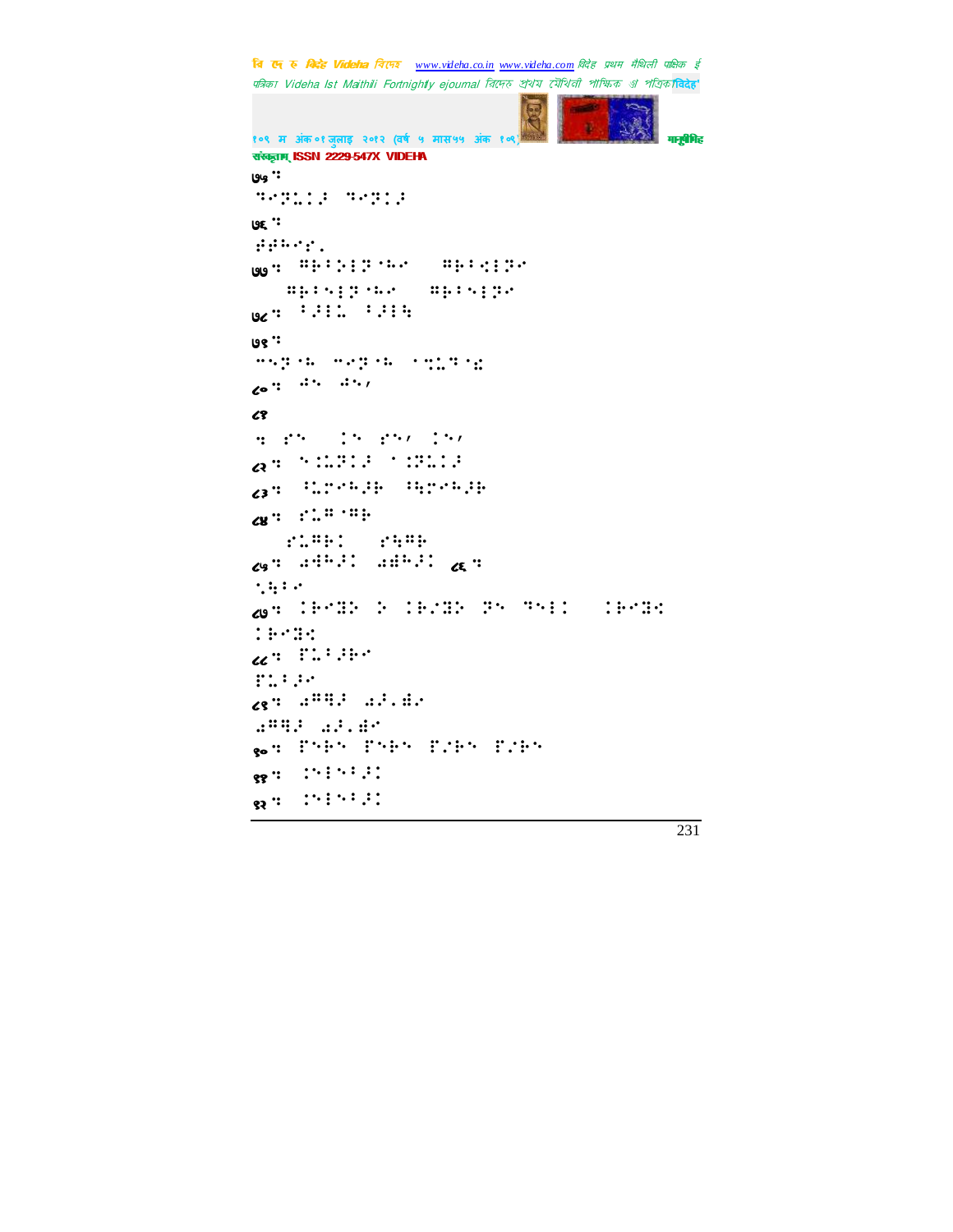७५ ::

⠒⠊⠝⠥⠅⠜ ⠒⠊⠝⠅⠜

७६ ::

⠮⠮⠓⠊⠎⠄

७७ :: ⠛⠗⠃⠅⠇⠝⠈⠓⠊ ⠛⠗⠃⠪⠇⠝⠊

⠛⠗⠃⠑⠇⠝⠈⠓⠊ ⠛⠗⠃⠑⠇⠝⠊

७८ :: ⠃⠜⠇⠥ ⠃⠜⠇⠳

७९ ::

⠉⠑⠝⠈⠓ ⠉⠊⠝⠈⠓ ⠈⠹⠥⠒⠈⠱

८० :: ⠡⠑ ⠡⠑⠂

८१

:: ⠎⠑ ⠅⠑ ⠎⠑⠂ ⠅⠑⠂

८२ :: ⠑⠅⠥⠝⠅⠜ ⠈⠅⠝⠥⠅⠜

८३ :: ⠃⠥⠗⠊⠓⠜⠗ ⠃⠳⠗⠊⠓⠜⠗

८४ :: ⠎⠥⠛⠈⠛⠗

⠎⠥⠛⠗⠅ ⠎⠳⠛⠗

८५ :: ⠡⠻⠓⠜⠅ ⠡⠻⠓⠜⠅ ८६ ::

⠁⠳⠃⠊

८७ :: ⠅⠗⠊⠻⠕ ⠕ ⠅⠗⠌⠻⠕ ⠝⠑ ⠒⠑⠇⠅ ⠅⠗⠊⠻⠪

⠅⠗⠊⠻⠪

८८ :: ⠏⠥⠃⠜⠗⠊

⠏⠥⠃⠜⠊

८९ :: ⠡⠛⠻⠜ ⠡⠜⠄⠻⠊

⠡⠛⠻⠜ ⠡⠜⠄⠻⠊

९० :: ⠏⠑⠗⠑ ⠏⠑⠗⠑ ⠏⠌⠗⠑ ⠏⠌⠗⠑

९१ :: ⠅⠑⠇⠑⠃⠜⠅

९२ :: ⠅⠑⠇⠑⠃⠜⠅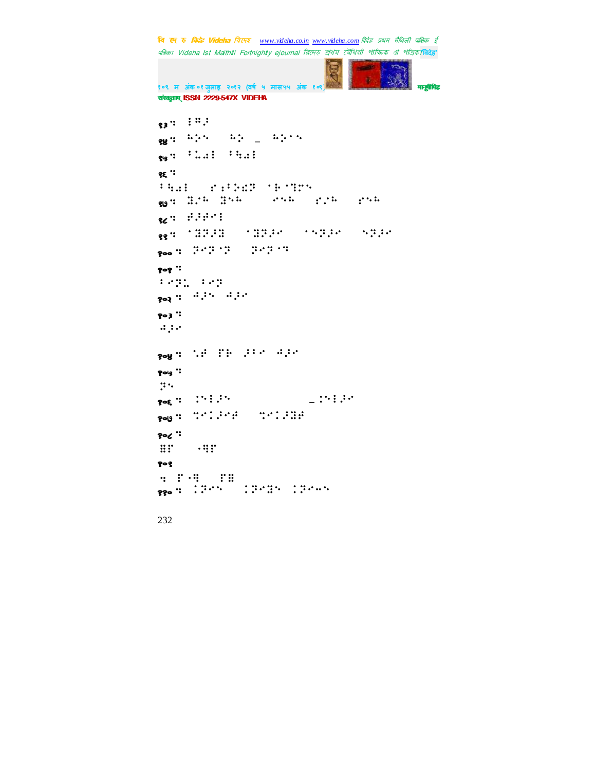९३ ः ⠇⠩⠼

९४ ः ⠓⠕⠑ ⠓⠕ – ⠓⠕⠑⠑

९५ ः ⠃⠥⠩⠇ ⠃⠹⠩⠇

९६ ः

⠃⠹⠩⠇ ⠎⠐⠃⠕⠫⠝ ⠈⠗⠈⠝⠍⠑

९७ ः ⠽⠔⠓ ⠽⠑⠓ ⠊⠑⠓ ⠎⠔⠓ ⠎⠑⠓

९८ ः ⠖⠼⠖⠊⠇

९९ ः ⠈⠽⠝⠼⠽ ⠈⠽⠝⠼⠊ ⠈⠑⠝⠼⠊ ⠑⠝⠼⠊

१०० ः ⠝⠊⠝⠈⠝ ⠝⠊⠝⠈⠙

१०१ ः

⠃⠊⠝⠥ ⠃⠊⠝

१०२ ः ⠲⠼⠑ ⠲⠼⠊

१०३ ः

⠲⠼⠊

१०४ ः ⠡⠖ ⠏⠗ ⠼⠃⠊ ⠲⠼⠊

१०५ ः

⠝⠑

१०६ ः ⠕⠑⠇⠼⠑ _⠕⠑⠇⠼⠊

१०७ ः ⠙⠊⠇⠼⠊⠖ ⠙⠊⠇⠼⠽⠖

१०८ ः

⠿⠏ ⠠⠻⠏

१०९

ः ⠏⠈⠻ ⠏⠿

११० ः ⠇⠝⠊⠑ ⠇⠝⠊⠽⠑ ⠇⠝⠊⠤⠑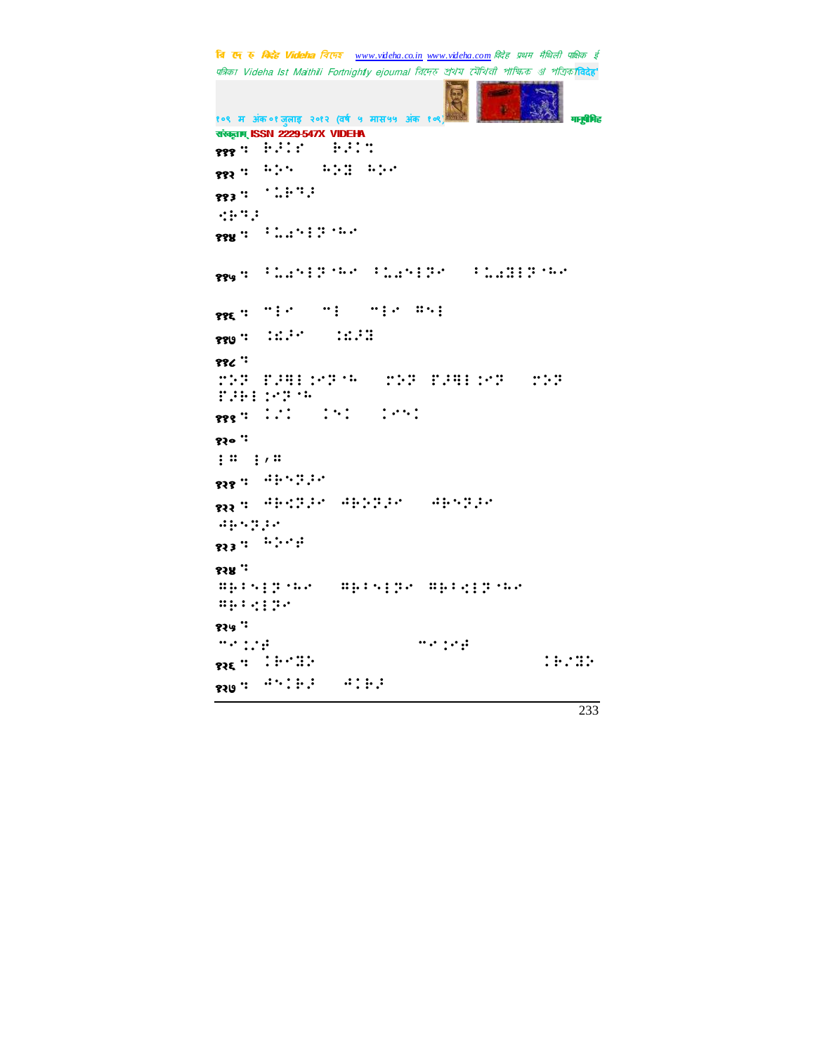१११ ः ⠗⠆⠇⠎ ⠗⠆⠇⠝

११२ ः ⠓⠕⠑ ⠓⠕⠛ ⠓⠕⠊

११३ ः ⠈⠥⠗⠋⠆

⠩⠗⠋⠆

११४ ः ⠁⠥⠔⠑⠇⠝⠈⠓⠊

११५ ः ⠁⠥⠔⠑⠇⠝⠈⠓⠊ ⠁⠥⠔⠑⠇⠝⠊ ⠁⠥⠔⠛⠇⠝⠈⠓⠊

११६ ः ⠉⠇⠊ ⠉⠇ ⠉⠇⠊ ⠛⠑⠇

११७ ः ⠇�damn⠆⠊ ⠇⠫⠆⠛

११८ ः

⠍⠕⠝ ⠋⠆⠛⠇⠇⠊⠝⠈⠓ ⠍⠕⠝ ⠋⠆⠛⠇⠇⠊⠝ ⠍⠕⠝ ⠋⠆⠗⠇⠇⠊⠝⠈⠓

११९ ः ⠇⠌⠇ ⠇⠑⠇ ⠇⠊⠑⠇

१२० ः

⠇⠛ ⠇⠂⠛

१२१ ः ⠙⠗⠑⠝⠆⠊

१२२ ः ⠙⠗⠩⠝⠆⠊ ⠙⠗⠕⠝⠆⠊ ⠙⠗⠑⠝⠆⠊

⠙⠗⠑⠝⠆⠊

१२३ ः ⠓⠕⠊⠋

१२४ ः

⠛⠗⠁⠑⠇⠝⠈⠓⠊ ⠛⠗⠁⠑⠇⠝⠊ ⠛⠗⠁⠩⠇⠝⠈⠓⠊

⠛⠗⠁⠩⠇⠝⠊

१२५ ः

⠉⠊⠇⠌⠋ ⠉⠊⠇⠊⠋

१२६ ः ⠇⠗⠊⠛⠕ ⠇⠗⠌⠛⠕

१२७ ः ⠙⠑⠇⠗⠆ ⠙⠇⠗⠆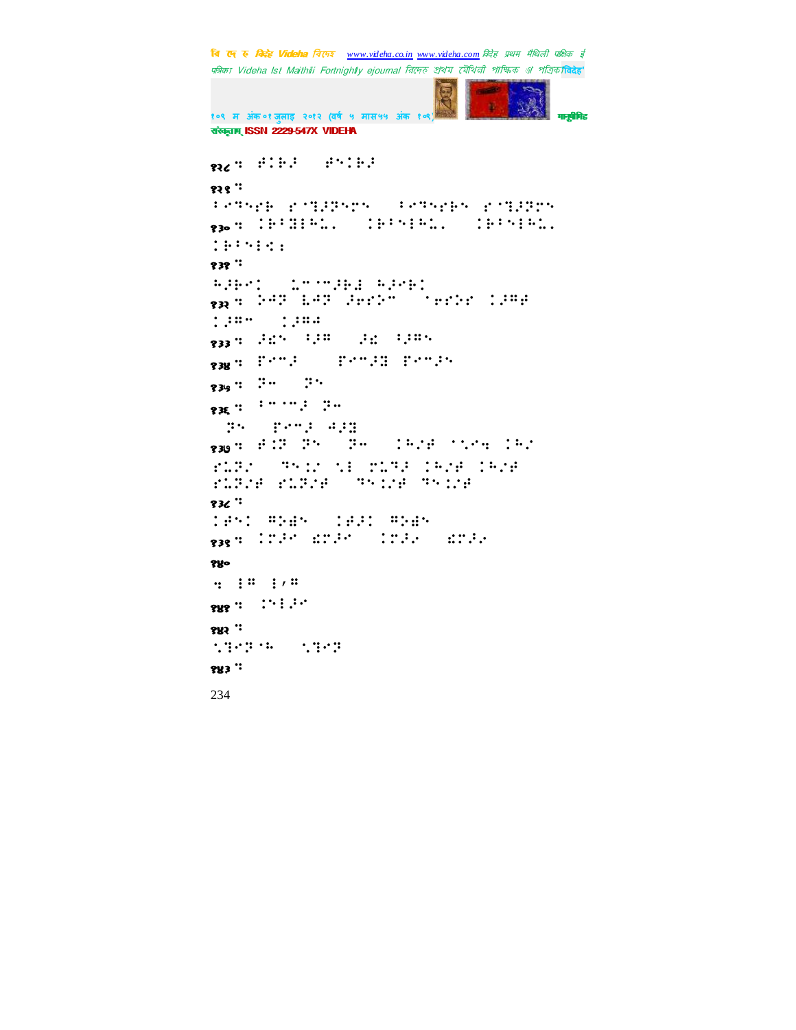१२८ ः ⠗⠅⠷⠜ ⠗⠑⠅⠷⠜

१२९ ः

⠃⠊⠙⠑⠎⠷ ⠎⠈⠹⠜⠝⠑⠎⠑ ⠃⠊⠙⠑⠎⠷⠑ ⠎⠈⠹⠜⠝⠎⠑

१३० ः ⠅⠷⠃⠻⠇⠓⠩⠄ ⠅⠷⠃⠑⠇⠓⠩⠄ ⠅⠷⠃⠑⠇⠓⠩⠄ ⠅⠷⠃⠑⠇⠩⠆

१३१ ः

⠓⠜⠷⠊⠅ ⠩⠉⠈⠉⠜⠷⠵ ⠓⠜⠊⠷⠅

१३२ ः ⠕⠣⠝ ⠧⠣⠝ ⠜⠗⠎⠕⠉ ⠈⠗⠎⠕⠎ ⠅⠜⠍⠗ ⠅⠜⠍⠉ ⠅⠜⠍⠲

१३३ ः ⠜⠫⠑ ⠃⠜⠍ ⠜⠫ ⠃⠜⠍⠑

१३४ ः ⠏⠊⠉⠜ ⠏⠊⠉⠜⠻ ⠏⠊⠉⠜⠑

१३५ ः ⠝⠒ ⠝⠑

१३६ ः ⠃⠉⠈⠉⠜ ⠝⠒

⠝⠑ ⠏⠊⠉⠜ ⠲⠜⠻

१३७ ः ⠗⠅⠝ ⠝⠑ ⠝⠒ ⠅⠓⠌⠗ ⠈⠑⠊⠹ ⠅⠓⠌

⠎⠩⠝⠌ ⠙⠑⠅⠌ ⠑⠇ ⠎⠩⠙⠜ ⠅⠓⠌⠗ ⠅⠓⠌⠗

⠎⠩⠝⠌⠗ ⠎⠩⠝⠌⠗ ⠙⠑⠅⠌⠗ ⠙⠑⠅⠌⠗

१३८ ः

⠅⠗⠑⠅ ⠍⠕⠫⠑ ⠅⠗⠜⠅ ⠍⠕⠫⠑

१३९ ः ⠅⠍⠜⠊ ⠫⠍⠜⠊ ⠅⠍⠜⠌ ⠫⠍⠜⠌

१४०

ः ⠇⠍ ⠇⠌⠍

१४१ ः ⠅⠑⠇⠜⠊

१४२ ः

⠑⠹⠊⠝⠈⠓ ⠑⠹⠊⠝

१४३ ः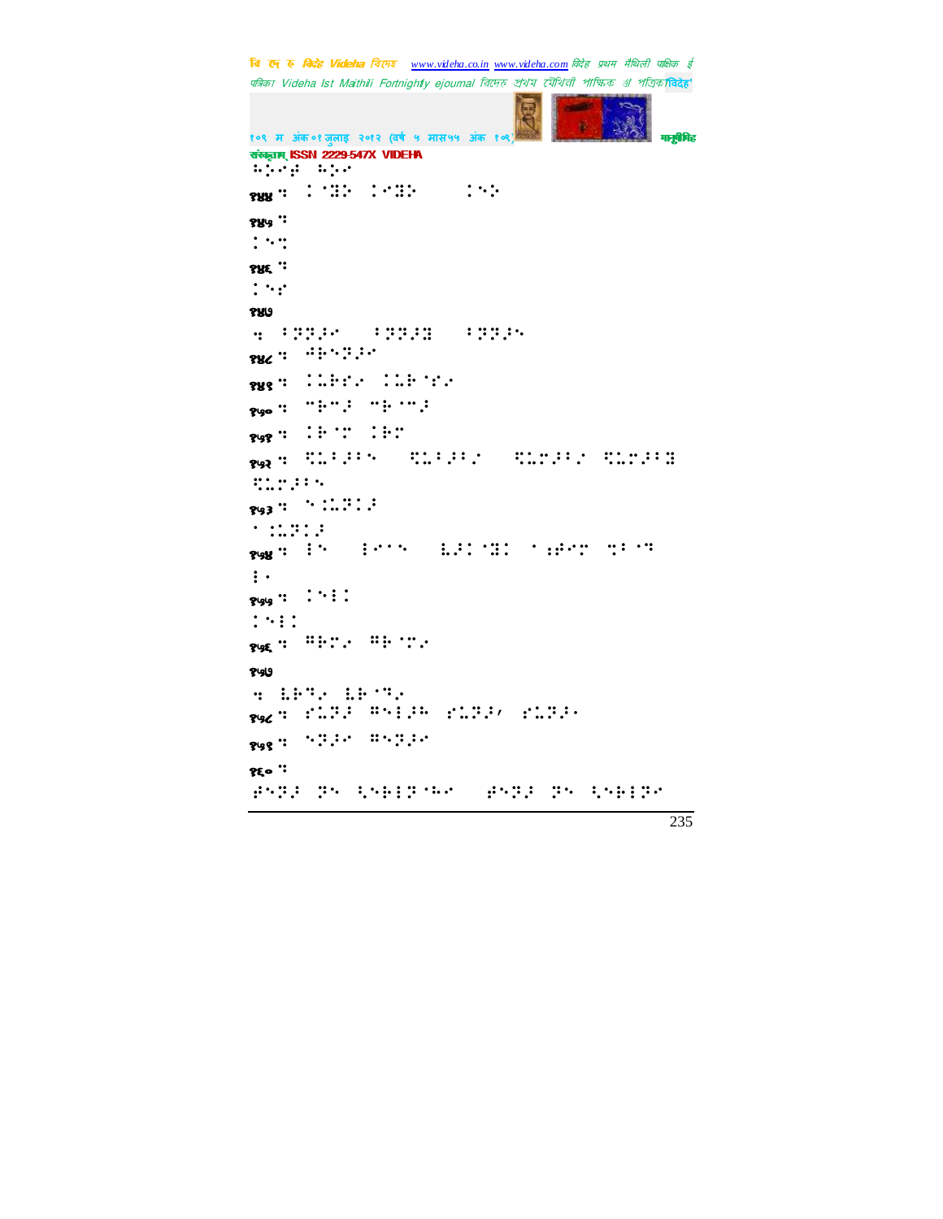⠓⠨⠵⠊⠣ ⠓⠨⠵⠊

१४४ ⠒ ⠨⠈⠿⠕ ⠨⠊⠿⠕ ⠨⠑⠕

१४५ ⠒
⠨⠑⠒

१४६ ⠒
⠨⠑⠊

१४७
⠒ ⠂⠝⠝⠖⠊ ⠂⠝⠝⠖⠿ ⠂⠝⠝⠖⠑

१४८ ⠒ ⠙⠗⠑⠝⠖⠊

१४९ ⠒ ⠨⠥⠗⠊⠔ ⠨⠥⠗⠈⠊⠔

१५० ⠒ ⠉⠗⠉⠖ ⠉⠗⠈⠉⠖

१५१ ⠒ ⠨⠗⠈⠒ ⠨⠗⠒

१५२ ⠒ ⠩⠥⠂⠖⠂⠑ ⠩⠥⠂⠖⠂⠊ ⠩⠥⠒⠖⠂⠊ ⠩⠥⠒⠖⠂⠿
⠩⠥⠒⠖⠂⠑

१५३ ⠒ ⠑⠨⠥⠝⠨⠖
⠁⠨⠥⠝⠨⠖

१५४ ⠒ ⠇⠑ ⠇⠊⠁⠑ ⠧⠖⠨⠈⠿⠨ ⠁⠰⠋⠊⠒ ⠒⠂⠈⠒
⠇⠁

१५५ ⠒ ⠨⠑⠇⠨
⠨⠑⠇⠨

१५६ ⠒ ⠛⠗⠒⠔ ⠛⠗⠈⠒⠔

१५७
⠒ ⠧⠗⠒⠔ ⠧⠗⠈⠒⠔

१५८ ⠒ ⠊⠥⠝⠖ ⠛⠑⠇⠖⠓ ⠊⠥⠝⠖⠂ ⠊⠥⠝⠖⠄

१५९ ⠒ ⠑⠝⠖⠊ ⠛⠑⠝⠖⠊

१६० ⠒
⠋⠑⠝⠖ ⠝⠑ ⠹⠑⠗⠇⠝⠈⠓⠊ ⠋⠑⠝⠖ ⠝⠑ ⠹⠑⠗⠇⠝⠊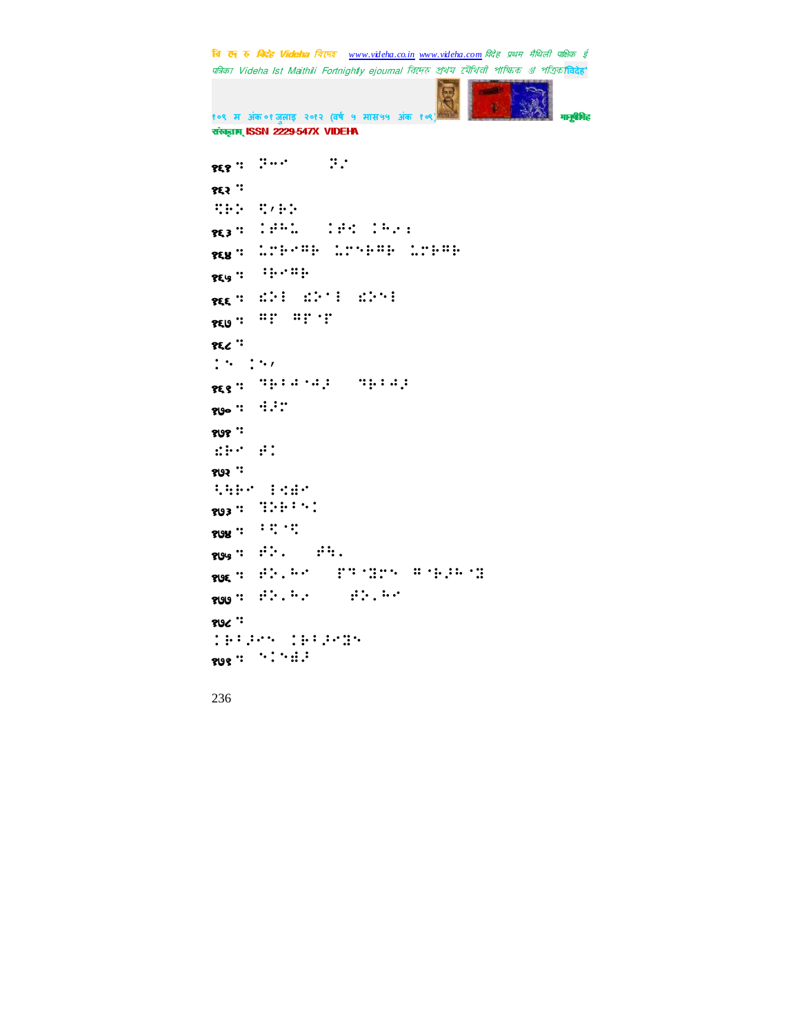१६१ ⠅⠀⠝⠉⠊⠀⠀⠀⠀⠀⠝⠠⠊

१६२ ⠅

⠫⠗⠕⠀⠫⠂⠗⠕

१६३ ⠅⠀⠨⠏⠓⠣⠀⠀⠀⠨⠏⠊⠀⠨⠓⠠⠆

१६४ ⠅⠀⠣⠍⠗⠊⠹⠗⠀⠣⠍⠑⠗⠹⠗⠀⠣⠍⠗⠹⠗

१६५ ⠅⠀⠀⠒⠗⠊⠹⠗

१६६ ⠅⠀⠱⠕⠇⠀⠱⠕⠈⠇⠀⠱⠕⠑⠇

१६७ ⠅⠀⠹⠏⠀⠹⠏⠈⠏

१६८ ⠅

⠨⠑⠀⠨⠑⠂

१६९ ⠅⠀⠙⠗⠒⠚⠈⠚⠆⠀⠀⠀⠙⠗⠒⠚⠆

१७० ⠅⠀⠙⠆⠍

१७१ ⠅

⠱⠗⠊⠀⠏⠨

१७२ ⠅

⠆⠳⠗⠊⠀⠇⠊⠻⠊

१७३ ⠅⠀⠛⠕⠗⠒⠑⠨

१७४ ⠅⠀⠒⠫⠈⠫

१७५ ⠅⠀⠏⠕⠄⠀⠀⠀⠏⠳⠄

१७६ ⠅⠀⠏⠕⠄⠓⠊⠀⠀⠀⠏⠙⠈⠻⠍⠑⠀⠹⠈⠗⠆⠓⠈⠻

१७७ ⠅⠀⠏⠕⠄⠓⠠⠀⠀⠀⠀⠀⠏⠕⠄⠓⠊

१७८ ⠅

⠨⠗⠒⠆⠊⠑⠀⠨⠗⠒⠆⠊⠻⠑

१७९ ⠅⠀⠑⠨⠑⠻⠆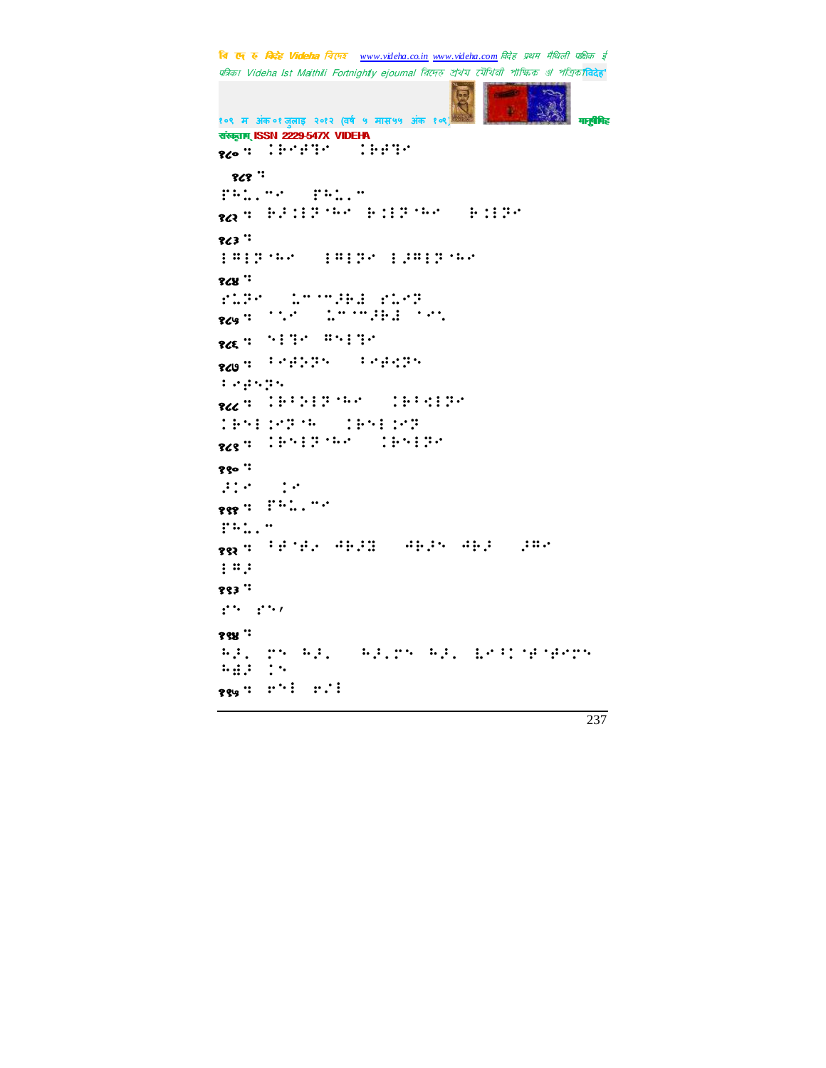१८०: �European

१८०: ⠁⠃⠉⠙⠑ ⠁⠃⠙⠑

१८१:

⠏⠓⠥⠇⠑ ⠏⠓⠥⠇

१८२: ⠃⠜⠅⠗⠁⠓⠑ ⠃⠅⠗⠁⠓⠑ ⠃⠅⠗⠑

१८३:

⠅⠍⠅⠗⠁⠓⠑ ⠅⠍⠅⠗⠑ ⠅⠜⠍⠅⠗⠁⠓⠑

१८४:

⠗⠥⠗⠑ ⠥⠉⠁⠉⠜⠃⠇ ⠗⠥⠑⠗

१८५: ⠁⠡⠑ ⠥⠉⠁⠉⠜⠃⠇ ⠁⠑⠡

१८६: ⠑⠅⠙⠑ ⠍⠑⠅⠙⠑

१८७: ⠁⠑⠛⠝⠗⠎ ⠁⠑⠛⠹⠗⠎

⠁⠑⠛⠎⠗⠎

१८८: ⠁⠃⠁⠕⠅⠗⠁⠓⠑ ⠁⠃⠁⠹⠅⠗⠑

⠁⠃⠎⠅⠅⠑⠗⠁⠓ ⠁⠃⠎⠅⠅⠑⠗

१८९: ⠁⠃⠎⠅⠗⠁⠓⠑ ⠁⠃⠎⠅⠗⠑

१९०:

⠜⠅⠑ ⠅⠑

१९१: ⠏⠓⠥⠇⠑

⠏⠓⠥⠇

१९२: ⠁⠛⠁⠛⠜ ⠚⠃⠜⠻ ⠚⠃⠜⠎ ⠚⠃⠜ ⠜⠍⠑

⠅⠍⠜

१९३:

⠗⠎ ⠗⠎⠄

१९४:

⠓⠜⠂ ⠏⠎ ⠓⠜⠂ ⠓⠜⠂⠏⠎ ⠓⠜⠂ ⠧⠑⠁⠅⠁⠛⠁⠛⠑⠏⠎

⠓⠻⠜ ⠅⠎

१९५: ⠗⠑⠅ ⠗⠜⠅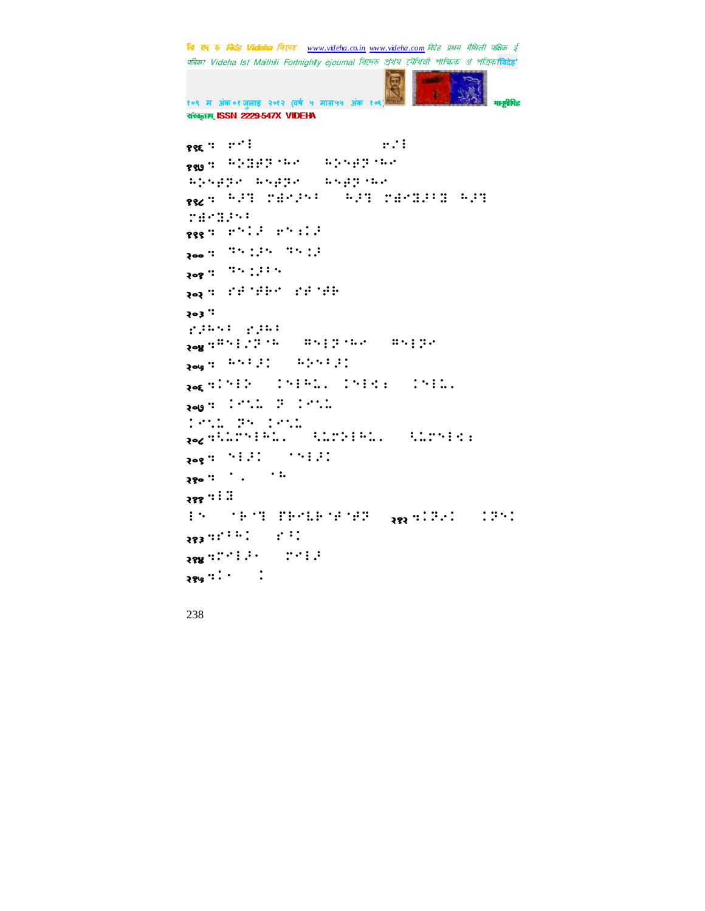१९६ ः ⠗⠊⠇ ⠗⠌⠇

१९७ ः ⠓⠕⠝⠗⠝⠓⠑ ⠓⠕⠑⠗⠝⠓⠑

⠓⠕⠑⠗⠝⠑ ⠓⠑⠗⠝⠑ ⠓⠑⠗⠝⠓⠑

१९८ ः ⠓⠜⠞ ⠍⠻⠊⠜⠑⠁ ⠓⠜⠞ ⠍⠻⠊⠝⠜⠁⠝ ⠓⠜⠞ ⠍⠻⠊⠝⠜⠑⠁

१९९ ः ⠗⠑⠇⠜ ⠗⠑⠱⠇⠜

२०० ः ⠹⠑⠨⠜⠑ ⠹⠑⠨⠜

२०१ ः ⠹⠑⠨⠜⠁⠑

२०२ ः ⠎⠗⠊⠗⠓⠊ ⠎⠗⠊⠗⠓

२०३ ः

⠎⠜⠓⠑⠁ ⠎⠜⠓⠁

२०४ ः⠻⠑⠇⠌⠝⠊⠓ ⠻⠑⠇⠝⠊⠓⠑ ⠻⠑⠇⠝⠑

२०५ ः ⠓⠑⠁⠜⠅ ⠓⠕⠑⠁⠜⠅

२०६ ः⠅⠑⠇⠕ ⠅⠑⠇⠓⠥⠄ ⠅⠑⠇⠅⠆ ⠅⠑⠇⠥⠄

२०७ ः ⠅⠊⠑⠥ ⠝ ⠅⠊⠑⠥

⠅⠊⠑⠥ ⠝⠑ ⠅⠊⠑⠥

२०८ ः⠩⠥⠍⠑⠇⠓⠥⠄ ⠩⠥⠍⠕⠇⠓⠥⠄ ⠩⠥⠍⠑⠇⠅⠆

२०९ ः ⠑⠇⠜⠅ ⠁⠑⠇⠜⠅

२१० ः ⠁⠄ ⠁⠓

२११ ः⠇⠝

⠇⠑ ⠁⠗⠊⠞ ⠏⠗⠊⠥⠗⠊⠗⠊⠗⠝ २१२ ः⠅⠝⠌⠅ ⠅⠝⠑⠅

२१३ ः⠎⠁⠓⠅ ⠎⠁⠅

२१४ ः⠍⠊⠇⠜⠄ ⠍⠊⠇⠜

२१५ ः⠅⠄ ⠅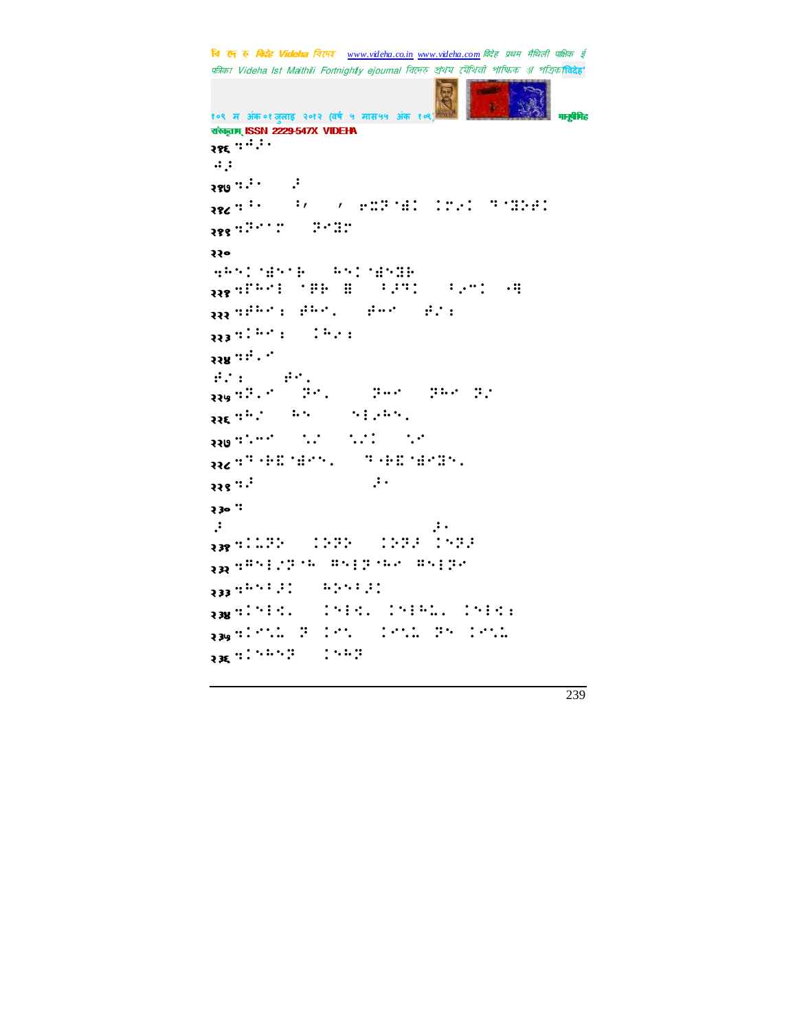२१६ ःििः

ःि

२१७ ःिः ि

२१८ ःिः ः, , ःःःःः ःःःः ःःःःः

२१९ ःःःः ःःः

२२०

ःःःःःःः ःःःःःःः

२२१ ःःःः ःःः ः ःःः ःःः ःः

२२२ ःःःः ःःः ःःः ःःः

२२३ ःःःः ःःः

२२४ ःःः

ःःः ःःः

२२५ ःःः ःःः ःःः ःःः ःः

२२६ ःःः ःः ःःःः

२२७ ःःः ःः ःःः ःः

२२८ ःःःःःःः ःःःःःःःः

२२९ ःः ःः

२३० ः

ः ःः

२३१ ःःःः ःःः ःःः ःःः

२३२ ःःःःःःः ःःःःःः ःःःः

२३३ ःःःःः ःःःःः

२३४ ःःःः ःःः ःःःः ःःःः

२३५ ःःःः ः ःःः ःःः ःः ःःः

२३६ ःःःःः ःःः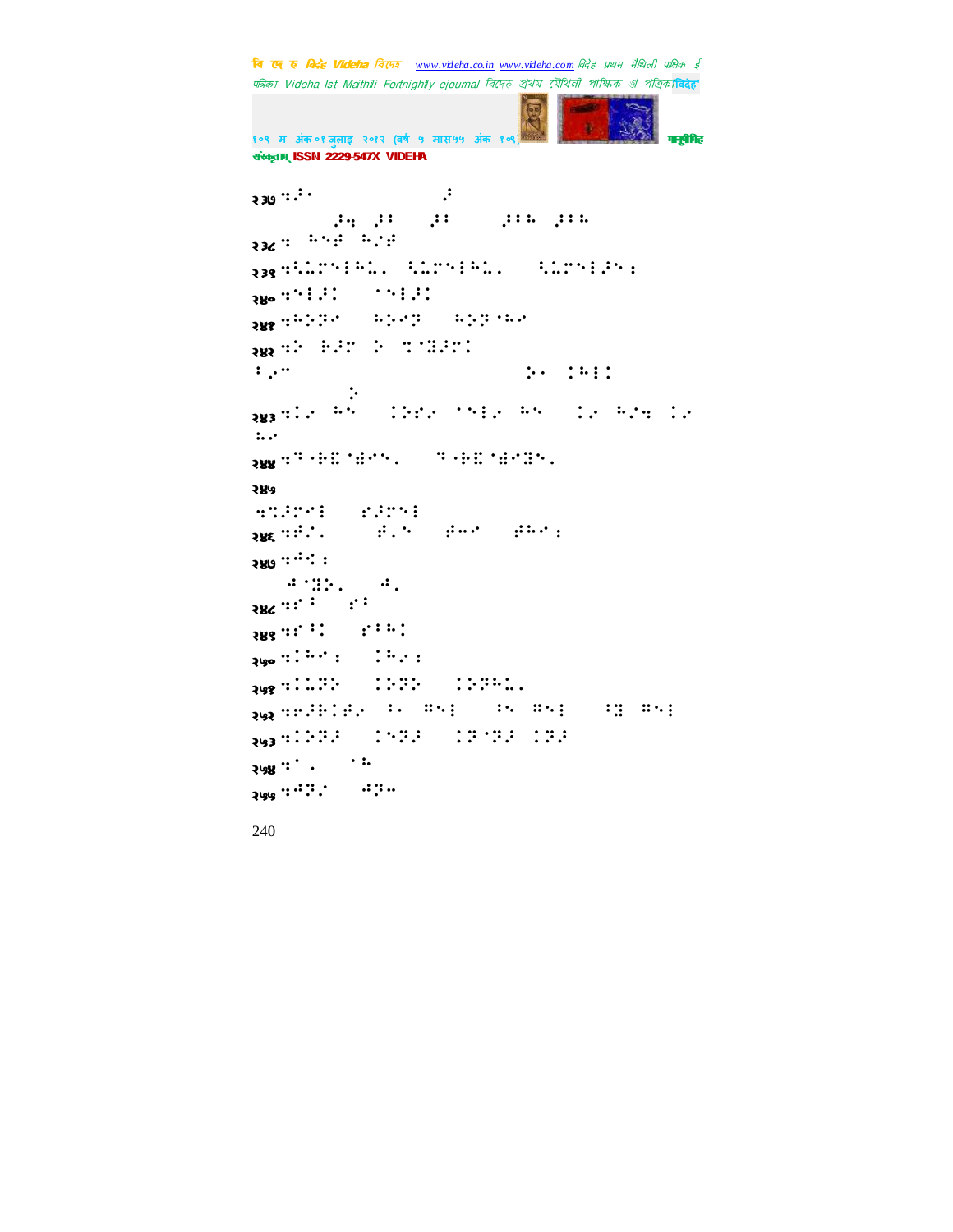२३७ ⠙⠠⠐⠁ ⠰
⠠⠹ ⠠⠆ ⠠⠆ ⠠⠆⠓ ⠠⠆⠓
२३८ ⠙ ⠓⠑⠎ ⠓⠒⠎
२३९ ⠙⠅⠨⠍⠑⠇⠓⠨⠄ ⠅⠨⠍⠑⠇⠓⠨⠄ ⠅⠨⠍⠑⠇⠠⠑⠆
२४० ⠙⠑⠇⠠⠅ ⠐⠑⠇⠠⠅
२४१ ⠙⠓⠕⠝⠁ ⠓⠕⠉⠝ ⠓⠕⠝⠐⠓⠁
२४२ ⠙⠕ ⠗⠠⠍ ⠕ ⠹⠈⠻⠠⠍⠅
⠆⠠⠉ ⠕⠂ ⠅⠓⠇⠅
⠕
२४३ ⠙⠅⠁ ⠓⠑ ⠅⠕⠎⠁ ⠐⠑⠇⠁ ⠓⠑ ⠅⠁ ⠓⠒⠹ ⠅⠁
⠨⠁
२४४ ⠙⠙⠐⠗⠿⠈⠻⠉⠑⠄ ⠙⠐⠗⠿⠈⠻⠉⠻⠑⠄
२४५
⠹⠹⠠⠍⠉⠇ ⠎⠠⠍⠑⠇
२४६ ⠙⠗⠎⠄ ⠗⠄⠑ ⠗⠓⠁ ⠗⠓⠁⠆
२४७ ⠙⠚⠅⠆
⠚⠈⠻⠕⠄ ⠚⠄
२४८ ⠙⠎⠁ ⠎⠁
२४९ ⠙⠎⠁⠅ ⠎⠁⠓⠅
२५० ⠙⠅⠓⠁⠆ ⠅⠓⠒⠆
२५१ ⠙⠅⠨⠝⠕ ⠅⠕⠝⠕ ⠅⠕⠝⠓⠨⠄
२५२ ⠙⠗⠠⠗⠅⠎⠁ ⠁⠂ ⠻⠑⠇ ⠁⠑ ⠻⠑⠇ ⠅⠻ ⠻⠑⠇
२५३ ⠙⠅⠕⠝⠠ ⠅⠑⠝⠠ ⠅⠝⠈⠝⠠ ⠅⠝⠠
२५४ ⠙⠁⠄ ⠐⠓
२५५ ⠙⠚⠝⠁ ⠚⠝⠉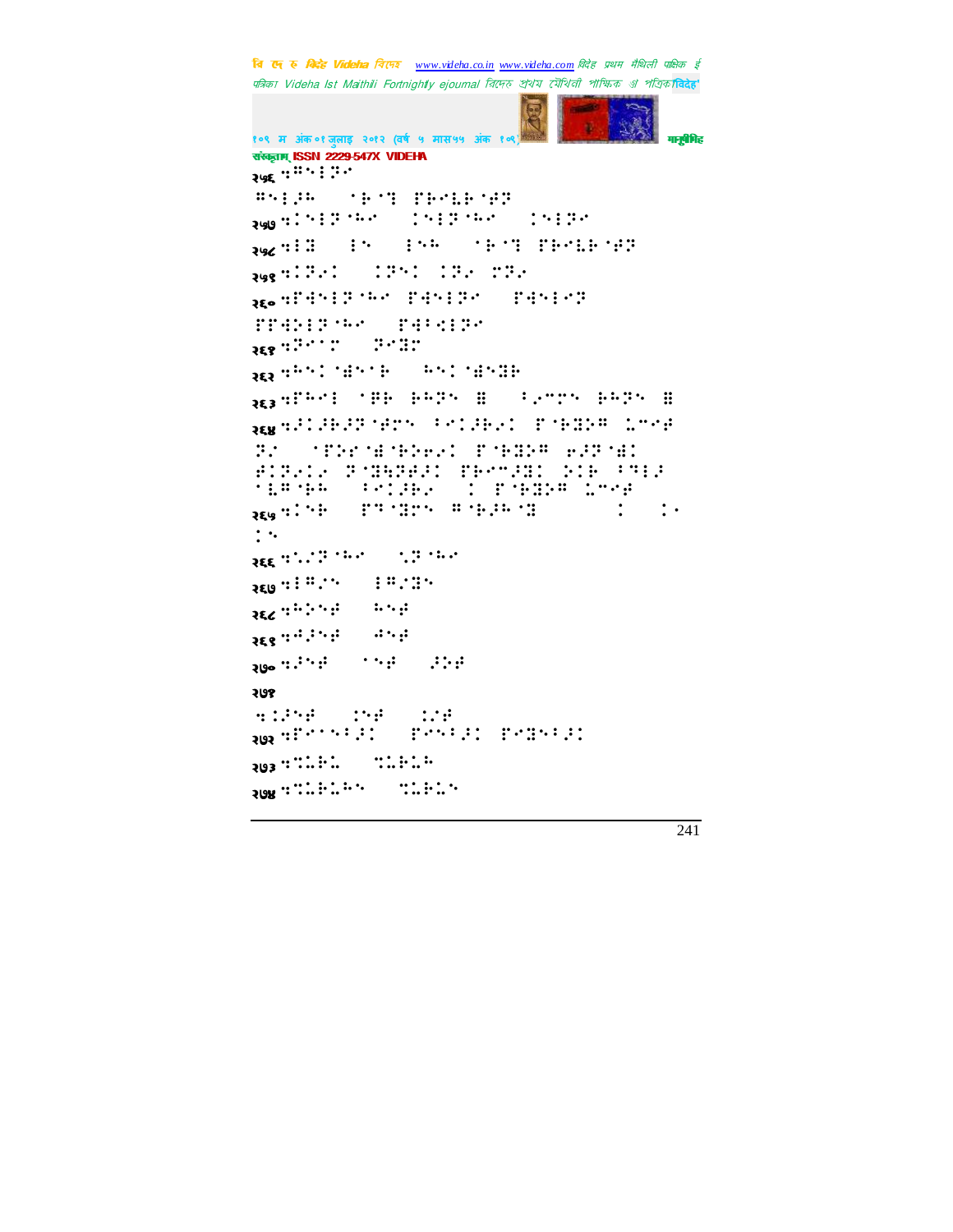२५६ ⠣⠛⠑⠇⠝⠊

⠛⠑⠇⠌⠓ ⠈⠗⠉⠹ ⠏⠗⠉⠇⠗⠈⠡⠝

२५७ ⠣⠅⠑⠇⠝⠈⠓⠊ ⠅⠑⠇⠝⠈⠓⠊ ⠅⠑⠇⠝⠊

२५८ ⠣⠇⠿ ⠇⠑ ⠇⠑⠓ ⠈⠗⠉⠹ ⠏⠗⠉⠇⠗⠈⠡⠝

२५९ ⠣⠅⠝⠢⠅ ⠅⠝⠑⠅ ⠅⠝⠢ ⠗⠝⠢

२६० ⠣⠋⠹⠑⠇⠝⠈⠓⠊ ⠋⠹⠑⠇⠝⠊ ⠋⠹⠑⠇⠊⠝

⠏⠋⠹⠕⠇⠝⠈⠓⠊ ⠏⠹⠃⠩⠇⠝⠊

२६१ ⠣⠝⠊⠉⠍ ⠝⠊⠿⠍

२६२ ⠣⠓⠑⠅⠈⠻⠑⠈⠗ ⠓⠑⠅⠈⠻⠑⠿⠗

२६३ ⠣⠋⠓⠊⠇ ⠈⠛⠗ ⠗⠓⠝⠑ ⠿ ⠃⠢⠉⠍⠑ ⠗⠓⠝⠑ ⠿

२६४ ⠣⠅⠌⠗⠌⠝⠈⠡⠍⠑ ⠃⠊⠅⠌⠗⠢⠅ ⠏⠈⠗⠿⠕⠛ ⠅⠉⠊⠰ ⠝⠢ ⠈⠏⠕⠊⠈⠻⠈⠗⠕⠢⠅ ⠏⠈⠗⠿⠕⠛ ⠢⠌⠝⠈⠻⠅ ⠱⠅⠝⠢⠅⠢ ⠝⠈⠿⠹⠝⠱⠌⠅ ⠏⠗⠊⠉⠌⠿⠅ ⠕⠅⠗ ⠃⠹⠇⠌ ⠈⠇⠛⠈⠗⠓ ⠃⠊⠅⠌⠗⠢ ⠅ ⠏⠈⠗⠿⠕⠛ ⠅⠉⠊⠰

२६५ ⠣⠅⠑⠗ ⠏⠹⠈⠿⠍⠑ ⠛⠈⠗⠌⠓⠈⠿ ⠅ ⠅⠐ ⠅⠑

२६६ ⠣⠑⠌⠝⠈⠓⠊ ⠑⠝⠈⠓⠊

२६७ ⠣⠇⠛⠌⠑ ⠇⠛⠌⠿⠑

२६८ ⠣⠓⠕⠑⠰ ⠓⠑⠰

२६९ ⠣⠰⠌⠑⠰ ⠰⠑⠰

२७० ⠣⠌⠑⠰ ⠈⠑⠰ ⠌⠕⠰

२७१

⠣⠅⠌⠑⠰ ⠅⠑⠰ ⠅⠌⠰

२७२ ⠣⠋⠊⠉⠑⠃⠌⠅ ⠏⠊⠑⠃⠌⠅ ⠏⠊⠿⠑⠃⠌⠅

२७३ ⠣⠹⠇⠗⠇ ⠹⠇⠗⠇⠓

२७४ ⠣⠹⠇⠗⠇⠓⠑ ⠹⠇⠗⠇⠑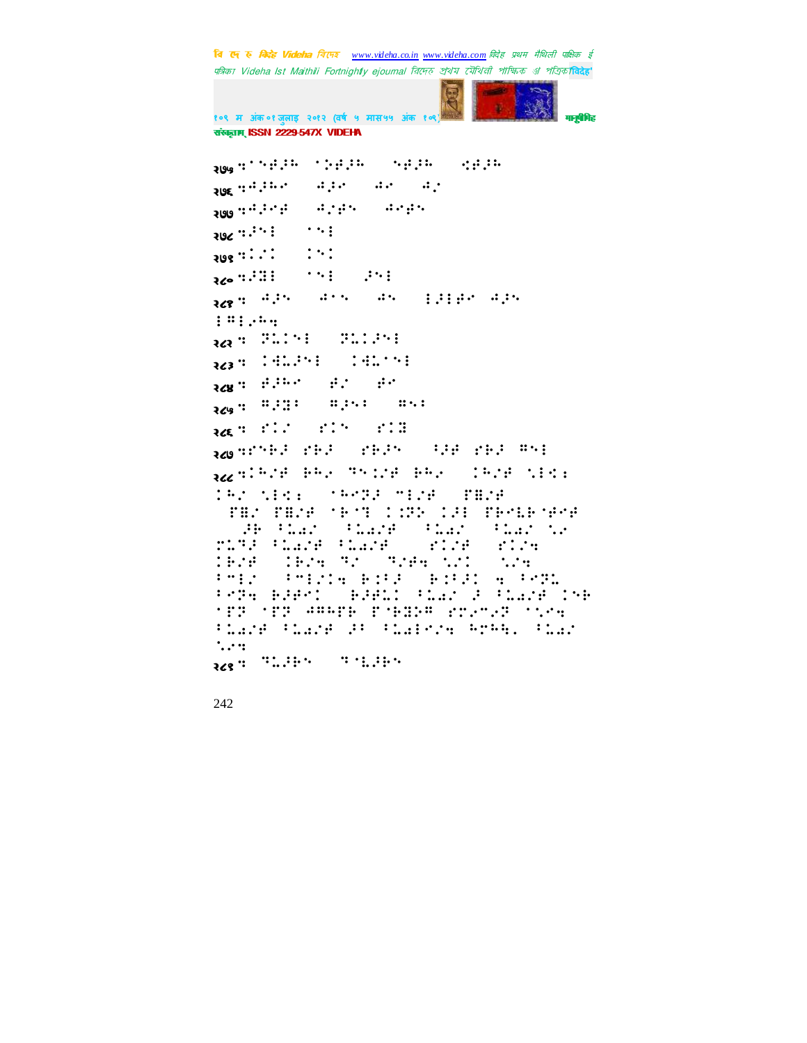२७५ ⠒⠁⠑⠛�octave...

२७५ ⠒⠁⠑⠋⠚⠓ ⠁⠕⠋⠚⠓ ⠑⠋⠚⠓ ⠩⠋⠚⠓

२७६ ⠒⠚⠚⠓⠊ ⠚⠚⠊ ⠚⠊ ⠚⠌

२७७ ⠒⠚⠚⠊⠋ ⠚⠌⠋⠑ ⠚⠊⠋⠑

२७८ ⠒⠚⠑⠇ ⠁⠑⠇

२७९ ⠒⠇⠌⠃ ⠇⠑⠃

२८० ⠒⠚⠻⠇ ⠁⠑⠇ ⠚⠑⠇

२८१ ⠒ ⠚⠚⠑ ⠚⠁⠑ ⠚⠑ ⠇⠚⠇⠋⠊ ⠚⠚⠑
⠇⠍⠇⠌⠓⠒

२८२ ⠒ ⠏⠥⠃⠑⠇ ⠏⠥⠃⠚⠑⠇

२८३ ⠒ ⠇⠻⠥⠚⠑⠇ ⠇⠻⠥⠁⠑⠇

२८४ ⠒ ⠋⠚⠓⠊ ⠋⠌ ⠋⠊

२८५ ⠒ ⠍⠚⠻⠃ ⠍⠚⠑⠃ ⠍⠑⠃

२८६ ⠒ ⠋⠃⠌ ⠋⠃⠑ ⠋⠃⠿

२८७ ⠒⠋⠑⠗⠚ ⠋⠗⠚ ⠋⠗⠚⠑ ⠃⠚⠋ ⠋⠗⠚ ⠍⠑⠇

२८८ ⠒⠇⠓⠌⠋ ⠗⠓⠌ ⠝⠑⠃⠌⠋ ⠗⠓⠌ ⠇⠓⠌⠋ ⠥⠇⠩⠆
⠇⠓⠌ ⠥⠇⠩⠆ ⠁⠓⠊⠝⠚ ⠍⠇⠌⠋ ⠏⠿⠌⠋
⠏⠿⠌ ⠏⠿⠌⠋ ⠁⠗⠁⠝ ⠇⠒⠏⠑ ⠇⠚⠇ ⠏⠗⠊⠧⠗⠁⠋⠊⠋
⠚⠗ ⠃⠥⠩⠌ ⠃⠥⠩⠌⠋ ⠃⠥⠩⠌ ⠃⠥⠩⠌ ⠥⠌
⠗⠥⠝⠚ ⠃⠥⠩⠌⠋ ⠃⠥⠩⠌⠋ ⠋⠇⠌⠋ ⠋⠇⠌⠒
⠇⠗⠌⠋ ⠇⠗⠌⠒ ⠝⠌ ⠝⠌⠋⠒ ⠥⠌⠃ ⠥⠌⠒
⠃⠍⠇⠌ ⠃⠍⠇⠌⠒ ⠗⠃⠋⠚ ⠗⠃⠋⠚⠃ ⠒ ⠃⠊⠏⠥
⠃⠊⠏⠒ ⠗⠚⠋⠊⠃ ⠗⠚⠋⠥⠃ ⠃⠥⠩⠌ ⠚ ⠃⠥⠩⠌⠋ ⠇⠑⠗
⠁⠋⠏ ⠁⠋⠏ ⠚⠍⠓⠋⠗ ⠏⠁⠗⠻⠗⠍ ⠋⠍⠊⠍⠌⠏ ⠁⠥⠊⠒
⠃⠥⠩⠌⠋ ⠃⠥⠩⠌⠋ ⠚⠃ ⠃⠥⠩⠇⠊⠌⠒ ⠓⠗⠓⠓⠂ ⠃⠥⠩⠌
⠥⠊⠒

२८९ ⠒ ⠝⠥⠚⠗⠑ ⠝⠁⠥⠚⠗⠑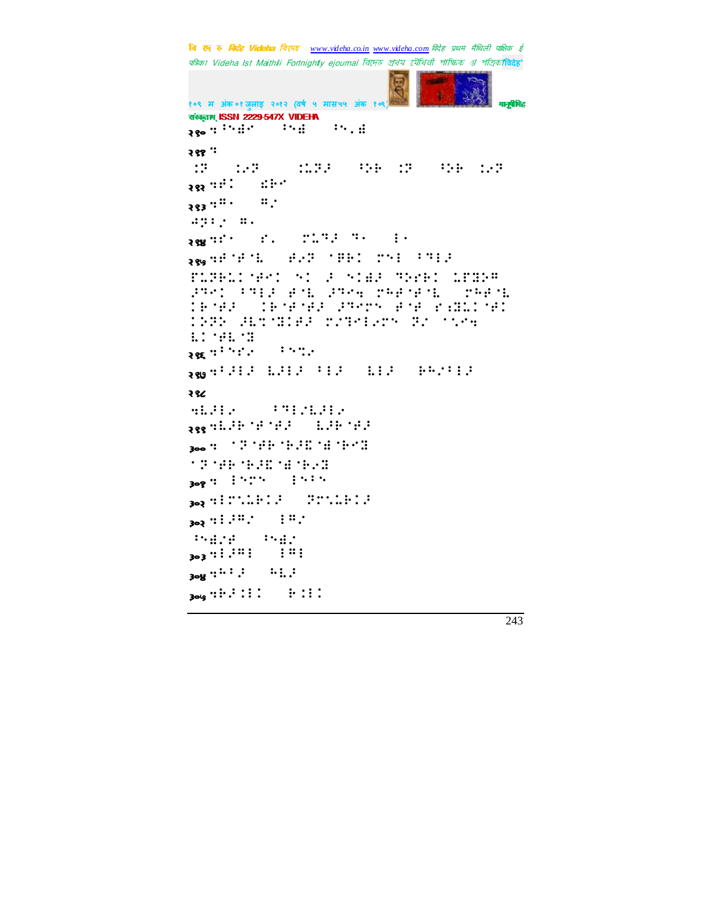२९० ⠒⠇⠐⠓⠖ ⠇⠐⠖ ⠇⠐⠄⠖

२९१ ⠒

⠨⠝ ⠨⠢⠝ ⠨⠩⠝⠜ ⠪⠕ ⠨⠝ ⠪⠕ ⠨⠢⠝

२९२ ⠒⠋⠅ ⠫⠗

२९३ ⠒⠍⠂ ⠍⠆

⠲⠝⠇⠆ ⠍⠂

२९४ ⠒⠋⠂ ⠋⠂ ⠗⠩⠽⠜ ⠽⠂ ⠇⠂

२९५ ⠒⠋⠈⠋⠈⠇ ⠋⠢⠝ ⠈⠿⠅ ⠗⠑⠇ ⠇⠽⠇⠜

⠋⠩⠝⠗⠅⠈⠋⠅ ⠑⠅ ⠜ ⠑⠅⠫⠜ ⠽⠕⠗⠅ ⠇⠋⠻⠍

⠜⠽⠅ ⠇⠽⠇⠜ ⠋⠈⠇ ⠜⠽⠢ ⠗⠓⠋⠈⠋⠈⠇ ⠗⠓⠋⠈⠇

⠅⠗⠈⠋⠜ ⠅⠗⠈⠋⠈⠋⠜ ⠜⠽⠑⠗⠑ ⠋⠈⠋ ⠋⠔⠻⠇⠅⠈⠋⠅

⠅⠕⠝⠕ ⠜⠇⠝⠈⠻⠅⠋⠜ ⠗⠆⠽⠇⠇⠢⠗⠑ ⠝⠆ ⠈⠑⠢

⠇⠅⠈⠋⠇⠈⠻

२९६ ⠒⠇⠑⠗⠆ ⠇⠑⠝⠆

२९७ ⠒⠇⠜⠇⠜ ⠇⠜⠇⠜ ⠇⠇⠜ ⠇⠇⠜ ⠗⠓⠆⠇⠇⠜

२९८

⠒⠇⠜⠇⠆ ⠇⠽⠇⠆⠇⠜⠇⠆

२९९ ⠒⠇⠜⠗⠈⠋⠈⠋⠜ ⠇⠜⠗⠈⠋⠜

३०० ⠒ ⠈⠝⠈⠋⠗⠈⠗⠜⠻⠈⠓⠈⠗⠑⠻

⠈⠝⠈⠋⠗⠈⠗⠜⠻⠈⠓⠈⠗⠢⠻

३०१ ⠒ ⠇⠑⠗⠑ ⠇⠑⠇⠑

३०२ ⠒⠇⠗⠑⠩⠗⠅⠜ ⠝⠗⠑⠩⠗⠅⠜

३०२ ⠒⠇⠜⠍⠆ ⠇⠍⠆

⠇⠑⠓⠆⠋ ⠇⠑⠓⠆

३०३ ⠒⠇⠜⠍⠇ ⠇⠍⠇

३०४ ⠒⠓⠇⠜ ⠓⠇⠜

३०५ ⠒⠗⠜⠇⠇⠅ ⠗⠇⠇⠅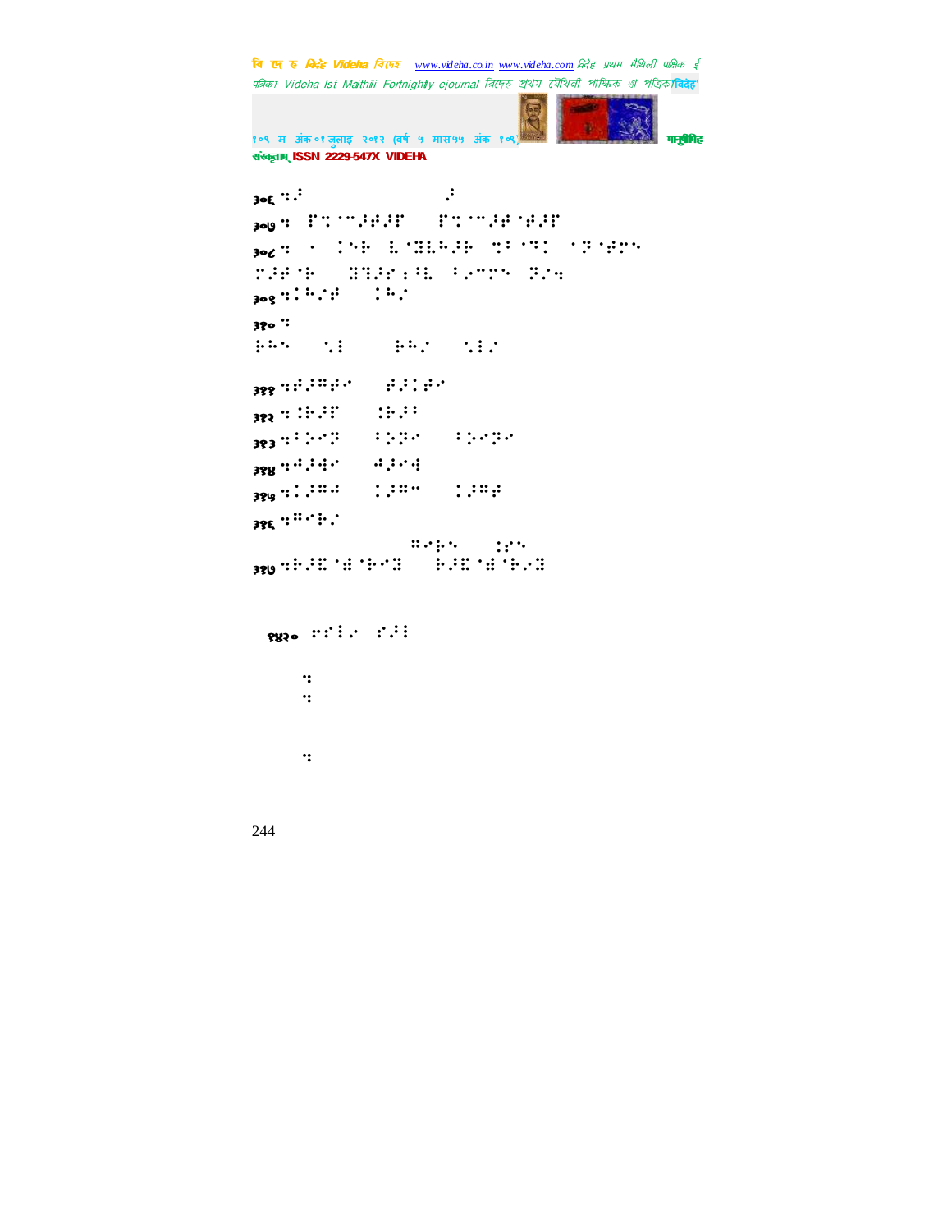३०६ ⠄⠐

३०७ ⠄ ⠏⠝⠈⠉⠠⠜⠠⠏ ⠏⠝⠈⠉⠠⠜⠈⠜⠠⠏

३०८ ⠄ ⠁ ⠅⠑⠗ ⠇⠈⠽⠧⠓⠠⠗ ⠹⠁⠈⠝⠅ ⠁⠝⠈⠜⠍⠑ ⠍⠠⠜⠈⠗ ⠽⠹⠠⠏⠖⠈⠧ ⠁⠠⠉⠍⠑ ⠝⠠⠌

३०९ ⠄⠅⠓⠠⠜ ⠅⠓⠠

३१०

⠗⠓⠑ ⠑⠇ ⠗⠓⠠ ⠑⠇⠠

३११ ⠄⠜⠠⠛⠜⠁ ⠜⠠⠅⠜⠁

३१२ ⠄⠅⠗⠠⠏ ⠅⠗⠠⠁

३१३ ⠄⠁⠕⠁⠝ ⠁⠕⠝⠁ ⠁⠕⠁⠝⠁

३१४ ⠄⠚⠠⠙⠁ ⠚⠠⠁⠹

३१५ ⠄⠅⠠⠛⠜ ⠅⠠⠛⠉ ⠅⠠⠛⠜

३१६ ⠄⠛⠁⠗⠠

⠛⠁⠗⠑ ⠅⠎⠑

३१७ ⠄⠗⠠⠫⠈⠜⠈⠗⠁⠫ ⠗⠠⠫⠈⠜⠈⠗⠠⠫

१४२० ⠍⠎⠇⠠ ⠎⠠⠇

⠄

⠄

⠄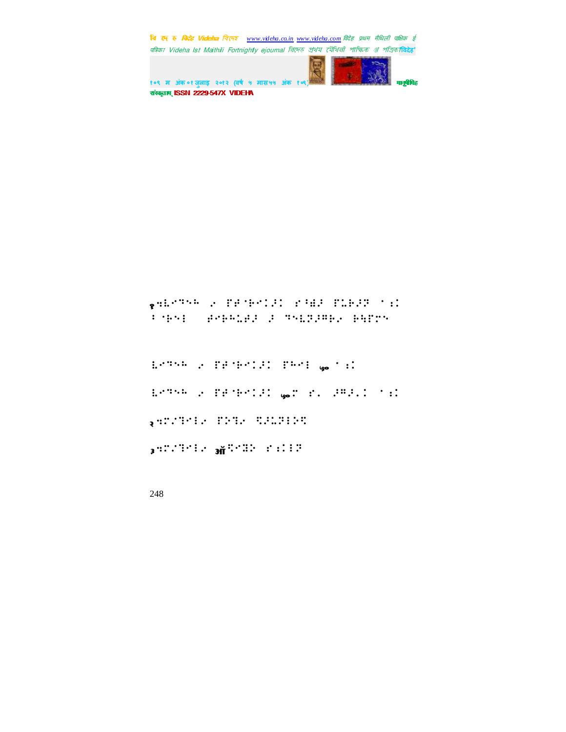१ ⠱⠇⠊⠉⠑⠓ ⠔ ⠏⠗⠼⠃⠊⠉⠇⠜⠅ ⠎⠼⠻⠜ ⠏⠥⠃⠜⠝ ⠁⠆⠅ ⠃⠼⠃⠑⠇ ⠗⠊⠃⠓⠥⠗⠜ ⠜ ⠙⠑⠇⠝⠜⠛⠃⠔ ⠃⠪⠏⠋⠑

⠇⠊⠉⠑⠓ ⠔ ⠏⠗⠼⠃⠊⠉⠇⠜⠅ ⠏⠓⠊⠇ ७० ⠁⠆⠅

⠇⠊⠉⠑⠓ ⠔ ⠏⠗⠼⠃⠊⠉⠇⠜⠅ ७०⠋ ⠎⠄ ⠜⠛⠜⠄⠅ ⠁⠆⠅

२ ⠱⠋⠔⠙⠊⠇⠔ ⠏⠕⠙⠔ ⠟⠜⠥⠝⠇⠕⠟

३ ⠱⠋⠔⠙⠊⠇⠔ ऑ⠟⠊⠭⠕ ⠎⠆⠅⠇⠝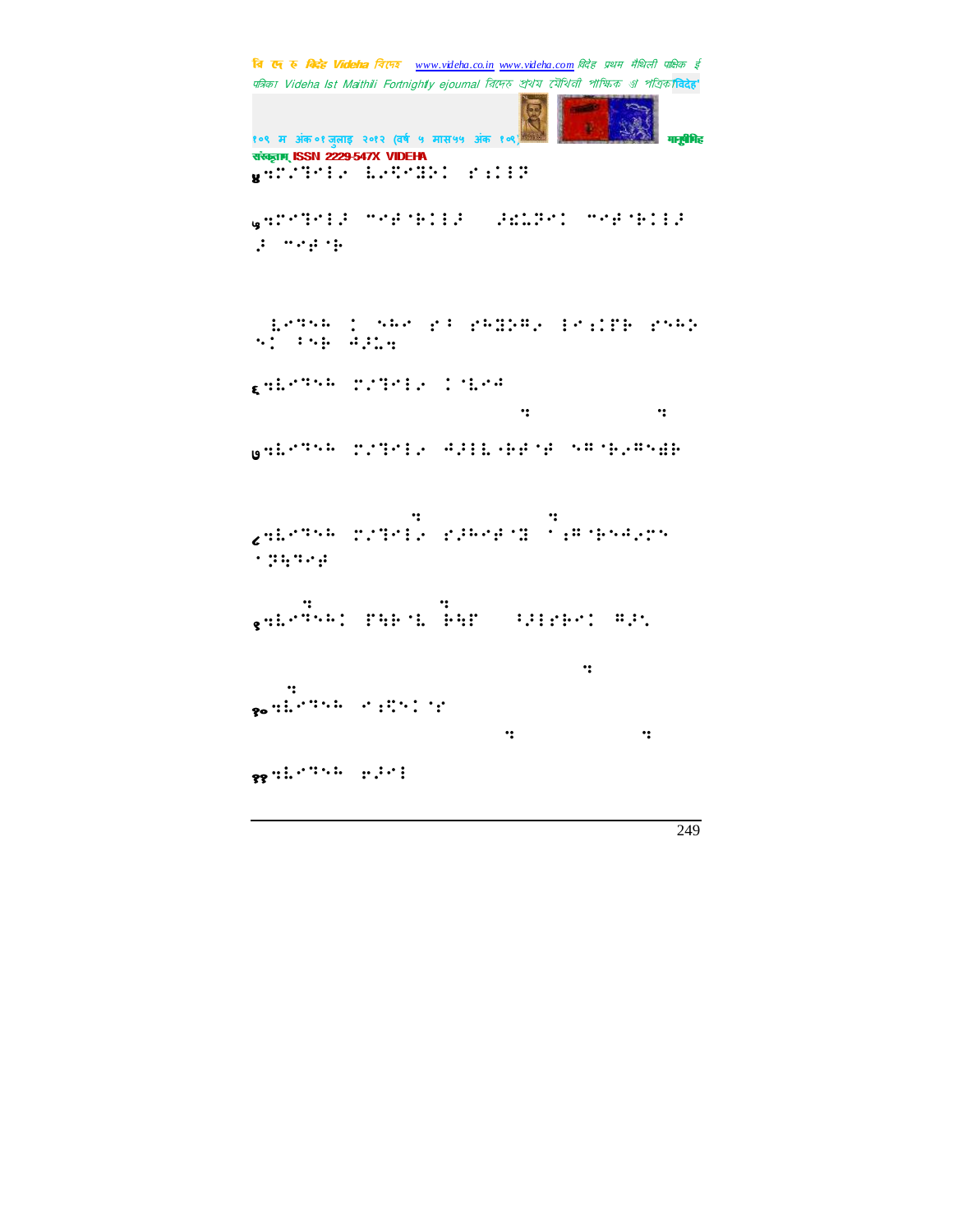४⠒⠭⠌⠙⠋⠇⠊ ⠧⠊⠟⠋⠝⠵⠅ ⠎�δ⠇⠇⠗

५⠒⠭⠋⠙⠋⠇⠗ ⠉⠋⠞⠈⠗⠅⠇⠗ ⠗⠮⠥⠝⠅ ⠉⠋⠞⠈⠗⠅⠇⠗ ⠗ ⠉⠋⠞⠈⠗

⠧⠋⠙⠑⠓ ⠅ ⠑⠓⠋ ⠎⠃ ⠎⠓⠝⠕⠛⠊ ⠇⠊⠇⠍⠗ ⠎⠑⠓⠕ ⠑⠅ ⠃⠑⠗ ⠚⠗⠥⠒

६⠒⠧⠋⠙⠑⠓ ⠍⠌⠙⠋⠇⠊ ⠅⠈⠧⠋⠚

⠒ ⠒

७⠒⠧⠋⠙⠑⠓ ⠍⠌⠙⠋⠇⠊ ⠚⠗⠇⠇⠧⠊⠗⠋⠈⠋ ⠑⠛⠈⠗⠊⠛⠑⠫⠗

⠒ ⠒

८⠒⠧⠋⠙⠑⠓ ⠍⠌⠙⠋⠇⠊ ⠎⠗⠓⠋⠋⠈⠝ ⠁⠇⠛⠈⠗⠑⠚⠊⠍⠑ ⠁⠝⠹⠙⠋⠋

⠒ ⠒

९⠒⠧⠋⠙⠑⠓⠅ ⠏⠹⠗⠈⠧ ⠗⠹⠏ ⠃⠗⠇⠎⠗⠋⠅ ⠛⠗⠑

⠒

⠒

१०⠒⠧⠋⠙⠑⠓ ⠊⠇⠩⠑⠅⠈⠎

⠒ ⠒

११⠒⠧⠋⠙⠑⠓ ⠢⠗⠋⠇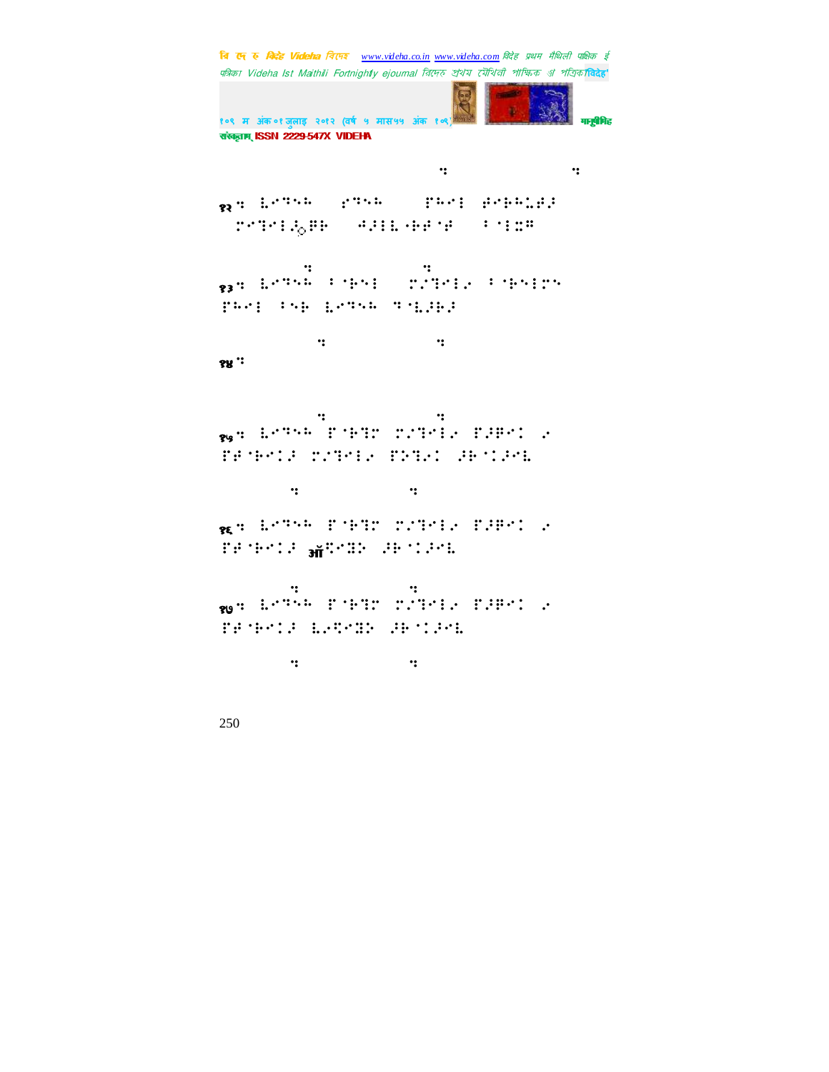१२ ⠐ ⠇⠊⠹⠪⠓ ⠊⠹⠪⠓ ⠏⠓⠊⠇ ⠞⠊⠗⠓⠥⠞⠚ ⠍⠊⠹⠊⠇⠿⠟⠗ ⠺⠚⠇⠇⠐⠗⠞⠈⠞ ⠁⠈⠇⠭⠅

१३ ⠐ ⠇⠊⠹⠪⠓ ⠁⠈⠗⠪⠇ ⠍⠔⠹⠊⠇⠔ ⠁⠈⠗⠪⠇⠍⠪ ⠏⠓⠊⠇ ⠁⠪⠗ ⠇⠊⠹⠪⠓ ⠹⠈⠇⠚⠗⠚

१४ ⠐

१५ ⠐ ⠇⠊⠹⠪⠓ ⠏⠈⠗⠹⠍ ⠍⠔⠹⠊⠇⠔ ⠏⠚⠟⠊⠉ ⠔ ⠏⠞⠈⠗⠊⠉⠚ ⠍⠔⠹⠊⠇⠔ ⠏⠕⠹⠔⠉ ⠚⠗⠈⠉⠚⠊⠇

१६ ⠐ ⠇⠊⠹⠪⠓ ⠏⠈⠗⠹⠍ ⠍⠔⠹⠊⠇⠔ ⠏⠚⠟⠊⠉ ⠔ ⠏⠞⠈⠗⠊⠉⠚ ऑ⠊⠿⠕ ⠚⠗⠈⠉⠚⠊⠇

१७ ⠐ ⠇⠊⠹⠪⠓ ⠏⠈⠗⠹⠍ ⠍⠔⠹⠊⠇⠔ ⠏⠚⠟⠊⠉ ⠔ ⠏⠞⠈⠗⠊⠉⠚ ⠇⠔⠻⠊⠿⠕ ⠚⠗⠈⠉⠚⠊⠇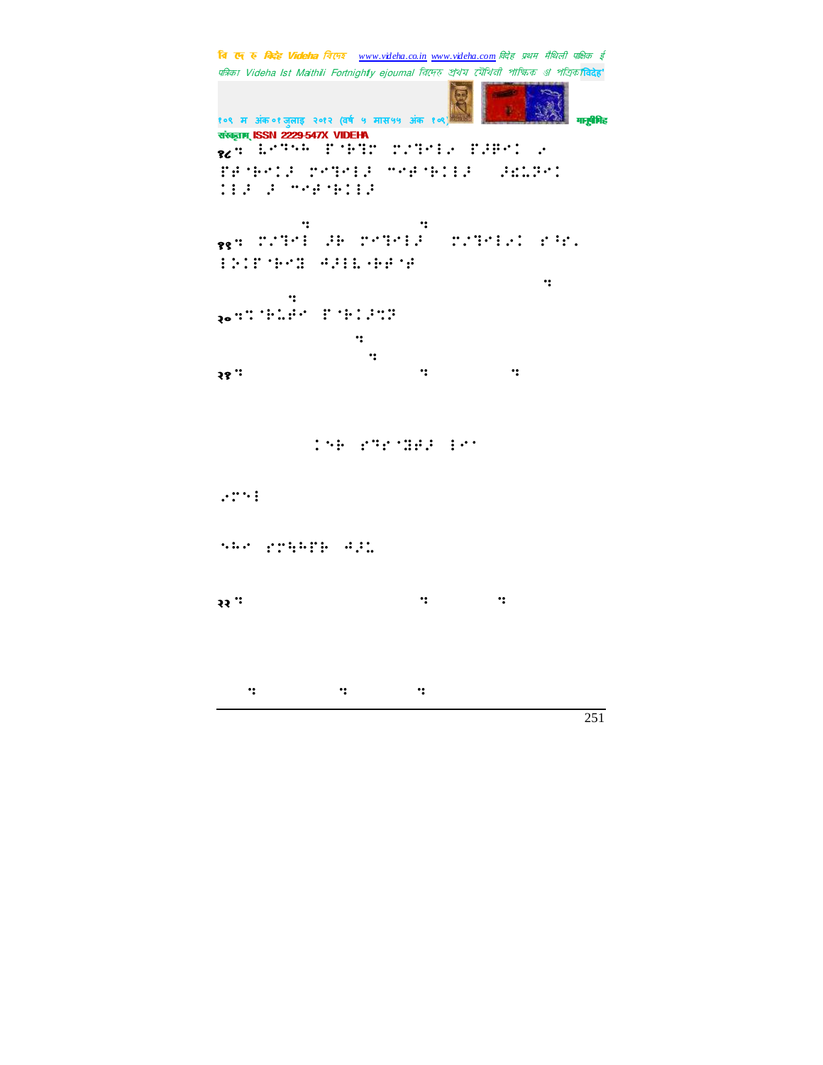१८: ⠇⠊⠙⠑⠓ ⠏⠈⠗⠙⠏ ⠍⠜⠙⠊⠇⠊ ⠏⠜⠛⠊⠅ ⠊
⠏⠗⠈⠗⠊⠅⠇⠜ ⠍⠊⠙⠊⠇⠜ ⠉⠊⠗⠈⠗⠅⠇⠇⠜ ⠜⠻⠥⠝⠊⠅
⠅⠇⠜ ⠜ ⠉⠊⠗⠈⠗⠅⠇⠇⠜

:                :

१९: ⠍⠜⠙⠊⠇ ⠜⠗ ⠍⠊⠙⠊⠇⠜ ⠍⠜⠙⠊⠇⠊⠅ ⠎⠳⠎⠄
⠇⠕⠅⠏⠈⠗⠊⠝ ⠚⠜⠇⠇⠄⠗⠗⠈⠗

:

:

२०:⠍⠈⠗⠥⠜⠊ ⠏⠈⠗⠅⠜⠍⠝

:

:

२१:                :            :

⠅⠑⠗ ⠎⠙⠎⠈⠝⠜⠜ ⠇⠊⠁

⠊⠍⠑⠇

⠑⠓⠊ ⠎⠍⠓⠓⠏⠗ ⠚⠜⠥

२२:                :           :

:            :           :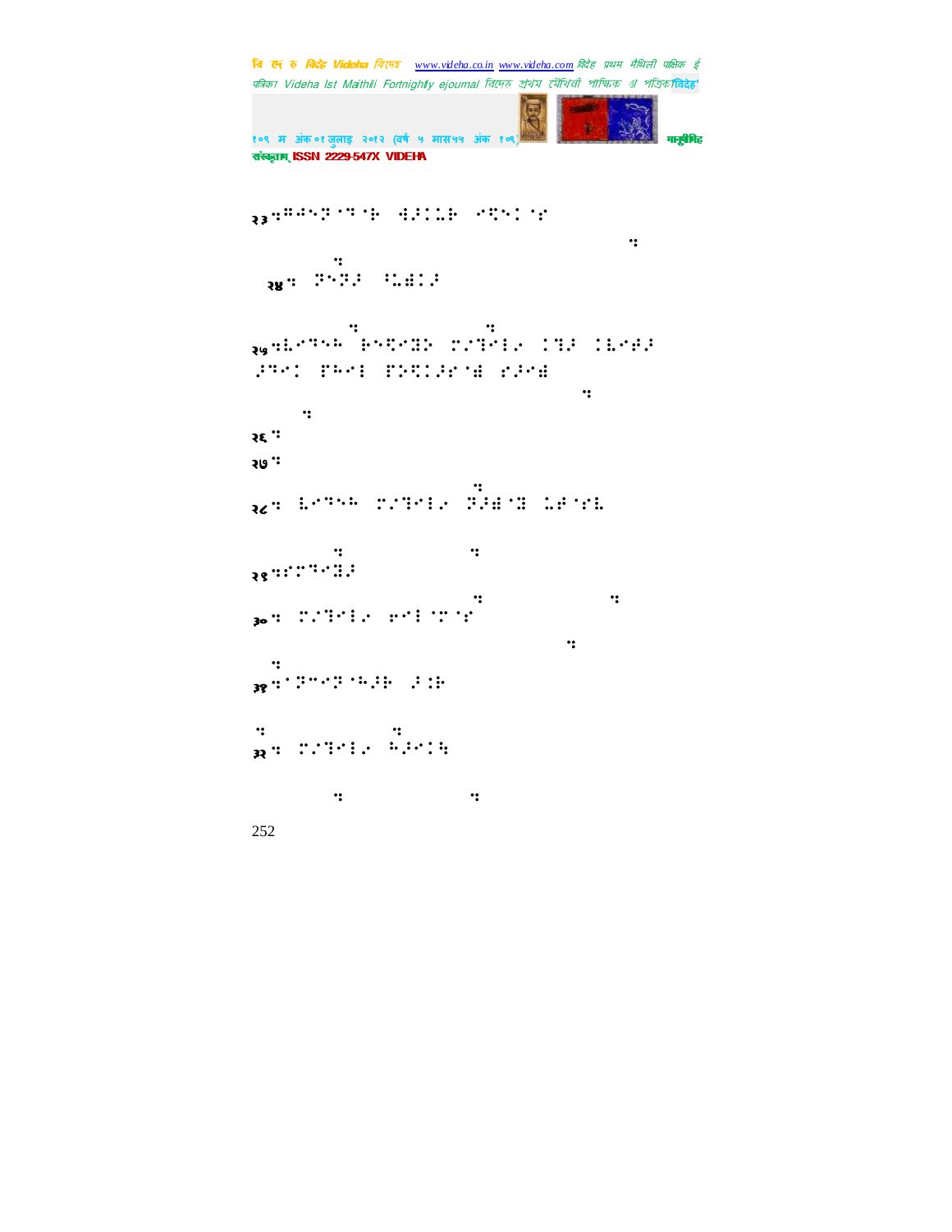२३:⠻⠙⠝⠝⠁⠉⠁⠗ ⠹⠜⠇⠥⠗ ⠊⠻⠑⠇⠁⠎

:

:

२४: ⠝⠑⠝⠜ ⠈⠥⠯⠇⠜

: :

२५:⠧⠊⠉⠓ ⠗⠑⠻⠊⠿⠕ ⠍⠎⠉⠊⠇⠊ ⠇⠉⠜ ⠇⠧⠊⠚⠜ ⠜⠉⠊⠇ ⠏⠓⠊⠇ ⠏⠕⠻⠇⠜⠎⠁⠯ ⠎⠜⠊⠯

:

:

२६:

२७:

:

२८: ⠧⠊⠉⠓ ⠍⠎⠉⠊⠇⠊ ⠝⠜⠯⠁⠿ ⠥⠚⠁⠎⠧

: :

२९:⠎⠎⠉⠊⠿⠜

: :

३०: ⠍⠎⠉⠊⠇⠊ ⠗⠊⠇⠁⠍⠁⠎

:

:

३१:⠁⠝⠉⠊⠝⠁⠓⠜⠗ ⠜⠇⠗

: :

३२: ⠍⠎⠉⠊⠇⠊ ⠓⠜⠊⠇⠹

: :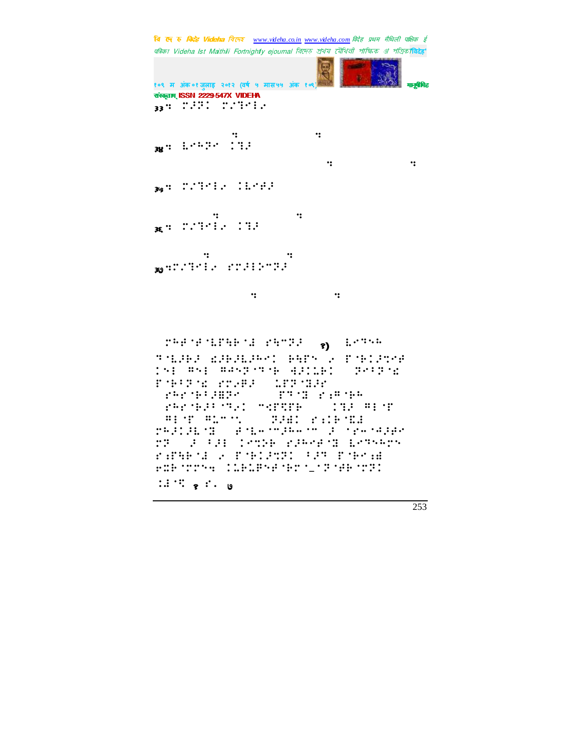३३ ⠏⠼⠝⠁ ⠏⠨⠹⠊⠇⠐

३४ ⠇⠊⠓⠝⠊ ⠁⠹⠼

३५ ⠏⠨⠹⠊⠇⠐ ⠁⠇⠊⠗⠼

३६ ⠏⠨⠹⠊⠇⠐ ⠁⠹⠼

३७ ⠏⠨⠹⠊⠇⠐ ⠎⠏⠼⠇⠕⠉⠝⠼

⠏⠓⠗⠈⠗⠈⠇⠋⠳⠗⠈⠜ ⠎⠳⠉⠝⠼ १) ⠇⠊⠹⠓⠓ ⠹⠈⠇⠼⠗⠼ ⠫⠼⠗⠼⠇⠼⠓⠊⠁ ⠗⠳⠋⠑ ⠐ ⠋⠈⠗⠁⠼⠹⠊⠗ ⠁⠑⠇ ⠛⠑⠇ ⠛⠗⠑⠝⠈⠹⠈⠗ ⠚⠼⠁⠇⠗⠁ ⠝⠊⠃⠝⠈⠫ ⠋⠈⠗⠃⠝⠈⠫ ⠎⠏⠐⠻⠼ ⠇⠋⠝⠈⠹⠼⠗ ⠎⠓⠗⠈⠗⠃⠼⠿⠝⠊ ⠋⠹⠈⠹ ⠎⠆⠛⠈⠗⠓ ⠎⠓⠗⠈⠗⠼⠃⠹⠐⠁ ⠉⠫⠋⠻⠋⠗ ⠁⠹⠼ ⠛⠇⠈⠋ ⠛⠇⠈⠋ ⠛⠇⠉⠈⠁ ⠝⠼⠿⠁ ⠎⠆⠁⠗⠈⠫⠜ ⠏⠓⠼⠁⠼⠇⠈⠹ ⠗⠈⠇⠓⠈⠉⠼⠓⠓⠈⠉ ⠼ ⠈⠗⠓⠈⠗⠼⠗⠊ ⠏⠝ ⠼ ⠃⠼⠇ ⠁⠊⠹⠵⠗ ⠎⠼⠓⠊⠗⠈⠹ ⠇⠊⠹⠓⠓⠉⠊ ⠎⠆⠋⠳⠗⠈⠜ ⠐ ⠋⠈⠗⠁⠼⠹⠝⠁ ⠃⠼⠹ ⠋⠈⠗⠊⠆⠿ ⠗⠫⠗⠈⠏⠏⠊⠲ ⠁⠇⠗⠇⠿⠑⠗⠈⠗⠊⠈⠤⠈⠝⠈⠗⠗⠈⠝⠝⠁ ⠁⠜⠈⠫ १ ⠎⠐ ७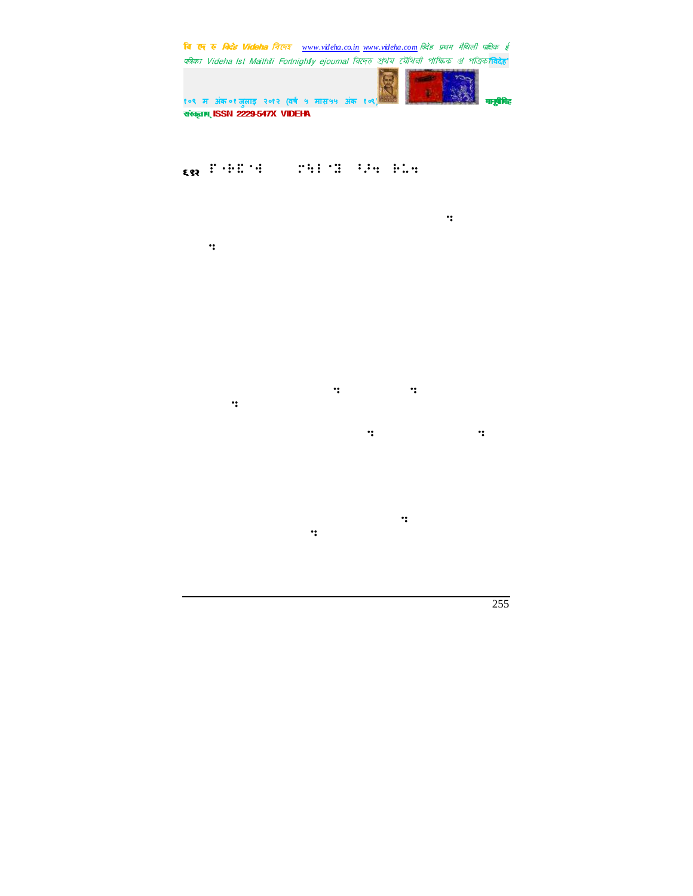६१२ ⠗⠐⠗⠙⠈�1 ⠏⠓⠇⠈⠻ ⠨⠐⠹ ⠗⠉⠹

⠹

⠹

⠹ ⠹

⠹

⠹ ⠹

⠹

⠹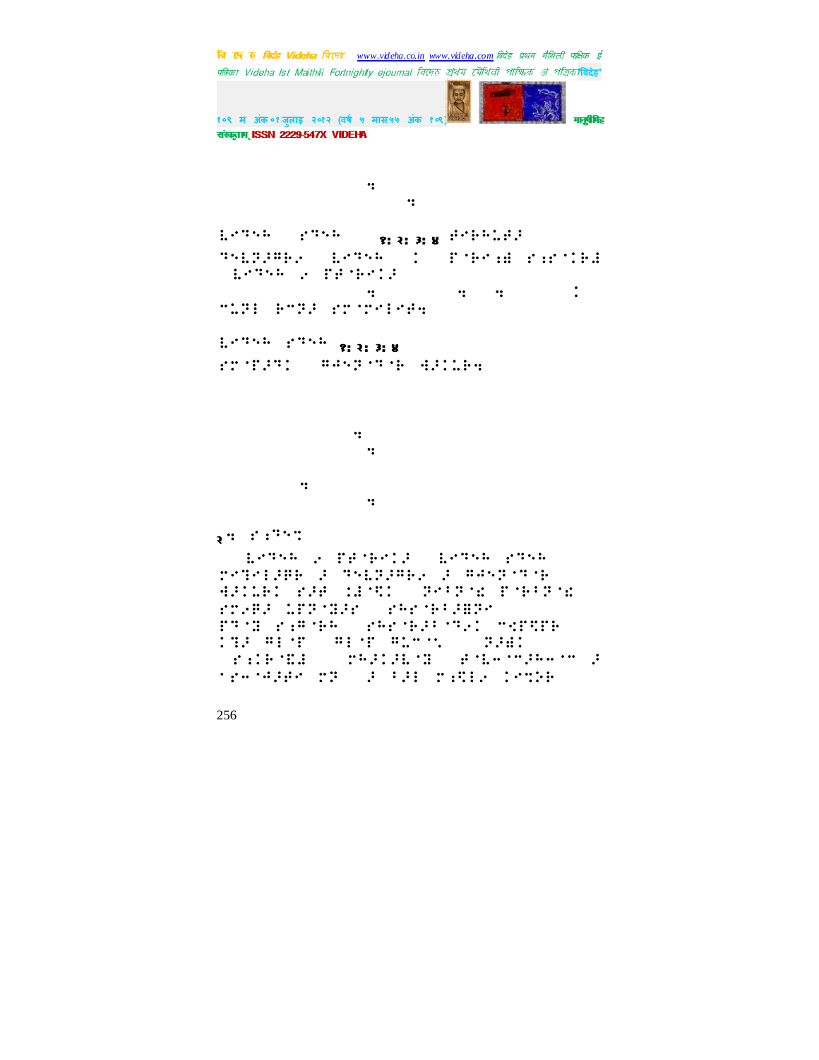⠒

⠒

⠧⠊⠙⠑⠓ ⠎⠙⠑⠓ ⠁⠃⠉⠙ ⠺⠊⠗⠓⠥⠱⠺ ⠙⠑⠧⠝⠁⠛⠜⠊ ⠧⠊⠙⠑⠓ ⠆ ⠏⠗⠊⠝⠞⠑⠙ ⠧⠑⠗⠎⠊⠕⠝

⠒ ⠒ ⠒ ⠆ ⠉⠇⠕⠎⠑ ⠃⠁⠉⠅ ⠎⠑⠇⠑⠉⠞⠊⠕⠝⠒

⠧⠊⠙⠑⠓ ⠎⠙⠑⠓ ⠁⠃⠉⠙ ⠎⠑⠏⠁⠗⠁⠞⠑ ⠓⠁⠝⠙⠇⠑⠗ ⠺⠁⠇⠅⠊⠝⠒

⠒

⠒

⠒

⠒

२⠒ ⠎⠥⠍⠍⠁

⠧⠊⠙⠑⠓ ⠆ ⠏⠗⠊⠝⠞⠑⠙ ⠧⠊⠙⠑⠓ ⠎⠙⠑⠓ ⠉⠕⠍⠏⠇⠁⠊⠝ ⠁ ⠙⠑⠧⠝⠁⠛⠜⠊ ⠁ ⠓⠁⠝⠙⠇⠑⠗ ⠺⠁⠇⠅⠊⠝ ⠎⠁⠊ ⠇⠁⠍⠽ ⠝⠑⠊⠞⠓⠑⠗ ⠏⠗⠊⠝⠞⠑⠗ ⠎⠉⠗⠑⠑⠝ ⠗⠑⠁⠙⠑⠗ ⠎⠕⠋⠞⠺⠁⠗⠑ ⠏⠍⠊ ⠎⠥⠓⠑⠙ ⠎⠕⠋⠞⠺⠁⠗⠑ ⠍⠁⠝⠁⠛⠑ ⠇⠊⠃ ⠓⠇⠏ ⠓⠓⠍⠇⠂ ⠝⠕⠞⠑ ⠎⠥⠇⠑⠍⠁ ⠉⠕⠝⠧⠑⠗⠞⠊⠝ ⠋⠕⠗⠍⠁⠞ ⠁ ⠊⠝⠙⠊⠁⠝ ⠉⠕ ⠁ ⠃⠁⠇ ⠉⠥⠗⠎⠑ ⠇⠑⠧⠑⠇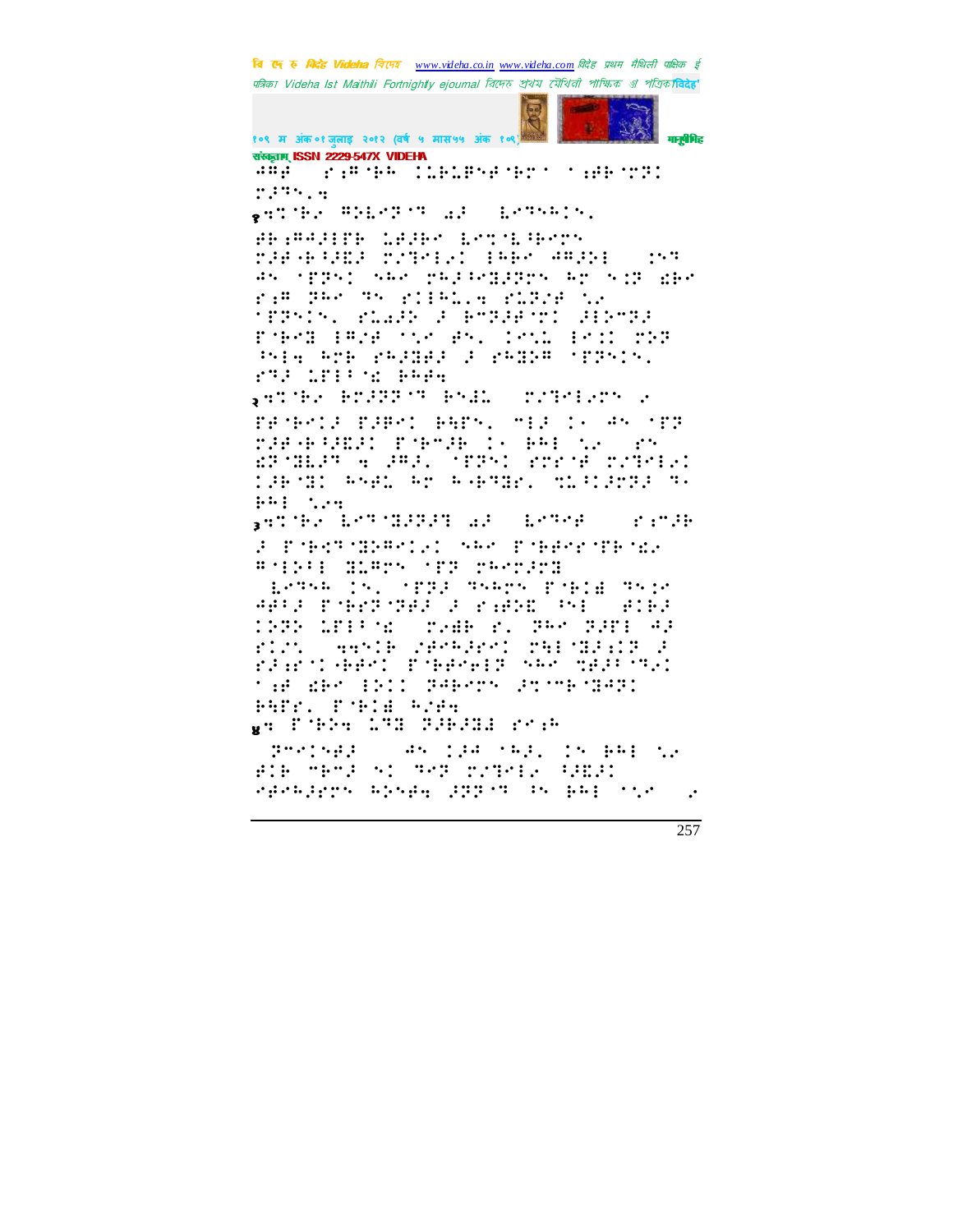⠐⠻⠗⠂⠀⠗⠄⠻⠘⠓⠀⠅⠇⠃⠇⠻⠗⠘⠃⠗⠁⠀⠁⠪⠓⠘⠝⠅
⠗⠼⠒⠄⠲

१⠹⠘⠃⠴⠀⠻⠵⠇⠝⠵⠘⠹⠀⠔⠼⠀⠀⠇⠝⠹⠓⠓⠅⠄

⠗⠃⠄⠻⠐⠼⠃⠗⠃⠀⠇⠂⠼⠃⠀⠇⠝⠅⠘⠇⠈⠃⠗⠝⠀
⠗⠼⠗⠘⠃⠈⠿⠼⠀⠗⠔⠹⠣⠃⠴⠅⠀⠃⠓⠃⠀⠐⠻⠼⠵⠃⠀⠀⠅⠝⠹
⠐⠝⠀⠈⠏⠏⠝⠅⠀⠎⠓⠀⠍⠓⠼⠈⠗⠹⠼⠏⠗⠝⠀⠓⠗⠀⠝⠄⠏⠀⠿⠃⠀
⠗⠄⠻⠀⠏⠓⠀⠹⠝⠀⠗⠅⠃⠓⠉⠄⠹⠀⠗⠉⠏⠼⠀⠣⠴
⠈⠏⠏⠝⠅⠝⠄⠀⠗⠉⠔⠼⠵⠀⠼⠀⠃⠍⠏⠼⠗⠈⠗⠅⠀⠼⠃⠵⠍⠏⠼
⠏⠘⠃⠍⠹⠀⠃⠻⠼⠀⠈⠣⠀⠗⠝⠄⠀⠅⠝⠣⠉⠀⠃⠗⠅⠅⠀⠍⠵⠏
⠓⠃⠹⠀⠓⠍⠃⠀⠗⠓⠼⠹⠗⠼⠀⠼⠀⠗⠓⠹⠵⠻⠀⠈⠏⠏⠝⠅⠝⠄
⠗⠹⠼⠀⠉⠏⠃⠈⠿⠀⠃⠓⠗⠹

२⠹⠘⠃⠴⠀⠃⠍⠼⠏⠏⠘⠹⠀⠃⠝⠼⠉⠀⠀⠗⠔⠹⠣⠃⠴⠗⠝⠀⠴

⠏⠗⠘⠃⠍⠅⠼⠀⠏⠼⠻⠍⠅⠀⠃⠓⠏⠝⠄⠀⠍⠃⠼⠀⠅⠂⠀⠐⠝⠀⠈⠏⠏
⠗⠼⠗⠘⠃⠈⠿⠼⠅⠀⠏⠘⠃⠍⠼⠃⠀⠅⠂⠀⠃⠓⠃⠀⠣⠴⠀⠀⠗⠝
⠿⠏⠘⠹⠇⠼⠹⠀⠹⠀⠼⠻⠼⠄⠀⠈⠏⠏⠝⠅⠀⠗⠍⠗⠘⠗⠀⠗⠔⠹⠣⠃⠴⠅
⠅⠼⠃⠘⠹⠅⠀⠓⠝⠗⠉⠀⠓⠗⠀⠓⠂⠃⠍⠹⠗⠄⠀⠹⠉⠈⠅⠼⠍⠏⠼⠀⠹⠂
⠃⠓⠃⠀⠣⠴⠹

३⠹⠘⠃⠴⠀⠇⠝⠹⠘⠹⠼⠏⠼⠹⠀⠔⠼⠀⠀⠇⠝⠹⠗⠻⠀⠀⠀⠀⠗⠄⠍⠼⠃

⠼⠀⠏⠘⠃⠅⠹⠘⠹⠵⠻⠅⠼⠅⠀⠎⠓⠀⠏⠘⠃⠗⠗⠘⠏⠃⠘⠿⠴
⠻⠂⠃⠵⠃⠃⠀⠹⠇⠻⠗⠝⠀⠈⠏⠏⠀⠍⠓⠗⠍⠼⠗⠹

⠀⠇⠝⠹⠓⠀⠅⠝⠄⠀⠈⠏⠏⠼⠀⠹⠝⠓⠗⠝⠀⠏⠘⠃⠅⠿⠀⠹⠝⠅⠴
⠐⠗⠃⠼⠀⠏⠘⠃⠍⠏⠘⠏⠗⠼⠀⠼⠀⠗⠄⠗⠵⠿⠀⠘⠝⠃⠀⠀⠗⠅⠃⠼
⠅⠵⠏⠵⠀⠉⠏⠃⠈⠿⠀⠀⠗⠴⠿⠃⠀⠗⠄⠀⠏⠓⠀⠏⠼⠏⠃⠀⠐⠼
⠗⠅⠉⠄⠀⠀⠹⠹⠝⠅⠃⠀⠌⠗⠓⠼⠗⠅⠀⠍⠓⠃⠘⠹⠼⠄⠅⠏⠀⠼
⠗⠼⠄⠗⠘⠅⠂⠃⠗⠅⠀⠏⠘⠃⠗⠗⠗⠃⠏⠀⠎⠓⠀⠹⠗⠼⠈⠘⠹⠴⠅
⠈⠄⠻⠀⠿⠃⠀⠃⠵⠅⠅⠀⠹⠻⠃⠗⠝⠀⠼⠹⠘⠍⠃⠘⠹⠻⠏⠅
⠃⠓⠏⠗⠄⠀⠏⠘⠃⠅⠿⠀⠓⠌⠗⠹

४⠹⠀⠏⠘⠃⠵⠹⠀⠉⠹⠹⠀⠏⠼⠃⠼⠹⠿⠀⠗⠉⠄⠓

⠀⠏⠍⠗⠅⠝⠗⠼⠀⠀⠀⠀⠐⠝⠀⠅⠼⠻⠀⠈⠓⠼⠄⠀⠅⠝⠀⠃⠓⠃⠀⠣⠴
⠗⠅⠃⠀⠍⠃⠍⠼⠀⠝⠅⠀⠹⠗⠏⠀⠗⠔⠹⠣⠃⠴⠀⠈⠿⠼⠅
⠗⠗⠗⠓⠼⠗⠗⠝⠀⠓⠵⠝⠗⠹⠀⠼⠏⠏⠘⠹⠀⠘⠝⠀⠃⠓⠃⠀⠈⠣⠴⠀⠀⠴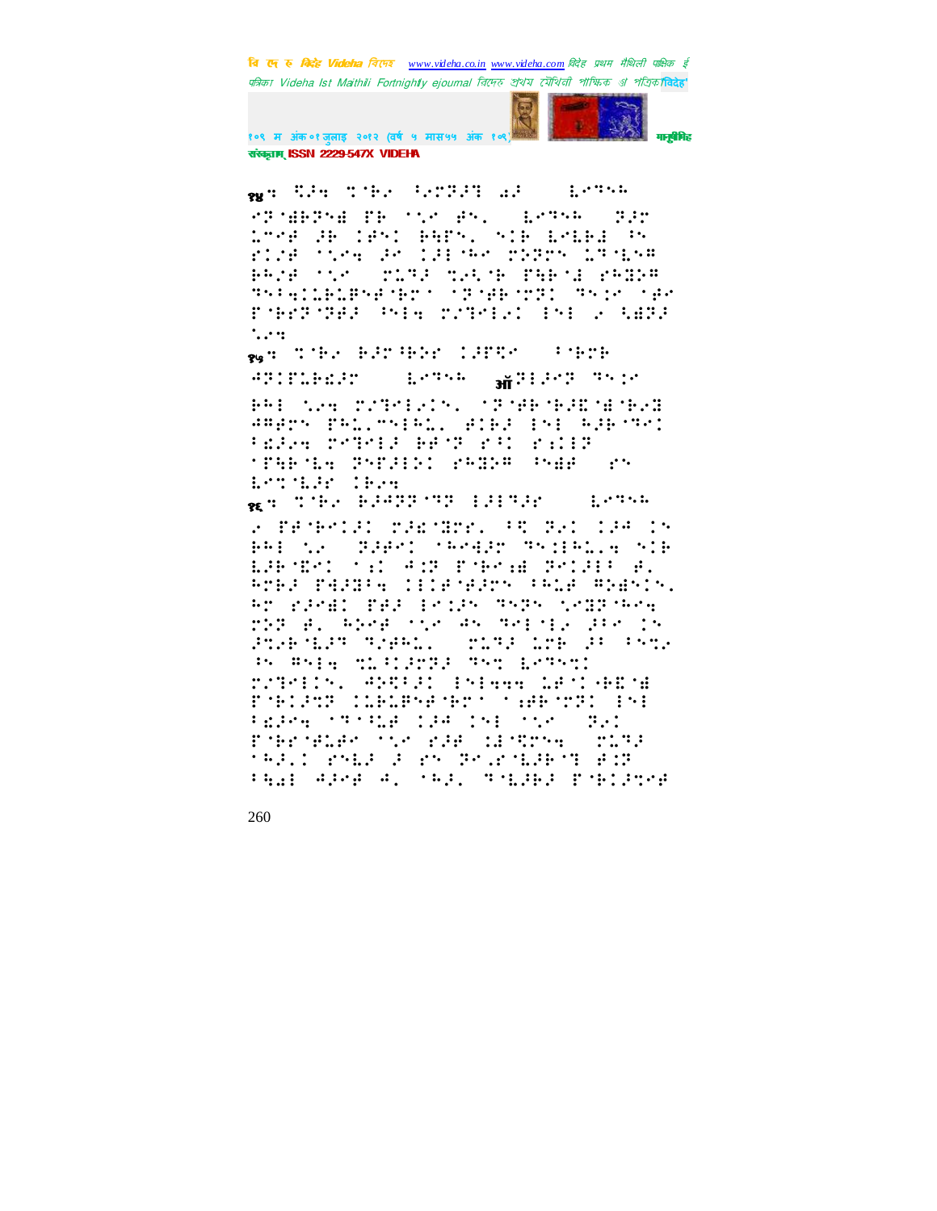१४. ⠩⠘⠀⠉⠓⠀⠓⠊⠏⠀⠙⠀⠀⠀⠇⠑⠞⠓

१५. ⠉⠓⠀⠃⠚⠗⠓⠀⠅⠿⠀⠀⠃⠗

१६. ⠉⠓⠀⠃⠚⠗⠞⠀⠇⠚⠞⠀⠀⠀⠇⠑⠞⠓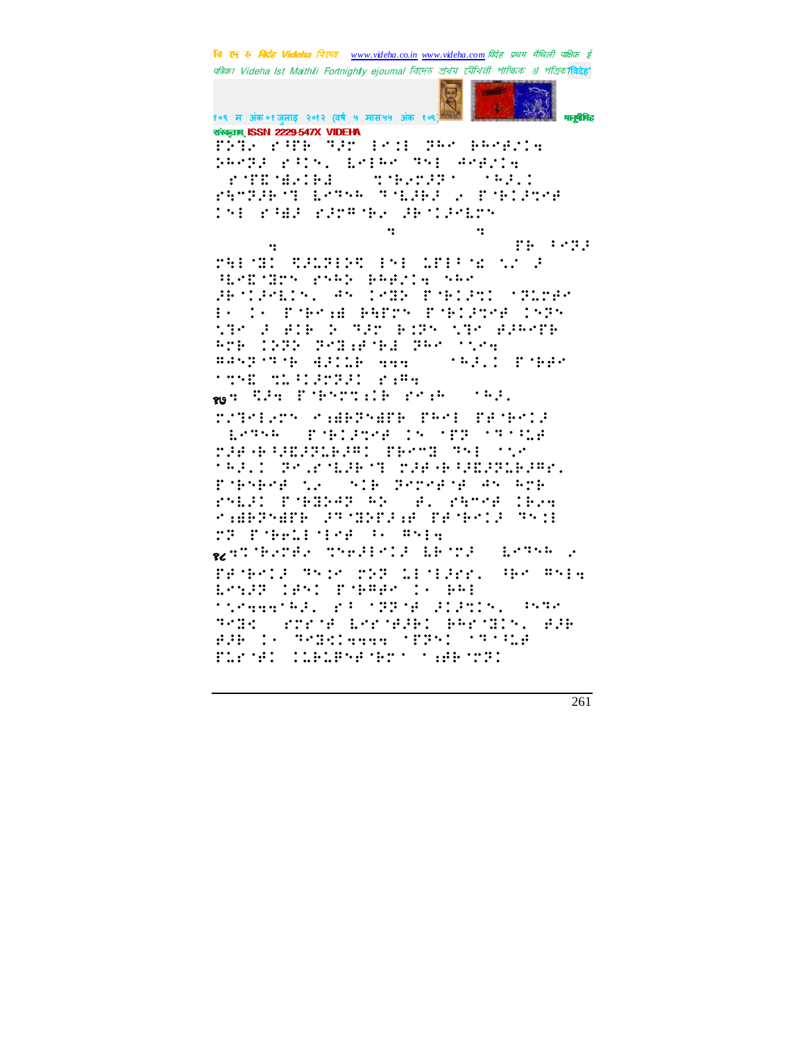संस्कृताम् ISSN 2229-547X VIDEHA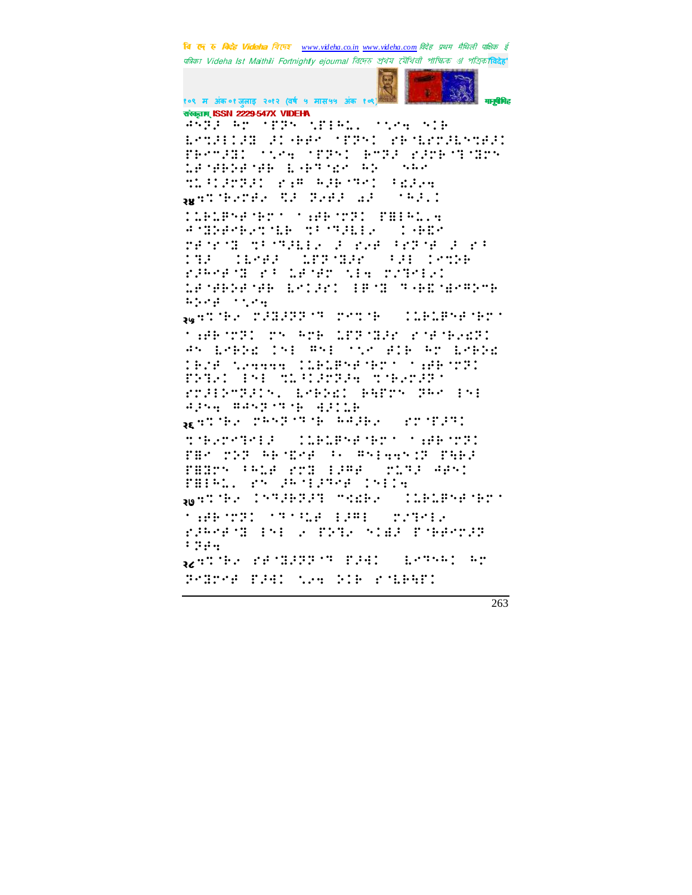२४

२५

२६

२७

२८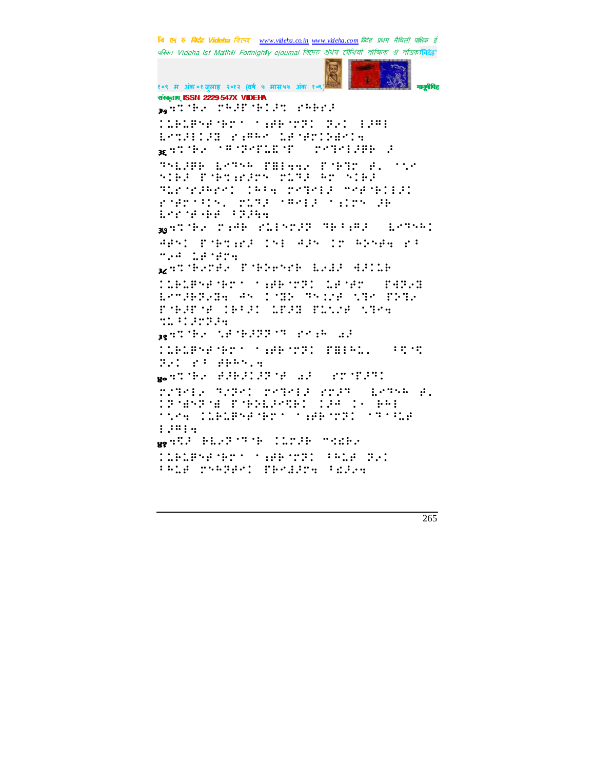३५

३६

३७

३८

३९

४०

४१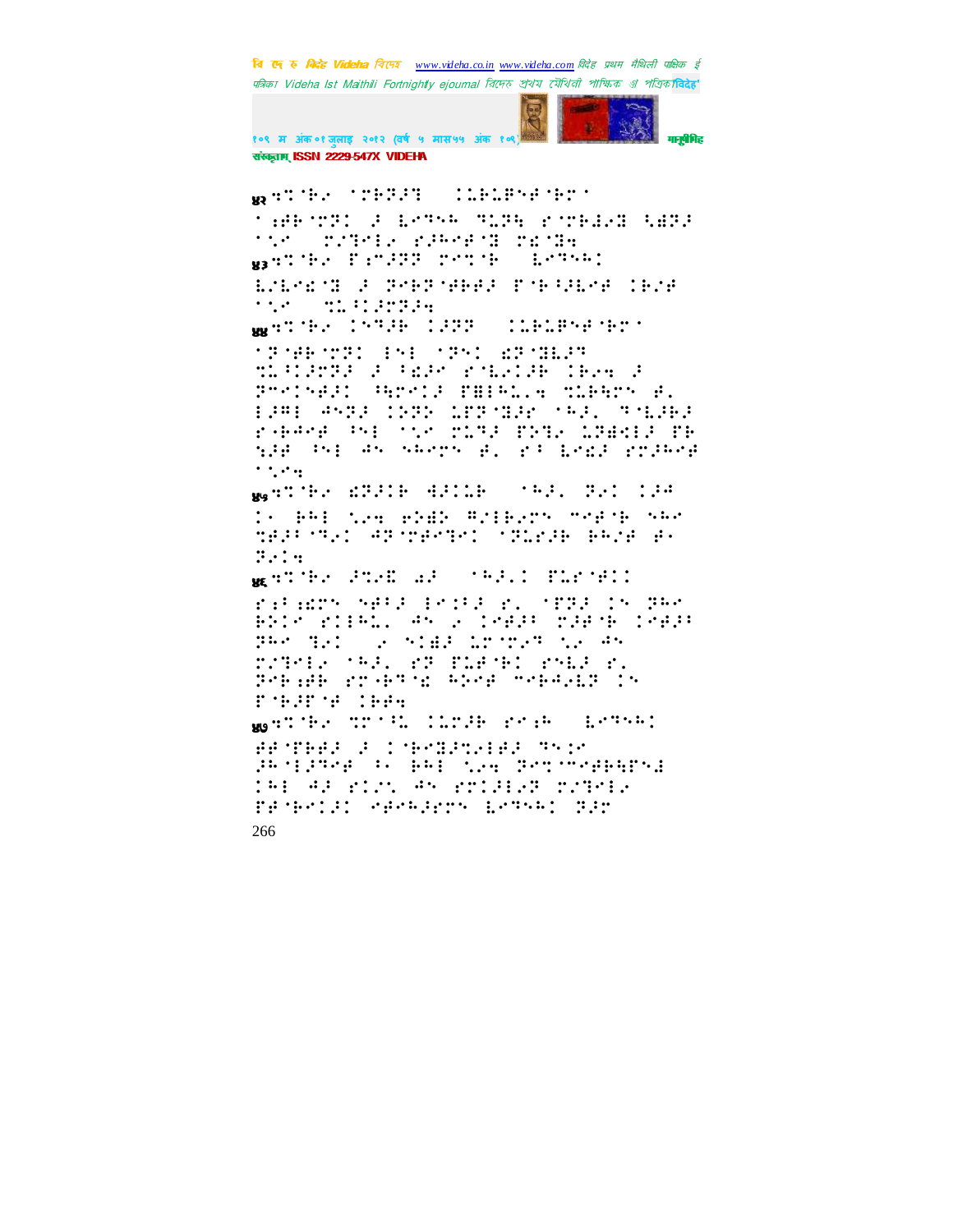४२

४३

४४

४५

४६

४७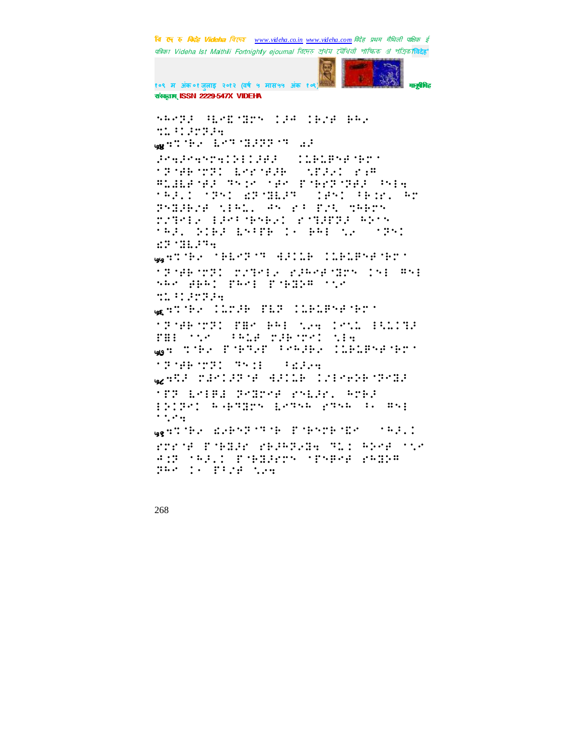⠎⠓⠉⠝⠜ ⠹⠇⠉�999⠝ ⠅⠜⠚ ⠅⠗⠎⠚ ⠗⠓⠐

⠍⠇⠒⠅⠜⠉⠝⠜⠲

७४ ⠍⠅⠗⠐ ⠇⠉⠹⠨⠜⠝⠝⠹ ⠡⠜

⠜⠉⠲⠜⠉⠲⠎⠉⠲⠅⠅⠅⠜⠚⠜ ⠅⠇⠗⠇⠋⠎⠚⠗⠉⠁

⠁⠝⠚⠗⠍⠝⠅ ⠇⠉⠋⠚⠜⠗ ⠎⠋⠜⠐⠅ ⠋⠔⠋

⠋⠇⠚⠇⠋⠚⠜ ⠹⠎⠅⠉ ⠁⠚⠉ ⠋⠗⠗⠝⠝⠚⠜ ⠖⠎⠃⠲

⠁⠓⠜⠂⠅ ⠁⠝⠎⠅ ⠫⠝⠨⠇⠜⠹ ⠅⠚⠎⠅ ⠓⠗⠅⠗⠂ ⠓⠉

⠝⠎⠨⠜⠗⠜⠚ ⠎⠃⠓⠇⠂ ⠚⠎ ⠋⠂ ⠋⠜⠡ ⠹⠓⠗⠉⠎

⠍⠜⠹⠉⠃⠐ ⠃⠜⠉⠂⠗⠎⠗⠐⠅ ⠋⠹⠜⠋⠝⠜ ⠓⠕⠉⠎

⠁⠓⠜⠂ ⠕⠅⠗⠜ ⠇⠎⠂⠋⠗ ⠅⠐ ⠗⠓⠃ ⠎⠐ ⠁⠝⠎⠅

⠫⠝⠨⠇⠜⠹⠲

७५ ⠍⠅⠗⠐ ⠁⠗⠇⠉⠝⠹ ⠙⠜⠅⠇⠗ ⠅⠇⠗⠇⠋⠎⠚⠗⠉⠁

⠁⠝⠚⠗⠍⠝⠅ ⠍⠜⠹⠉⠃⠐ ⠋⠜⠓⠉⠚⠨⠉⠎ ⠅⠎⠃ ⠋⠎⠃

⠎⠓⠉ ⠚⠗⠓⠅ ⠋⠓⠉⠃ ⠋⠗⠨⠕⠋ ⠁⠎⠐

⠍⠇⠒⠅⠜⠉⠝⠜⠲

७६ ⠍⠅⠗⠐ ⠅⠇⠍⠜⠗ ⠋⠇⠝ ⠅⠇⠗⠇⠋⠎⠚⠗⠉⠁

⠁⠝⠚⠗⠍⠝⠅ ⠋⠓⠉ ⠗⠓⠃ ⠎⠐⠲ ⠅⠉⠎⠇ ⠃⠎⠇⠅⠹⠜

⠋⠓⠃ ⠁⠎⠐ ⠂⠓⠇⠚ ⠍⠜⠗⠍⠉⠅ ⠎⠃⠲

७७ ⠍⠅⠗⠐ ⠋⠗⠹⠐⠋ ⠂⠉⠓⠜⠗⠐ ⠅⠇⠗⠇⠋⠎⠚⠗⠉⠁

⠁⠝⠚⠗⠍⠝⠅ ⠹⠎⠅⠃ ⠂⠫⠜⠐⠲

७८ ⠩⠜ ⠍⠜⠉⠅⠜⠝⠚ ⠙⠜⠅⠇⠗ ⠅⠜⠃⠉⠗⠕⠗⠝⠉⠨⠜

⠁⠋⠝ ⠇⠉⠃⠋⠜ ⠝⠉⠨⠉⠚ ⠗⠎⠇⠜⠗⠂ ⠓⠉⠗⠜

⠃⠕⠅⠝⠉⠅ ⠓⠐⠗⠹⠨⠉⠎ ⠇⠉⠹⠎⠓ ⠗⠹⠎⠓ ⠒⠐ ⠋⠎⠃

⠁⠎⠉⠲

७९ ⠍⠅⠗⠐ ⠫⠐⠗⠎⠝⠁⠹⠗ ⠋⠗⠎⠉⠗⠨⠉ ⠁⠓⠜⠂⠅

⠗⠍⠗⠚ ⠋⠗⠨⠜⠗ ⠗⠗⠓⠝⠜⠨⠲ ⠹⠇⠅ ⠓⠕⠉⠚ ⠁⠎⠐

⠙⠅⠝ ⠁⠓⠜⠂⠅ ⠋⠗⠨⠜⠗⠉⠎ ⠁⠝⠋⠉⠚ ⠗⠓⠨⠕⠋

⠝⠓⠉ ⠅⠐ ⠋⠂⠜⠚ ⠎⠐⠲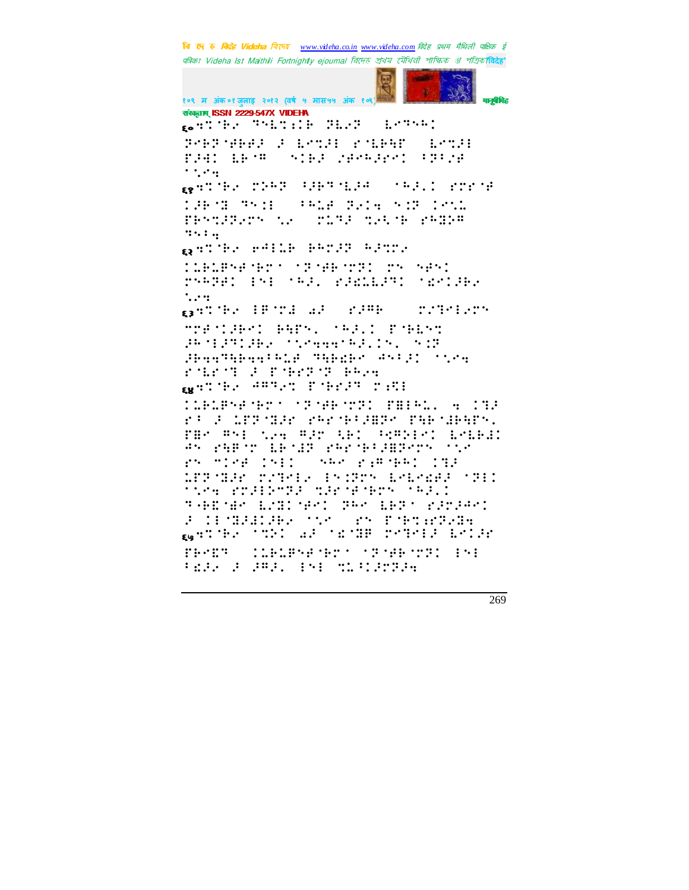संस्कृताम् ISSN 2229-547X VIDEHA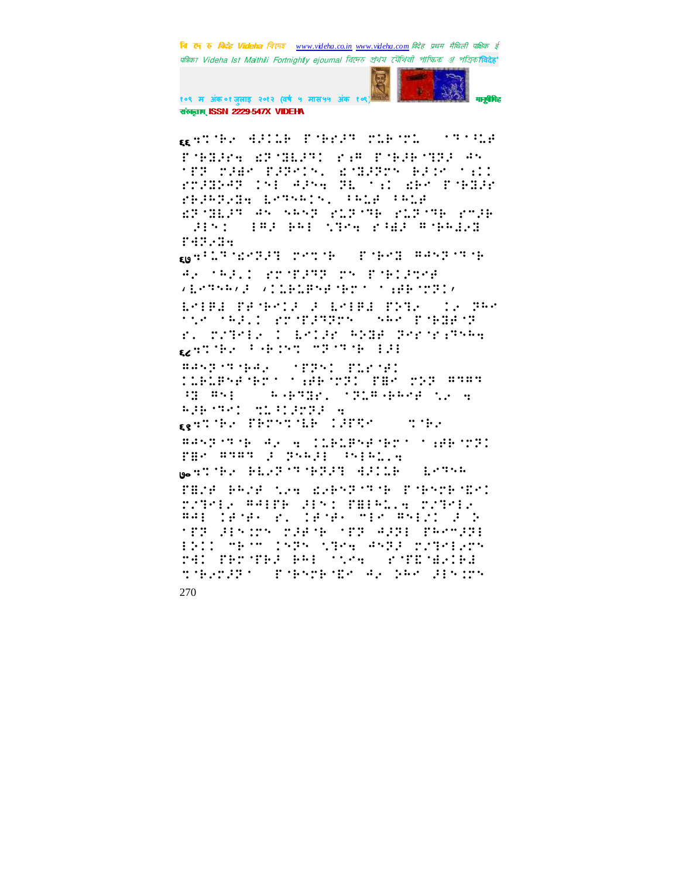६६ ⠉�ode

६६ ⠝⠈⠍⠑ ⠻⠅⠊⠇⠗ ⠋⠘⠗⠒⠝ ⠍⠇⠗⠈⠍⠇ ⠐⠁⠝⠁⠈⠇⠎ ⠋⠘⠃⠒⠗⠒ ⠫⠏⠈⠃⠇⠒⠝⠉ ⠗⠐⠛ ⠋⠘⠗⠒⠗⠈⠝⠏⠒ ⠻⠎ ⠈⠋⠏ ⠍⠒⠾⠎ ⠋⠒⠏⠑⠉⠎⠄ ⠫⠈⠃⠒⠏⠝⠎ ⠗⠒⠊⠎ ⠁⠐⠉⠉ ⠗⠍⠒⠃⠱⠝ ⠉⠎⠇ ⠻⠒⠎⠒ ⠝⠇ ⠁⠐⠉ ⠫⠗⠎ ⠋⠘⠃⠒⠗ ⠗⠗⠒⠗⠏⠢⠃⠒ ⠇⠑⠝⠎⠅⠉⠎⠄ ⠁⠅⠇⠋ ⠁⠅⠇⠋ ⠫⠏⠈⠃⠇⠒⠝ ⠻⠎ ⠎⠅⠎⠏ ⠗⠇⠏⠈⠝⠘ ⠗⠇⠏⠈⠝⠘ ⠗⠍⠒⠘ ⠒⠊⠎⠉ ⠁⠻⠒ ⠗⠅⠊ ⠎⠞⠑⠒ ⠗⠁⠾⠒ ⠻⠘⠗⠅⠊⠢⠃ ⠋⠻⠏⠢⠃⠒

६७ ⠁⠇⠝⠈⠫⠍⠏⠒⠝ ⠍⠑⠉⠈⠘ ⠋⠘⠗⠑⠃ ⠻⠒⠎⠏⠈⠝⠘ ⠻⠢ ⠈⠅⠒⠄⠉ ⠗⠍⠈⠋⠒⠝⠏ ⠍⠎ ⠋⠘⠅⠉⠒⠎⠑⠋ ⠌⠇⠑⠝⠎⠅⠌⠒ ⠌⠉⠇⠗⠇⠋⠎⠑⠋⠈⠗⠍⠁ ⠁⠐⠋⠗⠈⠍⠏⠉⠌ ⠇⠑⠊⠋⠒ ⠋⠑⠈⠗⠑⠉⠒ ⠒ ⠇⠑⠊⠋⠒ ⠋⠕⠝⠢ ⠉⠢ ⠏⠅⠑ ⠁⠎⠑ ⠈⠅⠒⠄⠉ ⠗⠍⠈⠋⠒⠝⠏⠍⠎ ⠎⠅⠑ ⠋⠘⠃⠃⠋⠈⠏ ⠗⠄ ⠍⠎⠝⠑⠊⠢ ⠉ ⠇⠑⠉⠒⠗ ⠅⠕⠃⠋ ⠏⠑⠗⠈⠗⠐⠝⠎⠅⠻

६८ ⠝⠉⠈⠗⠢ ⠁⠘⠊⠎⠉ ⠠⠏⠈⠝⠈⠘ ⠊⠒⠊ ⠻⠎⠏⠈⠝⠈⠘⠢ ⠈⠋⠏⠎⠉ ⠋⠇⠗⠈⠋⠉ ⠉⠇⠗⠇⠋⠎⠑⠋⠈⠗⠍⠁ ⠁⠐⠋⠗⠈⠍⠏⠉ ⠋⠃⠑ ⠍⠕⠏ ⠻⠝⠻⠝ ⠻⠃ ⠻⠎⠊ ⠅⠘⠝⠃⠗⠄ ⠈⠏⠇⠻⠘⠅⠅⠑⠋ ⠎⠢ ⠹ ⠅⠒⠘⠈⠝⠑⠉ ⠉⠇⠁⠉⠒⠍⠏⠒ ⠹

६९ ⠝⠉⠈⠗⠢ ⠋⠗⠍⠎⠉⠈⠇⠘ ⠉⠒⠋⠝⠑ ⠉⠈⠗⠢ ⠻⠎⠏⠈⠝⠈⠘ ⠻⠢ ⠹ ⠉⠇⠗⠇⠋⠎⠑⠋⠈⠗⠍⠁ ⠁⠐⠋⠗⠈⠍⠏⠉ ⠋⠃⠑ ⠻⠝⠻⠝ ⠒ ⠏⠎⠅⠒⠊ ⠎⠊⠅⠇⠄⠹

७० ⠝⠉⠈⠗⠢ ⠗⠇⠢⠏⠈⠝⠈⠗⠏⠒⠝ ⠻⠒⠉⠇⠗ ⠇⠑⠝⠎⠅ ⠋⠃⠌⠋ ⠗⠅⠌⠋ ⠎⠢⠹ ⠫⠢⠗⠎⠏⠈⠝⠈⠘ ⠋⠘⠗⠎⠍⠗⠈⠫⠑⠉ ⠍⠌⠝⠑⠊⠢ ⠻⠁⠊⠋⠗ ⠒⠊⠎⠉ ⠋⠃⠊⠅⠇⠄⠹ ⠍⠌⠝⠑⠊⠢ ⠻⠁⠊ ⠉⠋⠈⠗⠢ ⠗⠄ ⠉⠋⠈⠗⠢ ⠍⠊⠑ ⠻⠎⠊⠌⠉ ⠒ ⠕ ⠈⠋⠏ ⠒⠊⠎⠉⠗⠎ ⠍⠒⠋⠈⠘ ⠈⠋⠏ ⠻⠒⠏⠊ ⠋⠅⠑⠍⠒⠏⠊ ⠊⠕⠉⠉ ⠍⠘⠑⠍ ⠉⠎⠏⠎ ⠎⠞⠑⠒ ⠻⠎⠏⠒ ⠍⠌⠝⠑⠊⠢⠗⠎ ⠍⠻⠉ ⠋⠗⠍⠈⠋⠗⠒ ⠗⠅⠊ ⠈⠎⠢⠒ ⠗⠈⠋⠫⠈⠫⠢⠉⠗⠒ ⠉⠈⠗⠢⠍⠒⠏⠁ ⠋⠘⠗⠎⠍⠗⠈⠫⠑ ⠻⠢ ⠕⠅⠑ ⠒⠊⠎⠉⠗⠎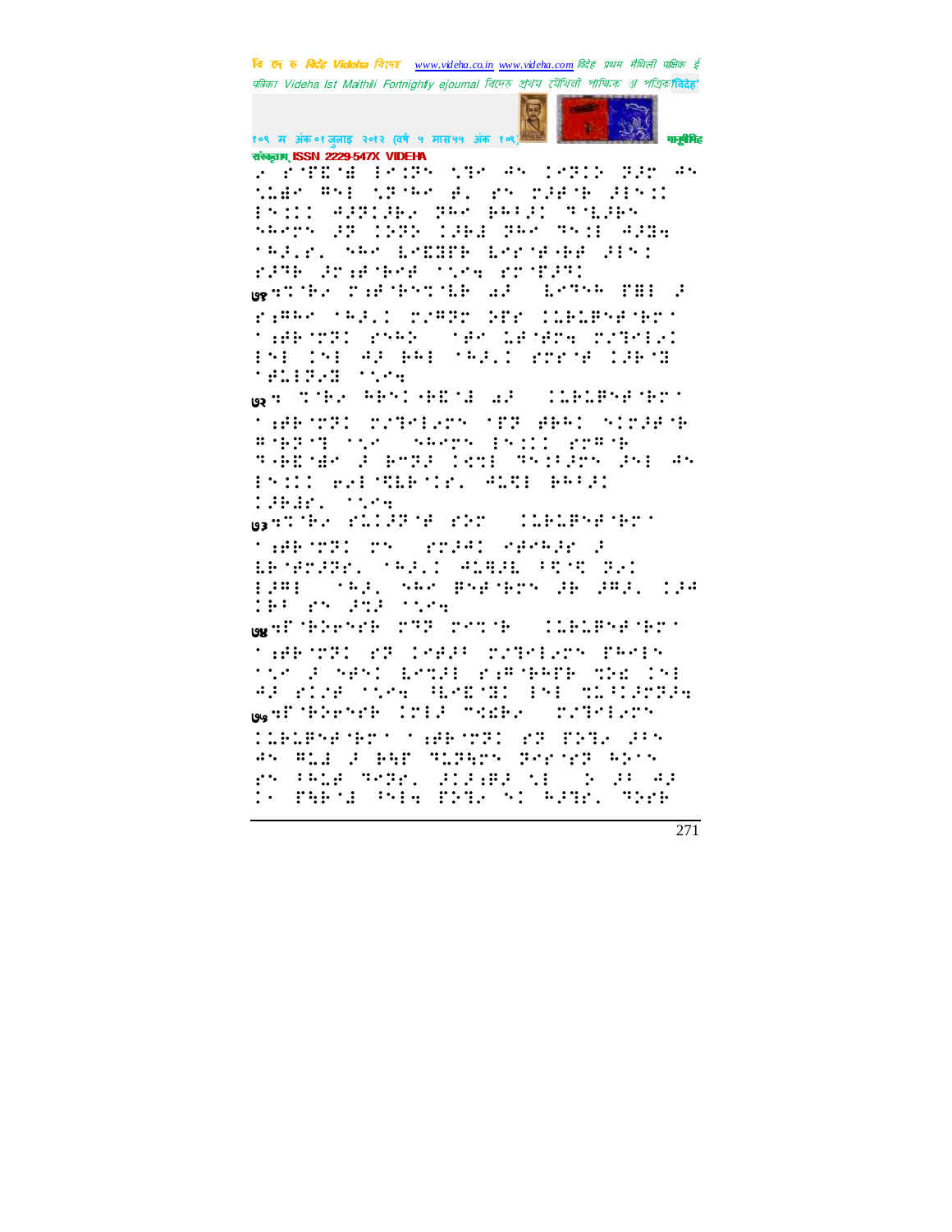संस्कृताम् ISSN 2229-547X VIDEHA

७१

७२

७३

७४

७५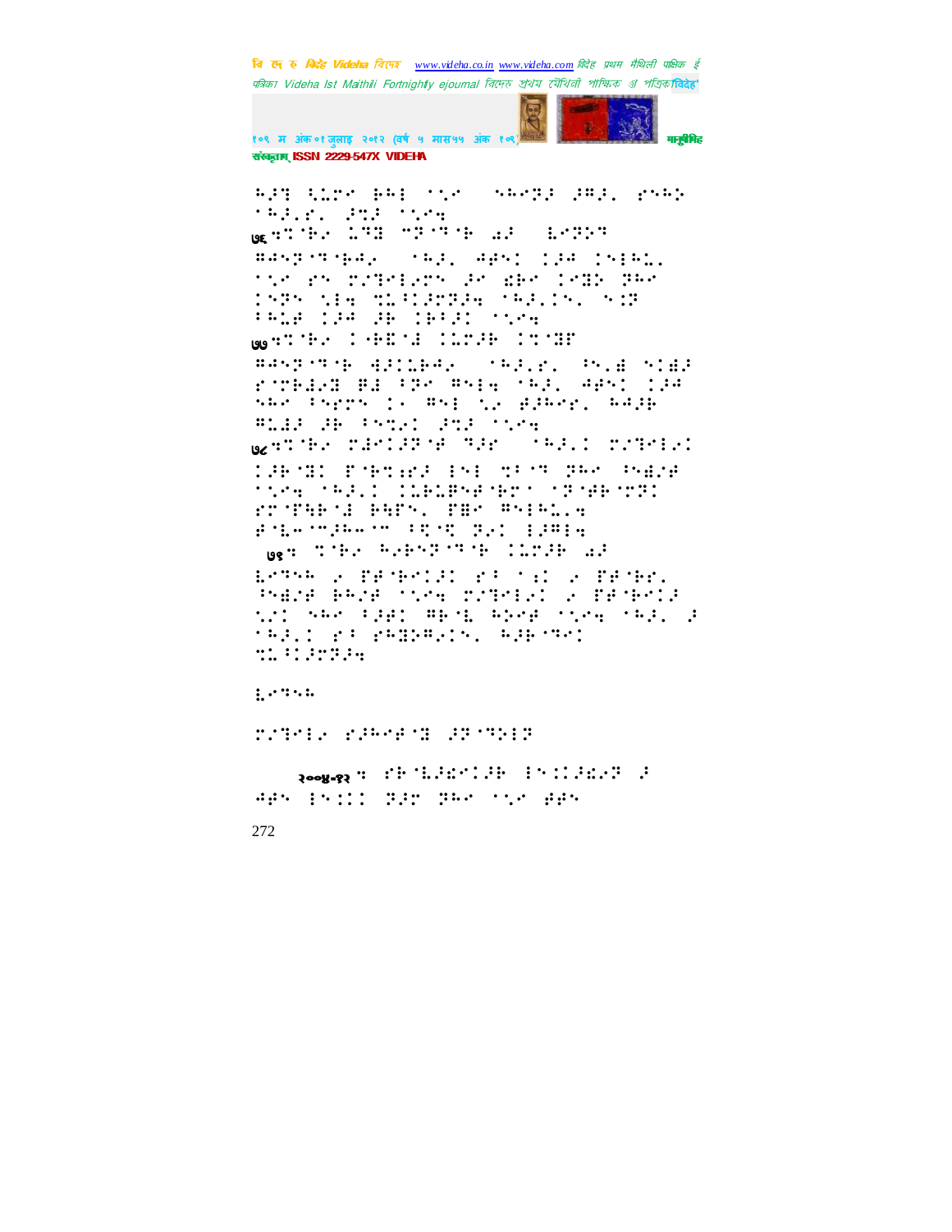७६

७७

७८

७९

२००४-९२